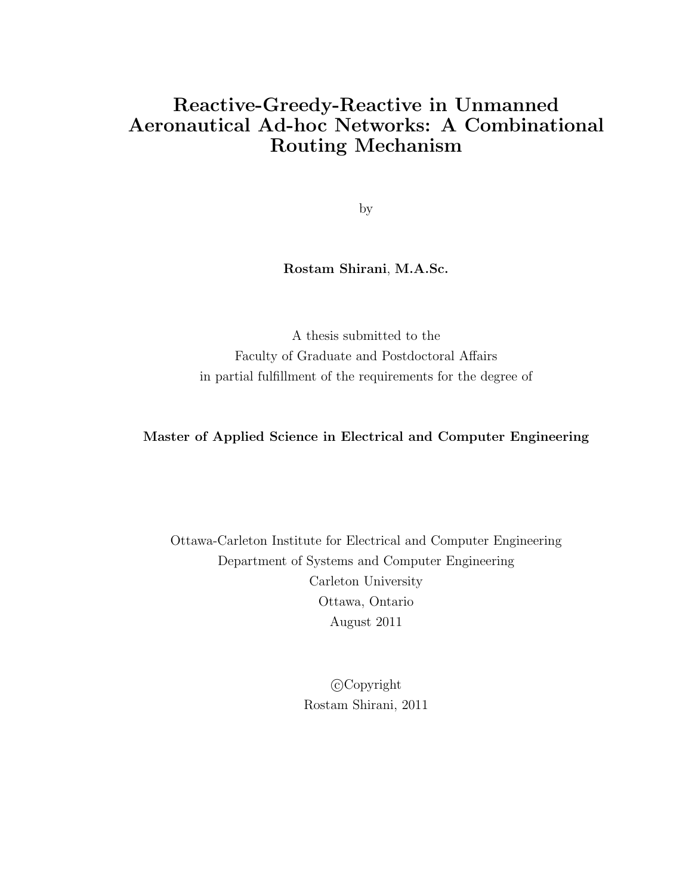# Reactive-Greedy-Reactive in Unmanned Aeronautical Ad-hoc Networks: A Combinational Routing Mechanism

by

**Rostam Shirani**, **M.A.Sc.**

A thesis submitted to the
Faculty of Graduate and Postdoctoral Affairs
in partial fulfillment of the requirements for the degree of

**Master of Applied Science in Electrical and Computer Engineering**

Ottawa-Carleton Institute for Electrical and Computer Engineering
Department of Systems and Computer Engineering
Carleton University
Ottawa, Ontario
August 2011

©Copyright
Rostam Shirani, 2011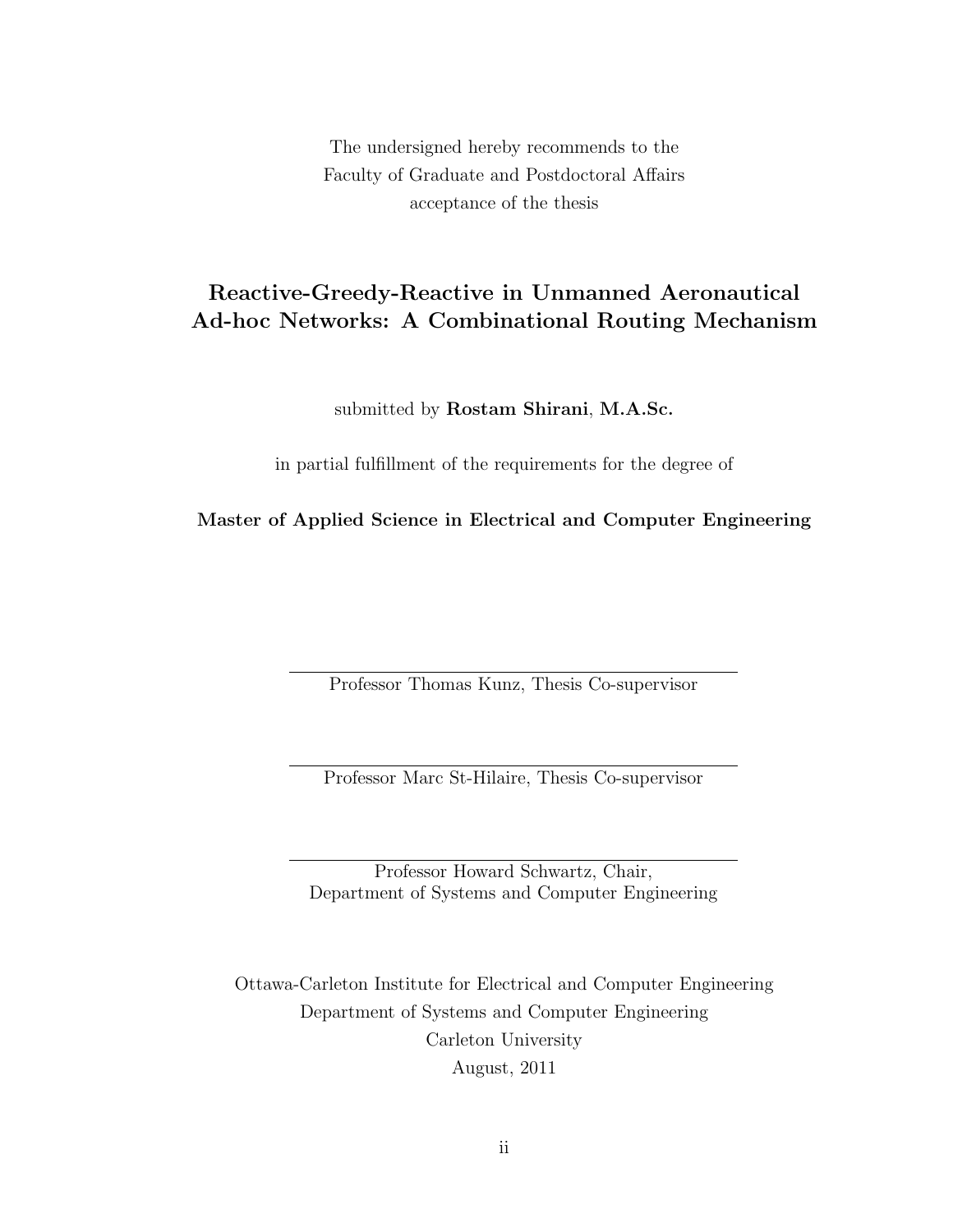The undersigned hereby recommends to the
Faculty of Graduate and Postdoctoral Affairs
acceptance of the thesis

**Reactive-Greedy-Reactive in Unmanned Aeronautical Ad-hoc Networks: A Combinational Routing Mechanism**

submitted by **Rostam Shirani**, **M.A.Sc.**

in partial fulfillment of the requirements for the degree of

**Master of Applied Science in Electrical and Computer Engineering**

Professor Thomas Kunz, Thesis Co-supervisor

Professor Marc St-Hilaire, Thesis Co-supervisor

Professor Howard Schwartz, Chair,
Department of Systems and Computer Engineering

Ottawa-Carleton Institute for Electrical and Computer Engineering
Department of Systems and Computer Engineering
Carleton University
August, 2011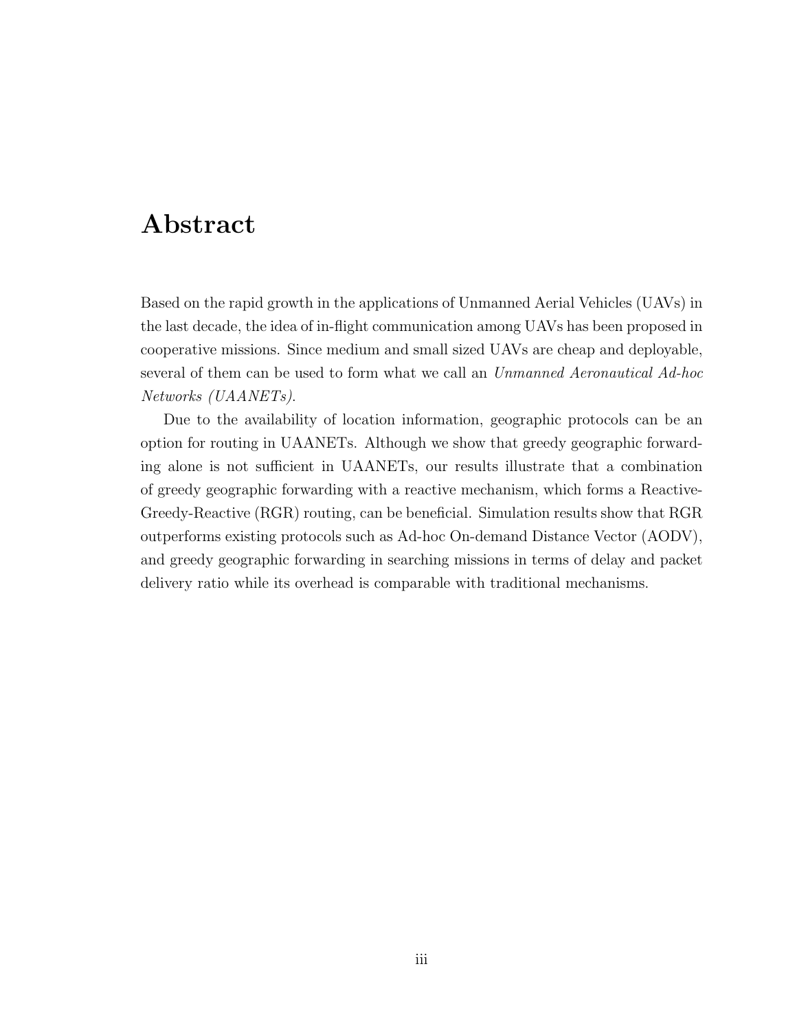# Abstract

Based on the rapid growth in the applications of Unmanned Aerial Vehicles (UAVs) in the last decade, the idea of in-flight communication among UAVs has been proposed in cooperative missions. Since medium and small sized UAVs are cheap and deployable, several of them can be used to form what we call an *Unmanned Aeronautical Ad-hoc Networks (UAANETs)*.

Due to the availability of location information, geographic protocols can be an option for routing in UAANETs. Although we show that greedy geographic forwarding alone is not sufficient in UAANETs, our results illustrate that a combination of greedy geographic forwarding with a reactive mechanism, which forms a Reactive-Greedy-Reactive (RGR) routing, can be beneficial. Simulation results show that RGR outperforms existing protocols such as Ad-hoc On-demand Distance Vector (AODV), and greedy geographic forwarding in searching missions in terms of delay and packet delivery ratio while its overhead is comparable with traditional mechanisms.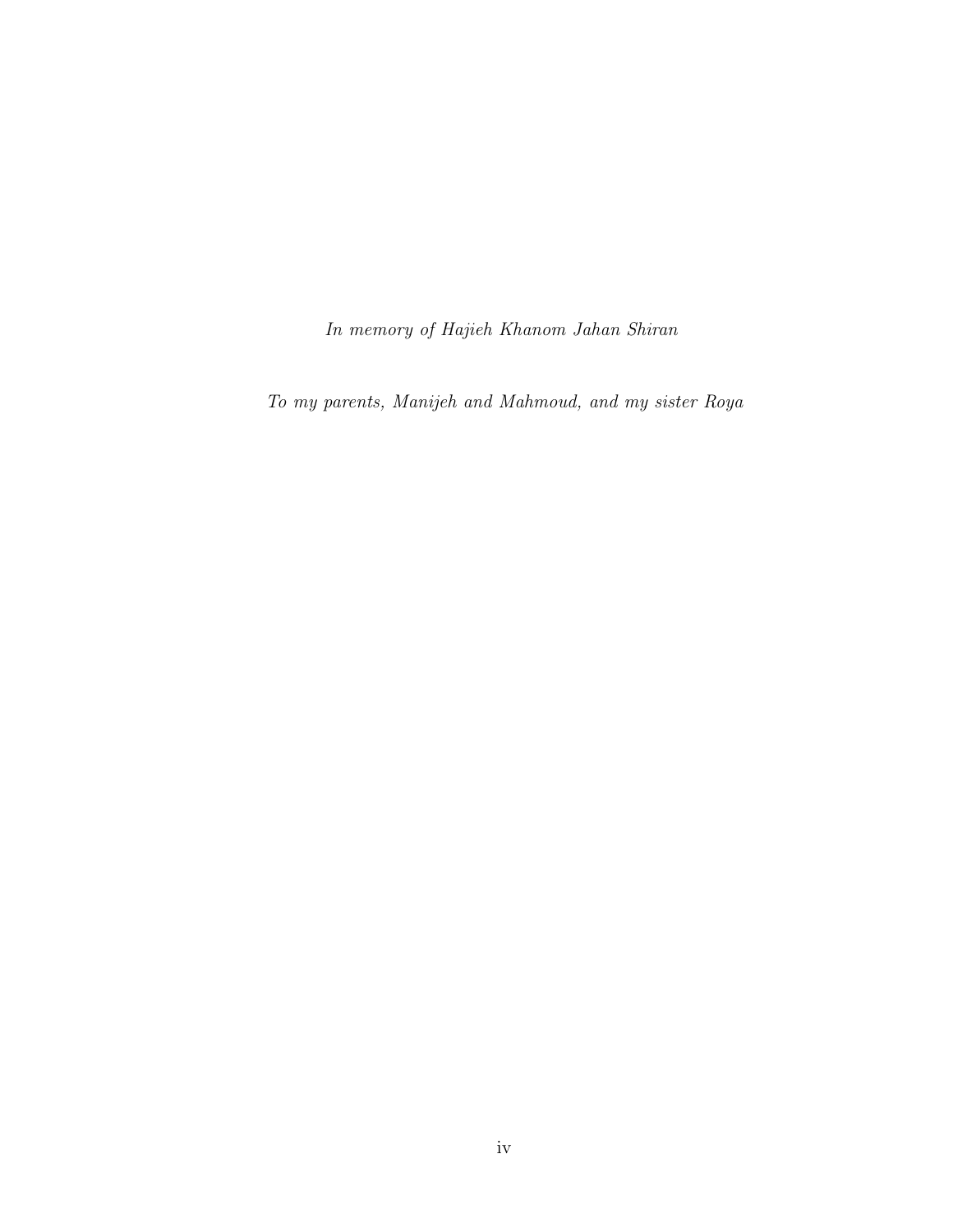*In memory of Hajieh Khanom Jahan Shiran*

*To my parents, Manijeh and Mahmoud, and my sister Roya*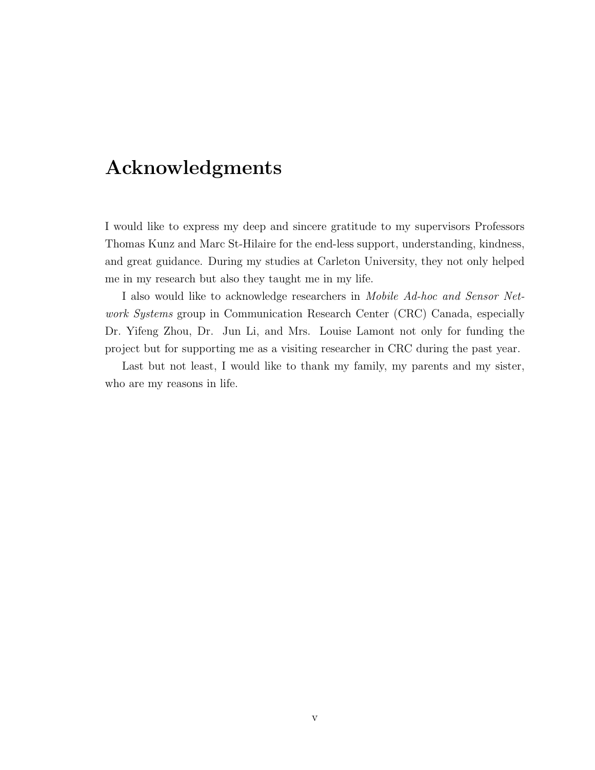# Acknowledgments

I would like to express my deep and sincere gratitude to my supervisors Professors Thomas Kunz and Marc St-Hilaire for the end-less support, understanding, kindness, and great guidance. During my studies at Carleton University, they not only helped me in my research but also they taught me in my life.

I also would like to acknowledge researchers in *Mobile Ad-hoc and Sensor Network Systems* group in Communication Research Center (CRC) Canada, especially Dr. Yifeng Zhou, Dr. Jun Li, and Mrs. Louise Lamont not only for funding the project but for supporting me as a visiting researcher in CRC during the past year.

Last but not least, I would like to thank my family, my parents and my sister, who are my reasons in life.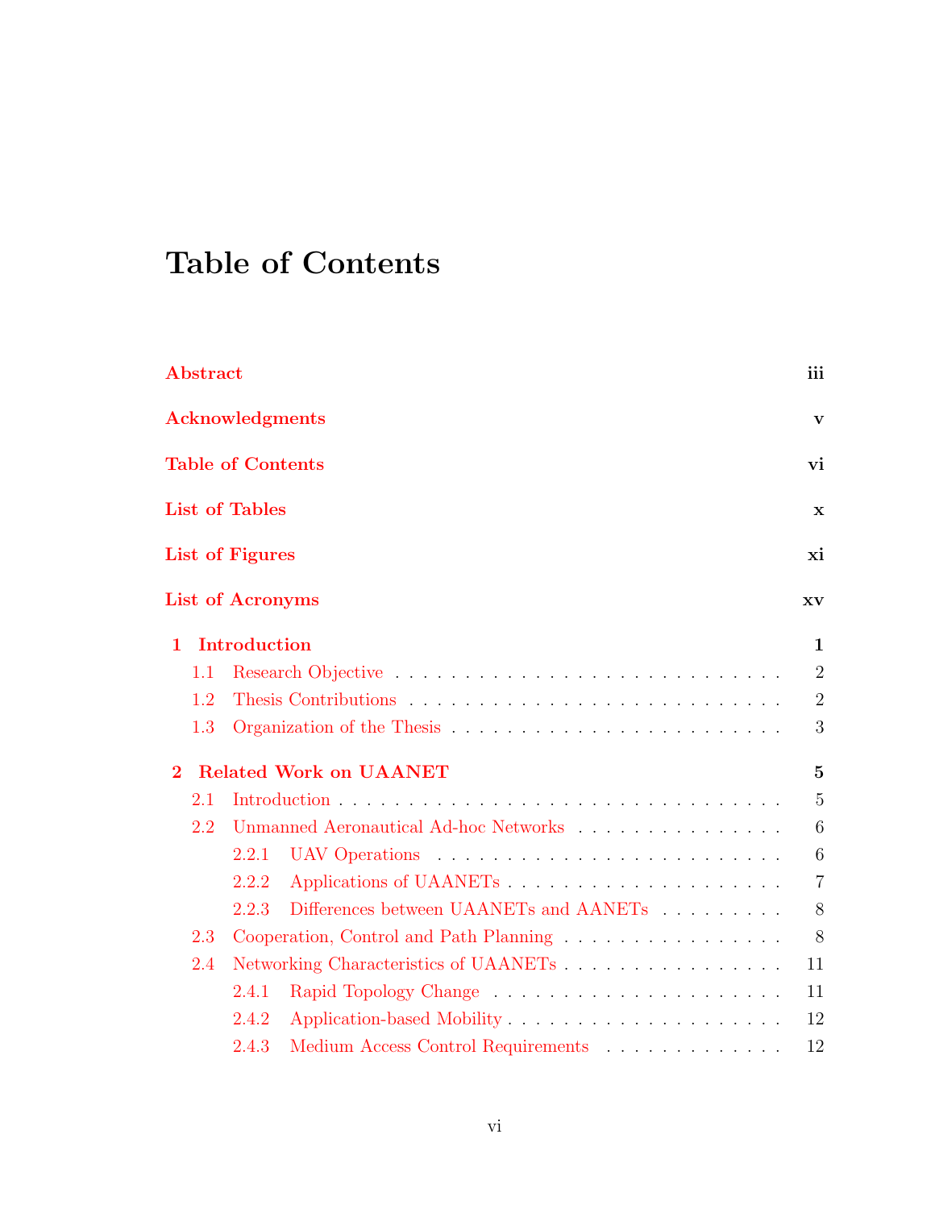# Table of Contents

**Abstract** iii

**Acknowledgments** v

**Table of Contents** vi

**List of Tables** x

**List of Figures** xi

**List of Acronyms** xv

**1 Introduction** 1

- 1.1 Research Objective . . . 2
- 1.2 Thesis Contributions . . . 2
- 1.3 Organization of the Thesis . . . 3

**2 Related Work on UAANET** 5

- 2.1 Introduction . . . 5
- 2.2 Unmanned Aeronautical Ad-hoc Networks . . . 6
  - 2.2.1 UAV Operations . . . 6
  - 2.2.2 Applications of UAANETs . . . 7
  - 2.2.3 Differences between UAANETs and AANETs . . . 8
- 2.3 Cooperation, Control and Path Planning . . . 8
- 2.4 Networking Characteristics of UAANETs . . . 11
  - 2.4.1 Rapid Topology Change . . . 11
  - 2.4.2 Application-based Mobility . . . 12
  - 2.4.3 Medium Access Control Requirements . . . 12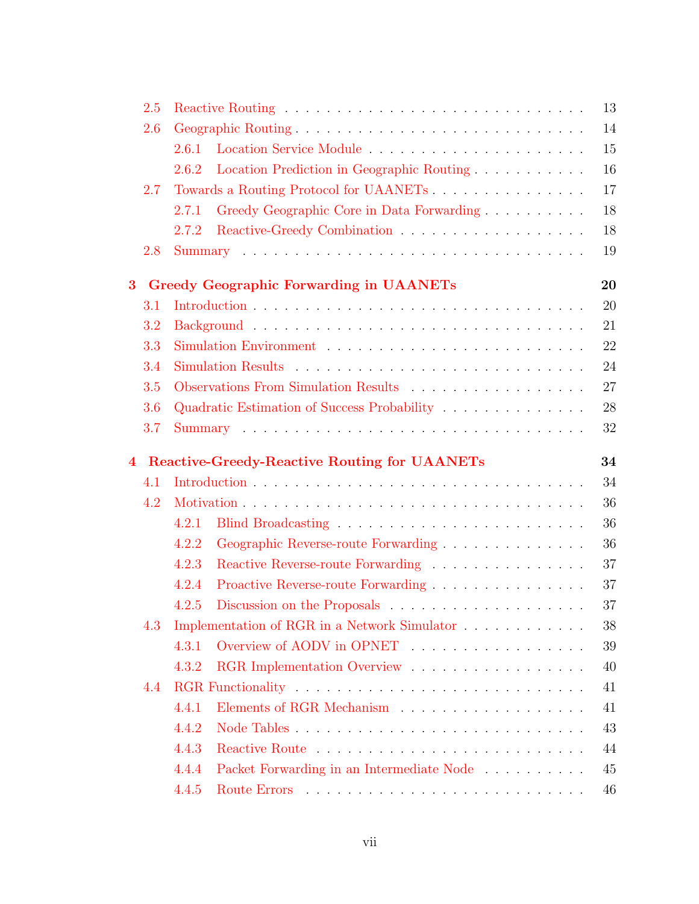- 2.5 Reactive Routing . . . . . . . . . . 13
- 2.6 Geographic Routing . . . . . . . . . . 14
  - 2.6.1 Location Service Module . . . . . . . . . . 15
  - 2.6.2 Location Prediction in Geographic Routing . . . . . . . . . . 16
- 2.7 Towards a Routing Protocol for UAANETs . . . . . . . . . . 17
  - 2.7.1 Greedy Geographic Core in Data Forwarding . . . . . . . . . . 18
  - 2.7.2 Reactive-Greedy Combination . . . . . . . . . . 18
- 2.8 Summary . . . . . . . . . . 19

**3 Greedy Geographic Forwarding in UAANETs** **20**

- 3.1 Introduction . . . . . . . . . . 20
- 3.2 Background . . . . . . . . . . 21
- 3.3 Simulation Environment . . . . . . . . . . 22
- 3.4 Simulation Results . . . . . . . . . . 24
- 3.5 Observations From Simulation Results . . . . . . . . . . 27
- 3.6 Quadratic Estimation of Success Probability . . . . . . . . . . 28
- 3.7 Summary . . . . . . . . . . 32

**4 Reactive-Greedy-Reactive Routing for UAANETs** **34**

- 4.1 Introduction . . . . . . . . . . 34
- 4.2 Motivation . . . . . . . . . . 36
  - 4.2.1 Blind Broadcasting . . . . . . . . . . 36
  - 4.2.2 Geographic Reverse-route Forwarding . . . . . . . . . . 36
  - 4.2.3 Reactive Reverse-route Forwarding . . . . . . . . . . 37
  - 4.2.4 Proactive Reverse-route Forwarding . . . . . . . . . . 37
  - 4.2.5 Discussion on the Proposals . . . . . . . . . . 37
- 4.3 Implementation of RGR in a Network Simulator . . . . . . . . . . 38
  - 4.3.1 Overview of AODV in OPNET . . . . . . . . . . 39
  - 4.3.2 RGR Implementation Overview . . . . . . . . . . 40
- 4.4 RGR Functionality . . . . . . . . . . 41
  - 4.4.1 Elements of RGR Mechanism . . . . . . . . . . 41
  - 4.4.2 Node Tables . . . . . . . . . . 43
  - 4.4.3 Reactive Route . . . . . . . . . . 44
  - 4.4.4 Packet Forwarding in an Intermediate Node . . . . . . . . . . 45
  - 4.4.5 Route Errors . . . . . . . . . . 46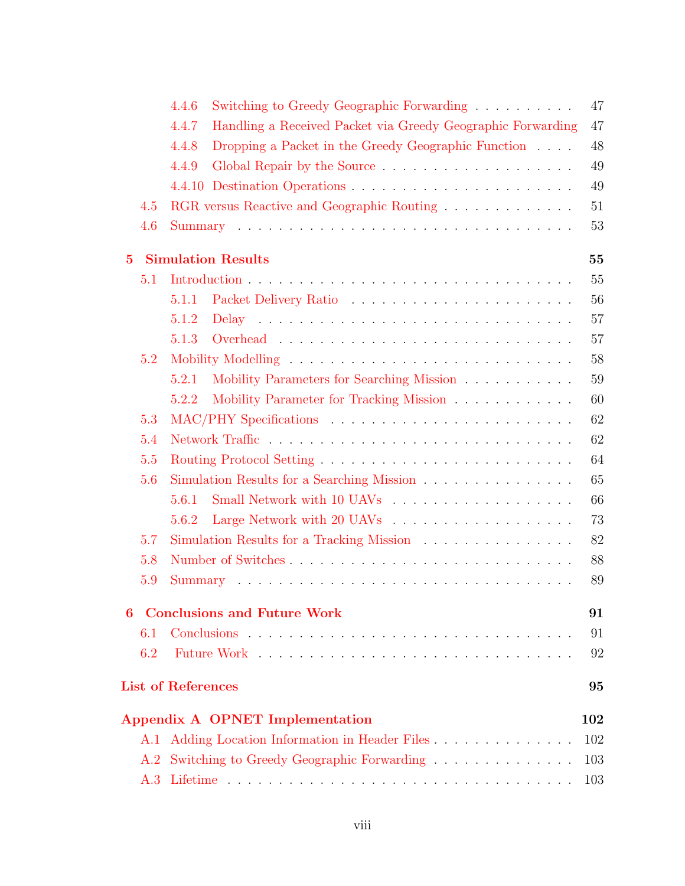- 4.4.6 Switching to Greedy Geographic Forwarding . . . . . . . . . . 47
- 4.4.7 Handling a Received Packet via Greedy Geographic Forwarding 47
- 4.4.8 Dropping a Packet in the Greedy Geographic Function . . . . 48
- 4.4.9 Global Repair by the Source . . . . . . . . . . . . . . . . . . . 49
- 4.4.10 Destination Operations . . . . . . . . . . . . . . . . . . . . . 49

4.5 RGR versus Reactive and Geographic Routing . . . . . . . . . . . . . 51

4.6 Summary . . . . . . . . . . . . . . . . . . . . . . . . . . . . . . . . 53

**5 Simulation Results 55**

5.1 Introduction . . . . . . . . . . . . . . . . . . . . . . . . . . . . . . . 55
- 5.1.1 Packet Delivery Ratio . . . . . . . . . . . . . . . . . . . . . . 56
- 5.1.2 Delay . . . . . . . . . . . . . . . . . . . . . . . . . . . . . . . 57
- 5.1.3 Overhead . . . . . . . . . . . . . . . . . . . . . . . . . . . . . 57

5.2 Mobility Modelling . . . . . . . . . . . . . . . . . . . . . . . . . . . 58
- 5.2.1 Mobility Parameters for Searching Mission . . . . . . . . . . . 59
- 5.2.2 Mobility Parameter for Tracking Mission . . . . . . . . . . . . 60

5.3 MAC/PHY Specifications . . . . . . . . . . . . . . . . . . . . . . . . 62

5.4 Network Traffic . . . . . . . . . . . . . . . . . . . . . . . . . . . . . 62

5.5 Routing Protocol Setting . . . . . . . . . . . . . . . . . . . . . . . . 64

5.6 Simulation Results for a Searching Mission . . . . . . . . . . . . . . . 65
- 5.6.1 Small Network with 10 UAVs . . . . . . . . . . . . . . . . . . 66
- 5.6.2 Large Network with 20 UAVs . . . . . . . . . . . . . . . . . . 73

5.7 Simulation Results for a Tracking Mission . . . . . . . . . . . . . . . 82

5.8 Number of Switches . . . . . . . . . . . . . . . . . . . . . . . . . . . 88

5.9 Summary . . . . . . . . . . . . . . . . . . . . . . . . . . . . . . . . 89

**6 Conclusions and Future Work 91**

6.1 Conclusions . . . . . . . . . . . . . . . . . . . . . . . . . . . . . . . 91

6.2 Future Work . . . . . . . . . . . . . . . . . . . . . . . . . . . . . . . 92

**List of References 95**

**Appendix A OPNET Implementation 102**

A.1 Adding Location Information in Header Files . . . . . . . . . . . . . 102

A.2 Switching to Greedy Geographic Forwarding . . . . . . . . . . . . . . 103

A.3 Lifetime . . . . . . . . . . . . . . . . . . . . . . . . . . . . . . . . . 103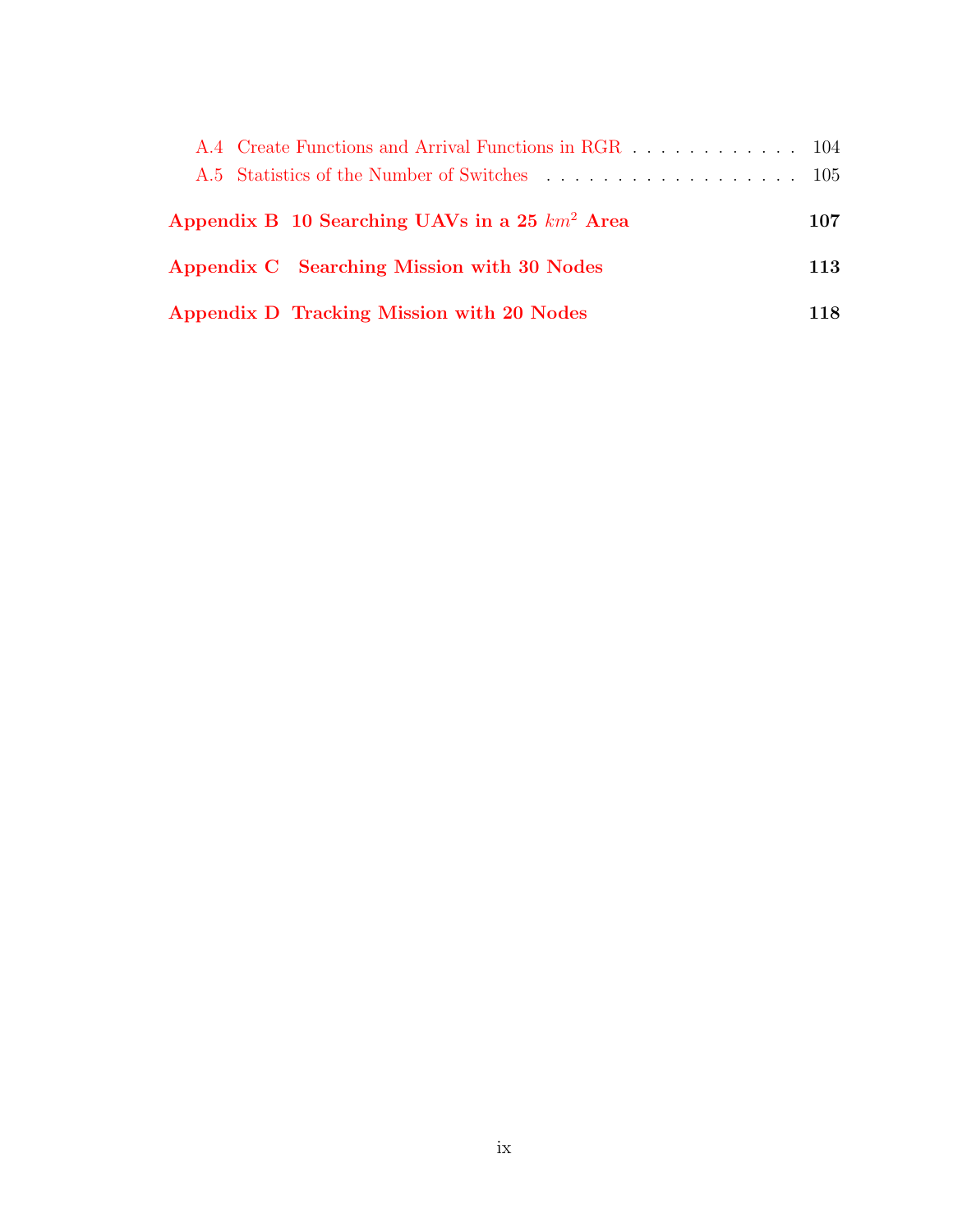A.4 Create Functions and Arrival Functions in RGR . . . . . . . . . . . . . 104

A.5 Statistics of the Number of Switches . . . . . . . . . . . . . . . . . . . 105

**Appendix B 10 Searching UAVs in a 25 $km^2$ Area** **107**

**Appendix C Searching Mission with 30 Nodes** **113**

**Appendix D Tracking Mission with 20 Nodes** **118**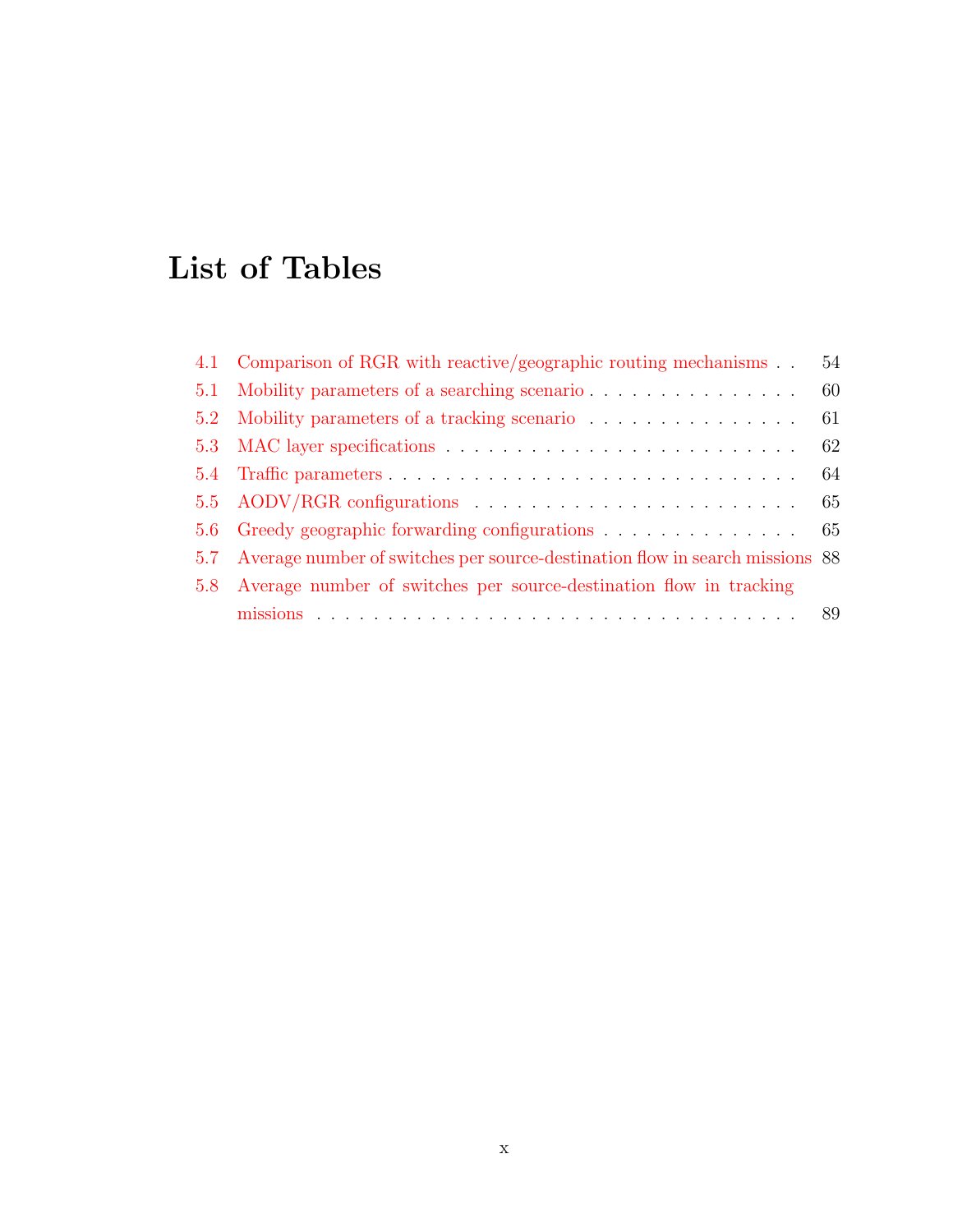# List of Tables

4.1 Comparison of RGR with reactive/geographic routing mechanisms . . 54

5.1 Mobility parameters of a searching scenario . . . . . . . . . . . . . . . 60

5.2 Mobility parameters of a tracking scenario . . . . . . . . . . . . . . . 61

5.3 MAC layer specifications . . . . . . . . . . . . . . . . . . . . . . . . . 62

5.4 Traffic parameters . . . . . . . . . . . . . . . . . . . . . . . . . . . . . 64

5.5 AODV/RGR configurations . . . . . . . . . . . . . . . . . . . . . . . 65

5.6 Greedy geographic forwarding configurations . . . . . . . . . . . . . . 65

5.7 Average number of switches per source-destination flow in search missions 88

5.8 Average number of switches per source-destination flow in tracking missions . . . . . . . . . . . . . . . . . . . . . . . . . . . . . . . . . . 89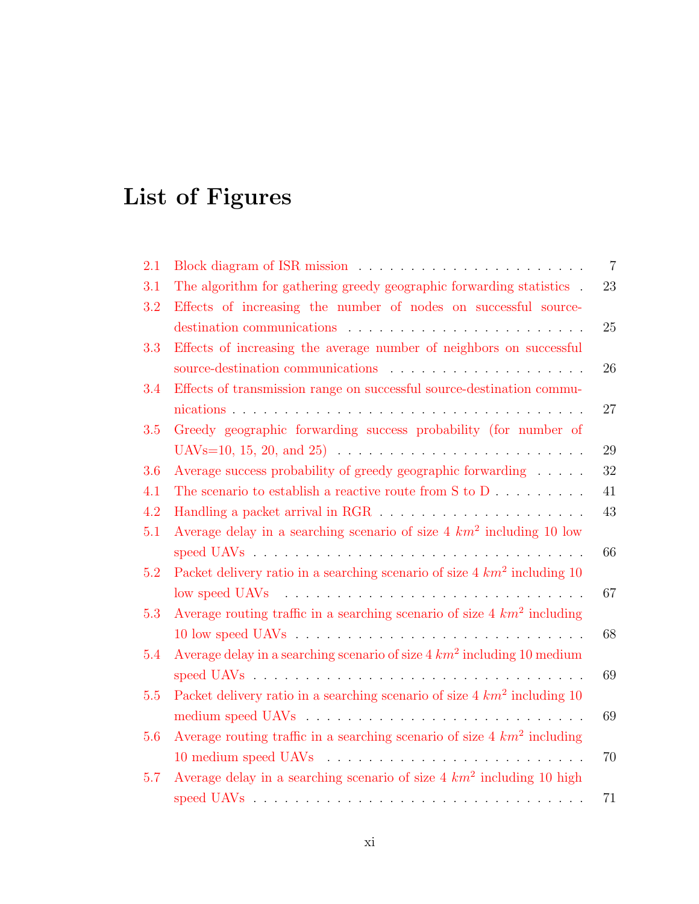# List of Figures

2.1 Block diagram of ISR mission . . . . . . . . . . . . . . . . . . . . . . . 7

3.1 The algorithm for gathering greedy geographic forwarding statistics . 23

3.2 Effects of increasing the number of nodes on successful source-destination communications . . . . . . . . . . . . . . . . . . . . . . . 25

3.3 Effects of increasing the average number of neighbors on successful source-destination communications . . . . . . . . . . . . . . . . . . . 26

3.4 Effects of transmission range on successful source-destination communications . . . . . . . . . . . . . . . . . . . . . . . . . . . . . . . . . 27

3.5 Greedy geographic forwarding success probability (for number of UAVs=10, 15, 20, and 25) . . . . . . . . . . . . . . . . . . . . . . . . 29

3.6 Average success probability of greedy geographic forwarding . . . . . 32

4.1 The scenario to establish a reactive route from S to D . . . . . . . . . 41

4.2 Handling a packet arrival in RGR . . . . . . . . . . . . . . . . . . . . 43

5.1 Average delay in a searching scenario of size 4 $km^2$ including 10 low speed UAVs . . . . . . . . . . . . . . . . . . . . . . . . . . . . . . . . 66

5.2 Packet delivery ratio in a searching scenario of size 4 $km^2$ including 10 low speed UAVs . . . . . . . . . . . . . . . . . . . . . . . . . . . . . 67

5.3 Average routing traffic in a searching scenario of size 4 $km^2$ including 10 low speed UAVs . . . . . . . . . . . . . . . . . . . . . . . . . . . . 68

5.4 Average delay in a searching scenario of size 4 $km^2$ including 10 medium speed UAVs . . . . . . . . . . . . . . . . . . . . . . . . . . . . . . . . 69

5.5 Packet delivery ratio in a searching scenario of size 4 $km^2$ including 10 medium speed UAVs . . . . . . . . . . . . . . . . . . . . . . . . . . . 69

5.6 Average routing traffic in a searching scenario of size 4 $km^2$ including 10 medium speed UAVs . . . . . . . . . . . . . . . . . . . . . . . . . . 70

5.7 Average delay in a searching scenario of size 4 $km^2$ including 10 high speed UAVs . . . . . . . . . . . . . . . . . . . . . . . . . . . . . . . . 71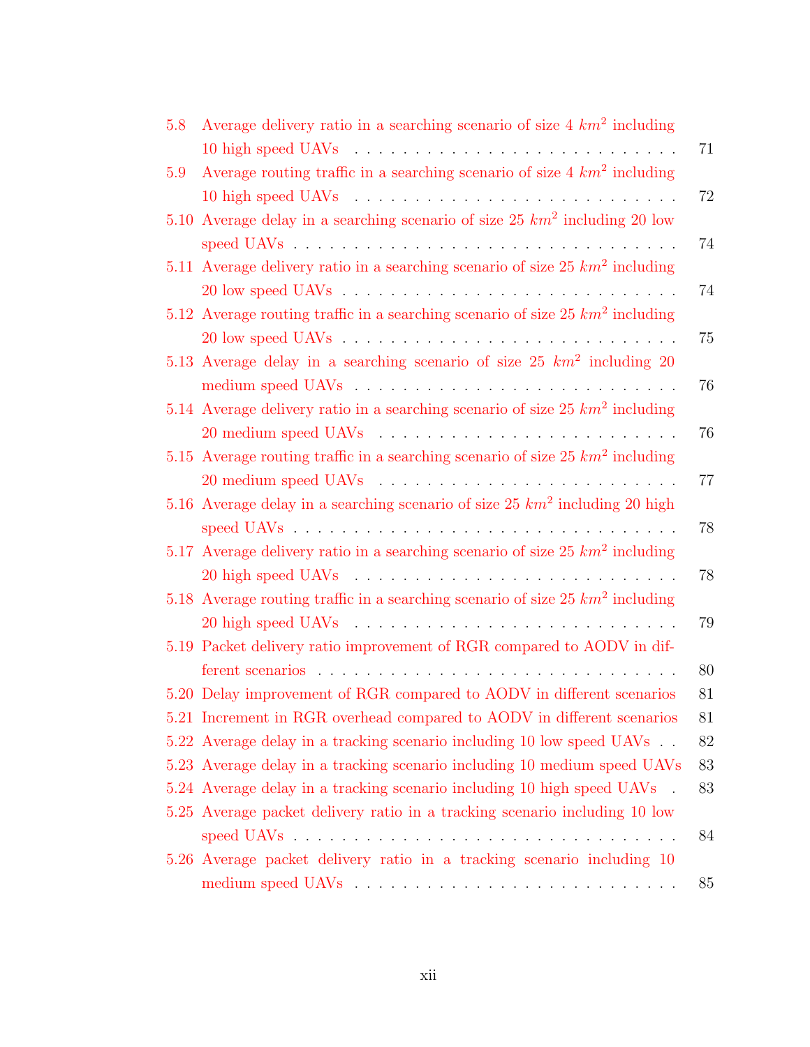5.8 Average delivery ratio in a searching scenario of size 4 $km^2$ including 10 high speed UAVs . . . . . . . . . . . . . . . . . . . . . . . . . . . 71

5.9 Average routing traffic in a searching scenario of size 4 $km^2$ including 10 high speed UAVs . . . . . . . . . . . . . . . . . . . . . . . . . . . 72

5.10 Average delay in a searching scenario of size 25 $km^2$ including 20 low speed UAVs . . . . . . . . . . . . . . . . . . . . . . . . . . . . . . . . 74

5.11 Average delivery ratio in a searching scenario of size 25 $km^2$ including 20 low speed UAVs . . . . . . . . . . . . . . . . . . . . . . . . . . . 74

5.12 Average routing traffic in a searching scenario of size 25 $km^2$ including 20 low speed UAVs . . . . . . . . . . . . . . . . . . . . . . . . . . . 75

5.13 Average delay in a searching scenario of size 25 $km^2$ including 20 medium speed UAVs . . . . . . . . . . . . . . . . . . . . . . . . . . 76

5.14 Average delivery ratio in a searching scenario of size 25 $km^2$ including 20 medium speed UAVs . . . . . . . . . . . . . . . . . . . . . . . . . 76

5.15 Average routing traffic in a searching scenario of size 25 $km^2$ including 20 medium speed UAVs . . . . . . . . . . . . . . . . . . . . . . . . . 77

5.16 Average delay in a searching scenario of size 25 $km^2$ including 20 high speed UAVs . . . . . . . . . . . . . . . . . . . . . . . . . . . . . . . . 78

5.17 Average delivery ratio in a searching scenario of size 25 $km^2$ including 20 high speed UAVs . . . . . . . . . . . . . . . . . . . . . . . . . . . 78

5.18 Average routing traffic in a searching scenario of size 25 $km^2$ including 20 high speed UAVs . . . . . . . . . . . . . . . . . . . . . . . . . . . 79

5.19 Packet delivery ratio improvement of RGR compared to AODV in different scenarios . . . . . . . . . . . . . . . . . . . . . . . . . . . . . . 80

5.20 Delay improvement of RGR compared to AODV in different scenarios 81

5.21 Increment in RGR overhead compared to AODV in different scenarios 81

5.22 Average delay in a tracking scenario including 10 low speed UAVs . . 82

5.23 Average delay in a tracking scenario including 10 medium speed UAVs 83

5.24 Average delay in a tracking scenario including 10 high speed UAVs . 83

5.25 Average packet delivery ratio in a tracking scenario including 10 low speed UAVs . . . . . . . . . . . . . . . . . . . . . . . . . . . . . . . . 84

5.26 Average packet delivery ratio in a tracking scenario including 10 medium speed UAVs . . . . . . . . . . . . . . . . . . . . . . . . . . 85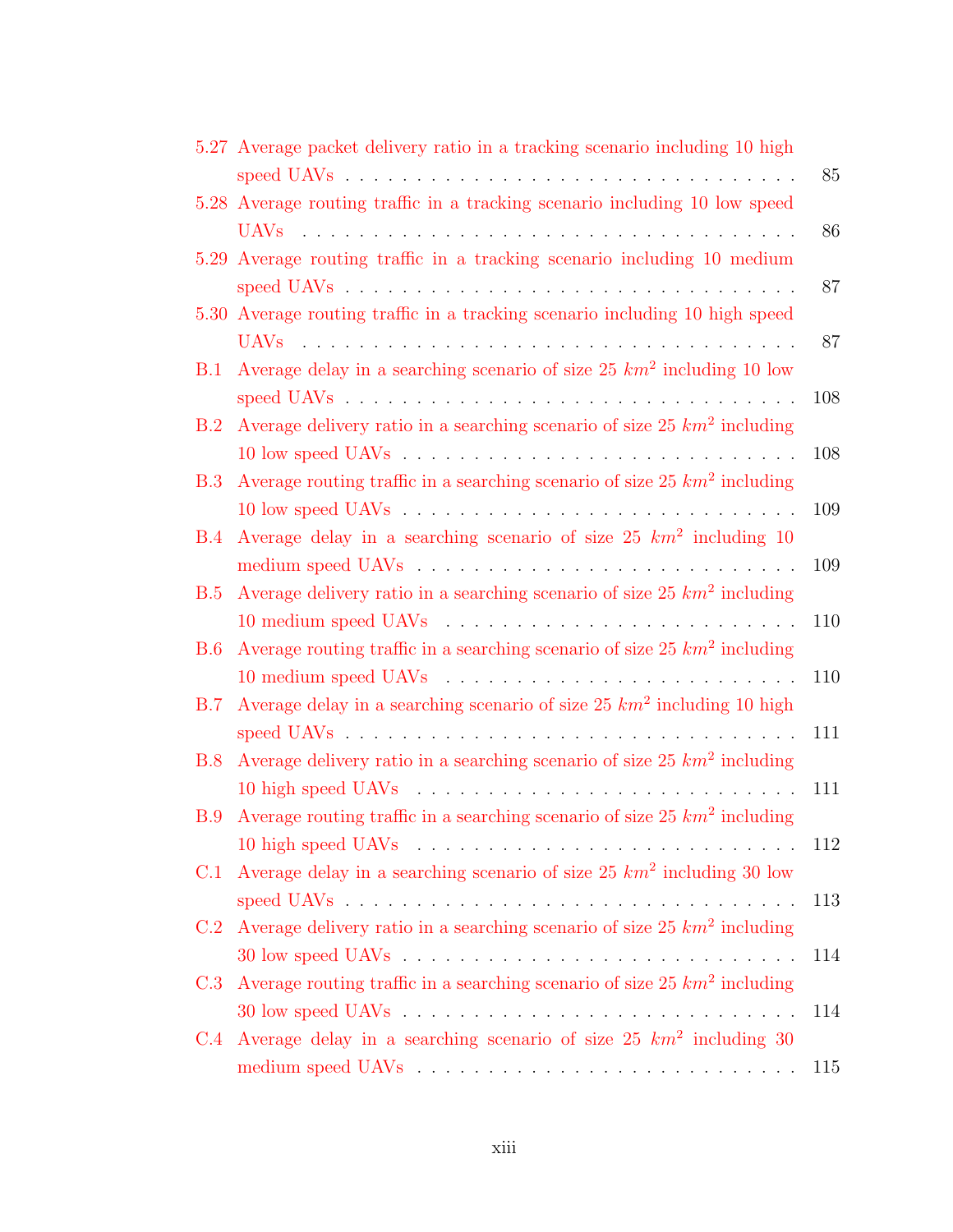5.27 Average packet delivery ratio in a tracking scenario including 10 high speed UAVs . . . . . . . . . . . . . . . . . . . . . . . . . . . . . . . . 85

5.28 Average routing traffic in a tracking scenario including 10 low speed UAVs . . . . . . . . . . . . . . . . . . . . . . . . . . . . . . . . . . . 86

5.29 Average routing traffic in a tracking scenario including 10 medium speed UAVs . . . . . . . . . . . . . . . . . . . . . . . . . . . . . . . . 87

5.30 Average routing traffic in a tracking scenario including 10 high speed UAVs . . . . . . . . . . . . . . . . . . . . . . . . . . . . . . . . . . . 87

B.1 Average delay in a searching scenario of size 25 $km^2$ including 10 low speed UAVs . . . . . . . . . . . . . . . . . . . . . . . . . . . . . . . . 108

B.2 Average delivery ratio in a searching scenario of size 25 $km^2$ including 10 low speed UAVs . . . . . . . . . . . . . . . . . . . . . . . . . . . 108

B.3 Average routing traffic in a searching scenario of size 25 $km^2$ including 10 low speed UAVs . . . . . . . . . . . . . . . . . . . . . . . . . . . 109

B.4 Average delay in a searching scenario of size 25 $km^2$ including 10 medium speed UAVs . . . . . . . . . . . . . . . . . . . . . . . . . . . 109

B.5 Average delivery ratio in a searching scenario of size 25 $km^2$ including 10 medium speed UAVs . . . . . . . . . . . . . . . . . . . . . . . . 110

B.6 Average routing traffic in a searching scenario of size 25 $km^2$ including 10 medium speed UAVs . . . . . . . . . . . . . . . . . . . . . . . . 110

B.7 Average delay in a searching scenario of size 25 $km^2$ including 10 high speed UAVs . . . . . . . . . . . . . . . . . . . . . . . . . . . . . . . . 111

B.8 Average delivery ratio in a searching scenario of size 25 $km^2$ including 10 high speed UAVs . . . . . . . . . . . . . . . . . . . . . . . . . . 111

B.9 Average routing traffic in a searching scenario of size 25 $km^2$ including 10 high speed UAVs . . . . . . . . . . . . . . . . . . . . . . . . . . 112

C.1 Average delay in a searching scenario of size 25 $km^2$ including 30 low speed UAVs . . . . . . . . . . . . . . . . . . . . . . . . . . . . . . . . 113

C.2 Average delivery ratio in a searching scenario of size 25 $km^2$ including 30 low speed UAVs . . . . . . . . . . . . . . . . . . . . . . . . . . . 114

C.3 Average routing traffic in a searching scenario of size 25 $km^2$ including 30 low speed UAVs . . . . . . . . . . . . . . . . . . . . . . . . . . . 114

C.4 Average delay in a searching scenario of size 25 $km^2$ including 30 medium speed UAVs . . . . . . . . . . . . . . . . . . . . . . . . . . . 115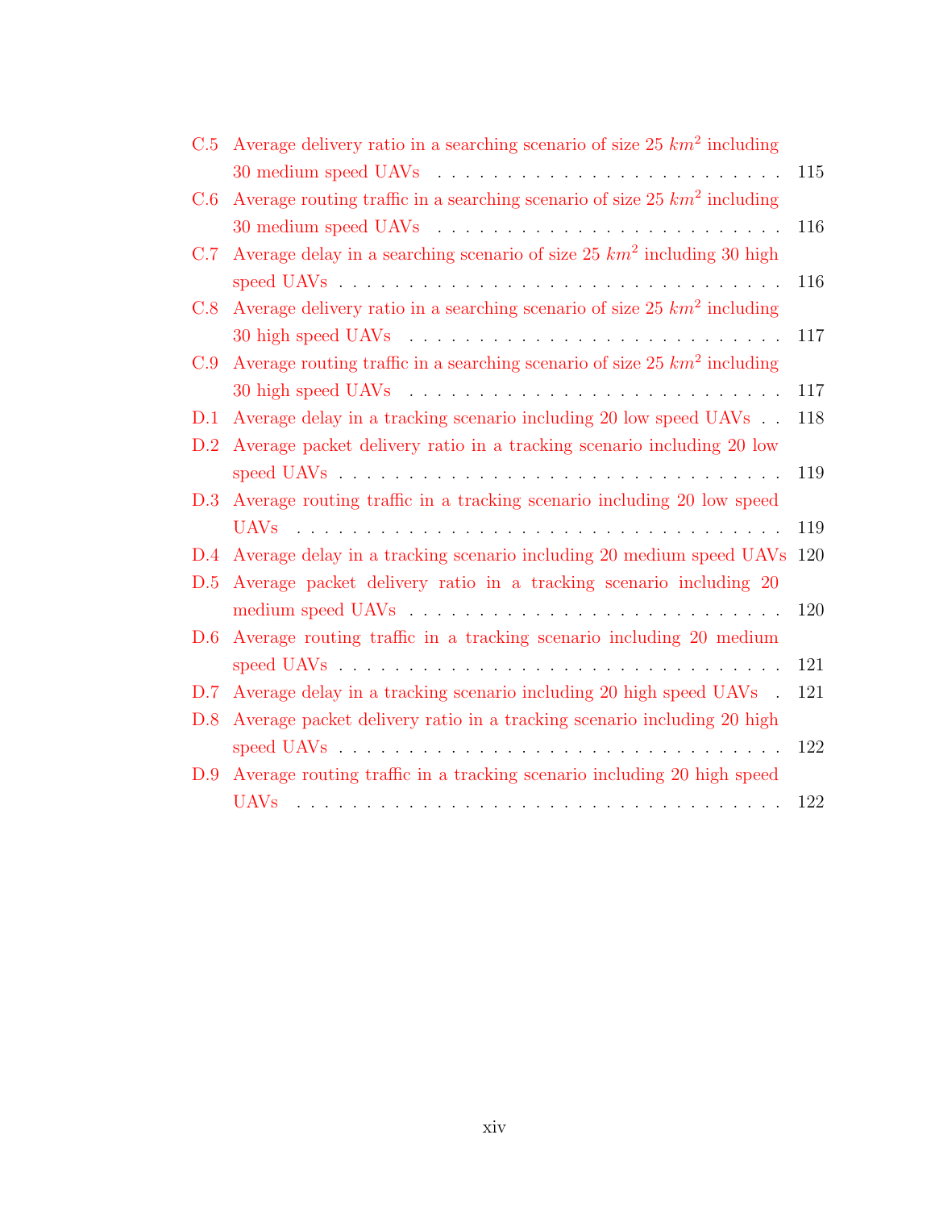C.5 Average delivery ratio in a searching scenario of size 25 $km^2$ including 30 medium speed UAVs . . . . . . . . . . . . . . . . . . . . . . . . . 115

C.6 Average routing traffic in a searching scenario of size 25 $km^2$ including 30 medium speed UAVs . . . . . . . . . . . . . . . . . . . . . . . . . 116

C.7 Average delay in a searching scenario of size 25 $km^2$ including 30 high speed UAVs . . . . . . . . . . . . . . . . . . . . . . . . . . . . . . . . 116

C.8 Average delivery ratio in a searching scenario of size 25 $km^2$ including 30 high speed UAVs . . . . . . . . . . . . . . . . . . . . . . . . . . . 117

C.9 Average routing traffic in a searching scenario of size 25 $km^2$ including 30 high speed UAVs . . . . . . . . . . . . . . . . . . . . . . . . . . . 117

D.1 Average delay in a tracking scenario including 20 low speed UAVs . . 118

D.2 Average packet delivery ratio in a tracking scenario including 20 low speed UAVs . . . . . . . . . . . . . . . . . . . . . . . . . . . . . . . . 119

D.3 Average routing traffic in a tracking scenario including 20 low speed UAVs . . . . . . . . . . . . . . . . . . . . . . . . . . . . . . . . . . . 119

D.4 Average delay in a tracking scenario including 20 medium speed UAVs 120

D.5 Average packet delivery ratio in a tracking scenario including 20 medium speed UAVs . . . . . . . . . . . . . . . . . . . . . . . . . . . 120

D.6 Average routing traffic in a tracking scenario including 20 medium speed UAVs . . . . . . . . . . . . . . . . . . . . . . . . . . . . . . . . 121

D.7 Average delay in a tracking scenario including 20 high speed UAVs . 121

D.8 Average packet delivery ratio in a tracking scenario including 20 high speed UAVs . . . . . . . . . . . . . . . . . . . . . . . . . . . . . . . . 122

D.9 Average routing traffic in a tracking scenario including 20 high speed UAVs . . . . . . . . . . . . . . . . . . . . . . . . . . . . . . . . . . . 122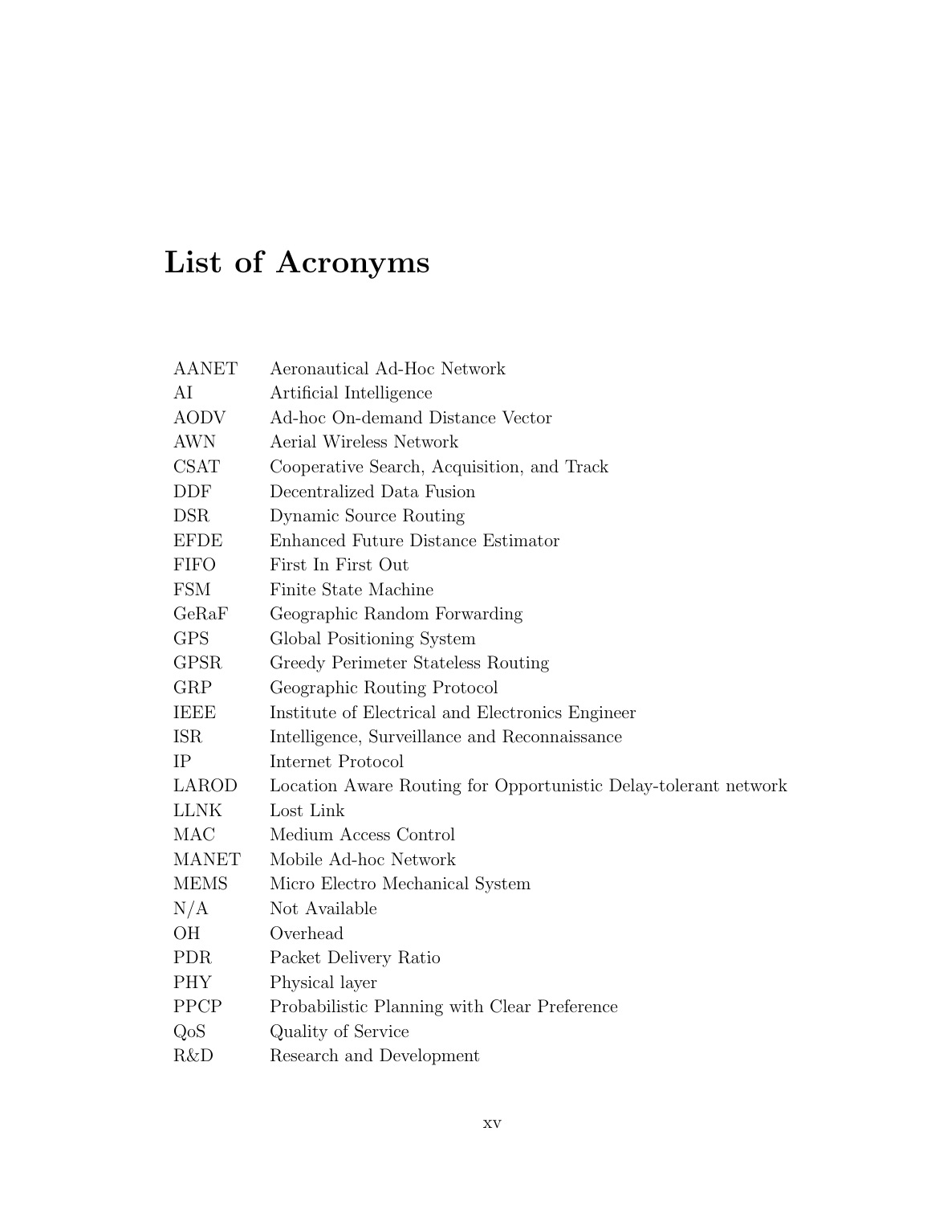# List of Acronyms

| | |
|---|---|
| AANET | Aeronautical Ad-Hoc Network |
| AI | Artificial Intelligence |
| AODV | Ad-hoc On-demand Distance Vector |
| AWN | Aerial Wireless Network |
| CSAT | Cooperative Search, Acquisition, and Track |
| DDF | Decentralized Data Fusion |
| DSR | Dynamic Source Routing |
| EFDE | Enhanced Future Distance Estimator |
| FIFO | First In First Out |
| FSM | Finite State Machine |
| GeRaF | Geographic Random Forwarding |
| GPS | Global Positioning System |
| GPSR | Greedy Perimeter Stateless Routing |
| GRP | Geographic Routing Protocol |
| IEEE | Institute of Electrical and Electronics Engineer |
| ISR | Intelligence, Surveillance and Reconnaissance |
| IP | Internet Protocol |
| LAROD | Location Aware Routing for Opportunistic Delay-tolerant network |
| LLNK | Lost Link |
| MAC | Medium Access Control |
| MANET | Mobile Ad-hoc Network |
| MEMS | Micro Electro Mechanical System |
| N/A | Not Available |
| OH | Overhead |
| PDR | Packet Delivery Ratio |
| PHY | Physical layer |
| PPCP | Probabilistic Planning with Clear Preference |
| QoS | Quality of Service |
| R&D | Research and Development |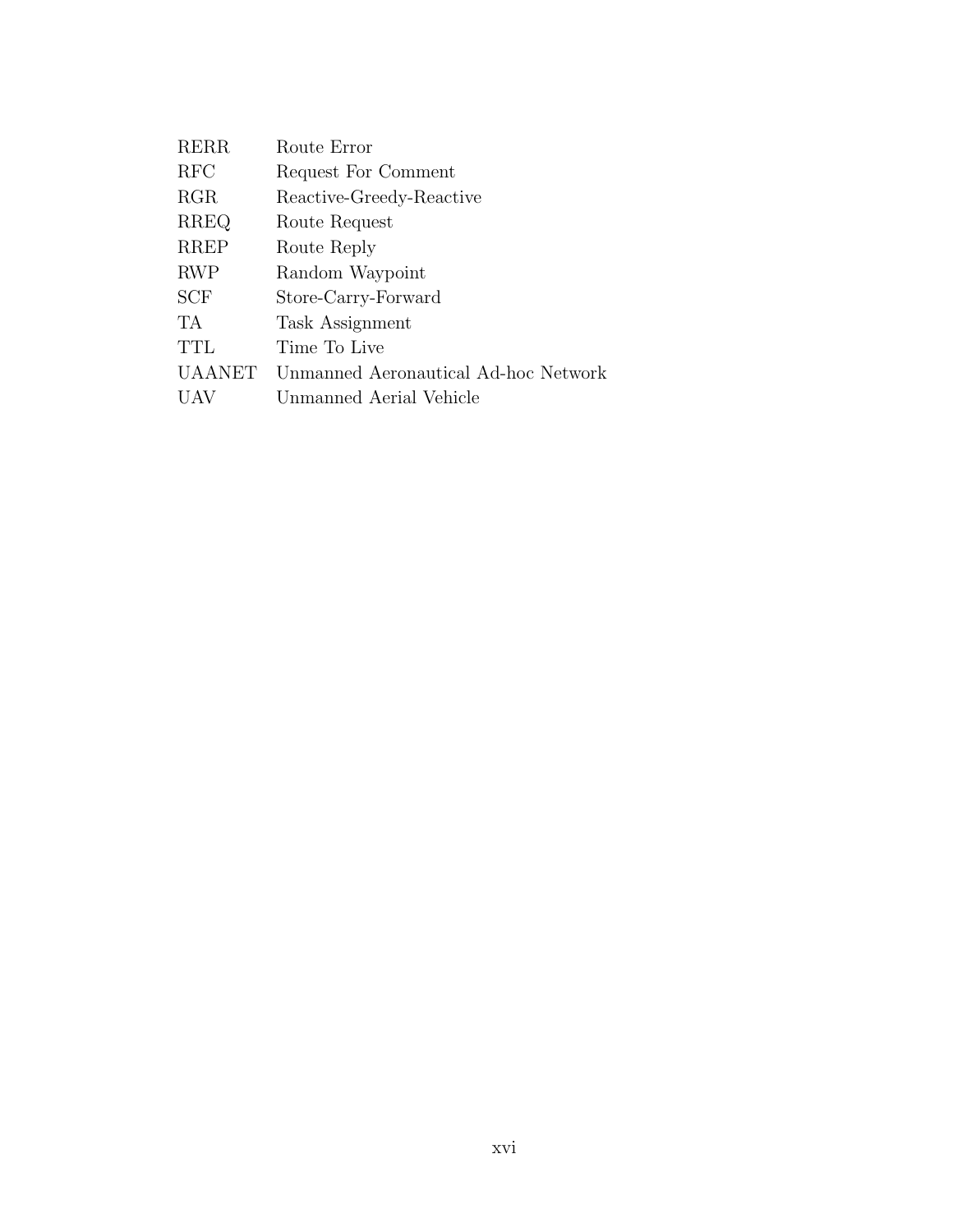| | |
|---|---|
| RERR | Route Error |
| RFC | Request For Comment |
| RGR | Reactive-Greedy-Reactive |
| RREQ | Route Request |
| RREP | Route Reply |
| RWP | Random Waypoint |
| SCF | Store-Carry-Forward |
| TA | Task Assignment |
| TTL | Time To Live |
| UAANET | Unmanned Aeronautical Ad-hoc Network |
| UAV | Unmanned Aerial Vehicle |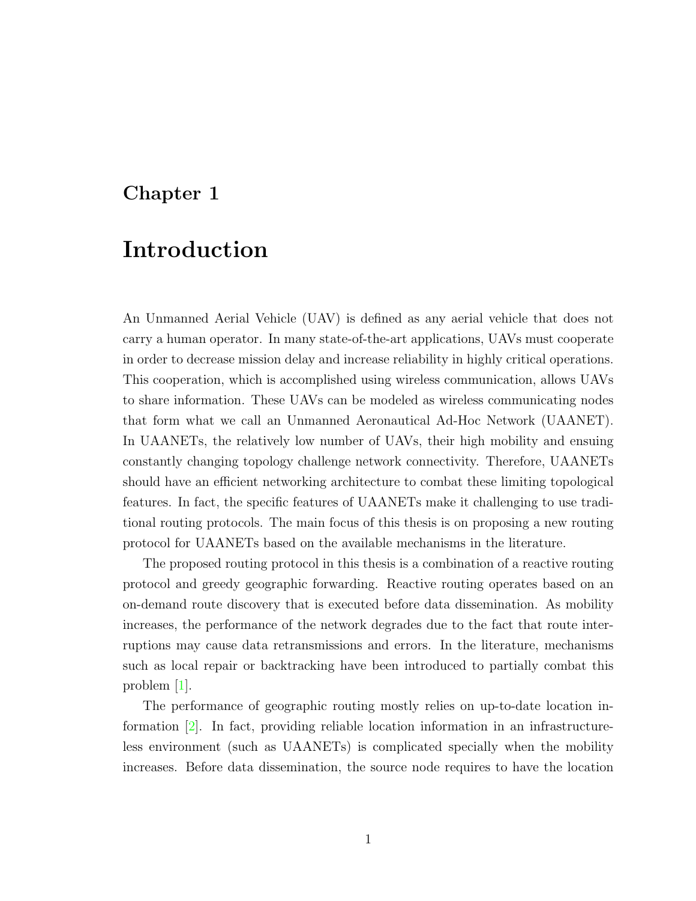# Chapter 1

# Introduction

An Unmanned Aerial Vehicle (UAV) is defined as any aerial vehicle that does not carry a human operator. In many state-of-the-art applications, UAVs must cooperate in order to decrease mission delay and increase reliability in highly critical operations. This cooperation, which is accomplished using wireless communication, allows UAVs to share information. These UAVs can be modeled as wireless communicating nodes that form what we call an Unmanned Aeronautical Ad-Hoc Network (UAANET). In UAANETs, the relatively low number of UAVs, their high mobility and ensuing constantly changing topology challenge network connectivity. Therefore, UAANETs should have an efficient networking architecture to combat these limiting topological features. In fact, the specific features of UAANETs make it challenging to use traditional routing protocols. The main focus of this thesis is on proposing a new routing protocol for UAANETs based on the available mechanisms in the literature.

The proposed routing protocol in this thesis is a combination of a reactive routing protocol and greedy geographic forwarding. Reactive routing operates based on an on-demand route discovery that is executed before data dissemination. As mobility increases, the performance of the network degrades due to the fact that route interruptions may cause data retransmissions and errors. In the literature, mechanisms such as local repair or backtracking have been introduced to partially combat this problem [1].

The performance of geographic routing mostly relies on up-to-date location information [2]. In fact, providing reliable location information in an infrastructureless environment (such as UAANETs) is complicated specially when the mobility increases. Before data dissemination, the source node requires to have the location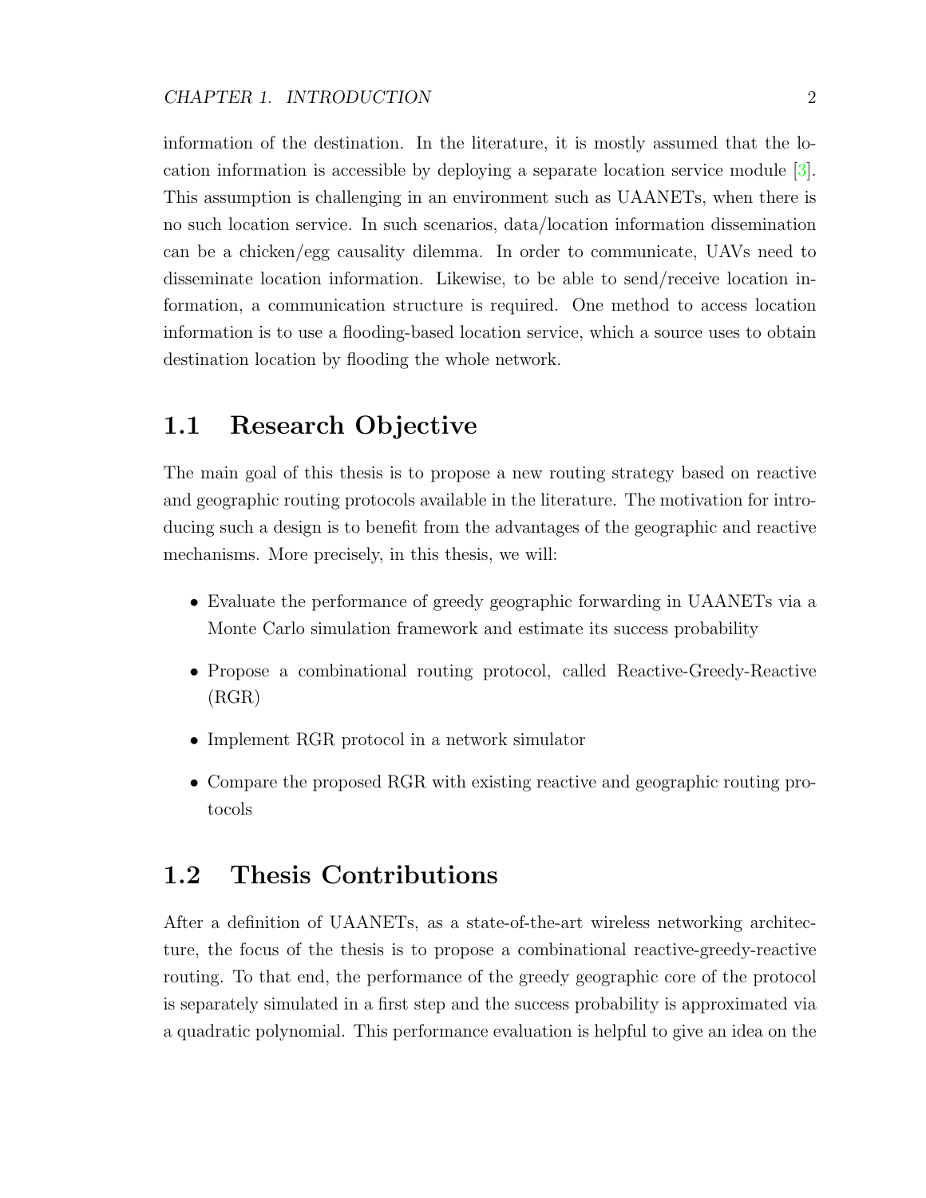information of the destination. In the literature, it is mostly assumed that the location information is accessible by deploying a separate location service module [3]. This assumption is challenging in an environment such as UAANETs, when there is no such location service. In such scenarios, data/location information dissemination can be a chicken/egg causality dilemma. In order to communicate, UAVs need to disseminate location information. Likewise, to be able to send/receive location information, a communication structure is required. One method to access location information is to use a flooding-based location service, which a source uses to obtain destination location by flooding the whole network.

## 1.1 Research Objective

The main goal of this thesis is to propose a new routing strategy based on reactive and geographic routing protocols available in the literature. The motivation for introducing such a design is to benefit from the advantages of the geographic and reactive mechanisms. More precisely, in this thesis, we will:

- Evaluate the performance of greedy geographic forwarding in UAANETs via a Monte Carlo simulation framework and estimate its success probability
- Propose a combinational routing protocol, called Reactive-Greedy-Reactive (RGR)
- Implement RGR protocol in a network simulator
- Compare the proposed RGR with existing reactive and geographic routing protocols

## 1.2 Thesis Contributions

After a definition of UAANETs, as a state-of-the-art wireless networking architecture, the focus of the thesis is to propose a combinational reactive-greedy-reactive routing. To that end, the performance of the greedy geographic core of the protocol is separately simulated in a first step and the success probability is approximated via a quadratic polynomial. This performance evaluation is helpful to give an idea on the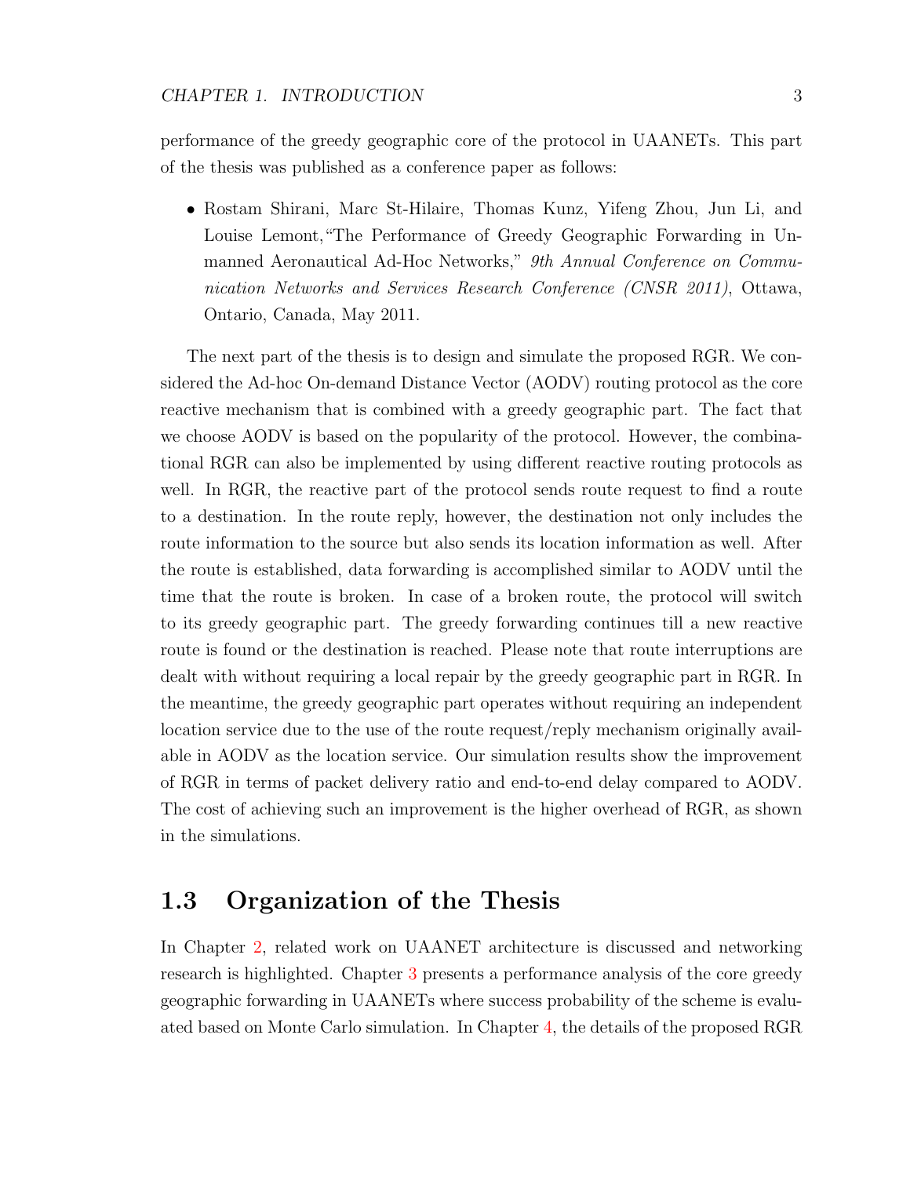performance of the greedy geographic core of the protocol in UAANETs. This part of the thesis was published as a conference paper as follows:

- Rostam Shirani, Marc St-Hilaire, Thomas Kunz, Yifeng Zhou, Jun Li, and Louise Lemont,"The Performance of Greedy Geographic Forwarding in Unmanned Aeronautical Ad-Hoc Networks," *9th Annual Conference on Communication Networks and Services Research Conference (CNSR 2011)*, Ottawa, Ontario, Canada, May 2011.

The next part of the thesis is to design and simulate the proposed RGR. We considered the Ad-hoc On-demand Distance Vector (AODV) routing protocol as the core reactive mechanism that is combined with a greedy geographic part. The fact that we choose AODV is based on the popularity of the protocol. However, the combinational RGR can also be implemented by using different reactive routing protocols as well. In RGR, the reactive part of the protocol sends route request to find a route to a destination. In the route reply, however, the destination not only includes the route information to the source but also sends its location information as well. After the route is established, data forwarding is accomplished similar to AODV until the time that the route is broken. In case of a broken route, the protocol will switch to its greedy geographic part. The greedy forwarding continues till a new reactive route is found or the destination is reached. Please note that route interruptions are dealt with without requiring a local repair by the greedy geographic part in RGR. In the meantime, the greedy geographic part operates without requiring an independent location service due to the use of the route request/reply mechanism originally available in AODV as the location service. Our simulation results show the improvement of RGR in terms of packet delivery ratio and end-to-end delay compared to AODV. The cost of achieving such an improvement is the higher overhead of RGR, as shown in the simulations.

## 1.3 Organization of the Thesis

In Chapter 2, related work on UAANET architecture is discussed and networking research is highlighted. Chapter 3 presents a performance analysis of the core greedy geographic forwarding in UAANETs where success probability of the scheme is evaluated based on Monte Carlo simulation. In Chapter 4, the details of the proposed RGR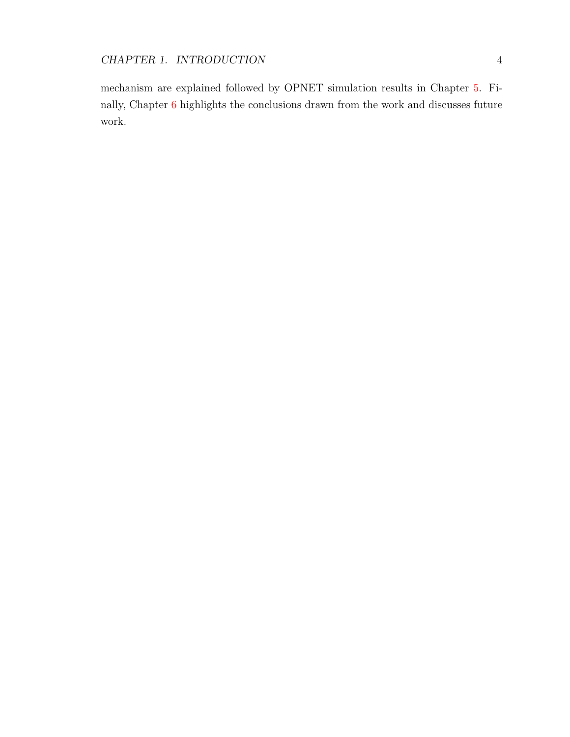mechanism are explained followed by OPNET simulation results in Chapter 5. Finally, Chapter 6 highlights the conclusions drawn from the work and discusses future work.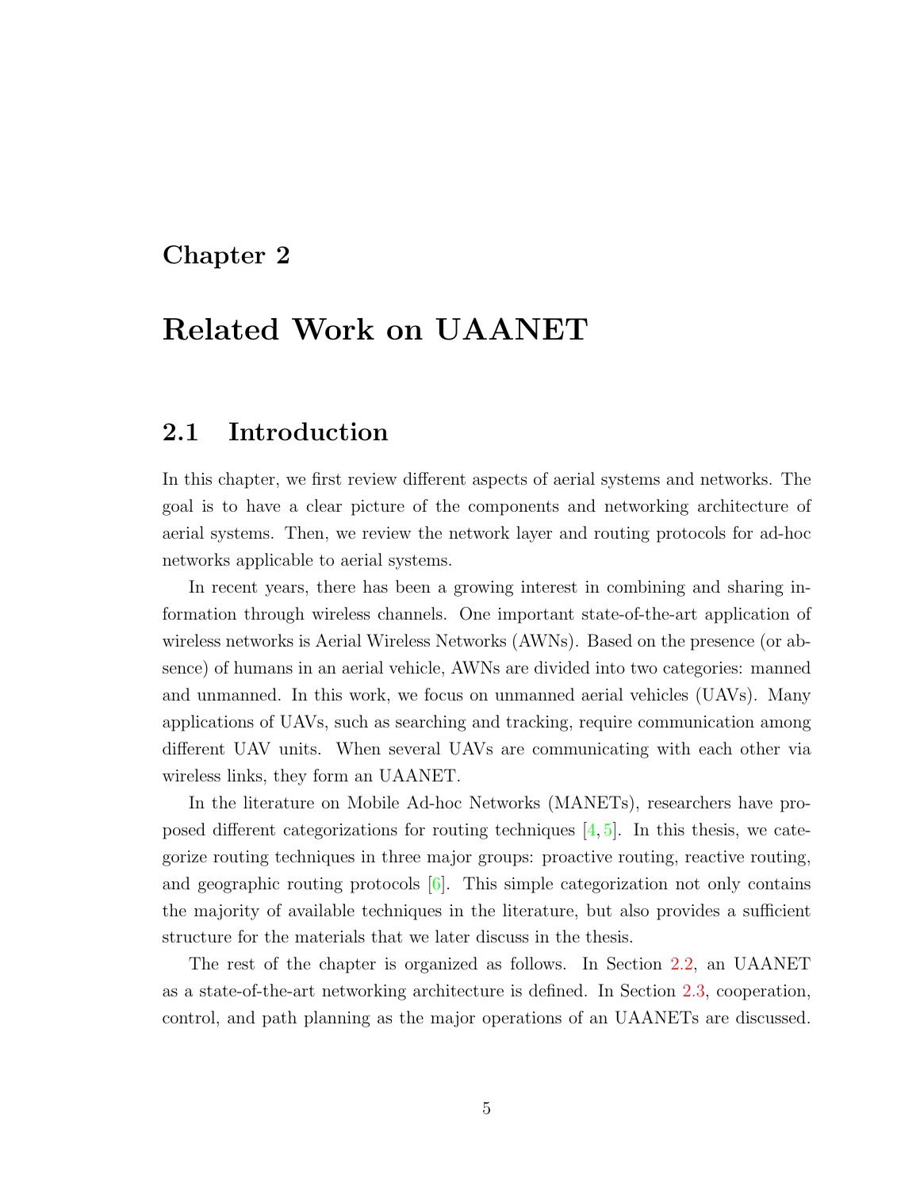# Chapter 2

# Related Work on UAANET

## 2.1 Introduction

In this chapter, we first review different aspects of aerial systems and networks. The goal is to have a clear picture of the components and networking architecture of aerial systems. Then, we review the network layer and routing protocols for ad-hoc networks applicable to aerial systems.

In recent years, there has been a growing interest in combining and sharing information through wireless channels. One important state-of-the-art application of wireless networks is Aerial Wireless Networks (AWNs). Based on the presence (or absence) of humans in an aerial vehicle, AWNs are divided into two categories: manned and unmanned. In this work, we focus on unmanned aerial vehicles (UAVs). Many applications of UAVs, such as searching and tracking, require communication among different UAV units. When several UAVs are communicating with each other via wireless links, they form an UAANET.

In the literature on Mobile Ad-hoc Networks (MANETs), researchers have proposed different categorizations for routing techniques [4, 5]. In this thesis, we categorize routing techniques in three major groups: proactive routing, reactive routing, and geographic routing protocols [6]. This simple categorization not only contains the majority of available techniques in the literature, but also provides a sufficient structure for the materials that we later discuss in the thesis.

The rest of the chapter is organized as follows. In Section 2.2, an UAANET as a state-of-the-art networking architecture is defined. In Section 2.3, cooperation, control, and path planning as the major operations of an UAANETs are discussed.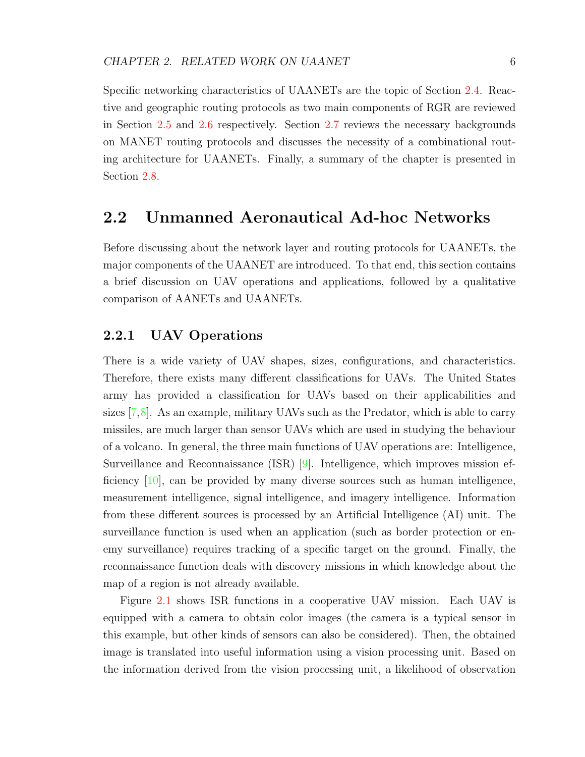Specific networking characteristics of UAANETs are the topic of Section 2.4. Reactive and geographic routing protocols as two main components of RGR are reviewed in Section 2.5 and 2.6 respectively. Section 2.7 reviews the necessary backgrounds on MANET routing protocols and discusses the necessity of a combinational routing architecture for UAANETs. Finally, a summary of the chapter is presented in Section 2.8.

## 2.2 Unmanned Aeronautical Ad-hoc Networks

Before discussing about the network layer and routing protocols for UAANETs, the major components of the UAANET are introduced. To that end, this section contains a brief discussion on UAV operations and applications, followed by a qualitative comparison of AANETs and UAANETs.

### 2.2.1 UAV Operations

There is a wide variety of UAV shapes, sizes, configurations, and characteristics. Therefore, there exists many different classifications for UAVs. The United States army has provided a classification for UAVs based on their applicabilities and sizes [7,8]. As an example, military UAVs such as the Predator, which is able to carry missiles, are much larger than sensor UAVs which are used in studying the behaviour of a volcano. In general, the three main functions of UAV operations are: Intelligence, Surveillance and Reconnaissance (ISR) [9]. Intelligence, which improves mission efficiency [10], can be provided by many diverse sources such as human intelligence, measurement intelligence, signal intelligence, and imagery intelligence. Information from these different sources is processed by an Artificial Intelligence (AI) unit. The surveillance function is used when an application (such as border protection or enemy surveillance) requires tracking of a specific target on the ground. Finally, the reconnaissance function deals with discovery missions in which knowledge about the map of a region is not already available.

Figure 2.1 shows ISR functions in a cooperative UAV mission. Each UAV is equipped with a camera to obtain color images (the camera is a typical sensor in this example, but other kinds of sensors can also be considered). Then, the obtained image is translated into useful information using a vision processing unit. Based on the information derived from the vision processing unit, a likelihood of observation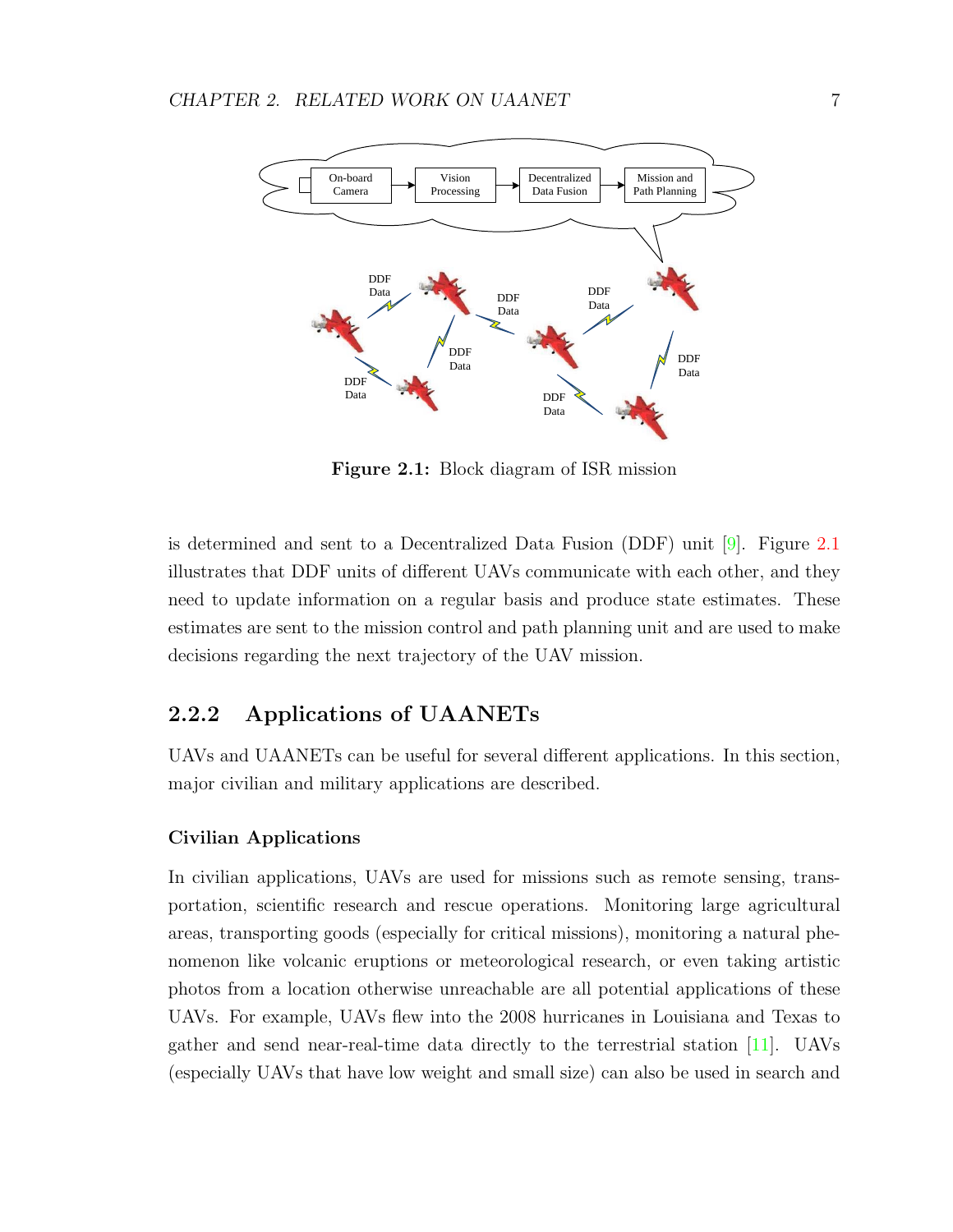Figure 2.1: Block diagram of ISR mission

is determined and sent to a Decentralized Data Fusion (DDF) unit [9]. Figure 2.1 illustrates that DDF units of different UAVs communicate with each other, and they need to update information on a regular basis and produce state estimates. These estimates are sent to the mission control and path planning unit and are used to make decisions regarding the next trajectory of the UAV mission.

### 2.2.2 Applications of UAANETs

UAVs and UAANETs can be useful for several different applications. In this section, major civilian and military applications are described.

#### Civilian Applications

In civilian applications, UAVs are used for missions such as remote sensing, transportation, scientific research and rescue operations. Monitoring large agricultural areas, transporting goods (especially for critical missions), monitoring a natural phenomenon like volcanic eruptions or meteorological research, or even taking artistic photos from a location otherwise unreachable are all potential applications of these UAVs. For example, UAVs flew into the 2008 hurricanes in Louisiana and Texas to gather and send near-real-time data directly to the terrestrial station [11]. UAVs (especially UAVs that have low weight and small size) can also be used in search and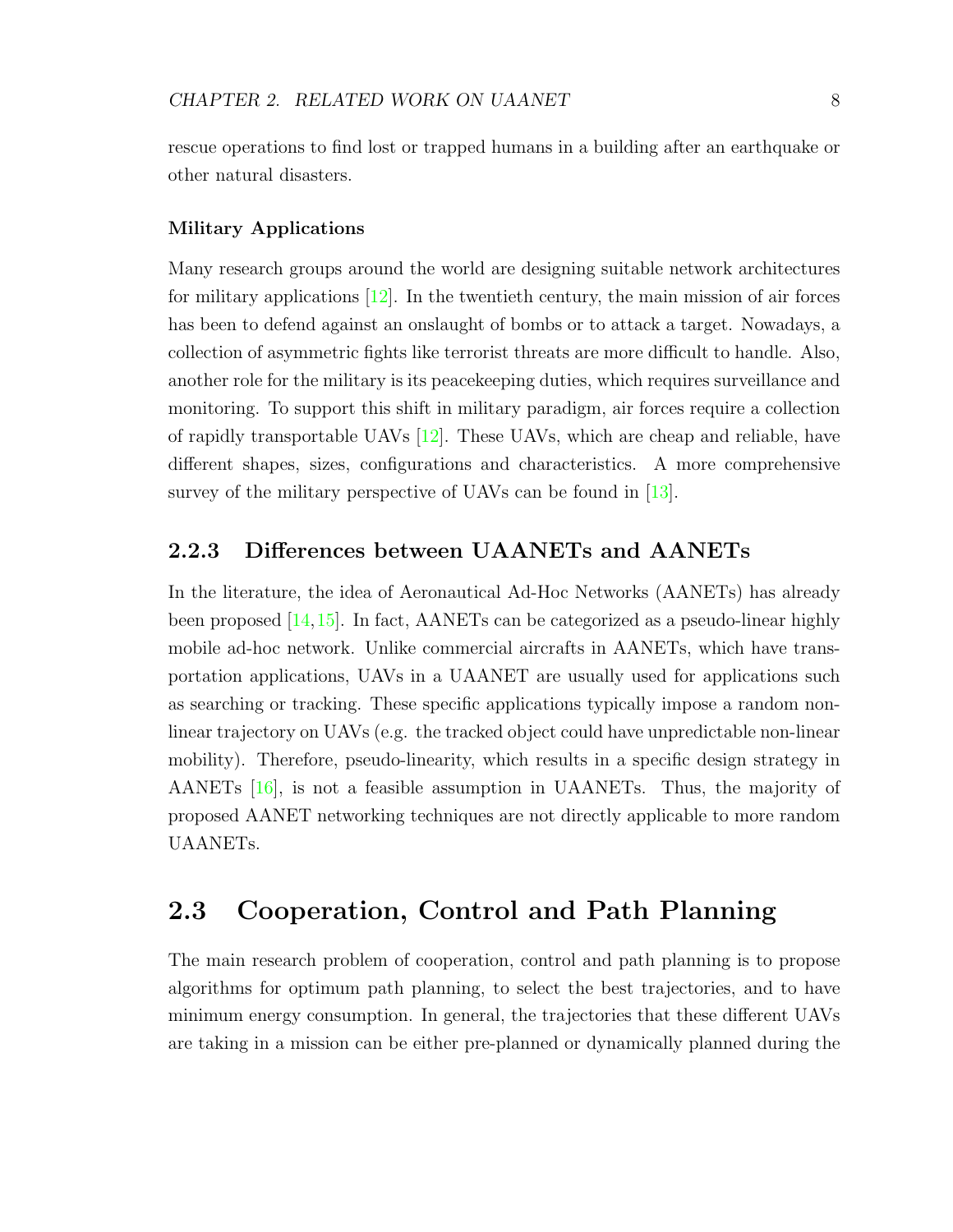rescue operations to find lost or trapped humans in a building after an earthquake or other natural disasters.

**Military Applications**

Many research groups around the world are designing suitable network architectures for military applications [12]. In the twentieth century, the main mission of air forces has been to defend against an onslaught of bombs or to attack a target. Nowadays, a collection of asymmetric fights like terrorist threats are more difficult to handle. Also, another role for the military is its peacekeeping duties, which requires surveillance and monitoring. To support this shift in military paradigm, air forces require a collection of rapidly transportable UAVs [12]. These UAVs, which are cheap and reliable, have different shapes, sizes, configurations and characteristics. A more comprehensive survey of the military perspective of UAVs can be found in [13].

### 2.2.3 Differences between UAANETs and AANETs

In the literature, the idea of Aeronautical Ad-Hoc Networks (AANETs) has already been proposed [14,15]. In fact, AANETs can be categorized as a pseudo-linear highly mobile ad-hoc network. Unlike commercial aircrafts in AANETs, which have transportation applications, UAVs in a UAANET are usually used for applications such as searching or tracking. These specific applications typically impose a random non-linear trajectory on UAVs (e.g. the tracked object could have unpredictable non-linear mobility). Therefore, pseudo-linearity, which results in a specific design strategy in AANETs [16], is not a feasible assumption in UAANETs. Thus, the majority of proposed AANET networking techniques are not directly applicable to more random UAANETs.

## 2.3 Cooperation, Control and Path Planning

The main research problem of cooperation, control and path planning is to propose algorithms for optimum path planning, to select the best trajectories, and to have minimum energy consumption. In general, the trajectories that these different UAVs are taking in a mission can be either pre-planned or dynamically planned during the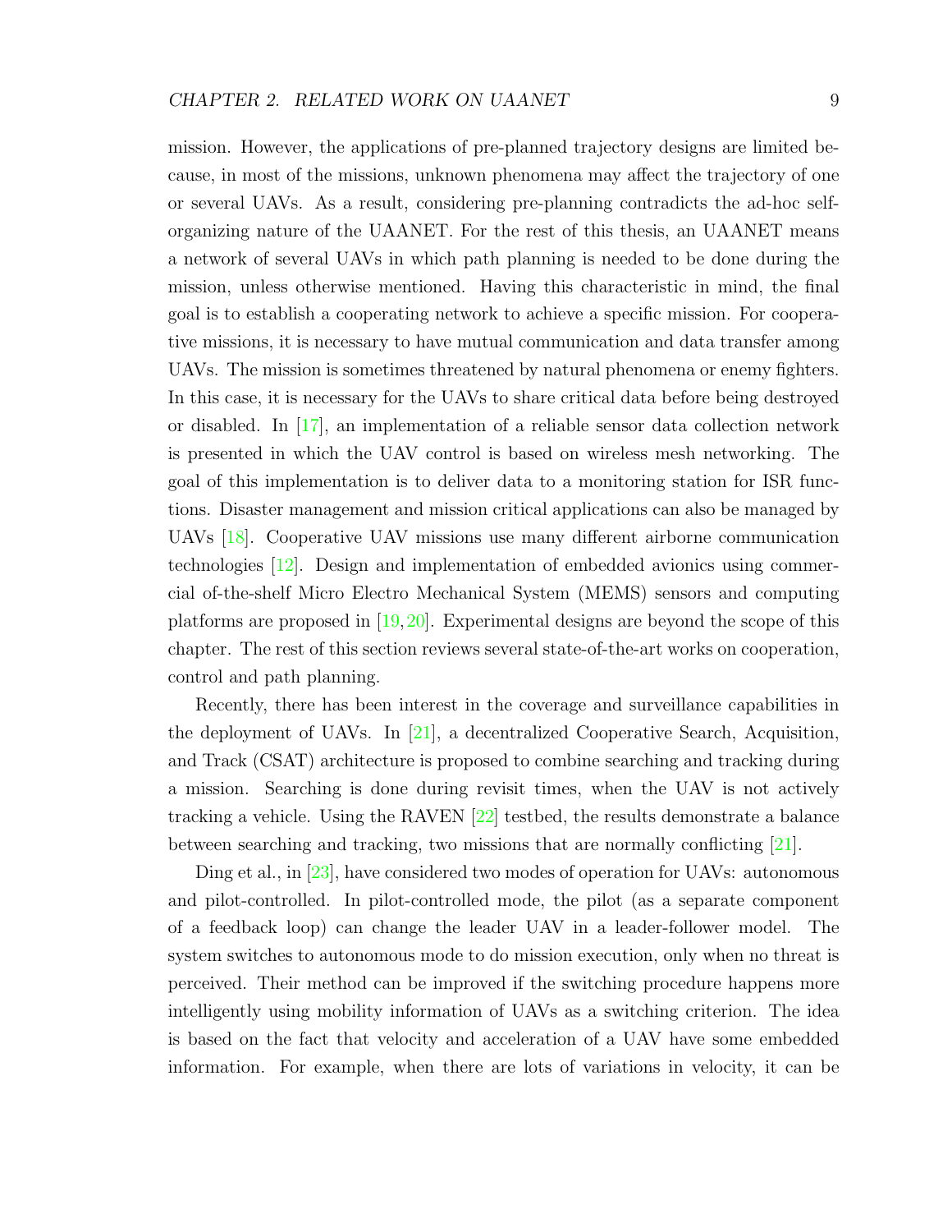mission. However, the applications of pre-planned trajectory designs are limited because, in most of the missions, unknown phenomena may affect the trajectory of one or several UAVs. As a result, considering pre-planning contradicts the ad-hoc self-organizing nature of the UAANET. For the rest of this thesis, an UAANET means a network of several UAVs in which path planning is needed to be done during the mission, unless otherwise mentioned. Having this characteristic in mind, the final goal is to establish a cooperating network to achieve a specific mission. For cooperative missions, it is necessary to have mutual communication and data transfer among UAVs. The mission is sometimes threatened by natural phenomena or enemy fighters. In this case, it is necessary for the UAVs to share critical data before being destroyed or disabled. In [17], an implementation of a reliable sensor data collection network is presented in which the UAV control is based on wireless mesh networking. The goal of this implementation is to deliver data to a monitoring station for ISR functions. Disaster management and mission critical applications can also be managed by UAVs [18]. Cooperative UAV missions use many different airborne communication technologies [12]. Design and implementation of embedded avionics using commercial of-the-shelf Micro Electro Mechanical System (MEMS) sensors and computing platforms are proposed in [19,20]. Experimental designs are beyond the scope of this chapter. The rest of this section reviews several state-of-the-art works on cooperation, control and path planning.

Recently, there has been interest in the coverage and surveillance capabilities in the deployment of UAVs. In [21], a decentralized Cooperative Search, Acquisition, and Track (CSAT) architecture is proposed to combine searching and tracking during a mission. Searching is done during revisit times, when the UAV is not actively tracking a vehicle. Using the RAVEN [22] testbed, the results demonstrate a balance between searching and tracking, two missions that are normally conflicting [21].

Ding et al., in [23], have considered two modes of operation for UAVs: autonomous and pilot-controlled. In pilot-controlled mode, the pilot (as a separate component of a feedback loop) can change the leader UAV in a leader-follower model. The system switches to autonomous mode to do mission execution, only when no threat is perceived. Their method can be improved if the switching procedure happens more intelligently using mobility information of UAVs as a switching criterion. The idea is based on the fact that velocity and acceleration of a UAV have some embedded information. For example, when there are lots of variations in velocity, it can be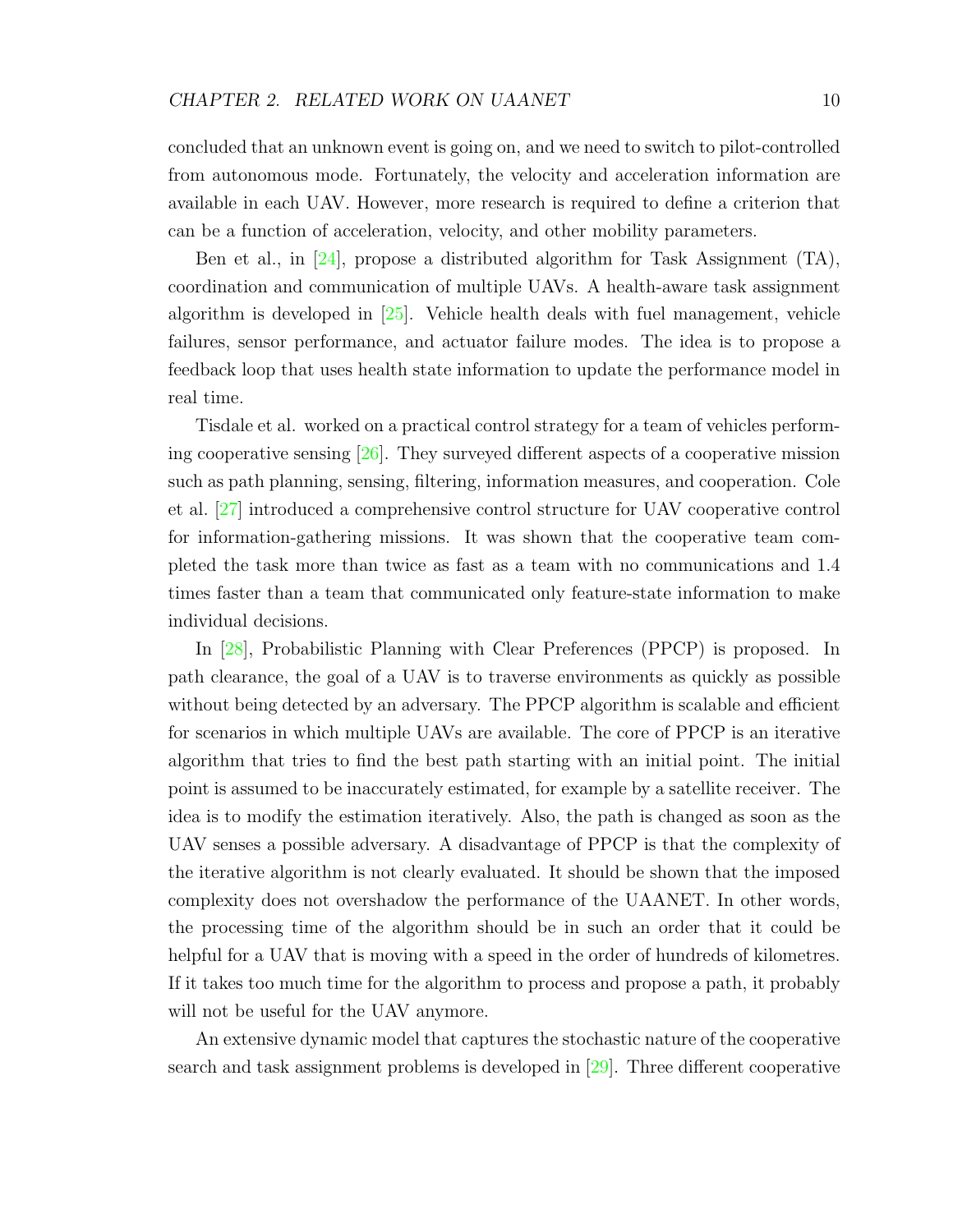concluded that an unknown event is going on, and we need to switch to pilot-controlled from autonomous mode. Fortunately, the velocity and acceleration information are available in each UAV. However, more research is required to define a criterion that can be a function of acceleration, velocity, and other mobility parameters.

Ben et al., in [24], propose a distributed algorithm for Task Assignment (TA), coordination and communication of multiple UAVs. A health-aware task assignment algorithm is developed in [25]. Vehicle health deals with fuel management, vehicle failures, sensor performance, and actuator failure modes. The idea is to propose a feedback loop that uses health state information to update the performance model in real time.

Tisdale et al. worked on a practical control strategy for a team of vehicles performing cooperative sensing [26]. They surveyed different aspects of a cooperative mission such as path planning, sensing, filtering, information measures, and cooperation. Cole et al. [27] introduced a comprehensive control structure for UAV cooperative control for information-gathering missions. It was shown that the cooperative team completed the task more than twice as fast as a team with no communications and 1.4 times faster than a team that communicated only feature-state information to make individual decisions.

In [28], Probabilistic Planning with Clear Preferences (PPCP) is proposed. In path clearance, the goal of a UAV is to traverse environments as quickly as possible without being detected by an adversary. The PPCP algorithm is scalable and efficient for scenarios in which multiple UAVs are available. The core of PPCP is an iterative algorithm that tries to find the best path starting with an initial point. The initial point is assumed to be inaccurately estimated, for example by a satellite receiver. The idea is to modify the estimation iteratively. Also, the path is changed as soon as the UAV senses a possible adversary. A disadvantage of PPCP is that the complexity of the iterative algorithm is not clearly evaluated. It should be shown that the imposed complexity does not overshadow the performance of the UAANET. In other words, the processing time of the algorithm should be in such an order that it could be helpful for a UAV that is moving with a speed in the order of hundreds of kilometres. If it takes too much time for the algorithm to process and propose a path, it probably will not be useful for the UAV anymore.

An extensive dynamic model that captures the stochastic nature of the cooperative search and task assignment problems is developed in [29]. Three different cooperative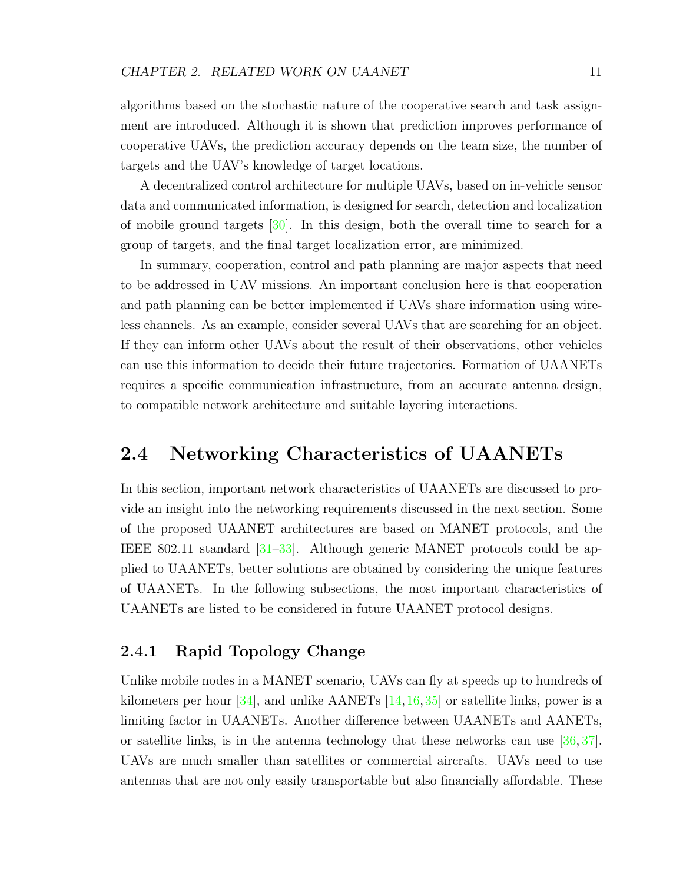algorithms based on the stochastic nature of the cooperative search and task assignment are introduced. Although it is shown that prediction improves performance of cooperative UAVs, the prediction accuracy depends on the team size, the number of targets and the UAV's knowledge of target locations.

A decentralized control architecture for multiple UAVs, based on in-vehicle sensor data and communicated information, is designed for search, detection and localization of mobile ground targets [30]. In this design, both the overall time to search for a group of targets, and the final target localization error, are minimized.

In summary, cooperation, control and path planning are major aspects that need to be addressed in UAV missions. An important conclusion here is that cooperation and path planning can be better implemented if UAVs share information using wireless channels. As an example, consider several UAVs that are searching for an object. If they can inform other UAVs about the result of their observations, other vehicles can use this information to decide their future trajectories. Formation of UAANETs requires a specific communication infrastructure, from an accurate antenna design, to compatible network architecture and suitable layering interactions.

## 2.4 Networking Characteristics of UAANETs

In this section, important network characteristics of UAANETs are discussed to provide an insight into the networking requirements discussed in the next section. Some of the proposed UAANET architectures are based on MANET protocols, and the IEEE 802.11 standard [31–33]. Although generic MANET protocols could be applied to UAANETs, better solutions are obtained by considering the unique features of UAANETs. In the following subsections, the most important characteristics of UAANETs are listed to be considered in future UAANET protocol designs.

### 2.4.1 Rapid Topology Change

Unlike mobile nodes in a MANET scenario, UAVs can fly at speeds up to hundreds of kilometers per hour [34], and unlike AANETs [14, 16, 35] or satellite links, power is a limiting factor in UAANETs. Another difference between UAANETs and AANETs, or satellite links, is in the antenna technology that these networks can use [36, 37]. UAVs are much smaller than satellites or commercial aircrafts. UAVs need to use antennas that are not only easily transportable but also financially affordable. These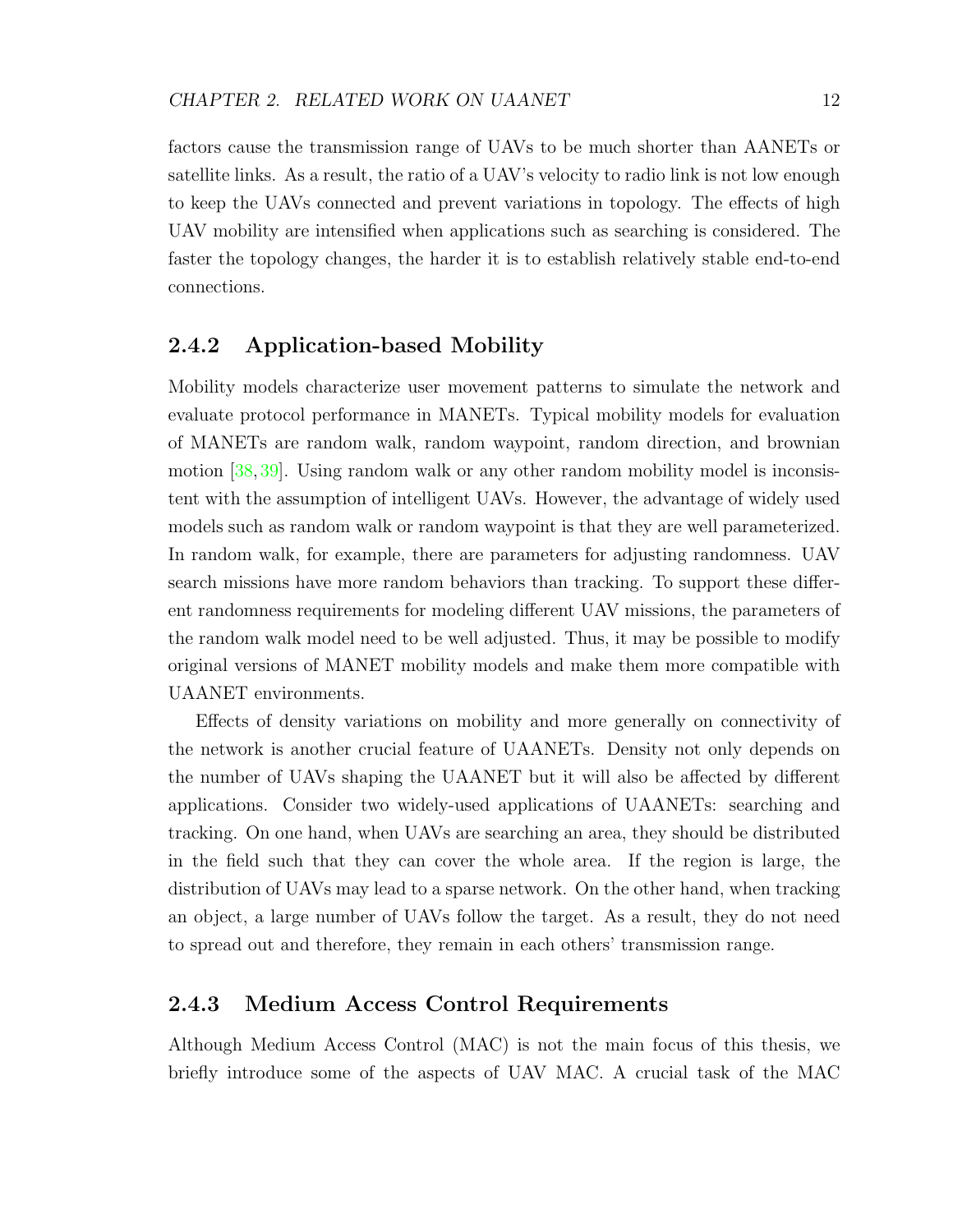factors cause the transmission range of UAVs to be much shorter than AANETs or satellite links. As a result, the ratio of a UAV's velocity to radio link is not low enough to keep the UAVs connected and prevent variations in topology. The effects of high UAV mobility are intensified when applications such as searching is considered. The faster the topology changes, the harder it is to establish relatively stable end-to-end connections.

### 2.4.2 Application-based Mobility

Mobility models characterize user movement patterns to simulate the network and evaluate protocol performance in MANETs. Typical mobility models for evaluation of MANETs are random walk, random waypoint, random direction, and brownian motion [38, 39]. Using random walk or any other random mobility model is inconsistent with the assumption of intelligent UAVs. However, the advantage of widely used models such as random walk or random waypoint is that they are well parameterized. In random walk, for example, there are parameters for adjusting randomness. UAV search missions have more random behaviors than tracking. To support these different randomness requirements for modeling different UAV missions, the parameters of the random walk model need to be well adjusted. Thus, it may be possible to modify original versions of MANET mobility models and make them more compatible with UAANET environments.

Effects of density variations on mobility and more generally on connectivity of the network is another crucial feature of UAANETs. Density not only depends on the number of UAVs shaping the UAANET but it will also be affected by different applications. Consider two widely-used applications of UAANETs: searching and tracking. On one hand, when UAVs are searching an area, they should be distributed in the field such that they can cover the whole area. If the region is large, the distribution of UAVs may lead to a sparse network. On the other hand, when tracking an object, a large number of UAVs follow the target. As a result, they do not need to spread out and therefore, they remain in each others' transmission range.

### 2.4.3 Medium Access Control Requirements

Although Medium Access Control (MAC) is not the main focus of this thesis, we briefly introduce some of the aspects of UAV MAC. A crucial task of the MAC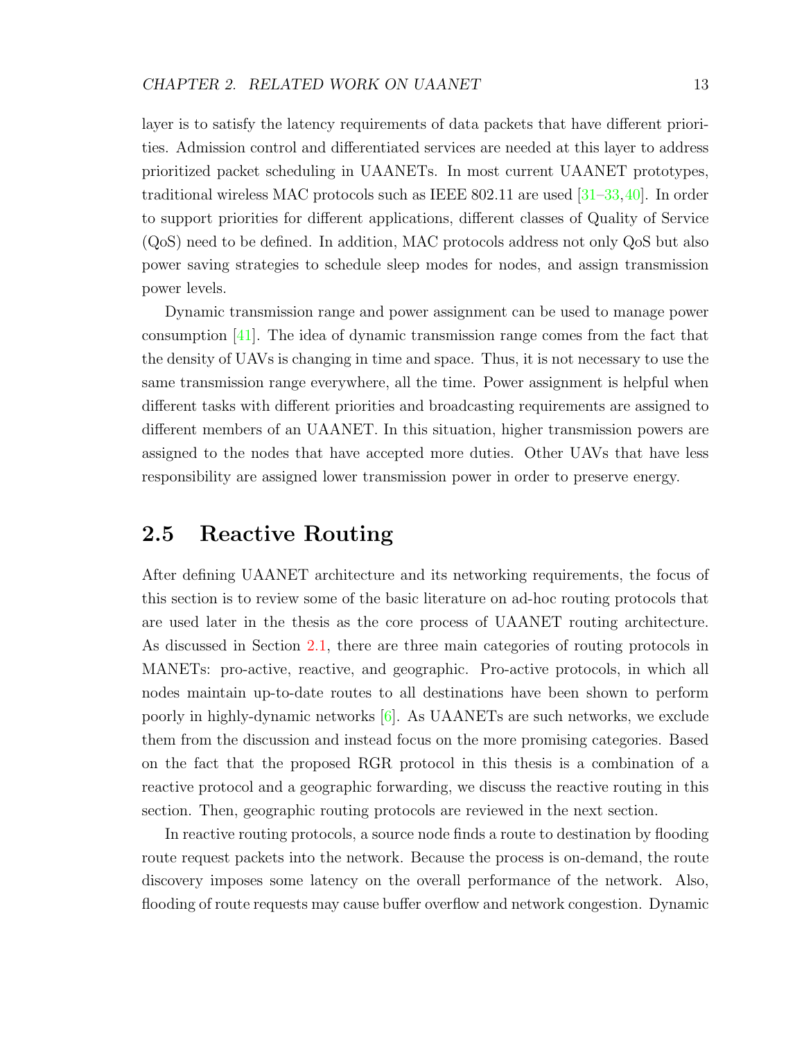layer is to satisfy the latency requirements of data packets that have different priorities. Admission control and differentiated services are needed at this layer to address prioritized packet scheduling in UAANETs. In most current UAANET prototypes, traditional wireless MAC protocols such as IEEE 802.11 are used [31–33,40]. In order to support priorities for different applications, different classes of Quality of Service (QoS) need to be defined. In addition, MAC protocols address not only QoS but also power saving strategies to schedule sleep modes for nodes, and assign transmission power levels.

Dynamic transmission range and power assignment can be used to manage power consumption [41]. The idea of dynamic transmission range comes from the fact that the density of UAVs is changing in time and space. Thus, it is not necessary to use the same transmission range everywhere, all the time. Power assignment is helpful when different tasks with different priorities and broadcasting requirements are assigned to different members of an UAANET. In this situation, higher transmission powers are assigned to the nodes that have accepted more duties. Other UAVs that have less responsibility are assigned lower transmission power in order to preserve energy.

## 2.5 Reactive Routing

After defining UAANET architecture and its networking requirements, the focus of this section is to review some of the basic literature on ad-hoc routing protocols that are used later in the thesis as the core process of UAANET routing architecture. As discussed in Section 2.1, there are three main categories of routing protocols in MANETs: pro-active, reactive, and geographic. Pro-active protocols, in which all nodes maintain up-to-date routes to all destinations have been shown to perform poorly in highly-dynamic networks [6]. As UAANETs are such networks, we exclude them from the discussion and instead focus on the more promising categories. Based on the fact that the proposed RGR protocol in this thesis is a combination of a reactive protocol and a geographic forwarding, we discuss the reactive routing in this section. Then, geographic routing protocols are reviewed in the next section.

In reactive routing protocols, a source node finds a route to destination by flooding route request packets into the network. Because the process is on-demand, the route discovery imposes some latency on the overall performance of the network. Also, flooding of route requests may cause buffer overflow and network congestion. Dynamic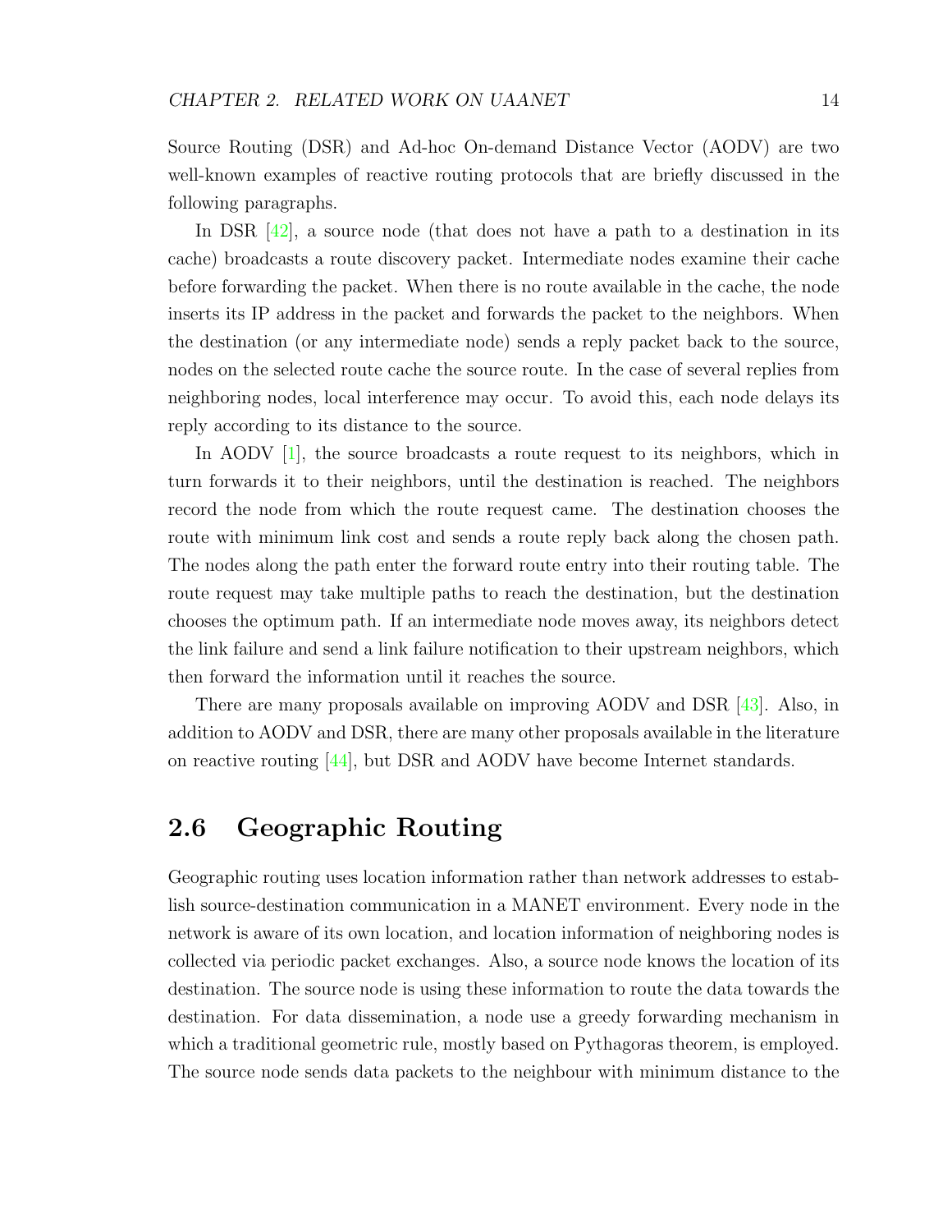Source Routing (DSR) and Ad-hoc On-demand Distance Vector (AODV) are two well-known examples of reactive routing protocols that are briefly discussed in the following paragraphs.

In DSR [42], a source node (that does not have a path to a destination in its cache) broadcasts a route discovery packet. Intermediate nodes examine their cache before forwarding the packet. When there is no route available in the cache, the node inserts its IP address in the packet and forwards the packet to the neighbors. When the destination (or any intermediate node) sends a reply packet back to the source, nodes on the selected route cache the source route. In the case of several replies from neighboring nodes, local interference may occur. To avoid this, each node delays its reply according to its distance to the source.

In AODV [1], the source broadcasts a route request to its neighbors, which in turn forwards it to their neighbors, until the destination is reached. The neighbors record the node from which the route request came. The destination chooses the route with minimum link cost and sends a route reply back along the chosen path. The nodes along the path enter the forward route entry into their routing table. The route request may take multiple paths to reach the destination, but the destination chooses the optimum path. If an intermediate node moves away, its neighbors detect the link failure and send a link failure notification to their upstream neighbors, which then forward the information until it reaches the source.

There are many proposals available on improving AODV and DSR [43]. Also, in addition to AODV and DSR, there are many other proposals available in the literature on reactive routing [44], but DSR and AODV have become Internet standards.

## 2.6 Geographic Routing

Geographic routing uses location information rather than network addresses to establish source-destination communication in a MANET environment. Every node in the network is aware of its own location, and location information of neighboring nodes is collected via periodic packet exchanges. Also, a source node knows the location of its destination. The source node is using these information to route the data towards the destination. For data dissemination, a node use a greedy forwarding mechanism in which a traditional geometric rule, mostly based on Pythagoras theorem, is employed. The source node sends data packets to the neighbour with minimum distance to the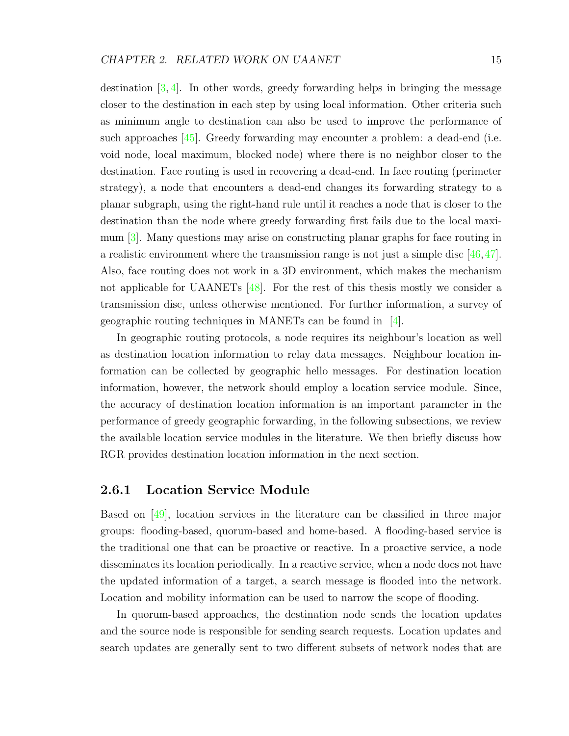destination [3, 4]. In other words, greedy forwarding helps in bringing the message closer to the destination in each step by using local information. Other criteria such as minimum angle to destination can also be used to improve the performance of such approaches [45]. Greedy forwarding may encounter a problem: a dead-end (i.e. void node, local maximum, blocked node) where there is no neighbor closer to the destination. Face routing is used in recovering a dead-end. In face routing (perimeter strategy), a node that encounters a dead-end changes its forwarding strategy to a planar subgraph, using the right-hand rule until it reaches a node that is closer to the destination than the node where greedy forwarding first fails due to the local maximum [3]. Many questions may arise on constructing planar graphs for face routing in a realistic environment where the transmission range is not just a simple disc [46, 47]. Also, face routing does not work in a 3D environment, which makes the mechanism not applicable for UAANETs [48]. For the rest of this thesis mostly we consider a transmission disc, unless otherwise mentioned. For further information, a survey of geographic routing techniques in MANETs can be found in [4].

In geographic routing protocols, a node requires its neighbour's location as well as destination location information to relay data messages. Neighbour location information can be collected by geographic hello messages. For destination location information, however, the network should employ a location service module. Since, the accuracy of destination location information is an important parameter in the performance of greedy geographic forwarding, in the following subsections, we review the available location service modules in the literature. We then briefly discuss how RGR provides destination location information in the next section.

### 2.6.1 Location Service Module

Based on [49], location services in the literature can be classified in three major groups: flooding-based, quorum-based and home-based. A flooding-based service is the traditional one that can be proactive or reactive. In a proactive service, a node disseminates its location periodically. In a reactive service, when a node does not have the updated information of a target, a search message is flooded into the network. Location and mobility information can be used to narrow the scope of flooding.

In quorum-based approaches, the destination node sends the location updates and the source node is responsible for sending search requests. Location updates and search updates are generally sent to two different subsets of network nodes that are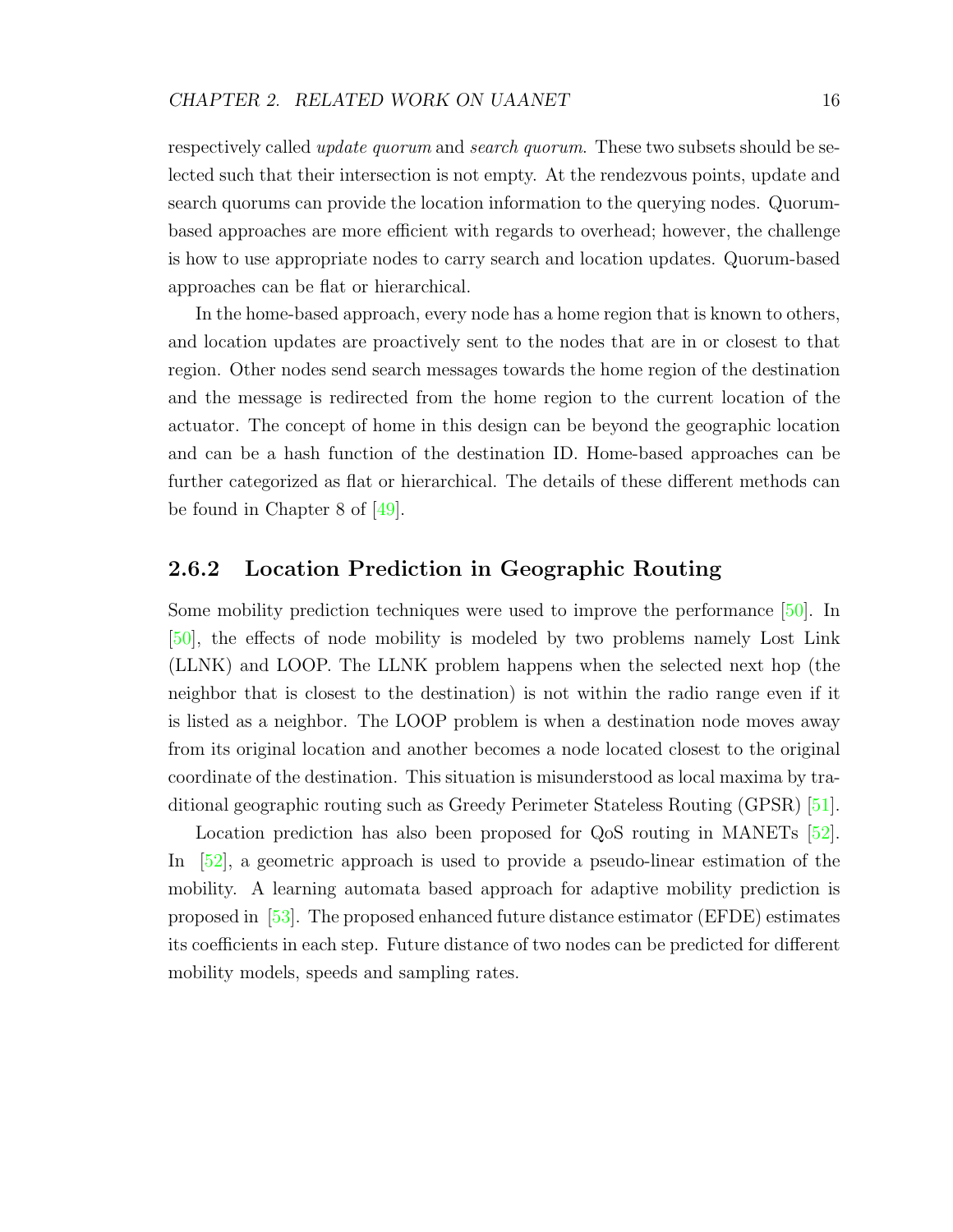respectively called *update quorum* and *search quorum*. These two subsets should be selected such that their intersection is not empty. At the rendezvous points, update and search quorums can provide the location information to the querying nodes. Quorum-based approaches are more efficient with regards to overhead; however, the challenge is how to use appropriate nodes to carry search and location updates. Quorum-based approaches can be flat or hierarchical.

In the home-based approach, every node has a home region that is known to others, and location updates are proactively sent to the nodes that are in or closest to that region. Other nodes send search messages towards the home region of the destination and the message is redirected from the home region to the current location of the actuator. The concept of home in this design can be beyond the geographic location and can be a hash function of the destination ID. Home-based approaches can be further categorized as flat or hierarchical. The details of these different methods can be found in Chapter 8 of [49].

### 2.6.2 Location Prediction in Geographic Routing

Some mobility prediction techniques were used to improve the performance [50]. In [50], the effects of node mobility is modeled by two problems namely Lost Link (LLNK) and LOOP. The LLNK problem happens when the selected next hop (the neighbor that is closest to the destination) is not within the radio range even if it is listed as a neighbor. The LOOP problem is when a destination node moves away from its original location and another becomes a node located closest to the original coordinate of the destination. This situation is misunderstood as local maxima by traditional geographic routing such as Greedy Perimeter Stateless Routing (GPSR) [51].

Location prediction has also been proposed for QoS routing in MANETs [52]. In [52], a geometric approach is used to provide a pseudo-linear estimation of the mobility. A learning automata based approach for adaptive mobility prediction is proposed in [53]. The proposed enhanced future distance estimator (EFDE) estimates its coefficients in each step. Future distance of two nodes can be predicted for different mobility models, speeds and sampling rates.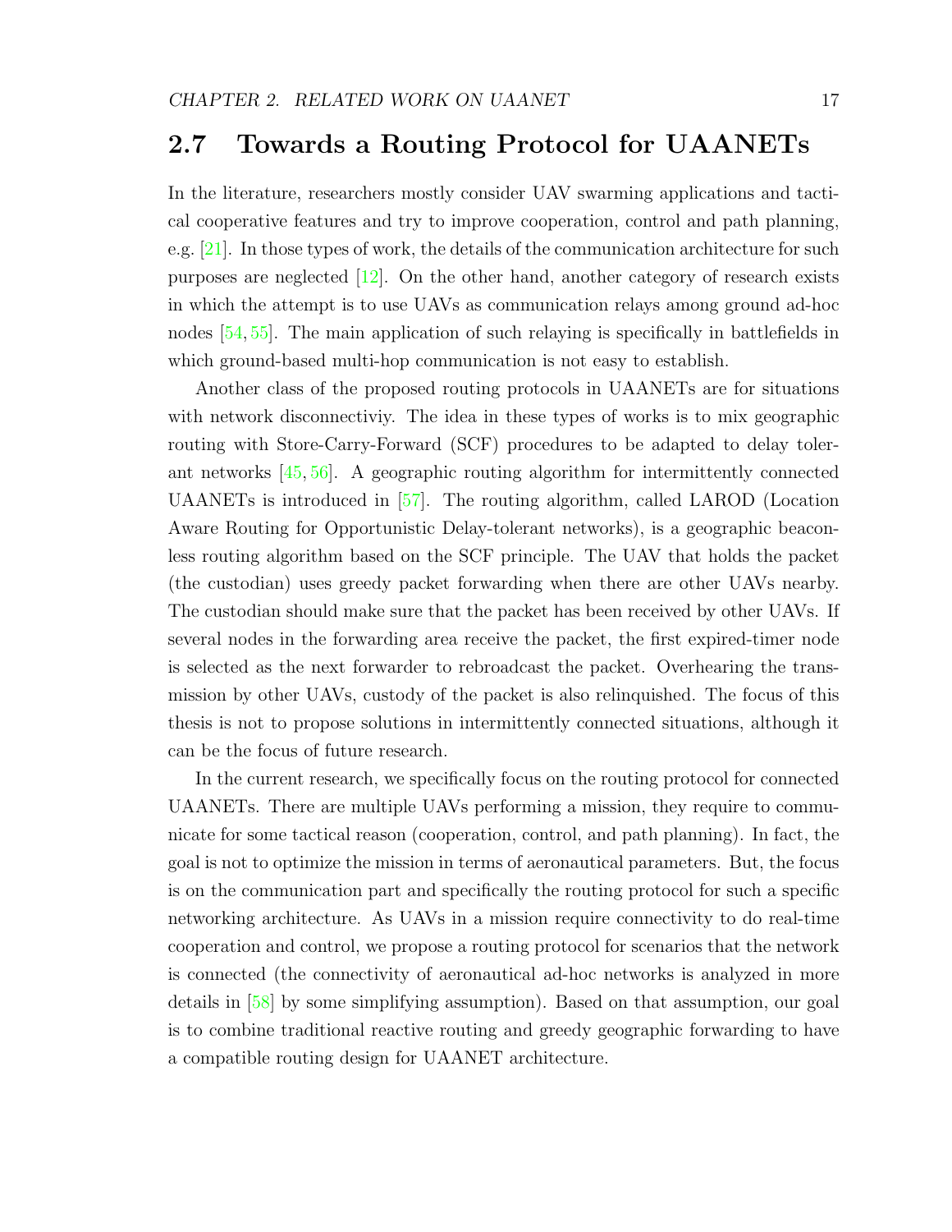## 2.7 Towards a Routing Protocol for UAANETs

In the literature, researchers mostly consider UAV swarming applications and tactical cooperative features and try to improve cooperation, control and path planning, e.g. [21]. In those types of work, the details of the communication architecture for such purposes are neglected [12]. On the other hand, another category of research exists in which the attempt is to use UAVs as communication relays among ground ad-hoc nodes [54, 55]. The main application of such relaying is specifically in battlefields in which ground-based multi-hop communication is not easy to establish.

Another class of the proposed routing protocols in UAANETs are for situations with network disconnectiviy. The idea in these types of works is to mix geographic routing with Store-Carry-Forward (SCF) procedures to be adapted to delay tolerant networks [45, 56]. A geographic routing algorithm for intermittently connected UAANETs is introduced in [57]. The routing algorithm, called LAROD (Location Aware Routing for Opportunistic Delay-tolerant networks), is a geographic beaconless routing algorithm based on the SCF principle. The UAV that holds the packet (the custodian) uses greedy packet forwarding when there are other UAVs nearby. The custodian should make sure that the packet has been received by other UAVs. If several nodes in the forwarding area receive the packet, the first expired-timer node is selected as the next forwarder to rebroadcast the packet. Overhearing the transmission by other UAVs, custody of the packet is also relinquished. The focus of this thesis is not to propose solutions in intermittently connected situations, although it can be the focus of future research.

In the current research, we specifically focus on the routing protocol for connected UAANETs. There are multiple UAVs performing a mission, they require to communicate for some tactical reason (cooperation, control, and path planning). In fact, the goal is not to optimize the mission in terms of aeronautical parameters. But, the focus is on the communication part and specifically the routing protocol for such a specific networking architecture. As UAVs in a mission require connectivity to do real-time cooperation and control, we propose a routing protocol for scenarios that the network is connected (the connectivity of aeronautical ad-hoc networks is analyzed in more details in [58] by some simplifying assumption). Based on that assumption, our goal is to combine traditional reactive routing and greedy geographic forwarding to have a compatible routing design for UAANET architecture.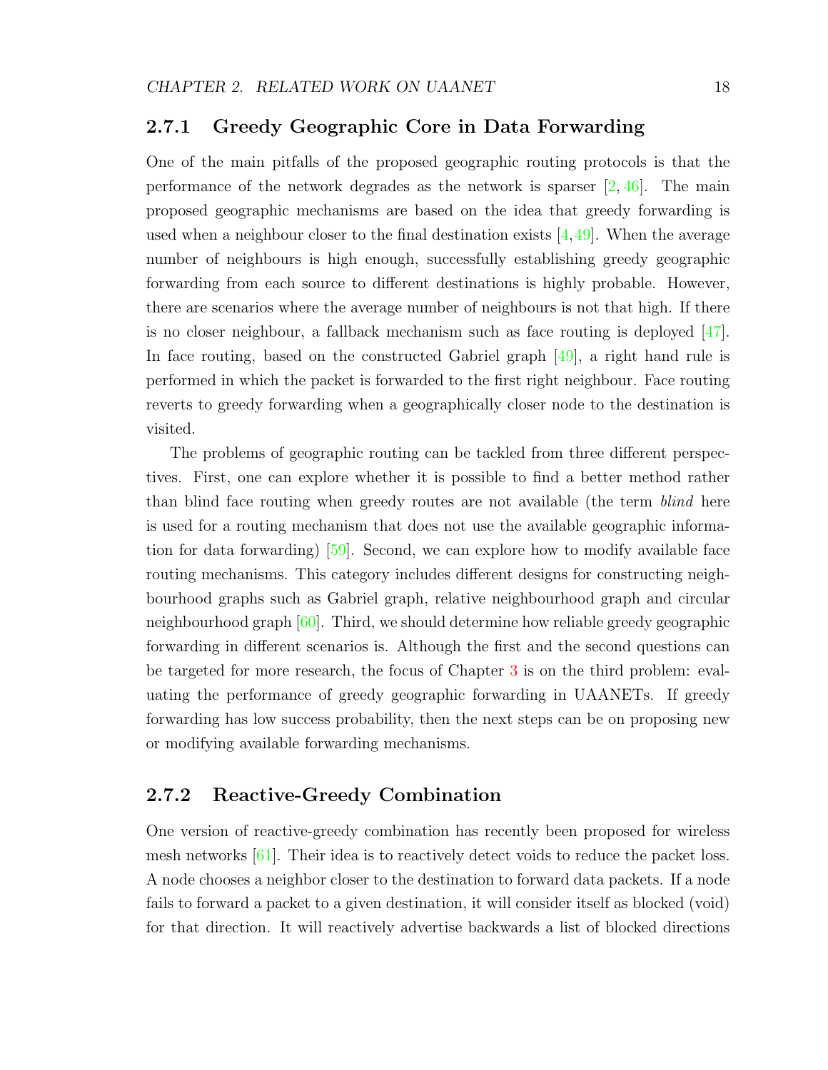### 2.7.1 Greedy Geographic Core in Data Forwarding

One of the main pitfalls of the proposed geographic routing protocols is that the performance of the network degrades as the network is sparser [2, 46]. The main proposed geographic mechanisms are based on the idea that greedy forwarding is used when a neighbour closer to the final destination exists [4, 49]. When the average number of neighbours is high enough, successfully establishing greedy geographic forwarding from each source to different destinations is highly probable. However, there are scenarios where the average number of neighbours is not that high. If there is no closer neighbour, a fallback mechanism such as face routing is deployed [47]. In face routing, based on the constructed Gabriel graph [49], a right hand rule is performed in which the packet is forwarded to the first right neighbour. Face routing reverts to greedy forwarding when a geographically closer node to the destination is visited.

The problems of geographic routing can be tackled from three different perspectives. First, one can explore whether it is possible to find a better method rather than blind face routing when greedy routes are not available (the term *blind* here is used for a routing mechanism that does not use the available geographic information for data forwarding) [59]. Second, we can explore how to modify available face routing mechanisms. This category includes different designs for constructing neighbourhood graphs such as Gabriel graph, relative neighbourhood graph and circular neighbourhood graph [60]. Third, we should determine how reliable greedy geographic forwarding in different scenarios is. Although the first and the second questions can be targeted for more research, the focus of Chapter 3 is on the third problem: evaluating the performance of greedy geographic forwarding in UAANETs. If greedy forwarding has low success probability, then the next steps can be on proposing new or modifying available forwarding mechanisms.

### 2.7.2 Reactive-Greedy Combination

One version of reactive-greedy combination has recently been proposed for wireless mesh networks [61]. Their idea is to reactively detect voids to reduce the packet loss. A node chooses a neighbor closer to the destination to forward data packets. If a node fails to forward a packet to a given destination, it will consider itself as blocked (void) for that direction. It will reactively advertise backwards a list of blocked directions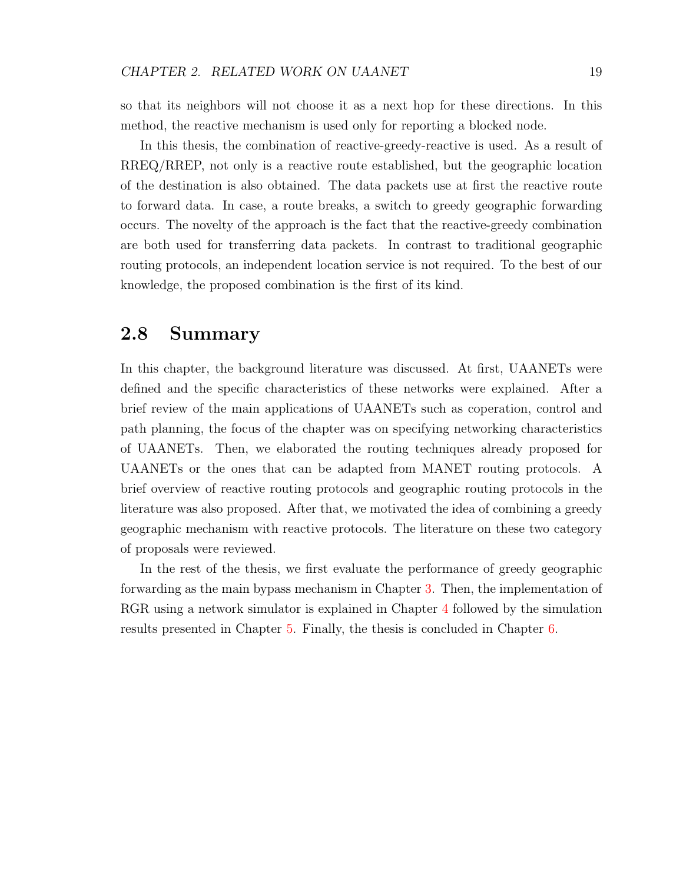so that its neighbors will not choose it as a next hop for these directions. In this method, the reactive mechanism is used only for reporting a blocked node.

In this thesis, the combination of reactive-greedy-reactive is used. As a result of RREQ/RREP, not only is a reactive route established, but the geographic location of the destination is also obtained. The data packets use at first the reactive route to forward data. In case, a route breaks, a switch to greedy geographic forwarding occurs. The novelty of the approach is the fact that the reactive-greedy combination are both used for transferring data packets. In contrast to traditional geographic routing protocols, an independent location service is not required. To the best of our knowledge, the proposed combination is the first of its kind.

## 2.8 Summary

In this chapter, the background literature was discussed. At first, UAANETs were defined and the specific characteristics of these networks were explained. After a brief review of the main applications of UAANETs such as coperation, control and path planning, the focus of the chapter was on specifying networking characteristics of UAANETs. Then, we elaborated the routing techniques already proposed for UAANETs or the ones that can be adapted from MANET routing protocols. A brief overview of reactive routing protocols and geographic routing protocols in the literature was also proposed. After that, we motivated the idea of combining a greedy geographic mechanism with reactive protocols. The literature on these two category of proposals were reviewed.

In the rest of the thesis, we first evaluate the performance of greedy geographic forwarding as the main bypass mechanism in Chapter 3. Then, the implementation of RGR using a network simulator is explained in Chapter 4 followed by the simulation results presented in Chapter 5. Finally, the thesis is concluded in Chapter 6.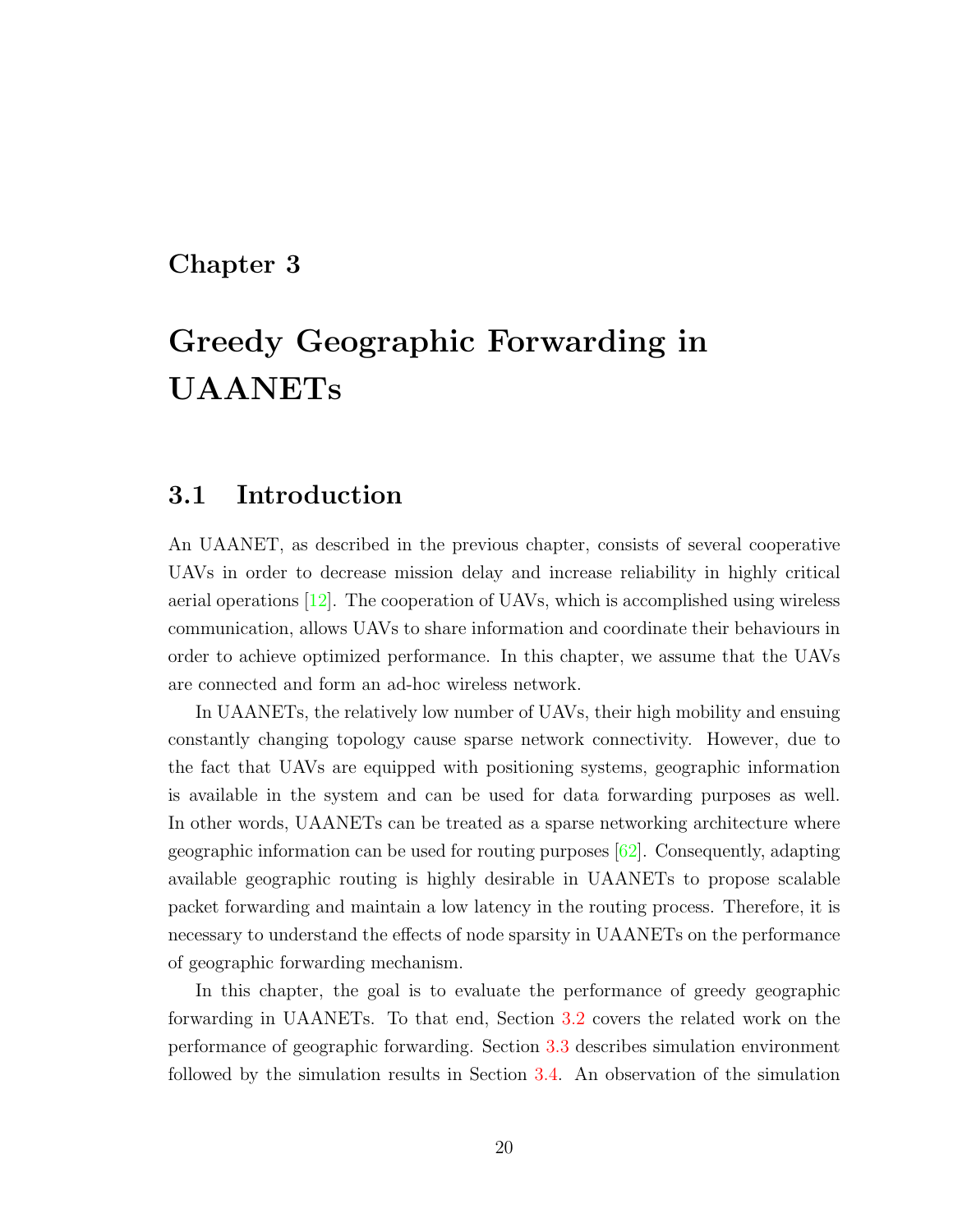# Chapter 3

# Greedy Geographic Forwarding in UAANETs

## 3.1 Introduction

An UAANET, as described in the previous chapter, consists of several cooperative UAVs in order to decrease mission delay and increase reliability in highly critical aerial operations [12]. The cooperation of UAVs, which is accomplished using wireless communication, allows UAVs to share information and coordinate their behaviours in order to achieve optimized performance. In this chapter, we assume that the UAVs are connected and form an ad-hoc wireless network.

In UAANETs, the relatively low number of UAVs, their high mobility and ensuing constantly changing topology cause sparse network connectivity. However, due to the fact that UAVs are equipped with positioning systems, geographic information is available in the system and can be used for data forwarding purposes as well. In other words, UAANETs can be treated as a sparse networking architecture where geographic information can be used for routing purposes [62]. Consequently, adapting available geographic routing is highly desirable in UAANETs to propose scalable packet forwarding and maintain a low latency in the routing process. Therefore, it is necessary to understand the effects of node sparsity in UAANETs on the performance of geographic forwarding mechanism.

In this chapter, the goal is to evaluate the performance of greedy geographic forwarding in UAANETs. To that end, Section 3.2 covers the related work on the performance of geographic forwarding. Section 3.3 describes simulation environment followed by the simulation results in Section 3.4. An observation of the simulation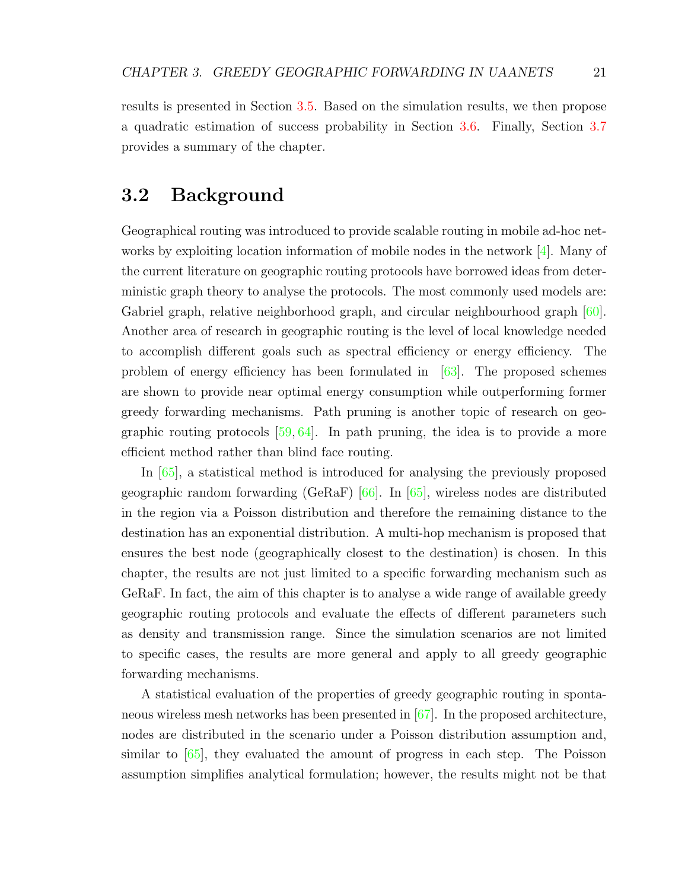results is presented in Section 3.5. Based on the simulation results, we then propose a quadratic estimation of success probability in Section 3.6. Finally, Section 3.7 provides a summary of the chapter.

## 3.2 Background

Geographical routing was introduced to provide scalable routing in mobile ad-hoc networks by exploiting location information of mobile nodes in the network [4]. Many of the current literature on geographic routing protocols have borrowed ideas from deterministic graph theory to analyse the protocols. The most commonly used models are: Gabriel graph, relative neighborhood graph, and circular neighbourhood graph [60]. Another area of research in geographic routing is the level of local knowledge needed to accomplish different goals such as spectral efficiency or energy efficiency. The problem of energy efficiency has been formulated in [63]. The proposed schemes are shown to provide near optimal energy consumption while outperforming former greedy forwarding mechanisms. Path pruning is another topic of research on geographic routing protocols [59, 64]. In path pruning, the idea is to provide a more efficient method rather than blind face routing.

In [65], a statistical method is introduced for analysing the previously proposed geographic random forwarding (GeRaF) [66]. In [65], wireless nodes are distributed in the region via a Poisson distribution and therefore the remaining distance to the destination has an exponential distribution. A multi-hop mechanism is proposed that ensures the best node (geographically closest to the destination) is chosen. In this chapter, the results are not just limited to a specific forwarding mechanism such as GeRaF. In fact, the aim of this chapter is to analyse a wide range of available greedy geographic routing protocols and evaluate the effects of different parameters such as density and transmission range. Since the simulation scenarios are not limited to specific cases, the results are more general and apply to all greedy geographic forwarding mechanisms.

A statistical evaluation of the properties of greedy geographic routing in spontaneous wireless mesh networks has been presented in [67]. In the proposed architecture, nodes are distributed in the scenario under a Poisson distribution assumption and, similar to [65], they evaluated the amount of progress in each step. The Poisson assumption simplifies analytical formulation; however, the results might not be that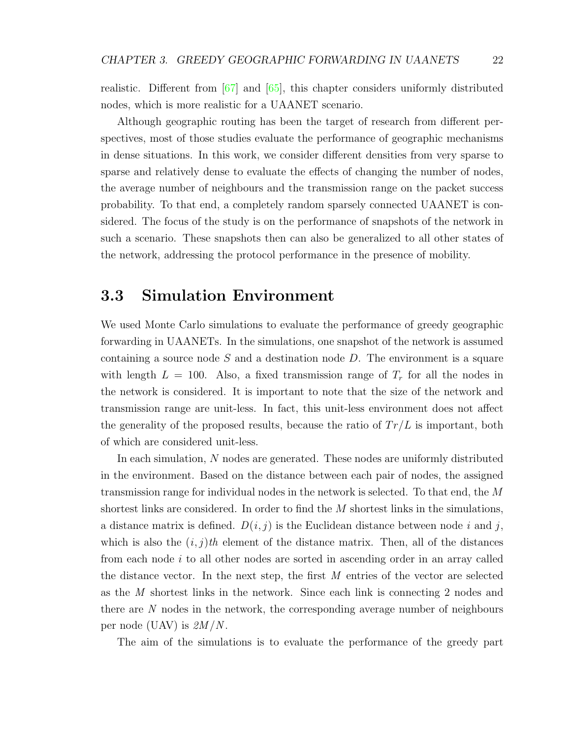realistic. Different from [67] and [65], this chapter considers uniformly distributed nodes, which is more realistic for a UAANET scenario.

Although geographic routing has been the target of research from different perspectives, most of those studies evaluate the performance of geographic mechanisms in dense situations. In this work, we consider different densities from very sparse to sparse and relatively dense to evaluate the effects of changing the number of nodes, the average number of neighbours and the transmission range on the packet success probability. To that end, a completely random sparsely connected UAANET is considered. The focus of the study is on the performance of snapshots of the network in such a scenario. These snapshots then can also be generalized to all other states of the network, addressing the protocol performance in the presence of mobility.

## 3.3 Simulation Environment

We used Monte Carlo simulations to evaluate the performance of greedy geographic forwarding in UAANETs. In the simulations, one snapshot of the network is assumed containing a source node $S$ and a destination node $D$. The environment is a square with length $L = 100$. Also, a fixed transmission range of $T_r$ for all the nodes in the network is considered. It is important to note that the size of the network and transmission range are unit-less. In fact, this unit-less environment does not affect the generality of the proposed results, because the ratio of $Tr/L$ is important, both of which are considered unit-less.

In each simulation, $N$ nodes are generated. These nodes are uniformly distributed in the environment. Based on the distance between each pair of nodes, the assigned transmission range for individual nodes in the network is selected. To that end, the $M$ shortest links are considered. In order to find the $M$ shortest links in the simulations, a distance matrix is defined. $D(i, j)$ is the Euclidean distance between node $i$ and $j$, which is also the $(i, j)th$ element of the distance matrix. Then, all of the distances from each node $i$ to all other nodes are sorted in ascending order in an array called the distance vector. In the next step, the first $M$ entries of the vector are selected as the $M$ shortest links in the network. Since each link is connecting 2 nodes and there are $N$ nodes in the network, the corresponding average number of neighbours per node (UAV) is $2M/N$.

The aim of the simulations is to evaluate the performance of the greedy part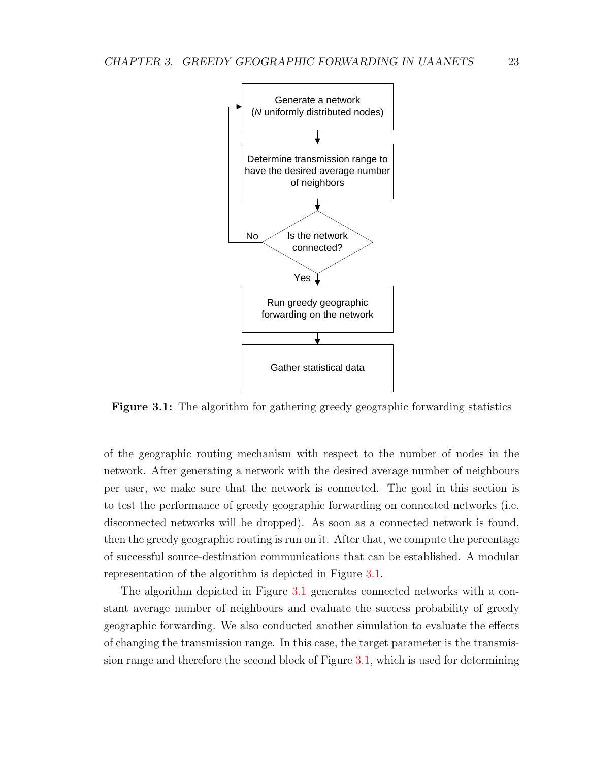Generate a network
($N$ uniformly distributed nodes)

Determine transmission range to have the desired average number of neighbors

Is the network connected?

No

Yes

Run greedy geographic forwarding on the network

Gather statistical data

**Figure 3.1:** The algorithm for gathering greedy geographic forwarding statistics

of the geographic routing mechanism with respect to the number of nodes in the network. After generating a network with the desired average number of neighbours per user, we make sure that the network is connected. The goal in this section is to test the performance of greedy geographic forwarding on connected networks (i.e. disconnected networks will be dropped). As soon as a connected network is found, then the greedy geographic routing is run on it. After that, we compute the percentage of successful source-destination communications that can be established. A modular representation of the algorithm is depicted in Figure 3.1.

The algorithm depicted in Figure 3.1 generates connected networks with a constant average number of neighbours and evaluate the success probability of greedy geographic forwarding. We also conducted another simulation to evaluate the effects of changing the transmission range. In this case, the target parameter is the transmission range and therefore the second block of Figure 3.1, which is used for determining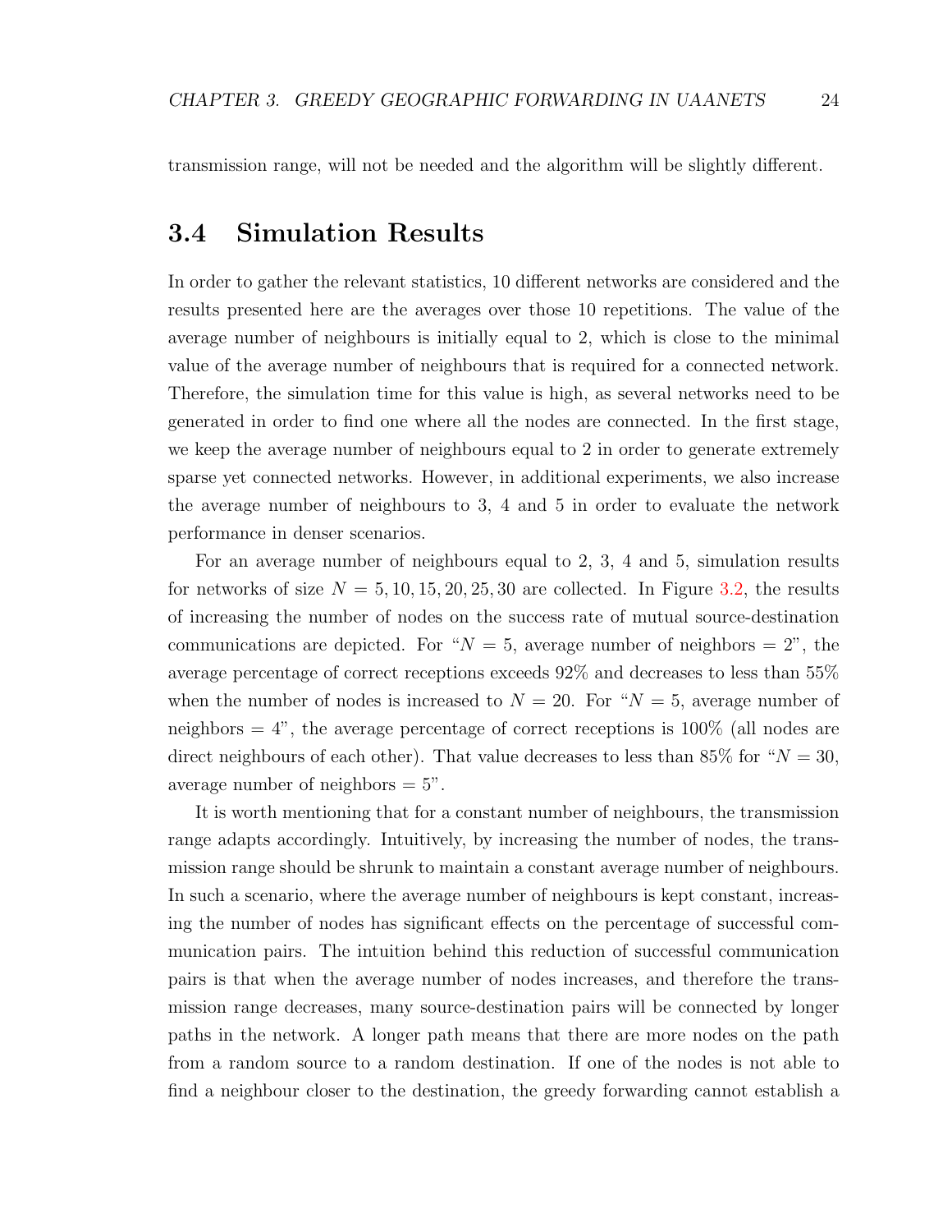transmission range, will not be needed and the algorithm will be slightly different.

## 3.4 Simulation Results

In order to gather the relevant statistics, 10 different networks are considered and the results presented here are the averages over those 10 repetitions. The value of the average number of neighbours is initially equal to 2, which is close to the minimal value of the average number of neighbours that is required for a connected network. Therefore, the simulation time for this value is high, as several networks need to be generated in order to find one where all the nodes are connected. In the first stage, we keep the average number of neighbours equal to 2 in order to generate extremely sparse yet connected networks. However, in additional experiments, we also increase the average number of neighbours to 3, 4 and 5 in order to evaluate the network performance in denser scenarios.

For an average number of neighbours equal to 2, 3, 4 and 5, simulation results for networks of size $N = 5, 10, 15, 20, 25, 30$ are collected. In Figure 3.2, the results of increasing the number of nodes on the success rate of mutual source-destination communications are depicted. For "$N = 5$, average number of neighbors = 2", the average percentage of correct receptions exceeds 92% and decreases to less than 55% when the number of nodes is increased to $N = 20$. For "$N = 5$, average number of neighbors = 4", the average percentage of correct receptions is 100% (all nodes are direct neighbours of each other). That value decreases to less than 85% for "$N = 30$, average number of neighbors = 5".

It is worth mentioning that for a constant number of neighbours, the transmission range adapts accordingly. Intuitively, by increasing the number of nodes, the transmission range should be shrunk to maintain a constant average number of neighbours. In such a scenario, where the average number of neighbours is kept constant, increasing the number of nodes has significant effects on the percentage of successful communication pairs. The intuition behind this reduction of successful communication pairs is that when the average number of nodes increases, and therefore the transmission range decreases, many source-destination pairs will be connected by longer paths in the network. A longer path means that there are more nodes on the path from a random source to a random destination. If one of the nodes is not able to find a neighbour closer to the destination, the greedy forwarding cannot establish a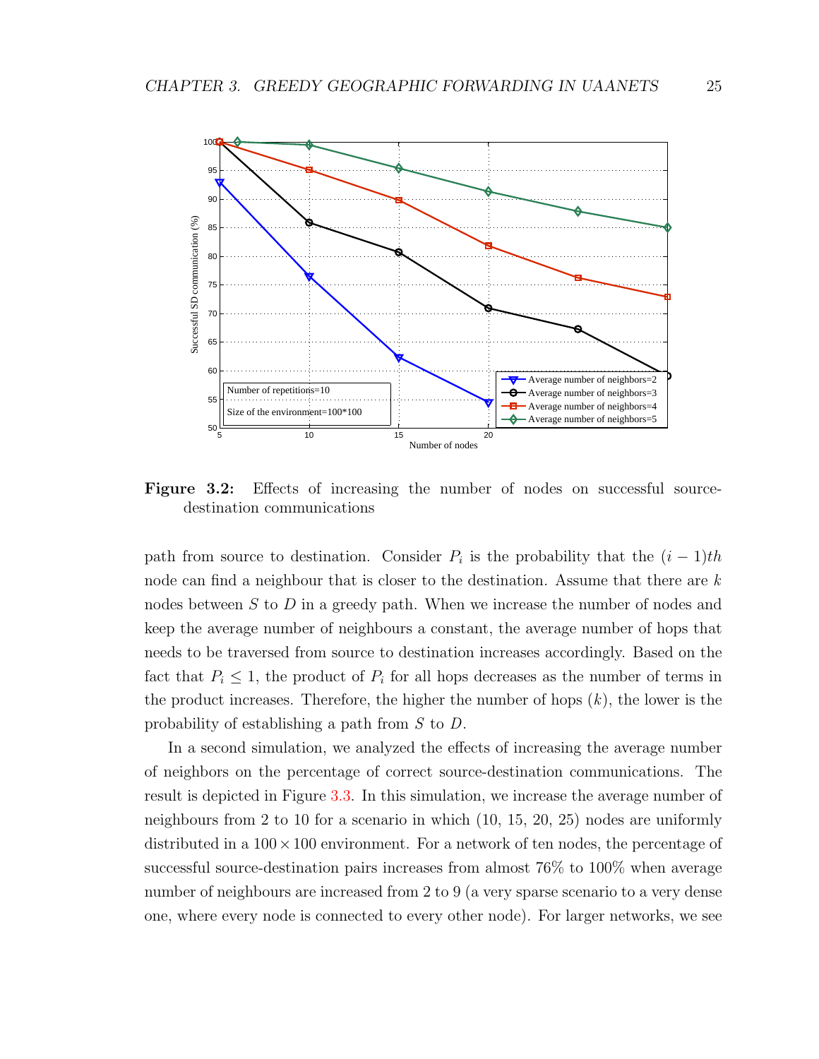**Figure 3.2:** Effects of increasing the number of nodes on successful source-destination communications

path from source to destination. Consider $P_i$ is the probability that the $(i-1)th$ node can find a neighbour that is closer to the destination. Assume that there are $k$ nodes between $S$ to $D$ in a greedy path. When we increase the number of nodes and keep the average number of neighbours a constant, the average number of hops that needs to be traversed from source to destination increases accordingly. Based on the fact that $P_i \leq 1$, the product of $P_i$ for all hops decreases as the number of terms in the product increases. Therefore, the higher the number of hops ($k$), the lower is the probability of establishing a path from $S$ to $D$.

In a second simulation, we analyzed the effects of increasing the average number of neighbors on the percentage of correct source-destination communications. The result is depicted in Figure 3.3. In this simulation, we increase the average number of neighbours from 2 to 10 for a scenario in which (10, 15, 20, 25) nodes are uniformly distributed in a $100 \times 100$ environment. For a network of ten nodes, the percentage of successful source-destination pairs increases from almost 76% to 100% when average number of neighbours are increased from 2 to 9 (a very sparse scenario to a very dense one, where every node is connected to every other node). For larger networks, we see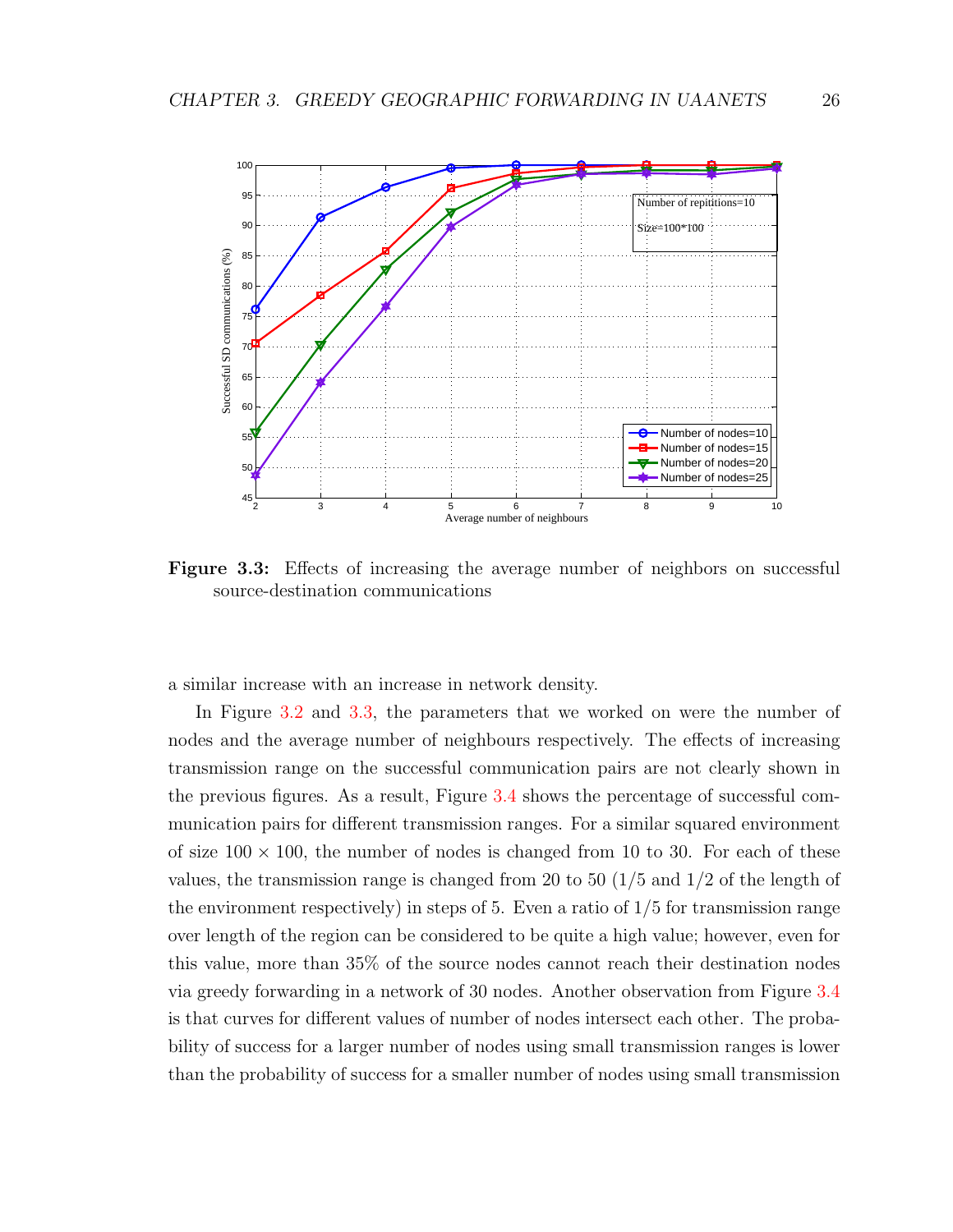**Figure 3.3:** Effects of increasing the average number of neighbors on successful source-destination communications

a similar increase with an increase in network density.

In Figure 3.2 and 3.3, the parameters that we worked on were the number of nodes and the average number of neighbours respectively. The effects of increasing transmission range on the successful communication pairs are not clearly shown in the previous figures. As a result, Figure 3.4 shows the percentage of successful communication pairs for different transmission ranges. For a similar squared environment of size $100 \times 100$, the number of nodes is changed from 10 to 30. For each of these values, the transmission range is changed from 20 to 50 ($1/5$ and $1/2$ of the length of the environment respectively) in steps of 5. Even a ratio of $1/5$ for transmission range over length of the region can be considered to be quite a high value; however, even for this value, more than 35% of the source nodes cannot reach their destination nodes via greedy forwarding in a network of 30 nodes. Another observation from Figure 3.4 is that curves for different values of number of nodes intersect each other. The probability of success for a larger number of nodes using small transmission ranges is lower than the probability of success for a smaller number of nodes using small transmission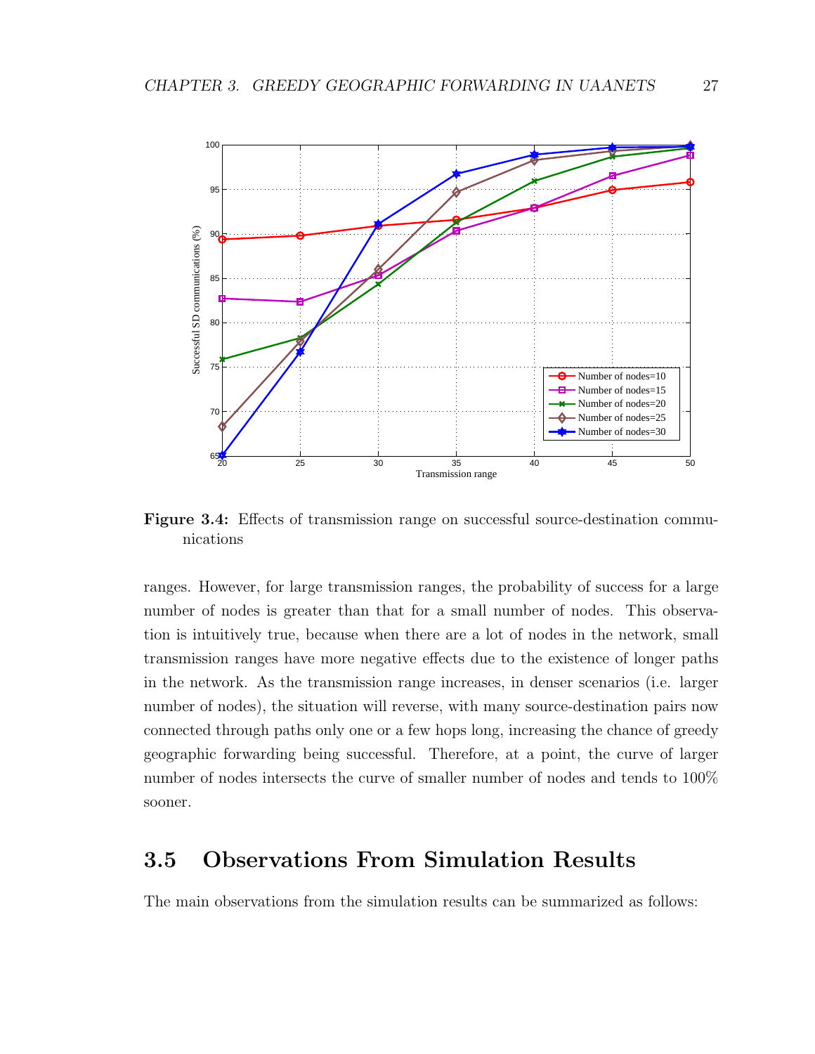**Figure 3.4:** Effects of transmission range on successful source-destination communications

ranges. However, for large transmission ranges, the probability of success for a large number of nodes is greater than that for a small number of nodes. This observation is intuitively true, because when there are a lot of nodes in the network, small transmission ranges have more negative effects due to the existence of longer paths in the network. As the transmission range increases, in denser scenarios (i.e. larger number of nodes), the situation will reverse, with many source-destination pairs now connected through paths only one or a few hops long, increasing the chance of greedy geographic forwarding being successful. Therefore, at a point, the curve of larger number of nodes intersects the curve of smaller number of nodes and tends to 100% sooner.

## 3.5 Observations From Simulation Results

The main observations from the simulation results can be summarized as follows: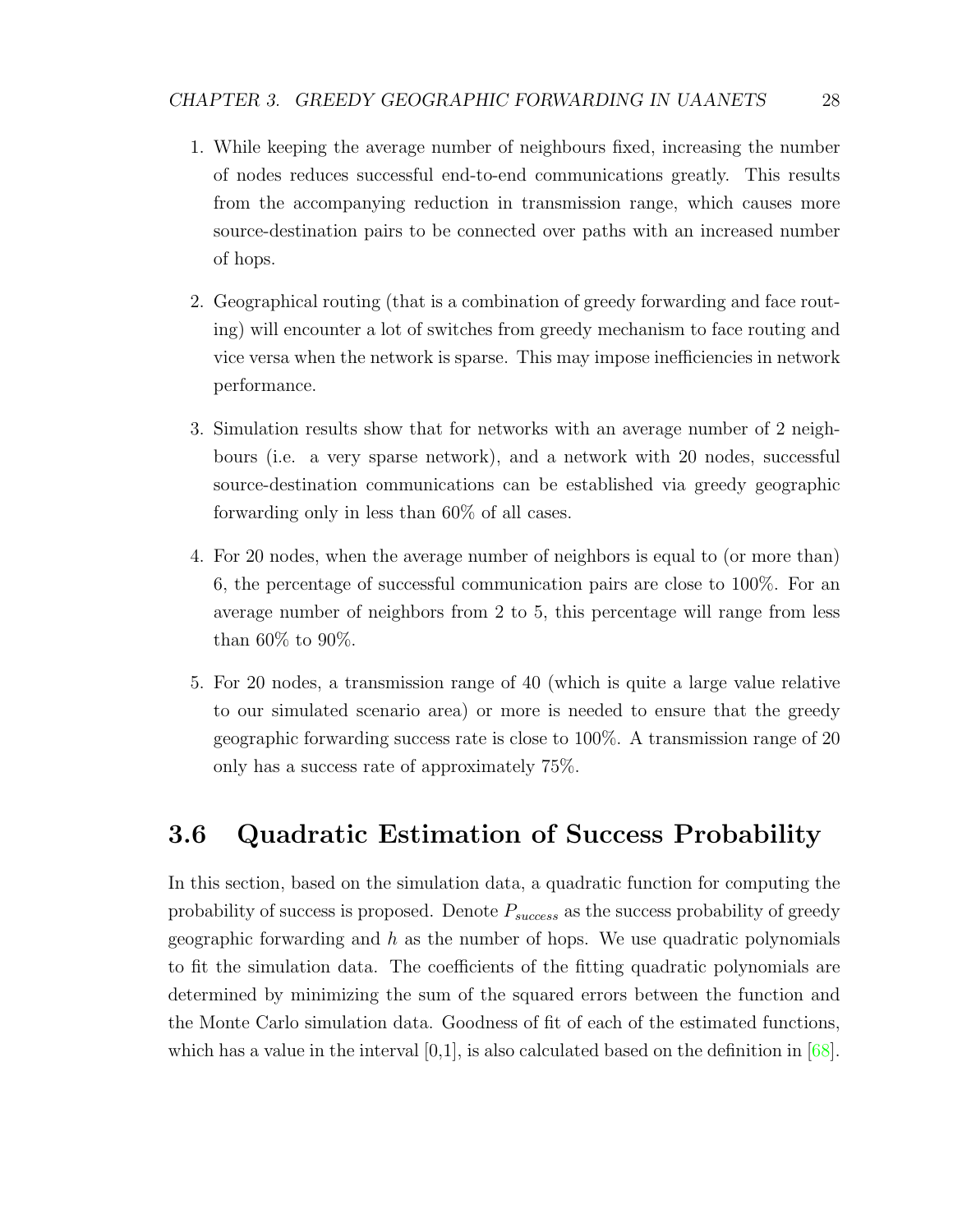1. While keeping the average number of neighbours fixed, increasing the number of nodes reduces successful end-to-end communications greatly. This results from the accompanying reduction in transmission range, which causes more source-destination pairs to be connected over paths with an increased number of hops.

2. Geographical routing (that is a combination of greedy forwarding and face routing) will encounter a lot of switches from greedy mechanism to face routing and vice versa when the network is sparse. This may impose inefficiencies in network performance.

3. Simulation results show that for networks with an average number of 2 neighbours (i.e. a very sparse network), and a network with 20 nodes, successful source-destination communications can be established via greedy geographic forwarding only in less than 60% of all cases.

4. For 20 nodes, when the average number of neighbors is equal to (or more than) 6, the percentage of successful communication pairs are close to 100%. For an average number of neighbors from 2 to 5, this percentage will range from less than 60% to 90%.

5. For 20 nodes, a transmission range of 40 (which is quite a large value relative to our simulated scenario area) or more is needed to ensure that the greedy geographic forwarding success rate is close to 100%. A transmission range of 20 only has a success rate of approximately 75%.

## 3.6 Quadratic Estimation of Success Probability

In this section, based on the simulation data, a quadratic function for computing the probability of success is proposed. Denote $P_{success}$ as the success probability of greedy geographic forwarding and $h$ as the number of hops. We use quadratic polynomials to fit the simulation data. The coefficients of the fitting quadratic polynomials are determined by minimizing the sum of the squared errors between the function and the Monte Carlo simulation data. Goodness of fit of each of the estimated functions, which has a value in the interval [0,1], is also calculated based on the definition in [68].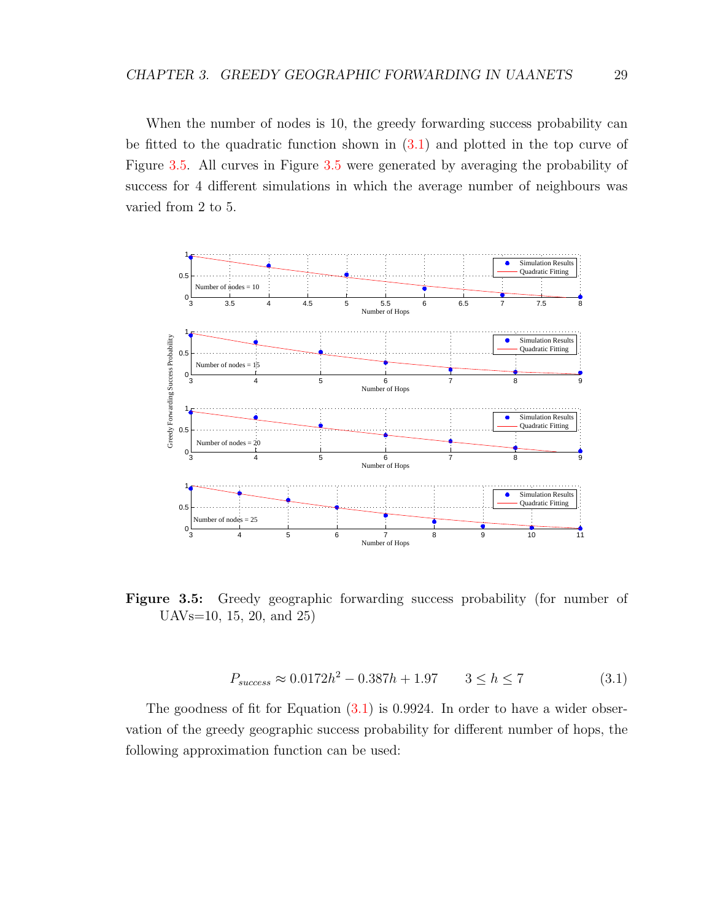When the number of nodes is 10, the greedy forwarding success probability can be fitted to the quadratic function shown in (3.1) and plotted in the top curve of Figure 3.5. All curves in Figure 3.5 were generated by averaging the probability of success for 4 different simulations in which the average number of neighbours was varied from 2 to 5.

**Figure 3.5:** Greedy geographic forwarding success probability (for number of UAVs=10, 15, 20, and 25)

$$P_{success} \approx 0.0172h^2 - 0.387h + 1.97 \qquad 3 \leq h \leq 7 \tag{3.1}$$

The goodness of fit for Equation (3.1) is 0.9924. In order to have a wider observation of the greedy geographic success probability for different number of hops, the following approximation function can be used: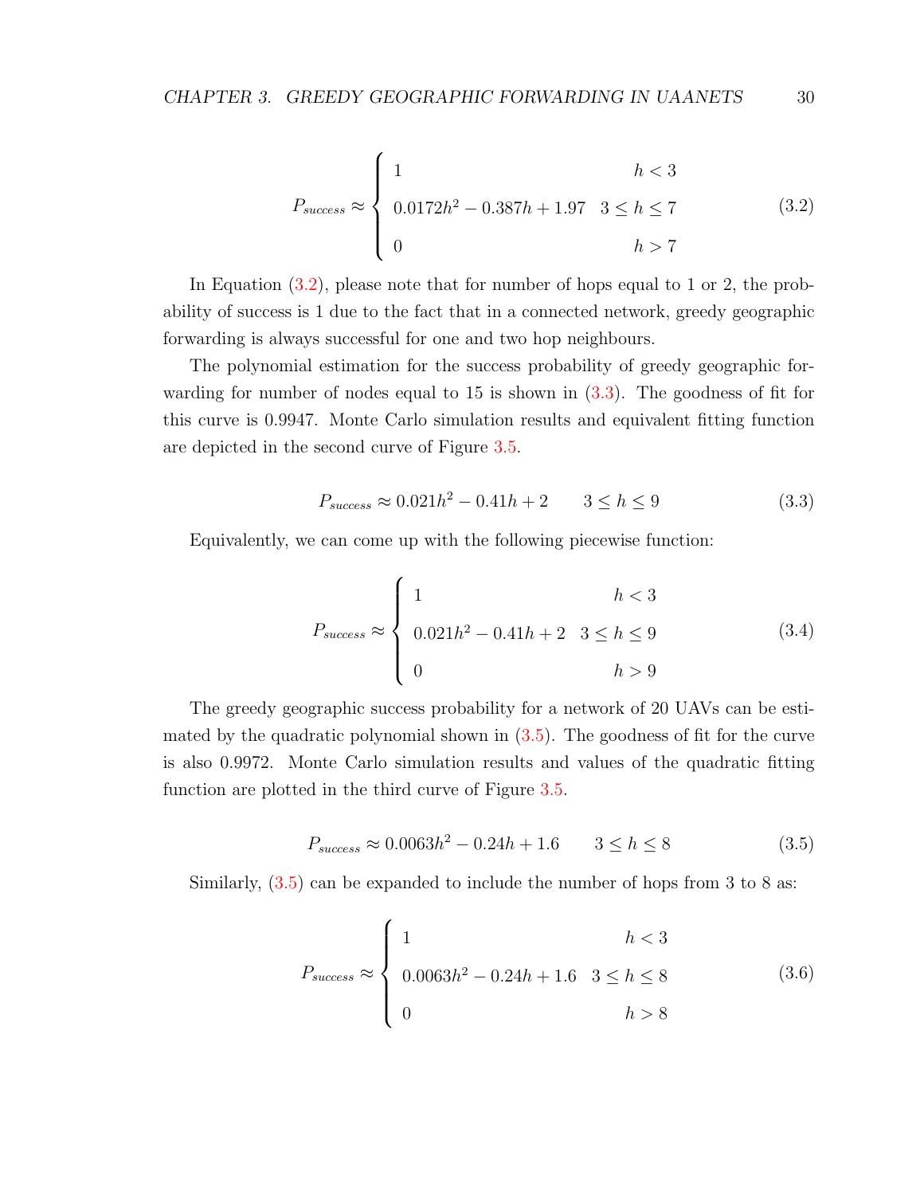$$P_{success} \approx \begin{cases} 1 & h < 3 \\ 0.0172h^2 - 0.387h + 1.97 & 3 \le h \le 7 \\ 0 & h > 7 \end{cases} \tag{3.2}$$

In Equation (3.2), please note that for number of hops equal to 1 or 2, the probability of success is 1 due to the fact that in a connected network, greedy geographic forwarding is always successful for one and two hop neighbours.

The polynomial estimation for the success probability of greedy geographic forwarding for number of nodes equal to 15 is shown in (3.3). The goodness of fit for this curve is 0.9947. Monte Carlo simulation results and equivalent fitting function are depicted in the second curve of Figure 3.5.

$$P_{success} \approx 0.021h^2 - 0.41h + 2 \qquad 3 \le h \le 9 \tag{3.3}$$

Equivalently, we can come up with the following piecewise function:

$$P_{success} \approx \begin{cases} 1 & h < 3 \\ 0.021h^2 - 0.41h + 2 & 3 \le h \le 9 \\ 0 & h > 9 \end{cases} \tag{3.4}$$

The greedy geographic success probability for a network of 20 UAVs can be estimated by the quadratic polynomial shown in (3.5). The goodness of fit for the curve is also 0.9972. Monte Carlo simulation results and values of the quadratic fitting function are plotted in the third curve of Figure 3.5.

$$P_{success} \approx 0.0063h^2 - 0.24h + 1.6 \qquad 3 \le h \le 8 \tag{3.5}$$

Similarly, (3.5) can be expanded to include the number of hops from 3 to 8 as:

$$P_{success} \approx \begin{cases} 1 & h < 3 \\ 0.0063h^2 - 0.24h + 1.6 & 3 \le h \le 8 \\ 0 & h > 8 \end{cases} \tag{3.6}$$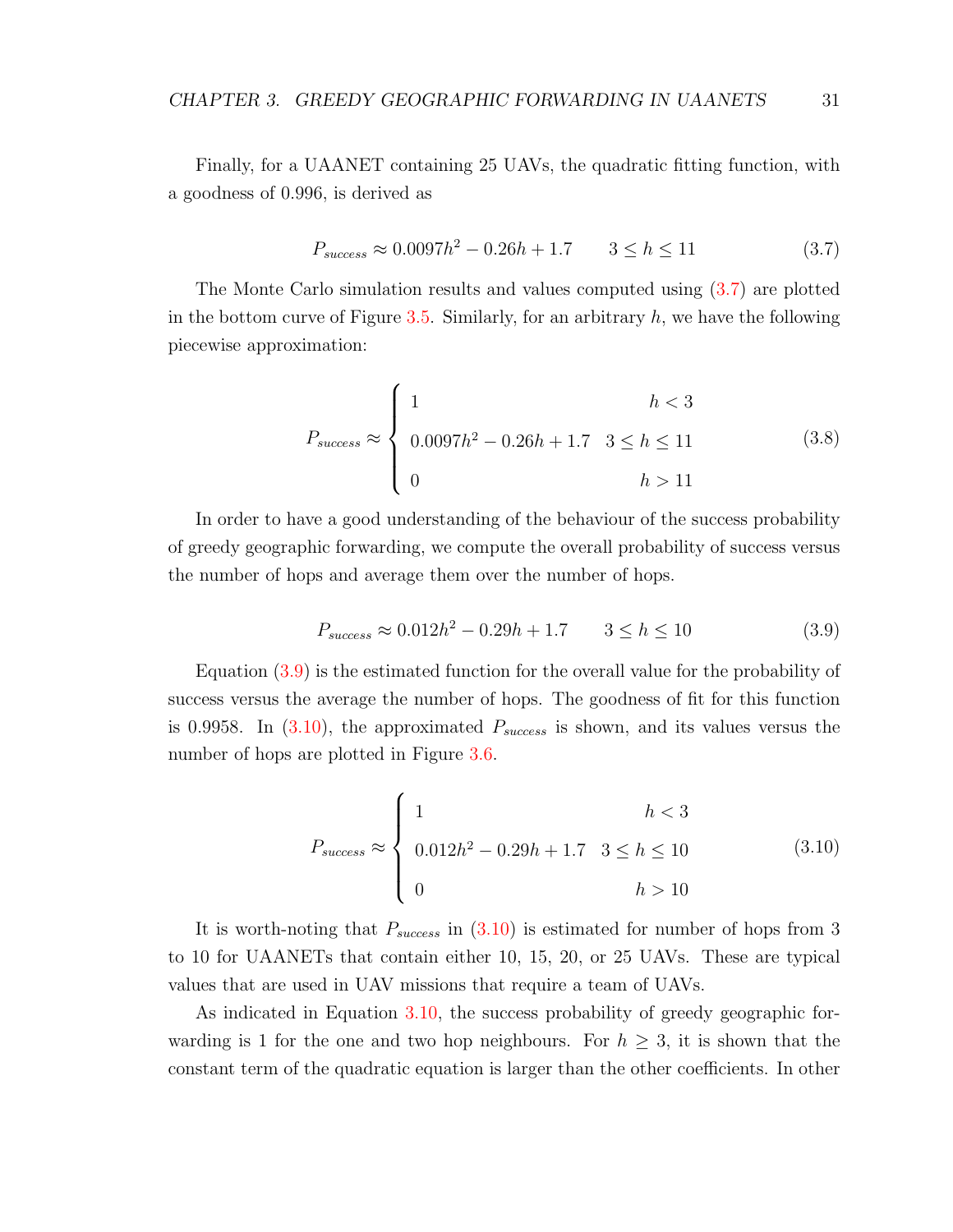Finally, for a UAANET containing 25 UAVs, the quadratic fitting function, with a goodness of 0.996, is derived as

$$P_{success} \approx 0.0097h^2 - 0.26h + 1.7 \qquad 3 \leq h \leq 11 \tag{3.7}$$

The Monte Carlo simulation results and values computed using (3.7) are plotted in the bottom curve of Figure 3.5. Similarly, for an arbitrary $h$, we have the following piecewise approximation:

$$P_{success} \approx \begin{cases} 1 & h < 3 \\ 0.0097h^2 - 0.26h + 1.7 & 3 \leq h \leq 11 \\ 0 & h > 11 \end{cases} \tag{3.8}$$

In order to have a good understanding of the behaviour of the success probability of greedy geographic forwarding, we compute the overall probability of success versus the number of hops and average them over the number of hops.

$$P_{success} \approx 0.012h^2 - 0.29h + 1.7 \qquad 3 \leq h \leq 10 \tag{3.9}$$

Equation (3.9) is the estimated function for the overall value for the probability of success versus the average the number of hops. The goodness of fit for this function is 0.9958. In (3.10), the approximated $P_{success}$ is shown, and its values versus the number of hops are plotted in Figure 3.6.

$$P_{success} \approx \begin{cases} 1 & h < 3 \\ 0.012h^2 - 0.29h + 1.7 & 3 \leq h \leq 10 \\ 0 & h > 10 \end{cases} \tag{3.10}$$

It is worth-noting that $P_{success}$ in (3.10) is estimated for number of hops from 3 to 10 for UAANETs that contain either 10, 15, 20, or 25 UAVs. These are typical values that are used in UAV missions that require a team of UAVs.

As indicated in Equation 3.10, the success probability of greedy geographic forwarding is 1 for the one and two hop neighbours. For $h \geq 3$, it is shown that the constant term of the quadratic equation is larger than the other coefficients. In other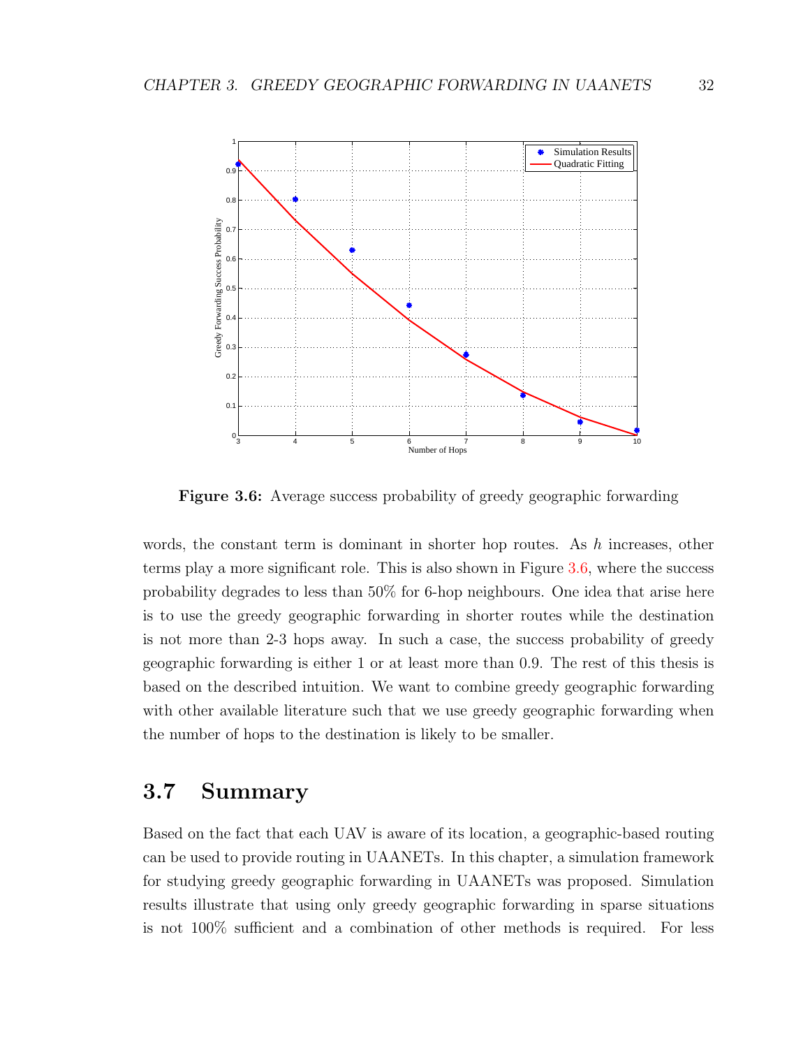**Figure 3.6:** Average success probability of greedy geographic forwarding

words, the constant term is dominant in shorter hop routes. As $h$ increases, other terms play a more significant role. This is also shown in Figure 3.6, where the success probability degrades to less than 50% for 6-hop neighbours. One idea that arise here is to use the greedy geographic forwarding in shorter routes while the destination is not more than 2-3 hops away. In such a case, the success probability of greedy geographic forwarding is either 1 or at least more than 0.9. The rest of this thesis is based on the described intuition. We want to combine greedy geographic forwarding with other available literature such that we use greedy geographic forwarding when the number of hops to the destination is likely to be smaller.

## 3.7 Summary

Based on the fact that each UAV is aware of its location, a geographic-based routing can be used to provide routing in UAANETs. In this chapter, a simulation framework for studying greedy geographic forwarding in UAANETs was proposed. Simulation results illustrate that using only greedy geographic forwarding in sparse situations is not 100% sufficient and a combination of other methods is required. For less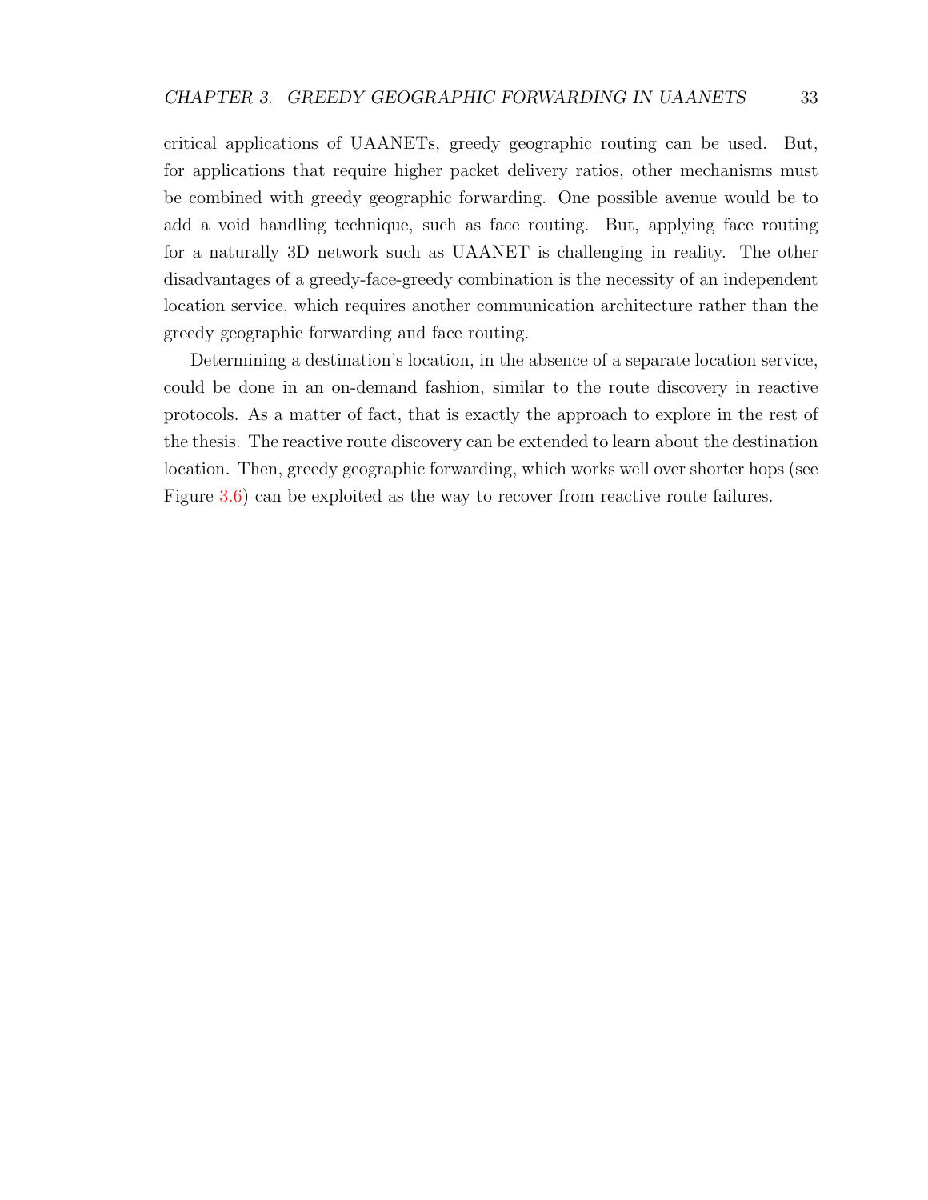critical applications of UAANETs, greedy geographic routing can be used. But, for applications that require higher packet delivery ratios, other mechanisms must be combined with greedy geographic forwarding. One possible avenue would be to add a void handling technique, such as face routing. But, applying face routing for a naturally 3D network such as UAANET is challenging in reality. The other disadvantages of a greedy-face-greedy combination is the necessity of an independent location service, which requires another communication architecture rather than the greedy geographic forwarding and face routing.

Determining a destination's location, in the absence of a separate location service, could be done in an on-demand fashion, similar to the route discovery in reactive protocols. As a matter of fact, that is exactly the approach to explore in the rest of the thesis. The reactive route discovery can be extended to learn about the destination location. Then, greedy geographic forwarding, which works well over shorter hops (see Figure 3.6) can be exploited as the way to recover from reactive route failures.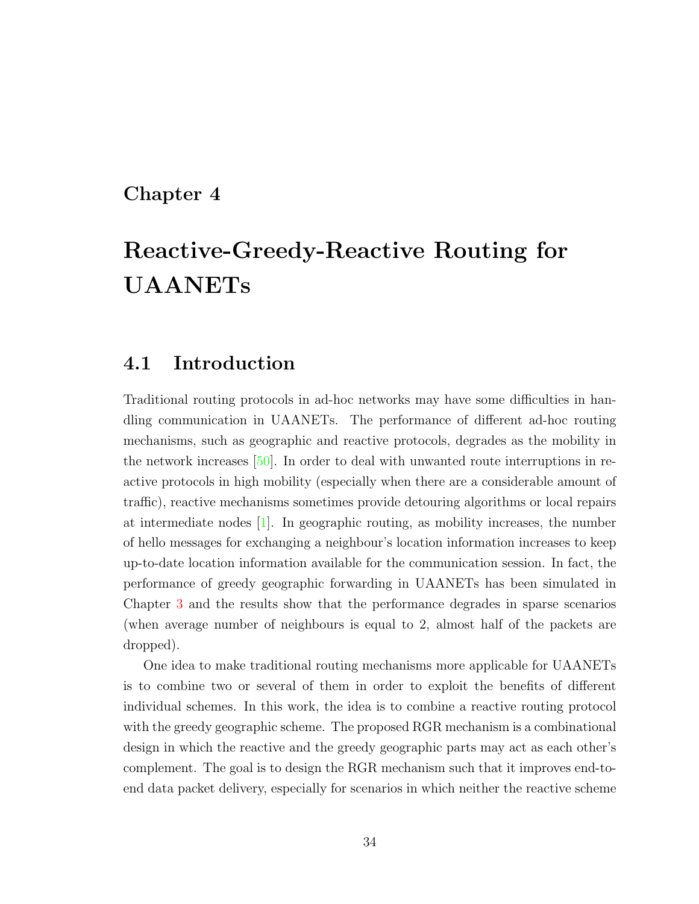# Chapter 4

# Reactive-Greedy-Reactive Routing for UAANETs

## 4.1 Introduction

Traditional routing protocols in ad-hoc networks may have some difficulties in handling communication in UAANETs. The performance of different ad-hoc routing mechanisms, such as geographic and reactive protocols, degrades as the mobility in the network increases [50]. In order to deal with unwanted route interruptions in reactive protocols in high mobility (especially when there are a considerable amount of traffic), reactive mechanisms sometimes provide detouring algorithms or local repairs at intermediate nodes [1]. In geographic routing, as mobility increases, the number of hello messages for exchanging a neighbour's location information increases to keep up-to-date location information available for the communication session. In fact, the performance of greedy geographic forwarding in UAANETs has been simulated in Chapter 3 and the results show that the performance degrades in sparse scenarios (when average number of neighbours is equal to 2, almost half of the packets are dropped).

One idea to make traditional routing mechanisms more applicable for UAANETs is to combine two or several of them in order to exploit the benefits of different individual schemes. In this work, the idea is to combine a reactive routing protocol with the greedy geographic scheme. The proposed RGR mechanism is a combinational design in which the reactive and the greedy geographic parts may act as each other's complement. The goal is to design the RGR mechanism such that it improves end-to-end data packet delivery, especially for scenarios in which neither the reactive scheme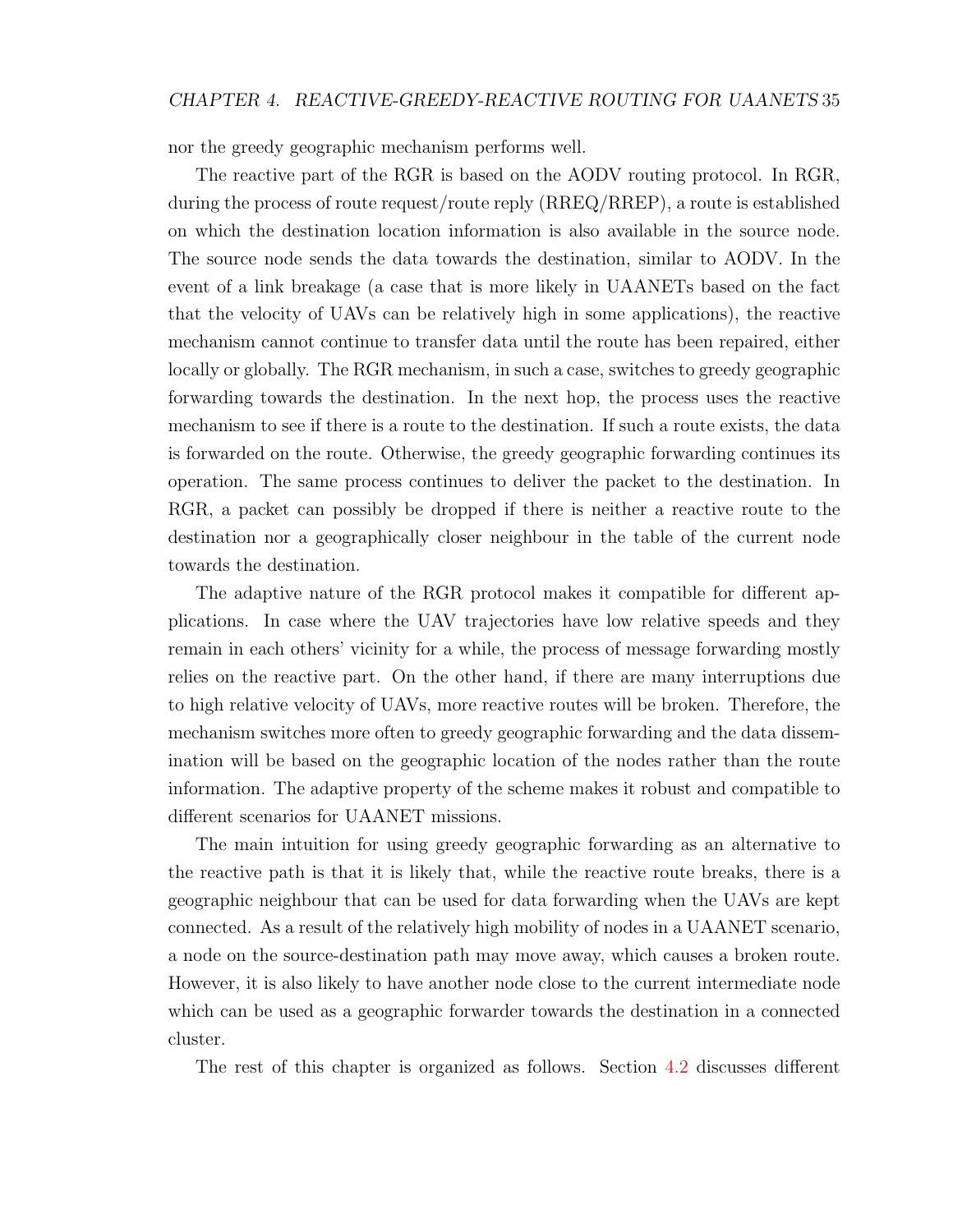nor the greedy geographic mechanism performs well.

The reactive part of the RGR is based on the AODV routing protocol. In RGR, during the process of route request/route reply (RREQ/RREP), a route is established on which the destination location information is also available in the source node. The source node sends the data towards the destination, similar to AODV. In the event of a link breakage (a case that is more likely in UAANETs based on the fact that the velocity of UAVs can be relatively high in some applications), the reactive mechanism cannot continue to transfer data until the route has been repaired, either locally or globally. The RGR mechanism, in such a case, switches to greedy geographic forwarding towards the destination. In the next hop, the process uses the reactive mechanism to see if there is a route to the destination. If such a route exists, the data is forwarded on the route. Otherwise, the greedy geographic forwarding continues its operation. The same process continues to deliver the packet to the destination. In RGR, a packet can possibly be dropped if there is neither a reactive route to the destination nor a geographically closer neighbour in the table of the current node towards the destination.

The adaptive nature of the RGR protocol makes it compatible for different applications. In case where the UAV trajectories have low relative speeds and they remain in each others' vicinity for a while, the process of message forwarding mostly relies on the reactive part. On the other hand, if there are many interruptions due to high relative velocity of UAVs, more reactive routes will be broken. Therefore, the mechanism switches more often to greedy geographic forwarding and the data dissemination will be based on the geographic location of the nodes rather than the route information. The adaptive property of the scheme makes it robust and compatible to different scenarios for UAANET missions.

The main intuition for using greedy geographic forwarding as an alternative to the reactive path is that it is likely that, while the reactive route breaks, there is a geographic neighbour that can be used for data forwarding when the UAVs are kept connected. As a result of the relatively high mobility of nodes in a UAANET scenario, a node on the source-destination path may move away, which causes a broken route. However, it is also likely to have another node close to the current intermediate node which can be used as a geographic forwarder towards the destination in a connected cluster.

The rest of this chapter is organized as follows. Section 4.2 discusses different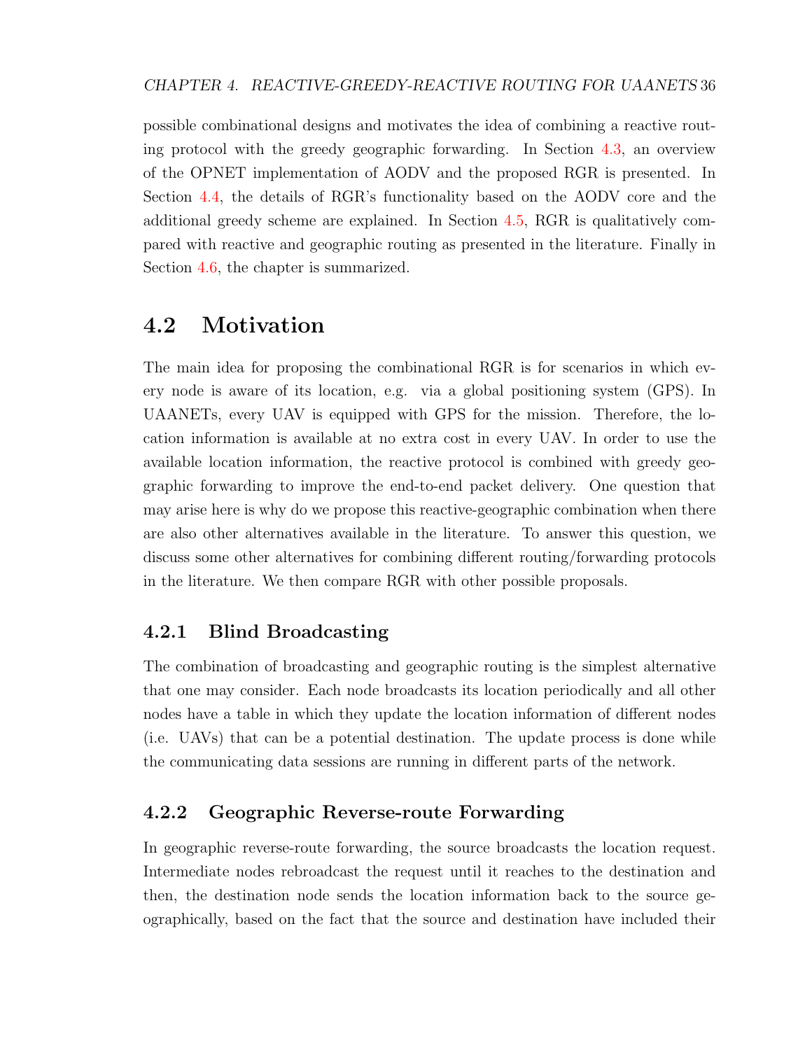possible combinational designs and motivates the idea of combining a reactive routing protocol with the greedy geographic forwarding. In Section 4.3, an overview of the OPNET implementation of AODV and the proposed RGR is presented. In Section 4.4, the details of RGR's functionality based on the AODV core and the additional greedy scheme are explained. In Section 4.5, RGR is qualitatively compared with reactive and geographic routing as presented in the literature. Finally in Section 4.6, the chapter is summarized.

## 4.2 Motivation

The main idea for proposing the combinational RGR is for scenarios in which every node is aware of its location, e.g. via a global positioning system (GPS). In UAANETs, every UAV is equipped with GPS for the mission. Therefore, the location information is available at no extra cost in every UAV. In order to use the available location information, the reactive protocol is combined with greedy geographic forwarding to improve the end-to-end packet delivery. One question that may arise here is why do we propose this reactive-geographic combination when there are also other alternatives available in the literature. To answer this question, we discuss some other alternatives for combining different routing/forwarding protocols in the literature. We then compare RGR with other possible proposals.

### 4.2.1 Blind Broadcasting

The combination of broadcasting and geographic routing is the simplest alternative that one may consider. Each node broadcasts its location periodically and all other nodes have a table in which they update the location information of different nodes (i.e. UAVs) that can be a potential destination. The update process is done while the communicating data sessions are running in different parts of the network.

### 4.2.2 Geographic Reverse-route Forwarding

In geographic reverse-route forwarding, the source broadcasts the location request. Intermediate nodes rebroadcast the request until it reaches to the destination and then, the destination node sends the location information back to the source geographically, based on the fact that the source and destination have included their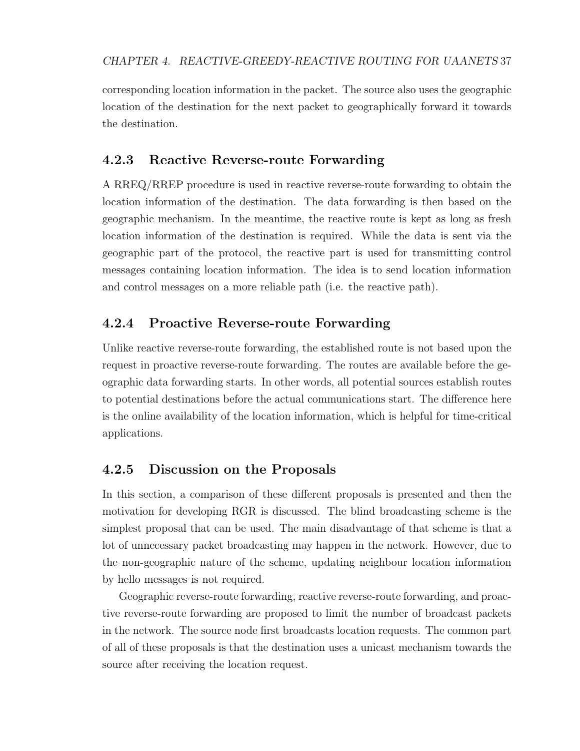corresponding location information in the packet. The source also uses the geographic location of the destination for the next packet to geographically forward it towards the destination.

### 4.2.3 Reactive Reverse-route Forwarding

A RREQ/RREP procedure is used in reactive reverse-route forwarding to obtain the location information of the destination. The data forwarding is then based on the geographic mechanism. In the meantime, the reactive route is kept as long as fresh location information of the destination is required. While the data is sent via the geographic part of the protocol, the reactive part is used for transmitting control messages containing location information. The idea is to send location information and control messages on a more reliable path (i.e. the reactive path).

### 4.2.4 Proactive Reverse-route Forwarding

Unlike reactive reverse-route forwarding, the established route is not based upon the request in proactive reverse-route forwarding. The routes are available before the geographic data forwarding starts. In other words, all potential sources establish routes to potential destinations before the actual communications start. The difference here is the online availability of the location information, which is helpful for time-critical applications.

### 4.2.5 Discussion on the Proposals

In this section, a comparison of these different proposals is presented and then the motivation for developing RGR is discussed. The blind broadcasting scheme is the simplest proposal that can be used. The main disadvantage of that scheme is that a lot of unnecessary packet broadcasting may happen in the network. However, due to the non-geographic nature of the scheme, updating neighbour location information by hello messages is not required.

Geographic reverse-route forwarding, reactive reverse-route forwarding, and proactive reverse-route forwarding are proposed to limit the number of broadcast packets in the network. The source node first broadcasts location requests. The common part of all of these proposals is that the destination uses a unicast mechanism towards the source after receiving the location request.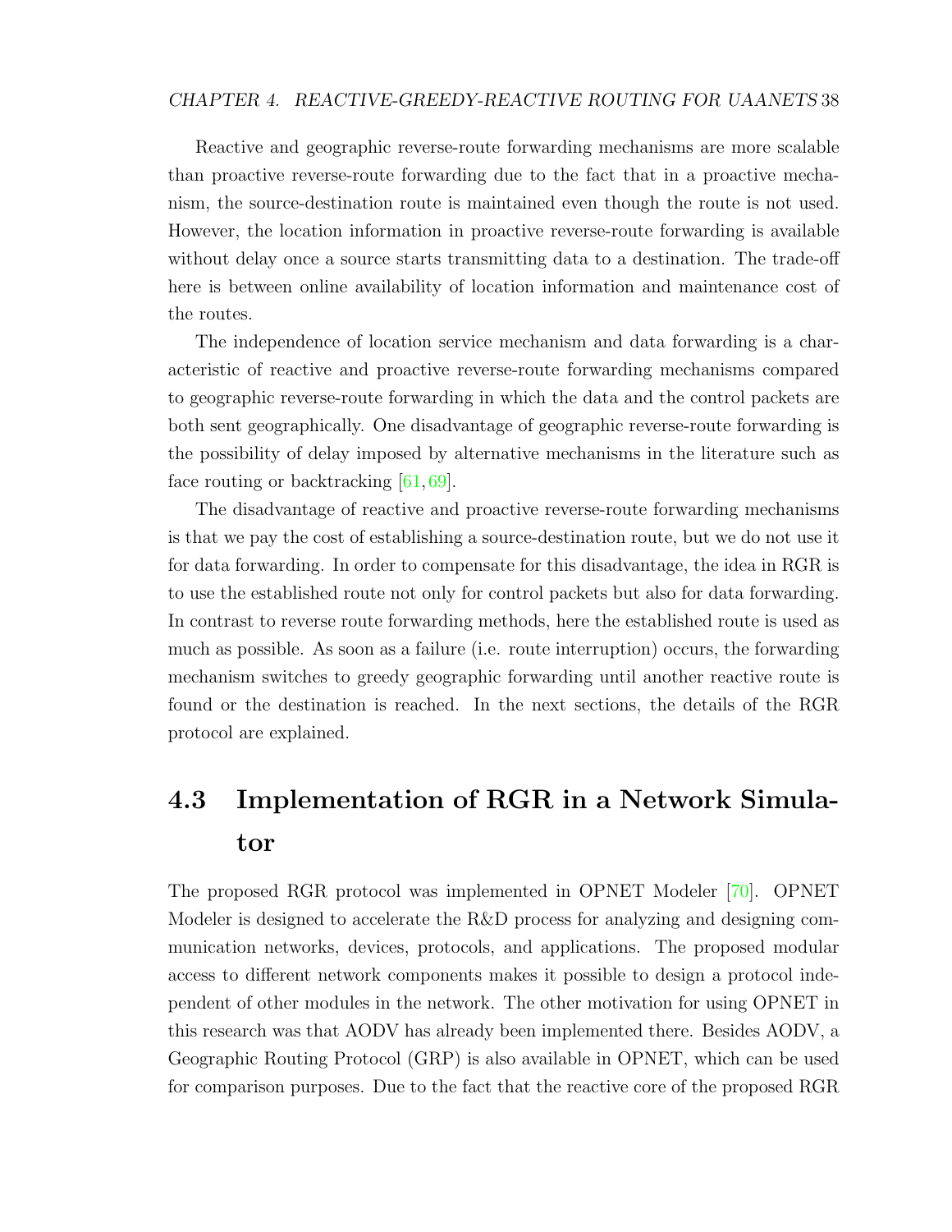Reactive and geographic reverse-route forwarding mechanisms are more scalable than proactive reverse-route forwarding due to the fact that in a proactive mechanism, the source-destination route is maintained even though the route is not used. However, the location information in proactive reverse-route forwarding is available without delay once a source starts transmitting data to a destination. The trade-off here is between online availability of location information and maintenance cost of the routes.

The independence of location service mechanism and data forwarding is a characteristic of reactive and proactive reverse-route forwarding mechanisms compared to geographic reverse-route forwarding in which the data and the control packets are both sent geographically. One disadvantage of geographic reverse-route forwarding is the possibility of delay imposed by alternative mechanisms in the literature such as face routing or backtracking [61, 69].

The disadvantage of reactive and proactive reverse-route forwarding mechanisms is that we pay the cost of establishing a source-destination route, but we do not use it for data forwarding. In order to compensate for this disadvantage, the idea in RGR is to use the established route not only for control packets but also for data forwarding. In contrast to reverse route forwarding methods, here the established route is used as much as possible. As soon as a failure (i.e. route interruption) occurs, the forwarding mechanism switches to greedy geographic forwarding until another reactive route is found or the destination is reached. In the next sections, the details of the RGR protocol are explained.

## 4.3 Implementation of RGR in a Network Simulator

The proposed RGR protocol was implemented in OPNET Modeler [70]. OPNET Modeler is designed to accelerate the R&D process for analyzing and designing communication networks, devices, protocols, and applications. The proposed modular access to different network components makes it possible to design a protocol independent of other modules in the network. The other motivation for using OPNET in this research was that AODV has already been implemented there. Besides AODV, a Geographic Routing Protocol (GRP) is also available in OPNET, which can be used for comparison purposes. Due to the fact that the reactive core of the proposed RGR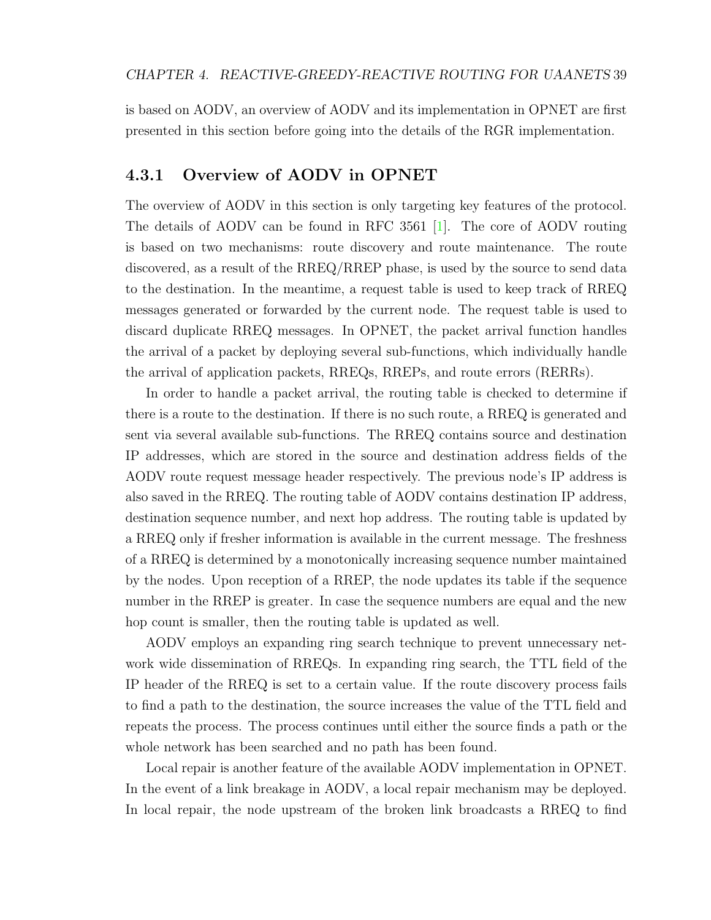is based on AODV, an overview of AODV and its implementation in OPNET are first presented in this section before going into the details of the RGR implementation.

### 4.3.1 Overview of AODV in OPNET

The overview of AODV in this section is only targeting key features of the protocol. The details of AODV can be found in RFC 3561 [1]. The core of AODV routing is based on two mechanisms: route discovery and route maintenance. The route discovered, as a result of the RREQ/RREP phase, is used by the source to send data to the destination. In the meantime, a request table is used to keep track of RREQ messages generated or forwarded by the current node. The request table is used to discard duplicate RREQ messages. In OPNET, the packet arrival function handles the arrival of a packet by deploying several sub-functions, which individually handle the arrival of application packets, RREQs, RREPs, and route errors (RERRs).

In order to handle a packet arrival, the routing table is checked to determine if there is a route to the destination. If there is no such route, a RREQ is generated and sent via several available sub-functions. The RREQ contains source and destination IP addresses, which are stored in the source and destination address fields of the AODV route request message header respectively. The previous node's IP address is also saved in the RREQ. The routing table of AODV contains destination IP address, destination sequence number, and next hop address. The routing table is updated by a RREQ only if fresher information is available in the current message. The freshness of a RREQ is determined by a monotonically increasing sequence number maintained by the nodes. Upon reception of a RREP, the node updates its table if the sequence number in the RREP is greater. In case the sequence numbers are equal and the new hop count is smaller, then the routing table is updated as well.

AODV employs an expanding ring search technique to prevent unnecessary network wide dissemination of RREQs. In expanding ring search, the TTL field of the IP header of the RREQ is set to a certain value. If the route discovery process fails to find a path to the destination, the source increases the value of the TTL field and repeats the process. The process continues until either the source finds a path or the whole network has been searched and no path has been found.

Local repair is another feature of the available AODV implementation in OPNET. In the event of a link breakage in AODV, a local repair mechanism may be deployed. In local repair, the node upstream of the broken link broadcasts a RREQ to find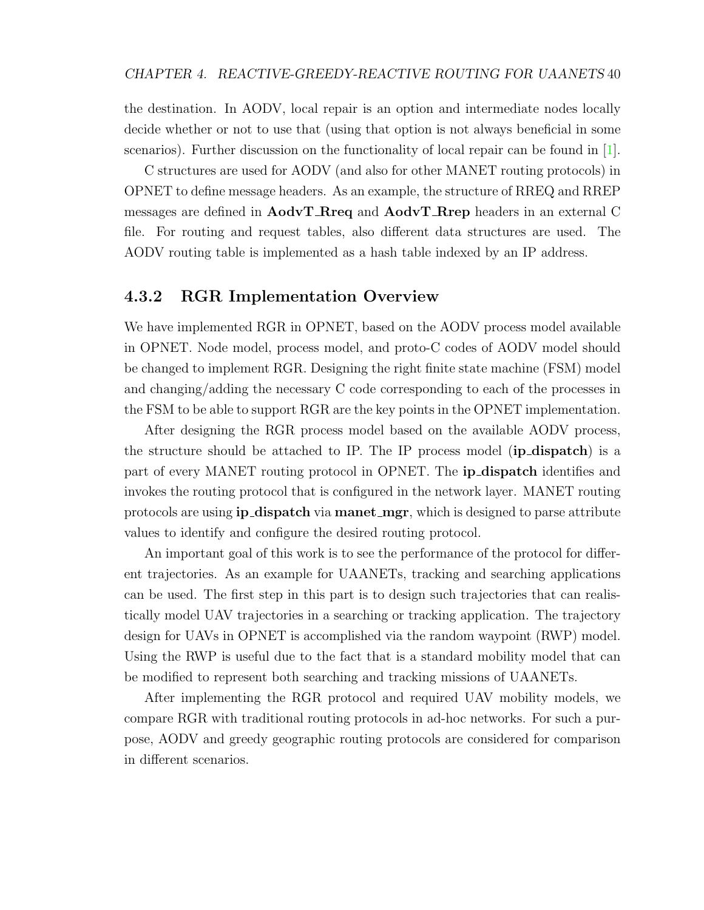the destination. In AODV, local repair is an option and intermediate nodes locally decide whether or not to use that (using that option is not always beneficial in some scenarios). Further discussion on the functionality of local repair can be found in [1].

C structures are used for AODV (and also for other MANET routing protocols) in OPNET to define message headers. As an example, the structure of RREQ and RREP messages are defined in **AodvT_Rreq** and **AodvT_Rrep** headers in an external C file. For routing and request tables, also different data structures are used. The AODV routing table is implemented as a hash table indexed by an IP address.

### 4.3.2 RGR Implementation Overview

We have implemented RGR in OPNET, based on the AODV process model available in OPNET. Node model, process model, and proto-C codes of AODV model should be changed to implement RGR. Designing the right finite state machine (FSM) model and changing/adding the necessary C code corresponding to each of the processes in the FSM to be able to support RGR are the key points in the OPNET implementation.

After designing the RGR process model based on the available AODV process, the structure should be attached to IP. The IP process model (**ip_dispatch**) is a part of every MANET routing protocol in OPNET. The **ip_dispatch** identifies and invokes the routing protocol that is configured in the network layer. MANET routing protocols are using **ip_dispatch** via **manet_mgr**, which is designed to parse attribute values to identify and configure the desired routing protocol.

An important goal of this work is to see the performance of the protocol for different trajectories. As an example for UAANETs, tracking and searching applications can be used. The first step in this part is to design such trajectories that can realistically model UAV trajectories in a searching or tracking application. The trajectory design for UAVs in OPNET is accomplished via the random waypoint (RWP) model. Using the RWP is useful due to the fact that is a standard mobility model that can be modified to represent both searching and tracking missions of UAANETs.

After implementing the RGR protocol and required UAV mobility models, we compare RGR with traditional routing protocols in ad-hoc networks. For such a purpose, AODV and greedy geographic routing protocols are considered for comparison in different scenarios.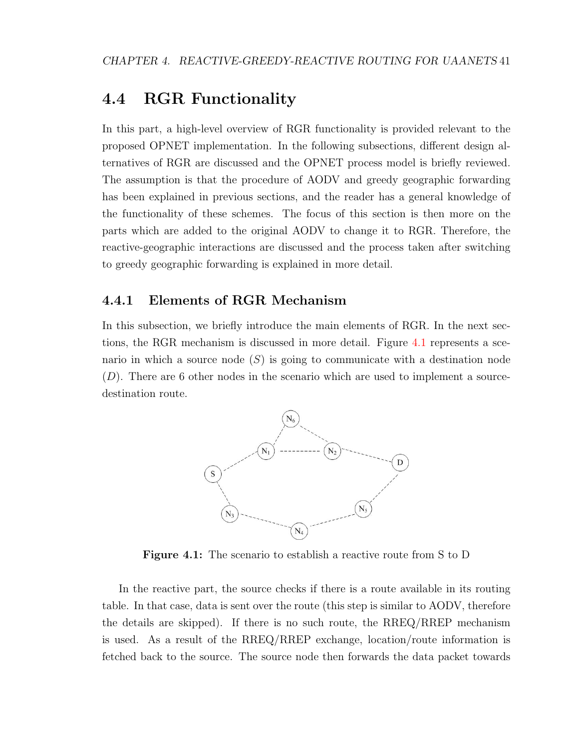## 4.4 RGR Functionality

In this part, a high-level overview of RGR functionality is provided relevant to the proposed OPNET implementation. In the following subsections, different design alternatives of RGR are discussed and the OPNET process model is briefly reviewed. The assumption is that the procedure of AODV and greedy geographic forwarding has been explained in previous sections, and the reader has a general knowledge of the functionality of these schemes. The focus of this section is then more on the parts which are added to the original AODV to change it to RGR. Therefore, the reactive-geographic interactions are discussed and the process taken after switching to greedy geographic forwarding is explained in more detail.

### 4.4.1 Elements of RGR Mechanism

In this subsection, we briefly introduce the main elements of RGR. In the next sections, the RGR mechanism is discussed in more detail. Figure 4.1 represents a scenario in which a source node ($S$) is going to communicate with a destination node ($D$). There are 6 other nodes in the scenario which are used to implement a source-destination route.

**Figure 4.1:** The scenario to establish a reactive route from S to D

In the reactive part, the source checks if there is a route available in its routing table. In that case, data is sent over the route (this step is similar to AODV, therefore the details are skipped). If there is no such route, the RREQ/RREP mechanism is used. As a result of the RREQ/RREP exchange, location/route information is fetched back to the source. The source node then forwards the data packet towards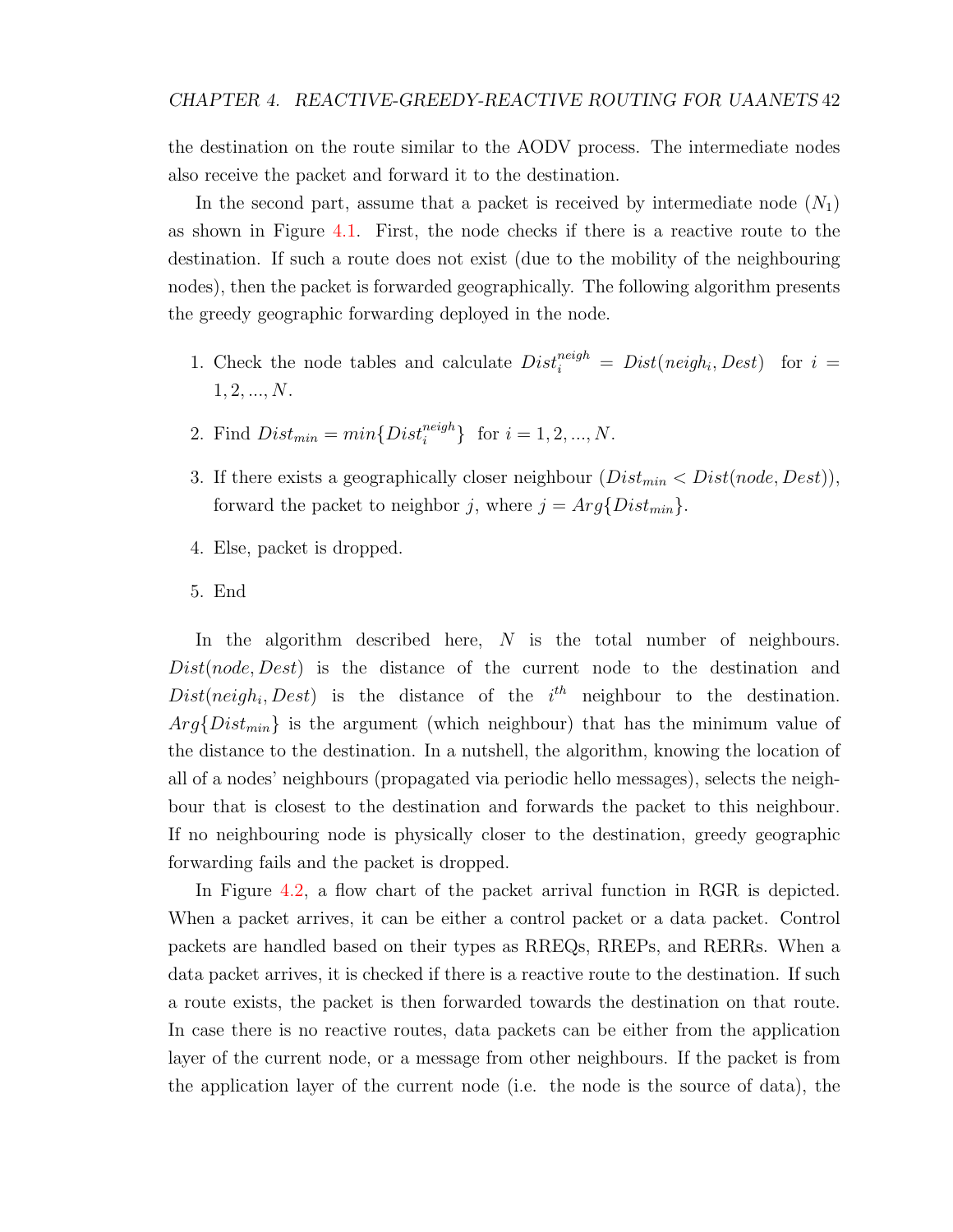the destination on the route similar to the AODV process. The intermediate nodes also receive the packet and forward it to the destination.

In the second part, assume that a packet is received by intermediate node ($N_1$) as shown in Figure 4.1. First, the node checks if there is a reactive route to the destination. If such a route does not exist (due to the mobility of the neighbouring nodes), then the packet is forwarded geographically. The following algorithm presents the greedy geographic forwarding deployed in the node.

1. Check the node tables and calculate $Dist_i^{neigh} = Dist(neigh_i, Dest)$ for $i = 1, 2, ..., N$.
2. Find $Dist_{min} = min\{Dist_i^{neigh}\}$ for $i = 1, 2, ..., N$.
3. If there exists a geographically closer neighbour ($Dist_{min} < Dist(node, Dest)$), forward the packet to neighbor $j$, where $j = Arg\{Dist_{min}\}$.
4. Else, packet is dropped.
5. End

In the algorithm described here, $N$ is the total number of neighbours. $Dist(node, Dest)$ is the distance of the current node to the destination and $Dist(neigh_i, Dest)$ is the distance of the $i^{th}$ neighbour to the destination. $Arg\{Dist_{min}\}$ is the argument (which neighbour) that has the minimum value of the distance to the destination. In a nutshell, the algorithm, knowing the location of all of a nodes' neighbours (propagated via periodic hello messages), selects the neighbour that is closest to the destination and forwards the packet to this neighbour. If no neighbouring node is physically closer to the destination, greedy geographic forwarding fails and the packet is dropped.

In Figure 4.2, a flow chart of the packet arrival function in RGR is depicted. When a packet arrives, it can be either a control packet or a data packet. Control packets are handled based on their types as RREQs, RREPs, and RERRs. When a data packet arrives, it is checked if there is a reactive route to the destination. If such a route exists, the packet is then forwarded towards the destination on that route. In case there is no reactive routes, data packets can be either from the application layer of the current node, or a message from other neighbours. If the packet is from the application layer of the current node (i.e. the node is the source of data), the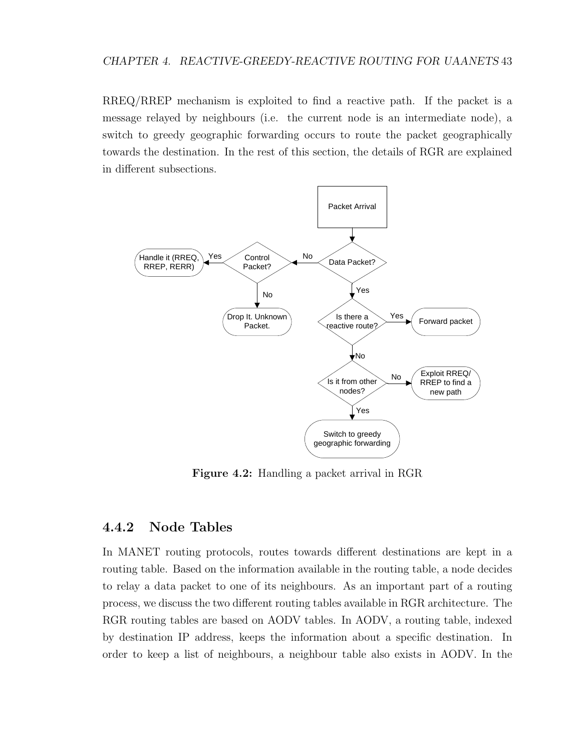RREQ/RREP mechanism is exploited to find a reactive path. If the packet is a message relayed by neighbours (i.e. the current node is an intermediate node), a switch to greedy geographic forwarding occurs to route the packet geographically towards the destination. In the rest of this section, the details of RGR are explained in different subsections.

**Figure 4.2:** Handling a packet arrival in RGR

### 4.4.2 Node Tables

In MANET routing protocols, routes towards different destinations are kept in a routing table. Based on the information available in the routing table, a node decides to relay a data packet to one of its neighbours. As an important part of a routing process, we discuss the two different routing tables available in RGR architecture. The RGR routing tables are based on AODV tables. In AODV, a routing table, indexed by destination IP address, keeps the information about a specific destination. In order to keep a list of neighbours, a neighbour table also exists in AODV. In the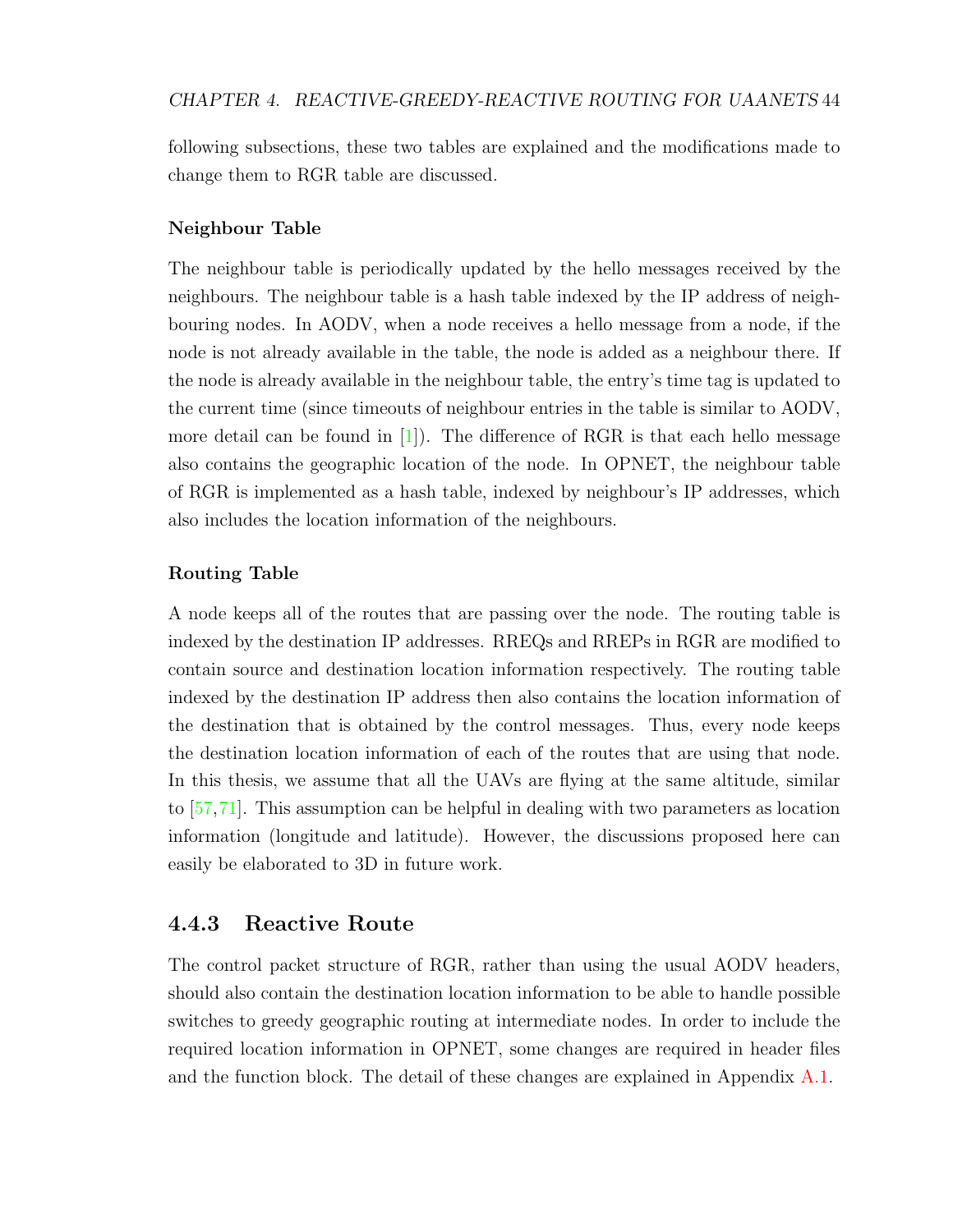following subsections, these two tables are explained and the modifications made to change them to RGR table are discussed.

#### Neighbour Table

The neighbour table is periodically updated by the hello messages received by the neighbours. The neighbour table is a hash table indexed by the IP address of neighbouring nodes. In AODV, when a node receives a hello message from a node, if the node is not already available in the table, the node is added as a neighbour there. If the node is already available in the neighbour table, the entry's time tag is updated to the current time (since timeouts of neighbour entries in the table is similar to AODV, more detail can be found in [1]). The difference of RGR is that each hello message also contains the geographic location of the node. In OPNET, the neighbour table of RGR is implemented as a hash table, indexed by neighbour's IP addresses, which also includes the location information of the neighbours.

#### Routing Table

A node keeps all of the routes that are passing over the node. The routing table is indexed by the destination IP addresses. RREQs and RREPs in RGR are modified to contain source and destination location information respectively. The routing table indexed by the destination IP address then also contains the location information of the destination that is obtained by the control messages. Thus, every node keeps the destination location information of each of the routes that are using that node. In this thesis, we assume that all the UAVs are flying at the same altitude, similar to [57,71]. This assumption can be helpful in dealing with two parameters as location information (longitude and latitude). However, the discussions proposed here can easily be elaborated to 3D in future work.

### 4.4.3 Reactive Route

The control packet structure of RGR, rather than using the usual AODV headers, should also contain the destination location information to be able to handle possible switches to greedy geographic routing at intermediate nodes. In order to include the required location information in OPNET, some changes are required in header files and the function block. The detail of these changes are explained in Appendix A.1.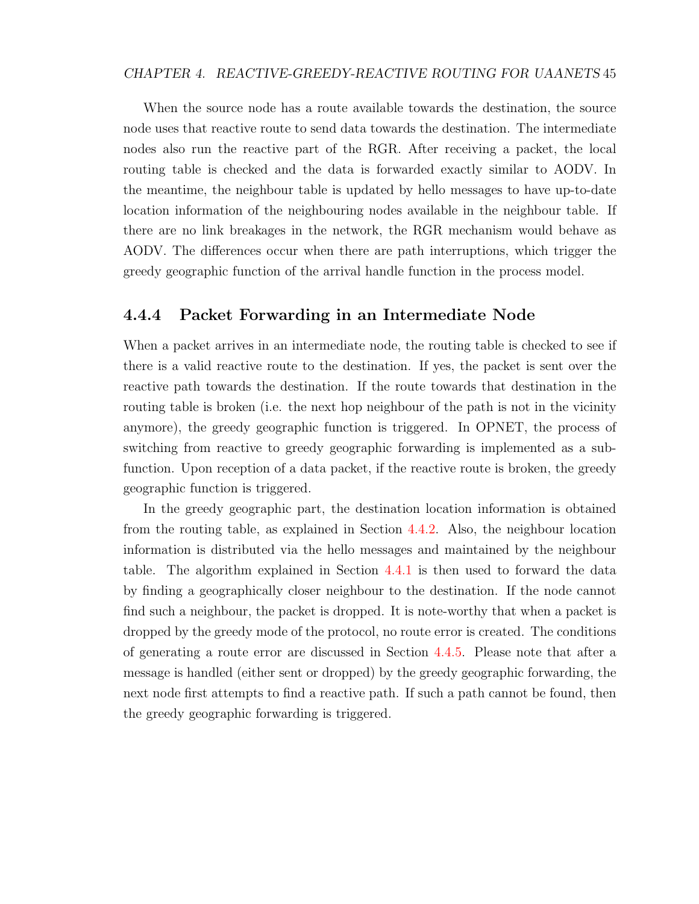When the source node has a route available towards the destination, the source node uses that reactive route to send data towards the destination. The intermediate nodes also run the reactive part of the RGR. After receiving a packet, the local routing table is checked and the data is forwarded exactly similar to AODV. In the meantime, the neighbour table is updated by hello messages to have up-to-date location information of the neighbouring nodes available in the neighbour table. If there are no link breakages in the network, the RGR mechanism would behave as AODV. The differences occur when there are path interruptions, which trigger the greedy geographic function of the arrival handle function in the process model.

### 4.4.4 Packet Forwarding in an Intermediate Node

When a packet arrives in an intermediate node, the routing table is checked to see if there is a valid reactive route to the destination. If yes, the packet is sent over the reactive path towards the destination. If the route towards that destination in the routing table is broken (i.e. the next hop neighbour of the path is not in the vicinity anymore), the greedy geographic function is triggered. In OPNET, the process of switching from reactive to greedy geographic forwarding is implemented as a sub-function. Upon reception of a data packet, if the reactive route is broken, the greedy geographic function is triggered.

In the greedy geographic part, the destination location information is obtained from the routing table, as explained in Section 4.4.2. Also, the neighbour location information is distributed via the hello messages and maintained by the neighbour table. The algorithm explained in Section 4.4.1 is then used to forward the data by finding a geographically closer neighbour to the destination. If the node cannot find such a neighbour, the packet is dropped. It is note-worthy that when a packet is dropped by the greedy mode of the protocol, no route error is created. The conditions of generating a route error are discussed in Section 4.4.5. Please note that after a message is handled (either sent or dropped) by the greedy geographic forwarding, the next node first attempts to find a reactive path. If such a path cannot be found, then the greedy geographic forwarding is triggered.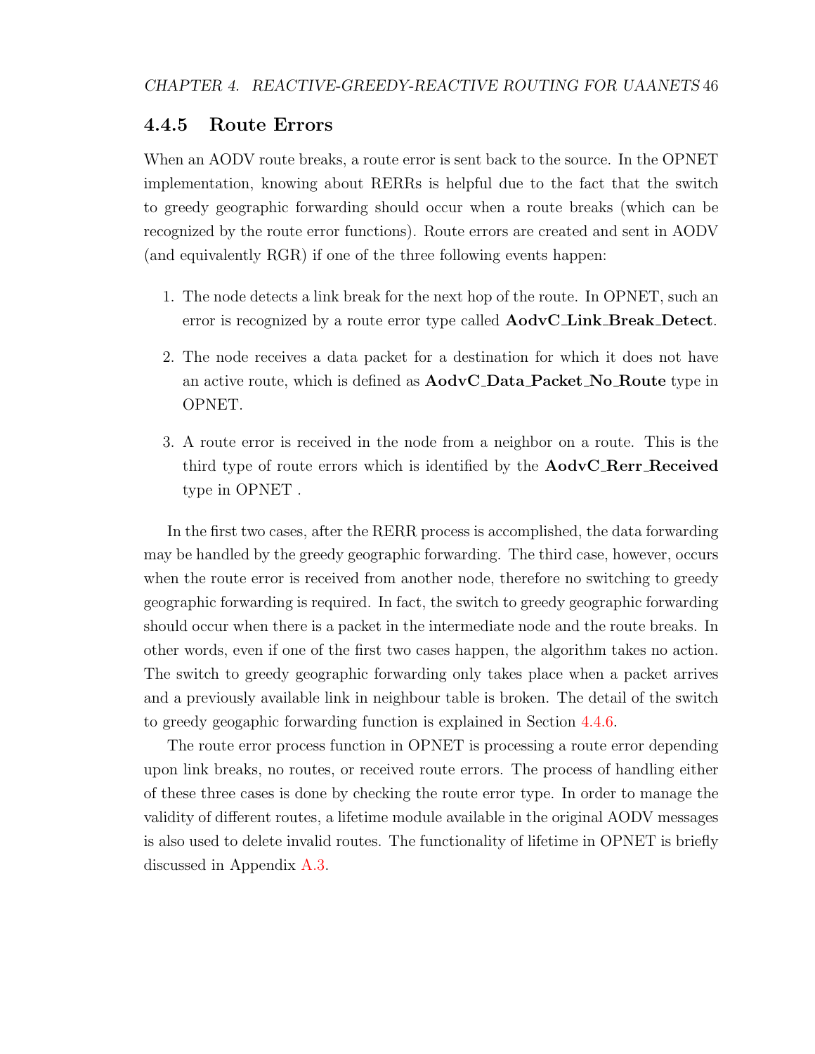### 4.4.5 Route Errors

When an AODV route breaks, a route error is sent back to the source. In the OPNET implementation, knowing about RERRs is helpful due to the fact that the switch to greedy geographic forwarding should occur when a route breaks (which can be recognized by the route error functions). Route errors are created and sent in AODV (and equivalently RGR) if one of the three following events happen:

1. The node detects a link break for the next hop of the route. In OPNET, such an error is recognized by a route error type called **AodvC_Link_Break_Detect**.
2. The node receives a data packet for a destination for which it does not have an active route, which is defined as **AodvC_Data_Packet_No_Route** type in OPNET.
3. A route error is received in the node from a neighbor on a route. This is the third type of route errors which is identified by the **AodvC_Rerr_Received** type in OPNET .

In the first two cases, after the RERR process is accomplished, the data forwarding may be handled by the greedy geographic forwarding. The third case, however, occurs when the route error is received from another node, therefore no switching to greedy geographic forwarding is required. In fact, the switch to greedy geographic forwarding should occur when there is a packet in the intermediate node and the route breaks. In other words, even if one of the first two cases happen, the algorithm takes no action. The switch to greedy geographic forwarding only takes place when a packet arrives and a previously available link in neighbour table is broken. The detail of the switch to greedy geogaphic forwarding function is explained in Section 4.4.6.

The route error process function in OPNET is processing a route error depending upon link breaks, no routes, or received route errors. The process of handling either of these three cases is done by checking the route error type. In order to manage the validity of different routes, a lifetime module available in the original AODV messages is also used to delete invalid routes. The functionality of lifetime in OPNET is briefly discussed in Appendix A.3.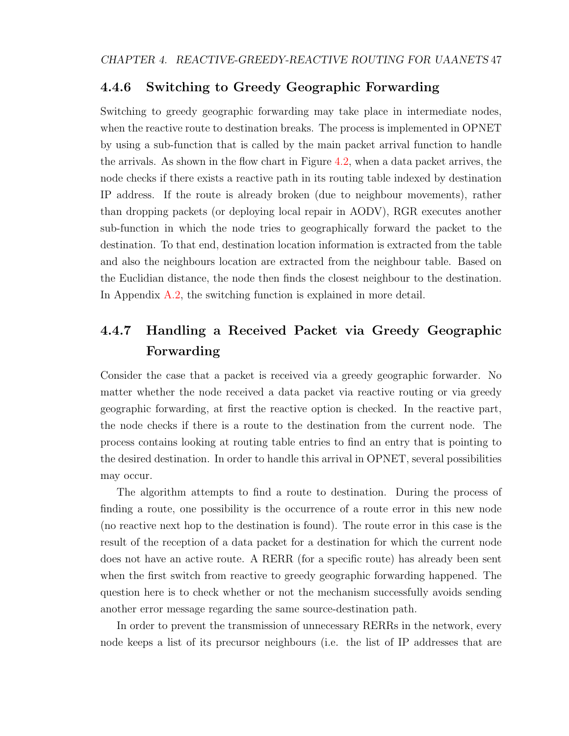### 4.4.6 Switching to Greedy Geographic Forwarding

Switching to greedy geographic forwarding may take place in intermediate nodes, when the reactive route to destination breaks. The process is implemented in OPNET by using a sub-function that is called by the main packet arrival function to handle the arrivals. As shown in the flow chart in Figure 4.2, when a data packet arrives, the node checks if there exists a reactive path in its routing table indexed by destination IP address. If the route is already broken (due to neighbour movements), rather than dropping packets (or deploying local repair in AODV), RGR executes another sub-function in which the node tries to geographically forward the packet to the destination. To that end, destination location information is extracted from the table and also the neighbours location are extracted from the neighbour table. Based on the Euclidian distance, the node then finds the closest neighbour to the destination. In Appendix A.2, the switching function is explained in more detail.

### 4.4.7 Handling a Received Packet via Greedy Geographic Forwarding

Consider the case that a packet is received via a greedy geographic forwarder. No matter whether the node received a data packet via reactive routing or via greedy geographic forwarding, at first the reactive option is checked. In the reactive part, the node checks if there is a route to the destination from the current node. The process contains looking at routing table entries to find an entry that is pointing to the desired destination. In order to handle this arrival in OPNET, several possibilities may occur.

The algorithm attempts to find a route to destination. During the process of finding a route, one possibility is the occurrence of a route error in this new node (no reactive next hop to the destination is found). The route error in this case is the result of the reception of a data packet for a destination for which the current node does not have an active route. A RERR (for a specific route) has already been sent when the first switch from reactive to greedy geographic forwarding happened. The question here is to check whether or not the mechanism successfully avoids sending another error message regarding the same source-destination path.

In order to prevent the transmission of unnecessary RERRs in the network, every node keeps a list of its precursor neighbours (i.e. the list of IP addresses that are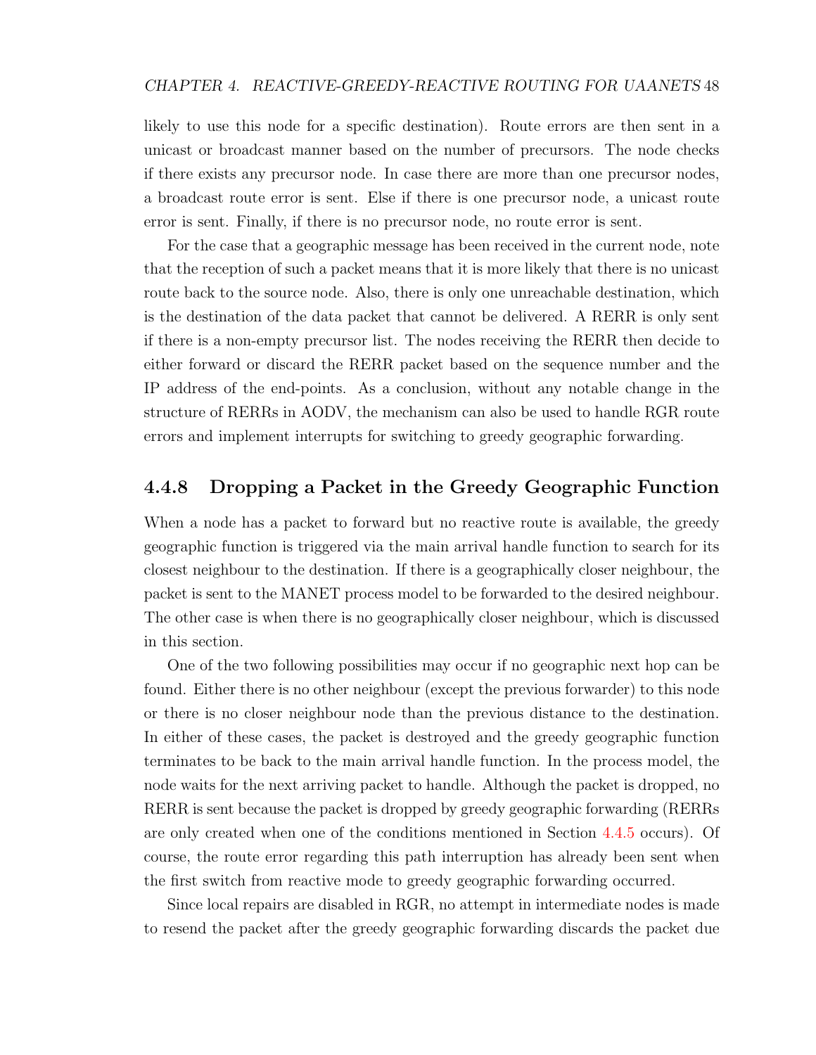likely to use this node for a specific destination). Route errors are then sent in a unicast or broadcast manner based on the number of precursors. The node checks if there exists any precursor node. In case there are more than one precursor nodes, a broadcast route error is sent. Else if there is one precursor node, a unicast route error is sent. Finally, if there is no precursor node, no route error is sent.

For the case that a geographic message has been received in the current node, note that the reception of such a packet means that it is more likely that there is no unicast route back to the source node. Also, there is only one unreachable destination, which is the destination of the data packet that cannot be delivered. A RERR is only sent if there is a non-empty precursor list. The nodes receiving the RERR then decide to either forward or discard the RERR packet based on the sequence number and the IP address of the end-points. As a conclusion, without any notable change in the structure of RERRs in AODV, the mechanism can also be used to handle RGR route errors and implement interrupts for switching to greedy geographic forwarding.

### 4.4.8 Dropping a Packet in the Greedy Geographic Function

When a node has a packet to forward but no reactive route is available, the greedy geographic function is triggered via the main arrival handle function to search for its closest neighbour to the destination. If there is a geographically closer neighbour, the packet is sent to the MANET process model to be forwarded to the desired neighbour. The other case is when there is no geographically closer neighbour, which is discussed in this section.

One of the two following possibilities may occur if no geographic next hop can be found. Either there is no other neighbour (except the previous forwarder) to this node or there is no closer neighbour node than the previous distance to the destination. In either of these cases, the packet is destroyed and the greedy geographic function terminates to be back to the main arrival handle function. In the process model, the node waits for the next arriving packet to handle. Although the packet is dropped, no RERR is sent because the packet is dropped by greedy geographic forwarding (RERRs are only created when one of the conditions mentioned in Section 4.4.5 occurs). Of course, the route error regarding this path interruption has already been sent when the first switch from reactive mode to greedy geographic forwarding occurred.

Since local repairs are disabled in RGR, no attempt in intermediate nodes is made to resend the packet after the greedy geographic forwarding discards the packet due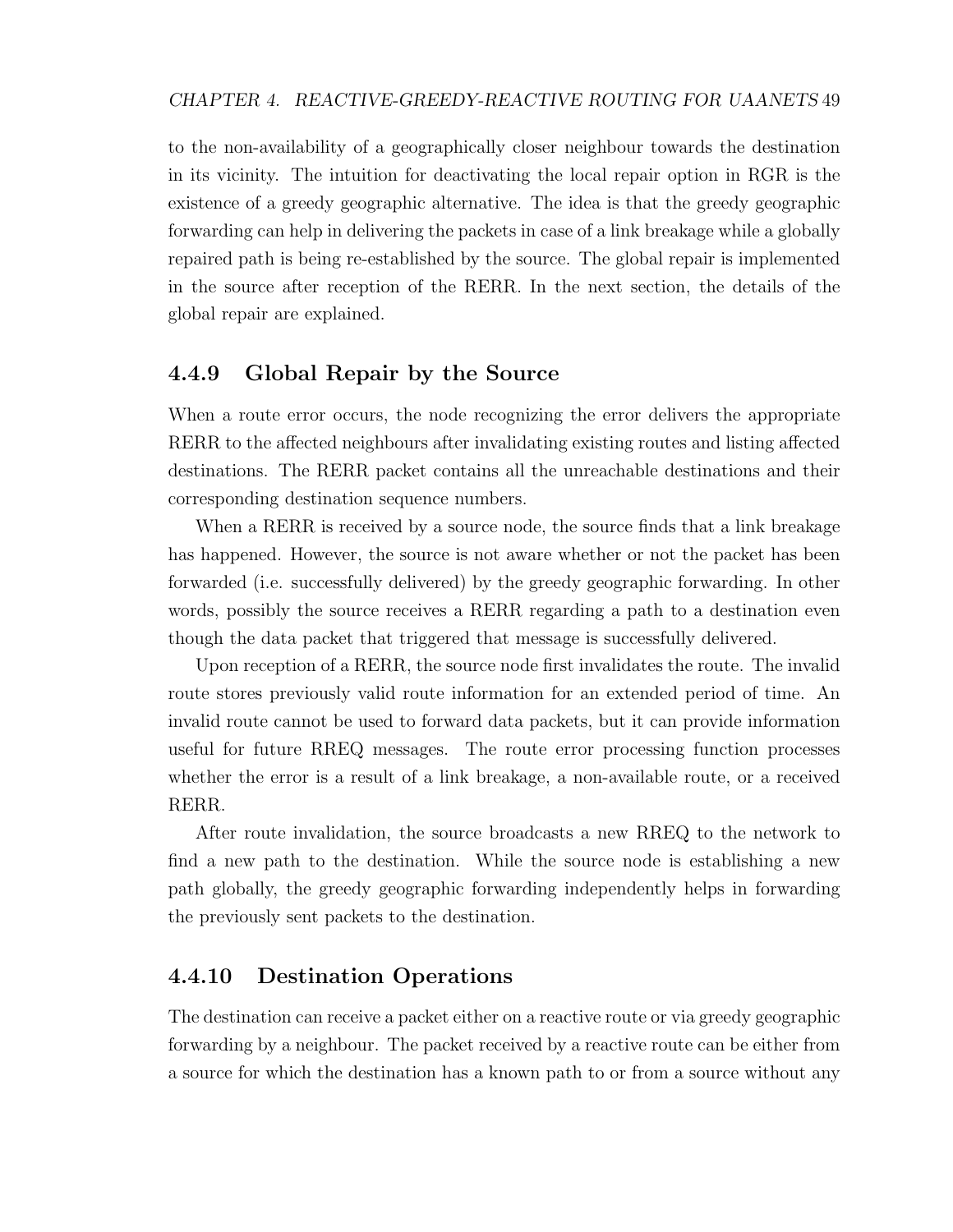to the non-availability of a geographically closer neighbour towards the destination in its vicinity. The intuition for deactivating the local repair option in RGR is the existence of a greedy geographic alternative. The idea is that the greedy geographic forwarding can help in delivering the packets in case of a link breakage while a globally repaired path is being re-established by the source. The global repair is implemented in the source after reception of the RERR. In the next section, the details of the global repair are explained.

### 4.4.9 Global Repair by the Source

When a route error occurs, the node recognizing the error delivers the appropriate RERR to the affected neighbours after invalidating existing routes and listing affected destinations. The RERR packet contains all the unreachable destinations and their corresponding destination sequence numbers.

When a RERR is received by a source node, the source finds that a link breakage has happened. However, the source is not aware whether or not the packet has been forwarded (i.e. successfully delivered) by the greedy geographic forwarding. In other words, possibly the source receives a RERR regarding a path to a destination even though the data packet that triggered that message is successfully delivered.

Upon reception of a RERR, the source node first invalidates the route. The invalid route stores previously valid route information for an extended period of time. An invalid route cannot be used to forward data packets, but it can provide information useful for future RREQ messages. The route error processing function processes whether the error is a result of a link breakage, a non-available route, or a received RERR.

After route invalidation, the source broadcasts a new RREQ to the network to find a new path to the destination. While the source node is establishing a new path globally, the greedy geographic forwarding independently helps in forwarding the previously sent packets to the destination.

### 4.4.10 Destination Operations

The destination can receive a packet either on a reactive route or via greedy geographic forwarding by a neighbour. The packet received by a reactive route can be either from a source for which the destination has a known path to or from a source without any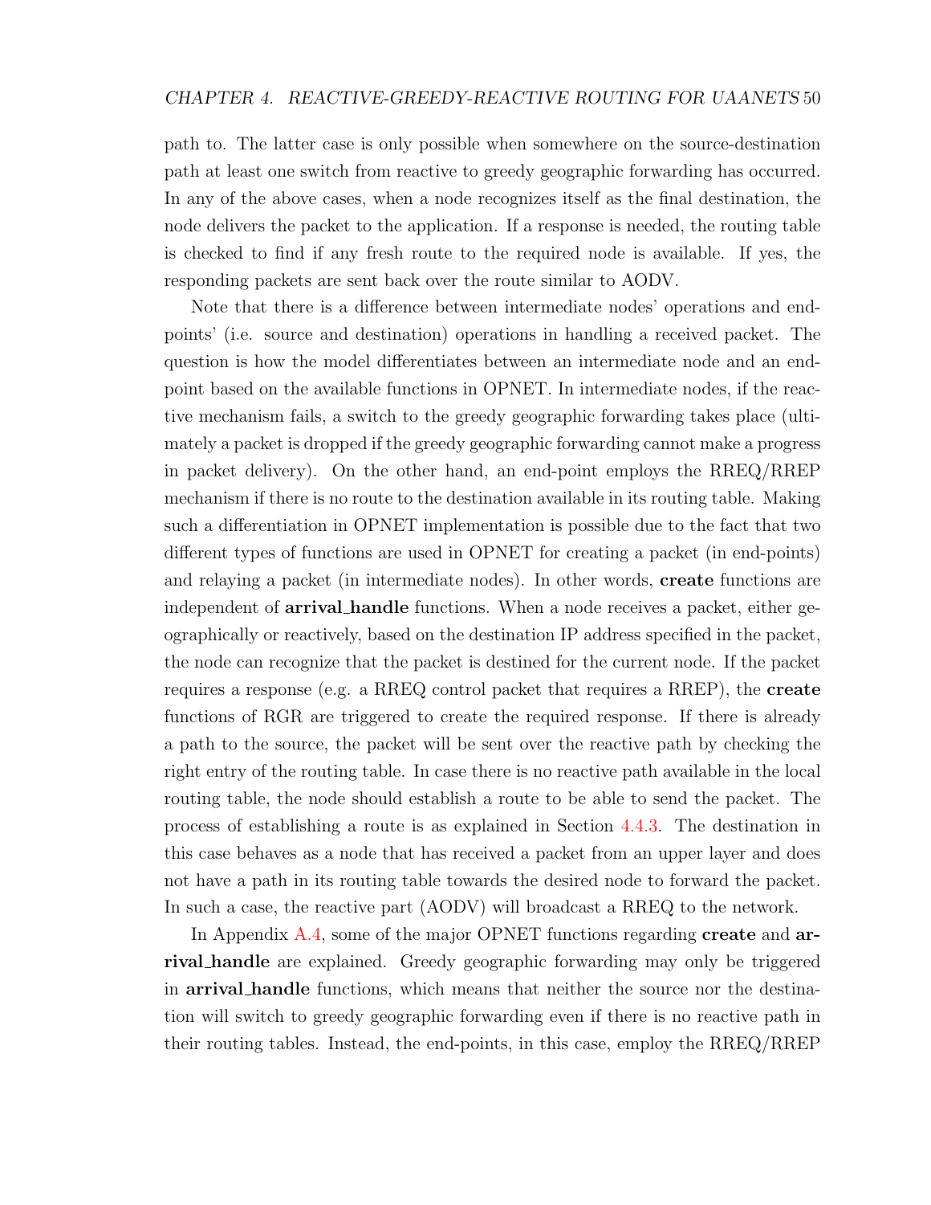path to. The latter case is only possible when somewhere on the source-destination path at least one switch from reactive to greedy geographic forwarding has occurred. In any of the above cases, when a node recognizes itself as the final destination, the node delivers the packet to the application. If a response is needed, the routing table is checked to find if any fresh route to the required node is available. If yes, the responding packets are sent back over the route similar to AODV.

Note that there is a difference between intermediate nodes' operations and end-points' (i.e. source and destination) operations in handling a received packet. The question is how the model differentiates between an intermediate node and an end-point based on the available functions in OPNET. In intermediate nodes, if the reactive mechanism fails, a switch to the greedy geographic forwarding takes place (ultimately a packet is dropped if the greedy geographic forwarding cannot make a progress in packet delivery). On the other hand, an end-point employs the RREQ/RREP mechanism if there is no route to the destination available in its routing table. Making such a differentiation in OPNET implementation is possible due to the fact that two different types of functions are used in OPNET for creating a packet (in end-points) and relaying a packet (in intermediate nodes). In other words, **create** functions are independent of **arrival_handle** functions. When a node receives a packet, either geographically or reactively, based on the destination IP address specified in the packet, the node can recognize that the packet is destined for the current node. If the packet requires a response (e.g. a RREQ control packet that requires a RREP), the **create** functions of RGR are triggered to create the required response. If there is already a path to the source, the packet will be sent over the reactive path by checking the right entry of the routing table. In case there is no reactive path available in the local routing table, the node should establish a route to be able to send the packet. The process of establishing a route is as explained in Section 4.4.3. The destination in this case behaves as a node that has received a packet from an upper layer and does not have a path in its routing table towards the desired node to forward the packet. In such a case, the reactive part (AODV) will broadcast a RREQ to the network.

In Appendix A.4, some of the major OPNET functions regarding **create** and **arrival_handle** are explained. Greedy geographic forwarding may only be triggered in **arrival_handle** functions, which means that neither the source nor the destination will switch to greedy geographic forwarding even if there is no reactive path in their routing tables. Instead, the end-points, in this case, employ the RREQ/RREP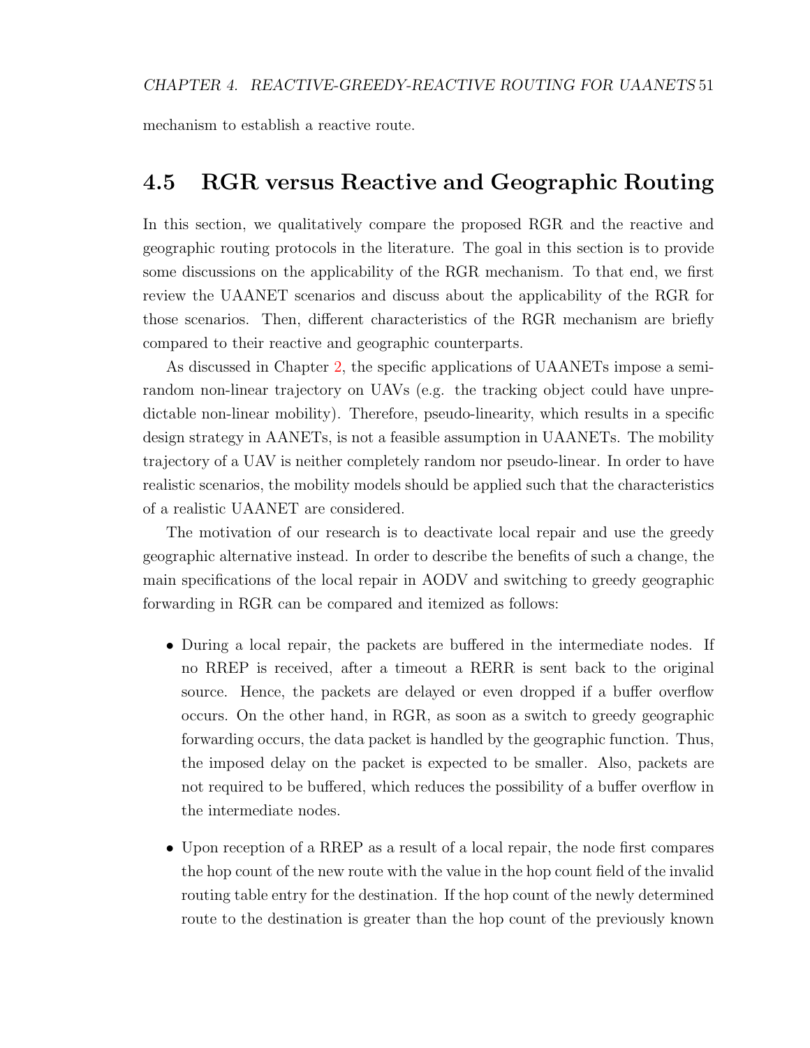mechanism to establish a reactive route.

## 4.5 RGR versus Reactive and Geographic Routing

In this section, we qualitatively compare the proposed RGR and the reactive and geographic routing protocols in the literature. The goal in this section is to provide some discussions on the applicability of the RGR mechanism. To that end, we first review the UAANET scenarios and discuss about the applicability of the RGR for those scenarios. Then, different characteristics of the RGR mechanism are briefly compared to their reactive and geographic counterparts.

As discussed in Chapter 2, the specific applications of UAANETs impose a semi-random non-linear trajectory on UAVs (e.g. the tracking object could have unpredictable non-linear mobility). Therefore, pseudo-linearity, which results in a specific design strategy in AANETs, is not a feasible assumption in UAANETs. The mobility trajectory of a UAV is neither completely random nor pseudo-linear. In order to have realistic scenarios, the mobility models should be applied such that the characteristics of a realistic UAANET are considered.

The motivation of our research is to deactivate local repair and use the greedy geographic alternative instead. In order to describe the benefits of such a change, the main specifications of the local repair in AODV and switching to greedy geographic forwarding in RGR can be compared and itemized as follows:

- During a local repair, the packets are buffered in the intermediate nodes. If no RREP is received, after a timeout a RERR is sent back to the original source. Hence, the packets are delayed or even dropped if a buffer overflow occurs. On the other hand, in RGR, as soon as a switch to greedy geographic forwarding occurs, the data packet is handled by the geographic function. Thus, the imposed delay on the packet is expected to be smaller. Also, packets are not required to be buffered, which reduces the possibility of a buffer overflow in the intermediate nodes.

- Upon reception of a RREP as a result of a local repair, the node first compares the hop count of the new route with the value in the hop count field of the invalid routing table entry for the destination. If the hop count of the newly determined route to the destination is greater than the hop count of the previously known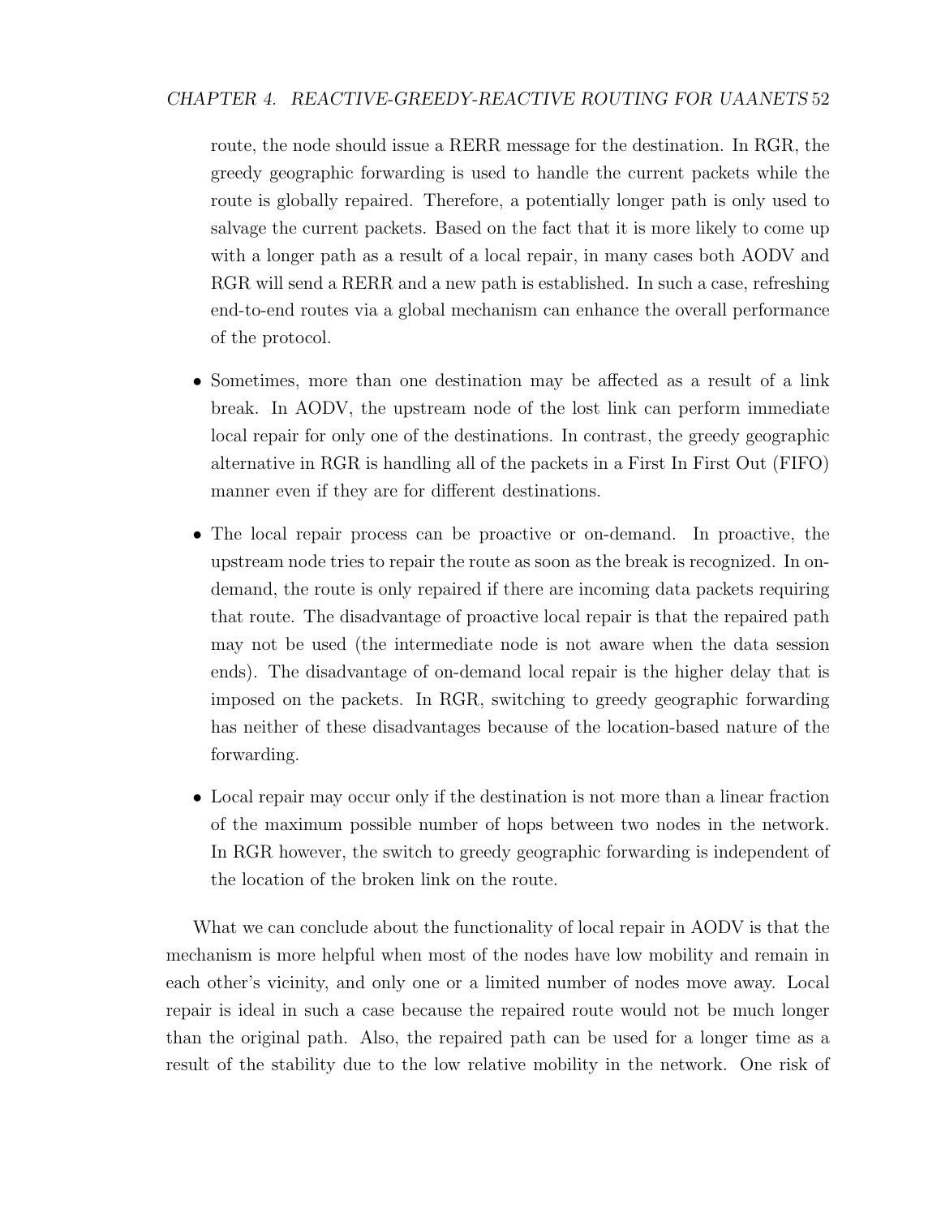route, the node should issue a RERR message for the destination. In RGR, the greedy geographic forwarding is used to handle the current packets while the route is globally repaired. Therefore, a potentially longer path is only used to salvage the current packets. Based on the fact that it is more likely to come up with a longer path as a result of a local repair, in many cases both AODV and RGR will send a RERR and a new path is established. In such a case, refreshing end-to-end routes via a global mechanism can enhance the overall performance of the protocol.

- Sometimes, more than one destination may be affected as a result of a link break. In AODV, the upstream node of the lost link can perform immediate local repair for only one of the destinations. In contrast, the greedy geographic alternative in RGR is handling all of the packets in a First In First Out (FIFO) manner even if they are for different destinations.

- The local repair process can be proactive or on-demand. In proactive, the upstream node tries to repair the route as soon as the break is recognized. In on-demand, the route is only repaired if there are incoming data packets requiring that route. The disadvantage of proactive local repair is that the repaired path may not be used (the intermediate node is not aware when the data session ends). The disadvantage of on-demand local repair is the higher delay that is imposed on the packets. In RGR, switching to greedy geographic forwarding has neither of these disadvantages because of the location-based nature of the forwarding.

- Local repair may occur only if the destination is not more than a linear fraction of the maximum possible number of hops between two nodes in the network. In RGR however, the switch to greedy geographic forwarding is independent of the location of the broken link on the route.

What we can conclude about the functionality of local repair in AODV is that the mechanism is more helpful when most of the nodes have low mobility and remain in each other's vicinity, and only one or a limited number of nodes move away. Local repair is ideal in such a case because the repaired route would not be much longer than the original path. Also, the repaired path can be used for a longer time as a result of the stability due to the low relative mobility in the network. One risk of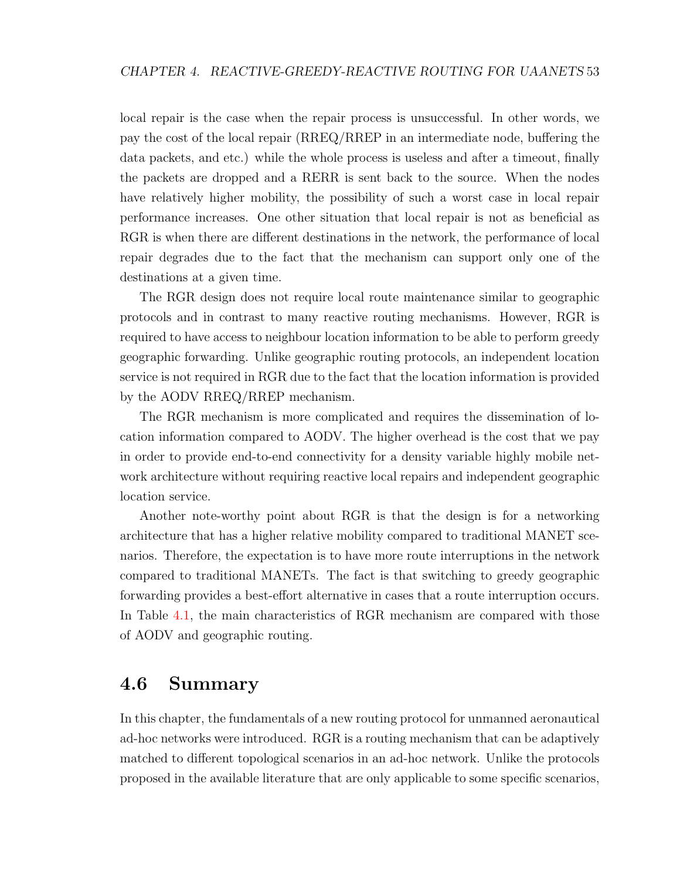local repair is the case when the repair process is unsuccessful. In other words, we pay the cost of the local repair (RREQ/RREP in an intermediate node, buffering the data packets, and etc.) while the whole process is useless and after a timeout, finally the packets are dropped and a RERR is sent back to the source. When the nodes have relatively higher mobility, the possibility of such a worst case in local repair performance increases. One other situation that local repair is not as beneficial as RGR is when there are different destinations in the network, the performance of local repair degrades due to the fact that the mechanism can support only one of the destinations at a given time.

The RGR design does not require local route maintenance similar to geographic protocols and in contrast to many reactive routing mechanisms. However, RGR is required to have access to neighbour location information to be able to perform greedy geographic forwarding. Unlike geographic routing protocols, an independent location service is not required in RGR due to the fact that the location information is provided by the AODV RREQ/RREP mechanism.

The RGR mechanism is more complicated and requires the dissemination of location information compared to AODV. The higher overhead is the cost that we pay in order to provide end-to-end connectivity for a density variable highly mobile network architecture without requiring reactive local repairs and independent geographic location service.

Another note-worthy point about RGR is that the design is for a networking architecture that has a higher relative mobility compared to traditional MANET scenarios. Therefore, the expectation is to have more route interruptions in the network compared to traditional MANETs. The fact is that switching to greedy geographic forwarding provides a best-effort alternative in cases that a route interruption occurs. In Table 4.1, the main characteristics of RGR mechanism are compared with those of AODV and geographic routing.

## 4.6 Summary

In this chapter, the fundamentals of a new routing protocol for unmanned aeronautical ad-hoc networks were introduced. RGR is a routing mechanism that can be adaptively matched to different topological scenarios in an ad-hoc network. Unlike the protocols proposed in the available literature that are only applicable to some specific scenarios,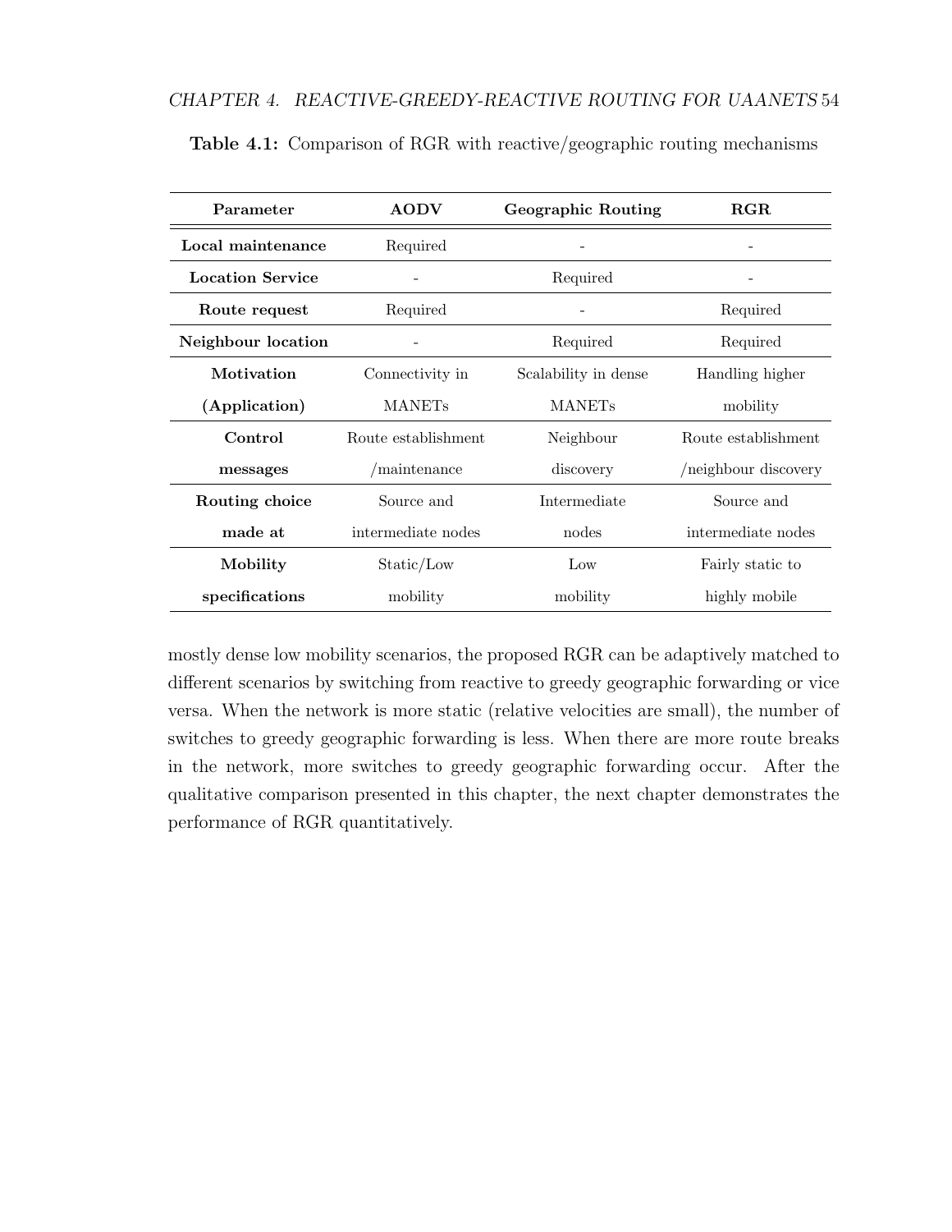**Table 4.1:** Comparison of RGR with reactive/geographic routing mechanisms

| Parameter | AODV | Geographic Routing | RGR |
|---|---|---|---|
| **Local maintenance** | Required | - | - |
| **Location Service** | - | Required | - |
| **Route request** | Required | - | Required |
| **Neighbour location** | - | Required | Required |
| **Motivation (Application)** | Connectivity in MANETs | Scalability in dense MANETs | Handling higher mobility |
| **Control messages** | Route establishment /maintenance | Neighbour discovery | Route establishment /neighbour discovery |
| **Routing choice made at** | Source and intermediate nodes | Intermediate nodes | Source and intermediate nodes |
| **Mobility specifications** | Static/Low mobility | Low mobility | Fairly static to highly mobile |

mostly dense low mobility scenarios, the proposed RGR can be adaptively matched to different scenarios by switching from reactive to greedy geographic forwarding or vice versa. When the network is more static (relative velocities are small), the number of switches to greedy geographic forwarding is less. When there are more route breaks in the network, more switches to greedy geographic forwarding occur. After the qualitative comparison presented in this chapter, the next chapter demonstrates the performance of RGR quantitatively.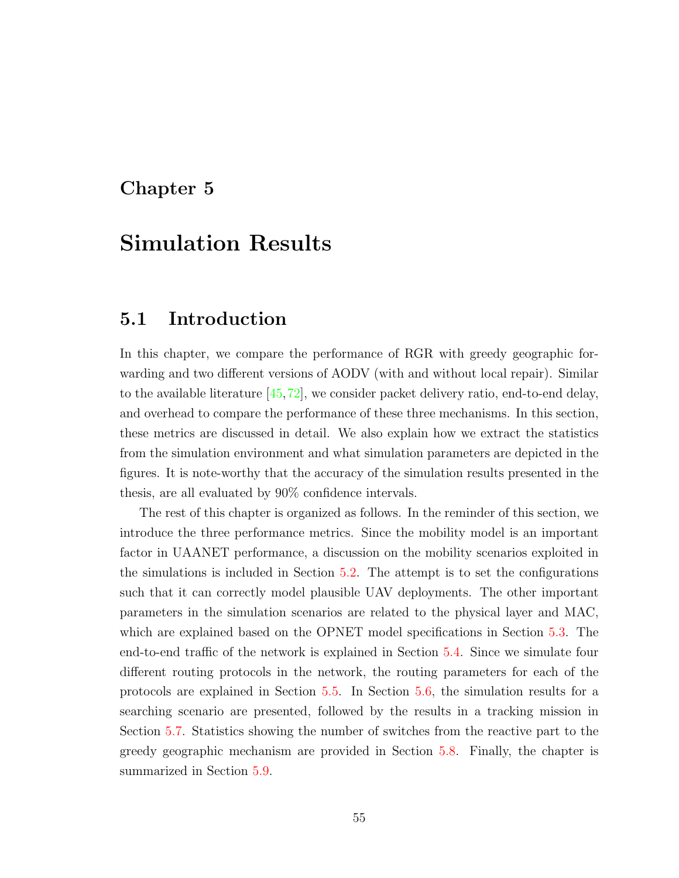# Chapter 5

# Simulation Results

## 5.1 Introduction

In this chapter, we compare the performance of RGR with greedy geographic forwarding and two different versions of AODV (with and without local repair). Similar to the available literature [45,72], we consider packet delivery ratio, end-to-end delay, and overhead to compare the performance of these three mechanisms. In this section, these metrics are discussed in detail. We also explain how we extract the statistics from the simulation environment and what simulation parameters are depicted in the figures. It is note-worthy that the accuracy of the simulation results presented in the thesis, are all evaluated by 90% confidence intervals.

The rest of this chapter is organized as follows. In the reminder of this section, we introduce the three performance metrics. Since the mobility model is an important factor in UAANET performance, a discussion on the mobility scenarios exploited in the simulations is included in Section 5.2. The attempt is to set the configurations such that it can correctly model plausible UAV deployments. The other important parameters in the simulation scenarios are related to the physical layer and MAC, which are explained based on the OPNET model specifications in Section 5.3. The end-to-end traffic of the network is explained in Section 5.4. Since we simulate four different routing protocols in the network, the routing parameters for each of the protocols are explained in Section 5.5. In Section 5.6, the simulation results for a searching scenario are presented, followed by the results in a tracking mission in Section 5.7. Statistics showing the number of switches from the reactive part to the greedy geographic mechanism are provided in Section 5.8. Finally, the chapter is summarized in Section 5.9.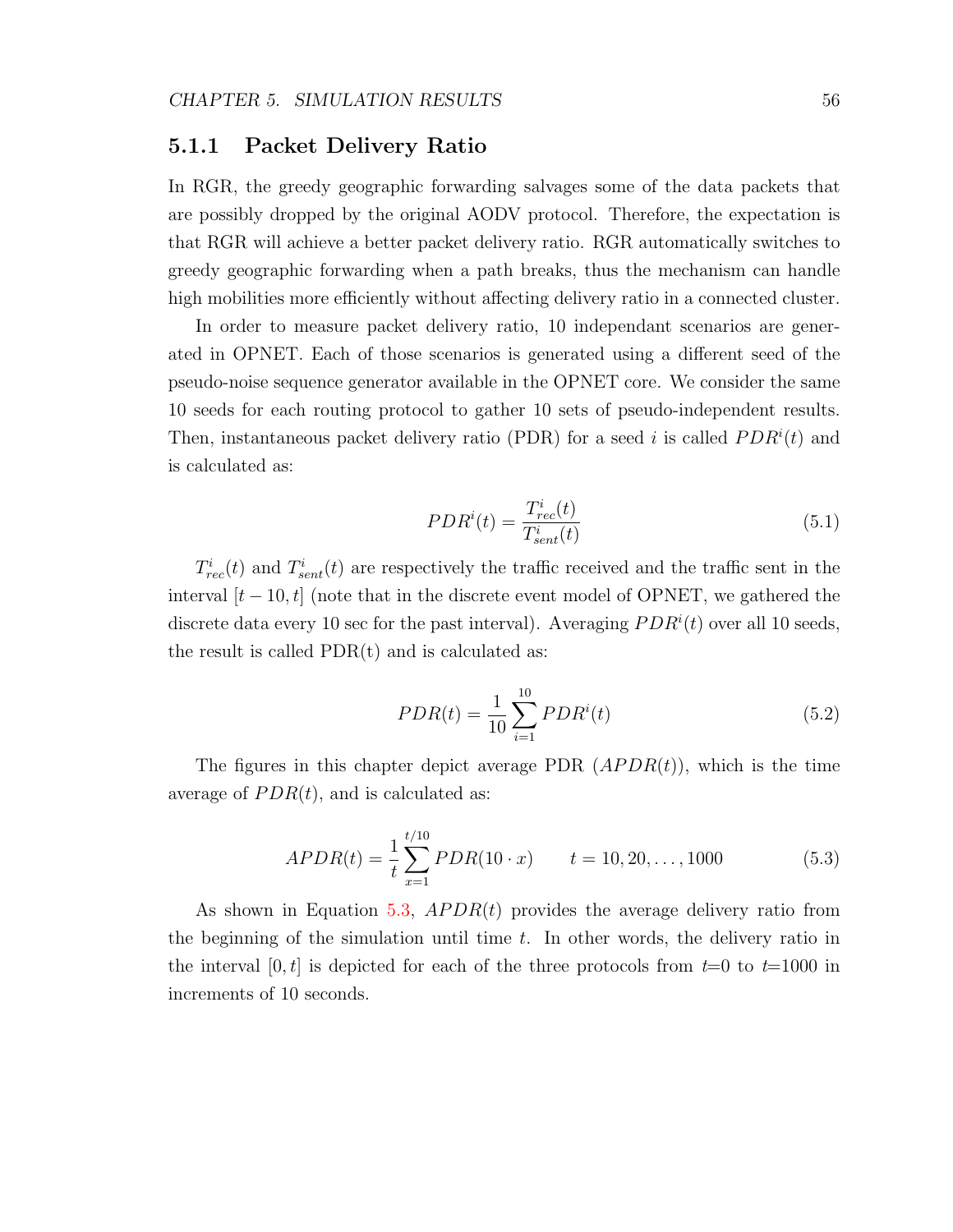### 5.1.1 Packet Delivery Ratio

In RGR, the greedy geographic forwarding salvages some of the data packets that are possibly dropped by the original AODV protocol. Therefore, the expectation is that RGR will achieve a better packet delivery ratio. RGR automatically switches to greedy geographic forwarding when a path breaks, thus the mechanism can handle high mobilities more efficiently without affecting delivery ratio in a connected cluster.

In order to measure packet delivery ratio, 10 independant scenarios are generated in OPNET. Each of those scenarios is generated using a different seed of the pseudo-noise sequence generator available in the OPNET core. We consider the same 10 seeds for each routing protocol to gather 10 sets of pseudo-independent results. Then, instantaneous packet delivery ratio (PDR) for a seed $i$ is called $PDR^i(t)$ and is calculated as:

$$PDR^i(t) = \frac{T^i_{rec}(t)}{T^i_{sent}(t)} \tag{5.1}$$

$T^i_{rec}(t)$ and $T^i_{sent}(t)$ are respectively the traffic received and the traffic sent in the interval $[t-10, t]$ (note that in the discrete event model of OPNET, we gathered the discrete data every 10 sec for the past interval). Averaging $PDR^i(t)$ over all 10 seeds, the result is called PDR(t) and is calculated as:

$$PDR(t) = \frac{1}{10} \sum_{i=1}^{10} PDR^i(t) \tag{5.2}$$

The figures in this chapter depict average PDR ($APDR(t)$), which is the time average of $PDR(t)$, and is calculated as:

$$APDR(t) = \frac{1}{t} \sum_{x=1}^{t/10} PDR(10 \cdot x) \qquad t = 10, 20, \ldots, 1000 \tag{5.3}$$

As shown in Equation 5.3, $APDR(t)$ provides the average delivery ratio from the beginning of the simulation until time $t$. In other words, the delivery ratio in the interval $[0, t]$ is depicted for each of the three protocols from $t$=0 to $t$=1000 in increments of 10 seconds.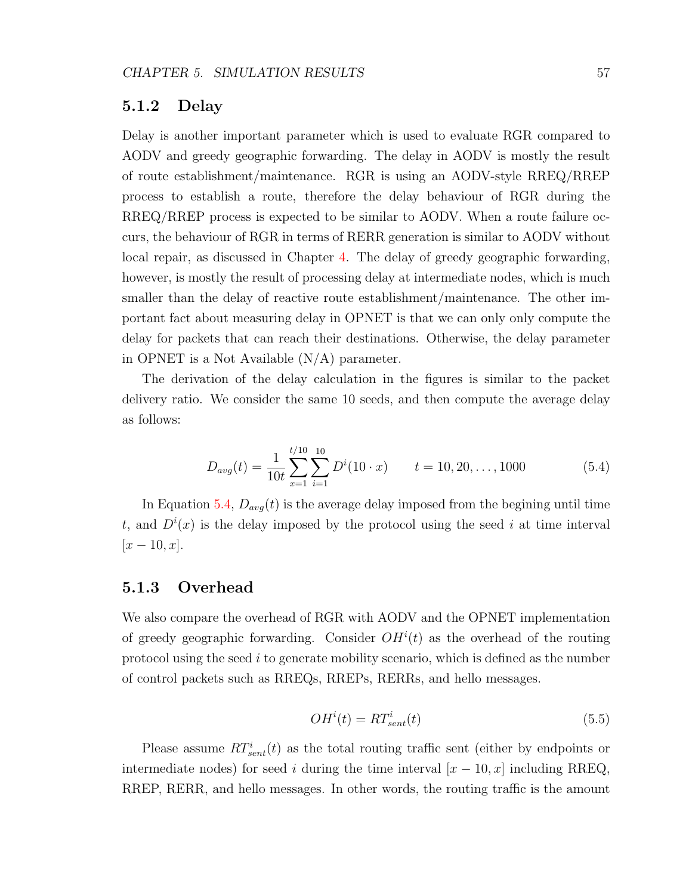### 5.1.2 Delay

Delay is another important parameter which is used to evaluate RGR compared to AODV and greedy geographic forwarding. The delay in AODV is mostly the result of route establishment/maintenance. RGR is using an AODV-style RREQ/RREP process to establish a route, therefore the delay behaviour of RGR during the RREQ/RREP process is expected to be similar to AODV. When a route failure occurs, the behaviour of RGR in terms of RERR generation is similar to AODV without local repair, as discussed in Chapter 4. The delay of greedy geographic forwarding, however, is mostly the result of processing delay at intermediate nodes, which is much smaller than the delay of reactive route establishment/maintenance. The other important fact about measuring delay in OPNET is that we can only only compute the delay for packets that can reach their destinations. Otherwise, the delay parameter in OPNET is a Not Available (N/A) parameter.

The derivation of the delay calculation in the figures is similar to the packet delivery ratio. We consider the same 10 seeds, and then compute the average delay as follows:

$$D_{avg}(t) = \frac{1}{10t} \sum_{x=1}^{t/10} \sum_{i=1}^{10} D^i(10 \cdot x) \qquad t = 10, 20, \ldots, 1000 \tag{5.4}$$

In Equation 5.4, $D_{avg}(t)$ is the average delay imposed from the begining until time $t$, and $D^i(x)$ is the delay imposed by the protocol using the seed $i$ at time interval $[x - 10, x]$.

### 5.1.3 Overhead

We also compare the overhead of RGR with AODV and the OPNET implementation of greedy geographic forwarding. Consider $OH^i(t)$ as the overhead of the routing protocol using the seed $i$ to generate mobility scenario, which is defined as the number of control packets such as RREQs, RREPs, RERRs, and hello messages.

$$OH^i(t) = RT^i_{sent}(t) \tag{5.5}$$

Please assume $RT^i_{sent}(t)$ as the total routing traffic sent (either by endpoints or intermediate nodes) for seed $i$ during the time interval $[x - 10, x]$ including RREQ, RREP, RERR, and hello messages. In other words, the routing traffic is the amount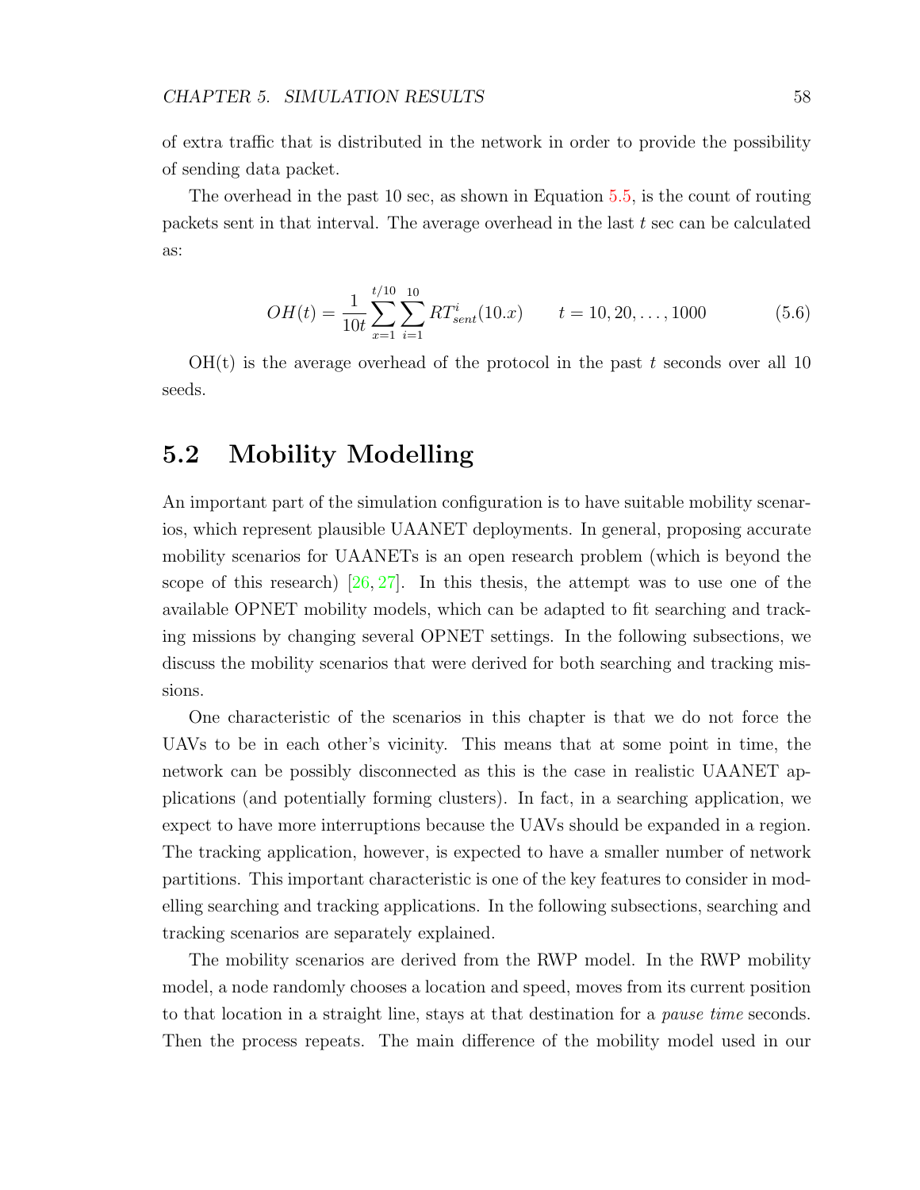of extra traffic that is distributed in the network in order to provide the possibility of sending data packet.

The overhead in the past 10 sec, as shown in Equation 5.5, is the count of routing packets sent in that interval. The average overhead in the last $t$ sec can be calculated as:

$$OH(t) = \frac{1}{10t} \sum_{x=1}^{t/10} \sum_{i=1}^{10} RT^{i}_{sent}(10.x) \qquad t = 10, 20, \ldots, 1000 \tag{5.6}$$

OH(t) is the average overhead of the protocol in the past $t$ seconds over all 10 seeds.

## 5.2 Mobility Modelling

An important part of the simulation configuration is to have suitable mobility scenarios, which represent plausible UAANET deployments. In general, proposing accurate mobility scenarios for UAANETs is an open research problem (which is beyond the scope of this research) [26, 27]. In this thesis, the attempt was to use one of the available OPNET mobility models, which can be adapted to fit searching and tracking missions by changing several OPNET settings. In the following subsections, we discuss the mobility scenarios that were derived for both searching and tracking missions.

One characteristic of the scenarios in this chapter is that we do not force the UAVs to be in each other's vicinity. This means that at some point in time, the network can be possibly disconnected as this is the case in realistic UAANET applications (and potentially forming clusters). In fact, in a searching application, we expect to have more interruptions because the UAVs should be expanded in a region. The tracking application, however, is expected to have a smaller number of network partitions. This important characteristic is one of the key features to consider in modelling searching and tracking applications. In the following subsections, searching and tracking scenarios are separately explained.

The mobility scenarios are derived from the RWP model. In the RWP mobility model, a node randomly chooses a location and speed, moves from its current position to that location in a straight line, stays at that destination for a *pause time* seconds. Then the process repeats. The main difference of the mobility model used in our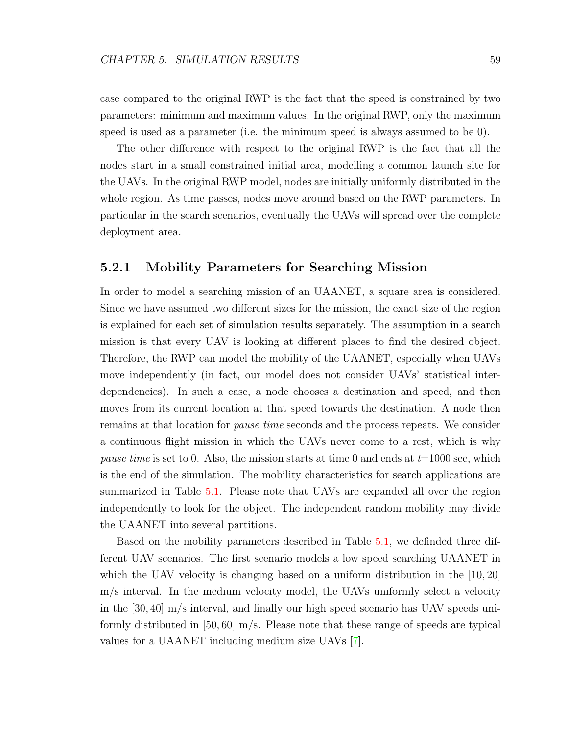case compared to the original RWP is the fact that the speed is constrained by two parameters: minimum and maximum values. In the original RWP, only the maximum speed is used as a parameter (i.e. the minimum speed is always assumed to be 0).

The other difference with respect to the original RWP is the fact that all the nodes start in a small constrained initial area, modelling a common launch site for the UAVs. In the original RWP model, nodes are initially uniformly distributed in the whole region. As time passes, nodes move around based on the RWP parameters. In particular in the search scenarios, eventually the UAVs will spread over the complete deployment area.

### 5.2.1 Mobility Parameters for Searching Mission

In order to model a searching mission of an UAANET, a square area is considered. Since we have assumed two different sizes for the mission, the exact size of the region is explained for each set of simulation results separately. The assumption in a search mission is that every UAV is looking at different places to find the desired object. Therefore, the RWP can model the mobility of the UAANET, especially when UAVs move independently (in fact, our model does not consider UAVs' statistical interdependencies). In such a case, a node chooses a destination and speed, and then moves from its current location at that speed towards the destination. A node then remains at that location for *pause time* seconds and the process repeats. We consider a continuous flight mission in which the UAVs never come to a rest, which is why *pause time* is set to 0. Also, the mission starts at time 0 and ends at $t$=1000 sec, which is the end of the simulation. The mobility characteristics for search applications are summarized in Table 5.1. Please note that UAVs are expanded all over the region independently to look for the object. The independent random mobility may divide the UAANET into several partitions.

Based on the mobility parameters described in Table 5.1, we definded three different UAV scenarios. The first scenario models a low speed searching UAANET in which the UAV velocity is changing based on a uniform distribution in the $[10, 20]$ m/s interval. In the medium velocity model, the UAVs uniformly select a velocity in the $[30, 40]$ m/s interval, and finally our high speed scenario has UAV speeds uniformly distributed in $[50, 60]$ m/s. Please note that these range of speeds are typical values for a UAANET including medium size UAVs [7].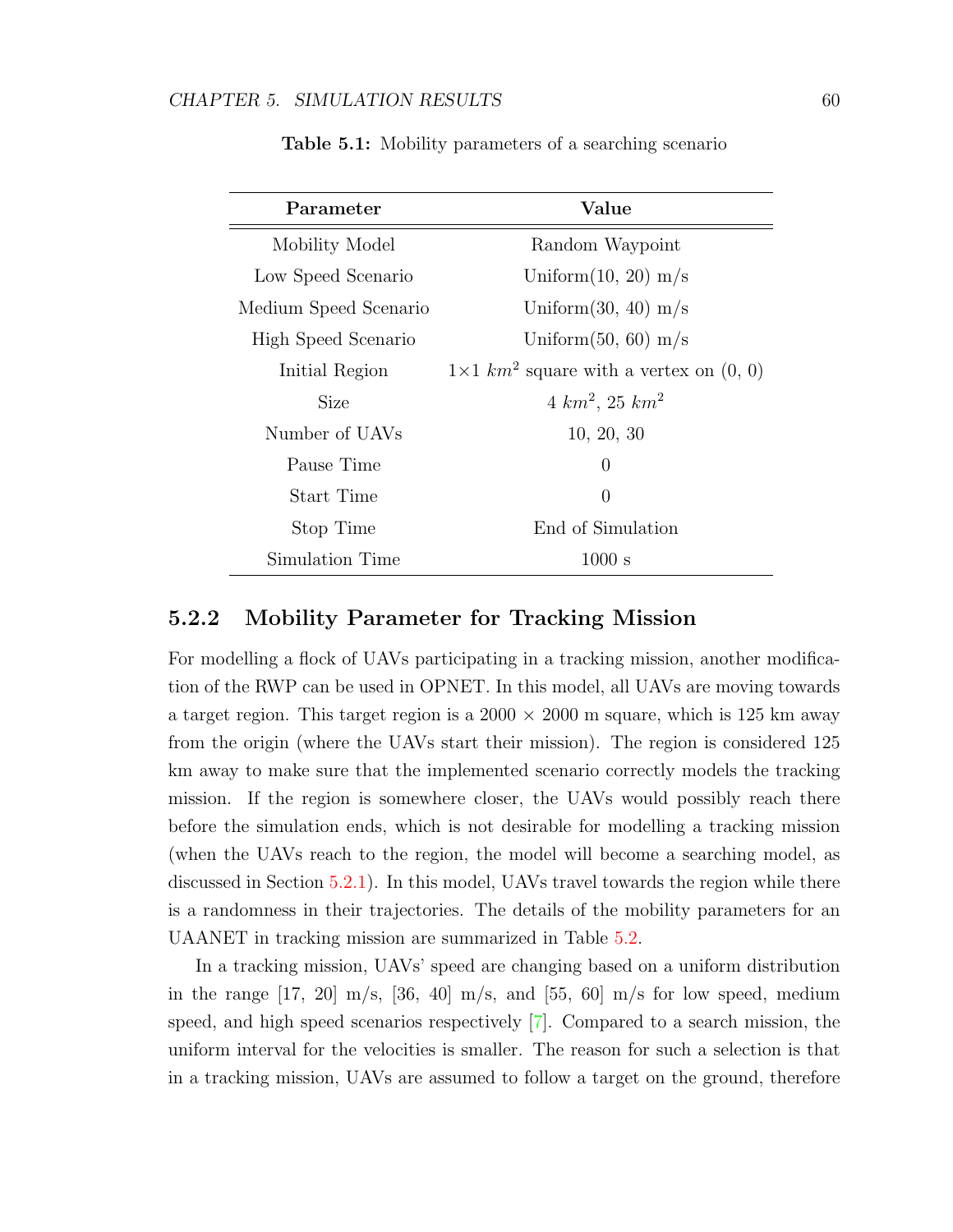**Table 5.1:** Mobility parameters of a searching scenario

| Parameter | Value |
|---|---|
| Mobility Model | Random Waypoint |
| Low Speed Scenario | Uniform(10, 20) m/s |
| Medium Speed Scenario | Uniform(30, 40) m/s |
| High Speed Scenario | Uniform(50, 60) m/s |
| Initial Region | 1×1 $km^2$ square with a vertex on (0, 0) |
| Size | 4 $km^2$, 25 $km^2$ |
| Number of UAVs | 10, 20, 30 |
| Pause Time | 0 |
| Start Time | 0 |
| Stop Time | End of Simulation |
| Simulation Time | 1000 s |

### 5.2.2 Mobility Parameter for Tracking Mission

For modelling a flock of UAVs participating in a tracking mission, another modification of the RWP can be used in OPNET. In this model, all UAVs are moving towards a target region. This target region is a 2000 × 2000 m square, which is 125 km away from the origin (where the UAVs start their mission). The region is considered 125 km away to make sure that the implemented scenario correctly models the tracking mission. If the region is somewhere closer, the UAVs would possibly reach there before the simulation ends, which is not desirable for modelling a tracking mission (when the UAVs reach to the region, the model will become a searching model, as discussed in Section 5.2.1). In this model, UAVs travel towards the region while there is a randomness in their trajectories. The details of the mobility parameters for an UAANET in tracking mission are summarized in Table 5.2.

In a tracking mission, UAVs' speed are changing based on a uniform distribution in the range [17, 20] m/s, [36, 40] m/s, and [55, 60] m/s for low speed, medium speed, and high speed scenarios respectively [7]. Compared to a search mission, the uniform interval for the velocities is smaller. The reason for such a selection is that in a tracking mission, UAVs are assumed to follow a target on the ground, therefore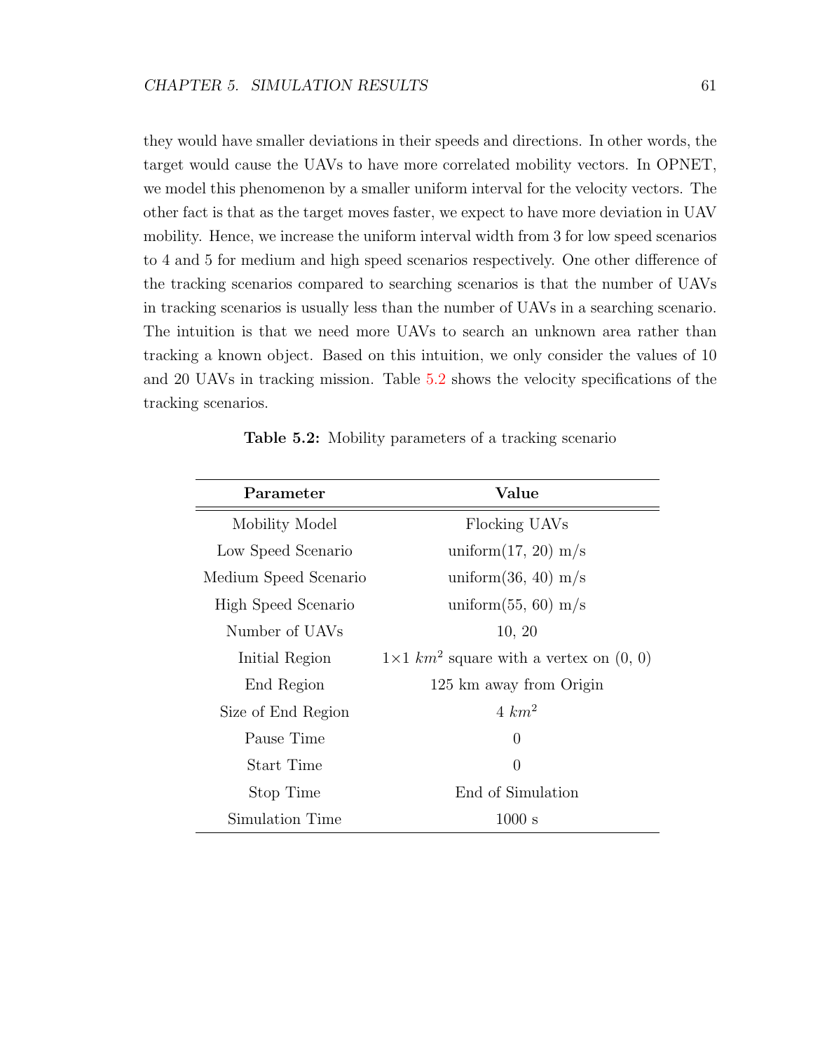they would have smaller deviations in their speeds and directions. In other words, the target would cause the UAVs to have more correlated mobility vectors. In OPNET, we model this phenomenon by a smaller uniform interval for the velocity vectors. The other fact is that as the target moves faster, we expect to have more deviation in UAV mobility. Hence, we increase the uniform interval width from 3 for low speed scenarios to 4 and 5 for medium and high speed scenarios respectively. One other difference of the tracking scenarios compared to searching scenarios is that the number of UAVs in tracking scenarios is usually less than the number of UAVs in a searching scenario. The intuition is that we need more UAVs to search an unknown area rather than tracking a known object. Based on this intuition, we only consider the values of 10 and 20 UAVs in tracking mission. Table 5.2 shows the velocity specifications of the tracking scenarios.

**Table 5.2:** Mobility parameters of a tracking scenario

| Parameter | Value |
|---|---|
| Mobility Model | Flocking UAVs |
| Low Speed Scenario | uniform(17, 20) m/s |
| Medium Speed Scenario | uniform(36, 40) m/s |
| High Speed Scenario | uniform(55, 60) m/s |
| Number of UAVs | 10, 20 |
| Initial Region | $1{\times}1$ $km^2$ square with a vertex on (0, 0) |
| End Region | 125 km away from Origin |
| Size of End Region | 4 $km^2$ |
| Pause Time | 0 |
| Start Time | 0 |
| Stop Time | End of Simulation |
| Simulation Time | 1000 s |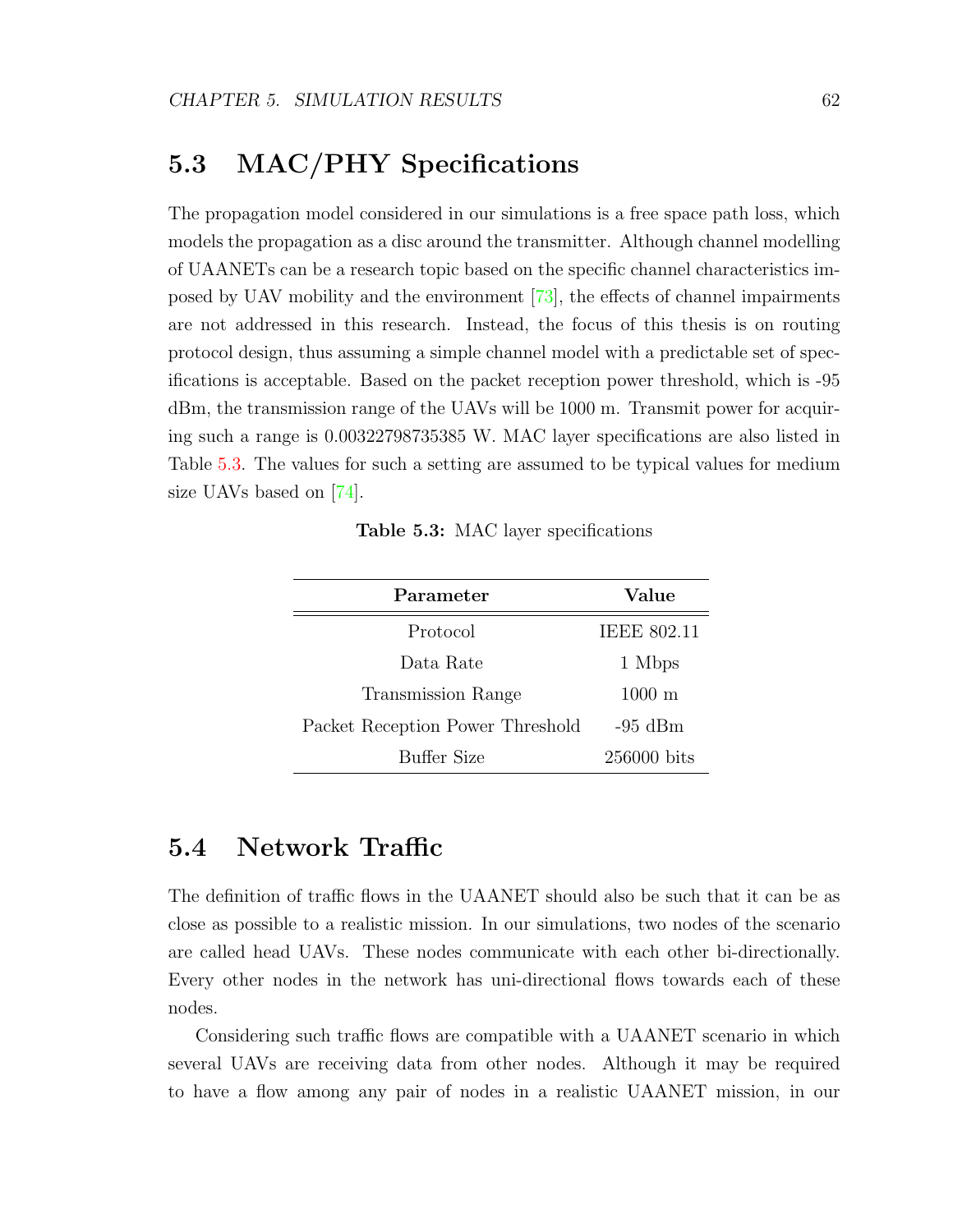## 5.3 MAC/PHY Specifications

The propagation model considered in our simulations is a free space path loss, which models the propagation as a disc around the transmitter. Although channel modelling of UAANETs can be a research topic based on the specific channel characteristics imposed by UAV mobility and the environment [73], the effects of channel impairments are not addressed in this research. Instead, the focus of this thesis is on routing protocol design, thus assuming a simple channel model with a predictable set of specifications is acceptable. Based on the packet reception power threshold, which is -95 dBm, the transmission range of the UAVs will be 1000 m. Transmit power for acquiring such a range is 0.00322798735385 W. MAC layer specifications are also listed in Table 5.3. The values for such a setting are assumed to be typical values for medium size UAVs based on [74].

**Table 5.3:** MAC layer specifications

| Parameter | Value |
|---|---|
| Protocol | IEEE 802.11 |
| Data Rate | 1 Mbps |
| Transmission Range | 1000 m |
| Packet Reception Power Threshold | -95 dBm |
| Buffer Size | 256000 bits |

## 5.4 Network Traffic

The definition of traffic flows in the UAANET should also be such that it can be as close as possible to a realistic mission. In our simulations, two nodes of the scenario are called head UAVs. These nodes communicate with each other bi-directionally. Every other nodes in the network has uni-directional flows towards each of these nodes.

Considering such traffic flows are compatible with a UAANET scenario in which several UAVs are receiving data from other nodes. Although it may be required to have a flow among any pair of nodes in a realistic UAANET mission, in our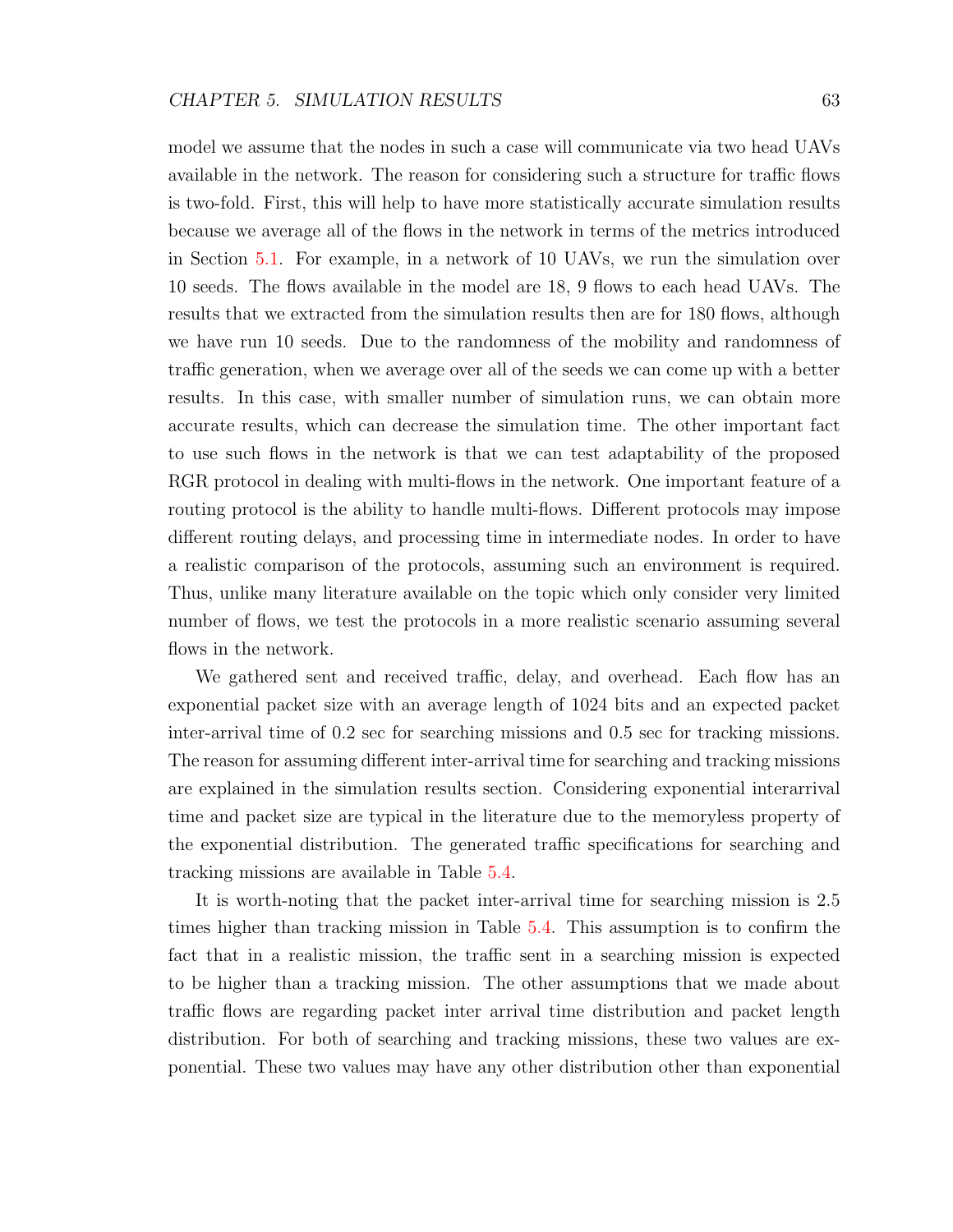model we assume that the nodes in such a case will communicate via two head UAVs available in the network. The reason for considering such a structure for traffic flows is two-fold. First, this will help to have more statistically accurate simulation results because we average all of the flows in the network in terms of the metrics introduced in Section 5.1. For example, in a network of 10 UAVs, we run the simulation over 10 seeds. The flows available in the model are 18, 9 flows to each head UAVs. The results that we extracted from the simulation results then are for 180 flows, although we have run 10 seeds. Due to the randomness of the mobility and randomness of traffic generation, when we average over all of the seeds we can come up with a better results. In this case, with smaller number of simulation runs, we can obtain more accurate results, which can decrease the simulation time. The other important fact to use such flows in the network is that we can test adaptability of the proposed RGR protocol in dealing with multi-flows in the network. One important feature of a routing protocol is the ability to handle multi-flows. Different protocols may impose different routing delays, and processing time in intermediate nodes. In order to have a realistic comparison of the protocols, assuming such an environment is required. Thus, unlike many literature available on the topic which only consider very limited number of flows, we test the protocols in a more realistic scenario assuming several flows in the network.

We gathered sent and received traffic, delay, and overhead. Each flow has an exponential packet size with an average length of 1024 bits and an expected packet inter-arrival time of 0.2 sec for searching missions and 0.5 sec for tracking missions. The reason for assuming different inter-arrival time for searching and tracking missions are explained in the simulation results section. Considering exponential interarrival time and packet size are typical in the literature due to the memoryless property of the exponential distribution. The generated traffic specifications for searching and tracking missions are available in Table 5.4.

It is worth-noting that the packet inter-arrival time for searching mission is 2.5 times higher than tracking mission in Table 5.4. This assumption is to confirm the fact that in a realistic mission, the traffic sent in a searching mission is expected to be higher than a tracking mission. The other assumptions that we made about traffic flows are regarding packet inter arrival time distribution and packet length distribution. For both of searching and tracking missions, these two values are exponential. These two values may have any other distribution other than exponential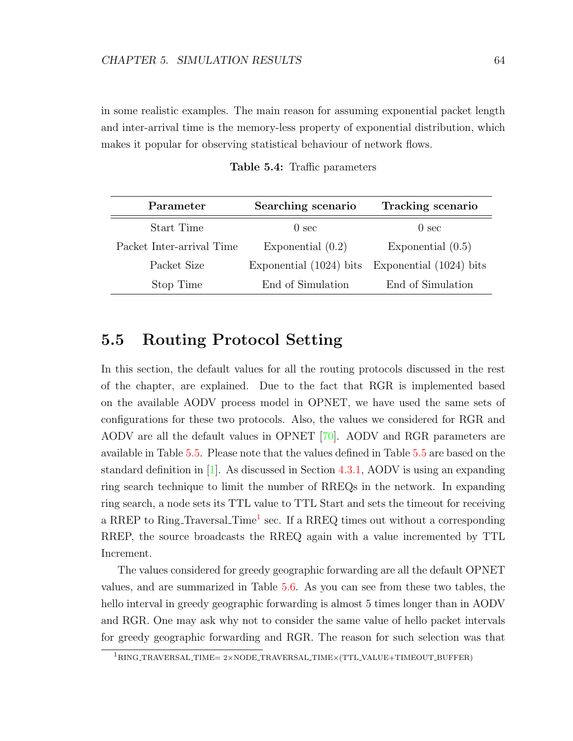in some realistic examples. The main reason for assuming exponential packet length and inter-arrival time is the memory-less property of exponential distribution, which makes it popular for observing statistical behaviour of network flows.

**Table 5.4:** Traffic parameters

| Parameter | Searching scenario | Tracking scenario |
|---|---|---|
| Start Time | 0 sec | 0 sec |
| Packet Inter-arrival Time | Exponential (0.2) | Exponential (0.5) |
| Packet Size | Exponential (1024) bits | Exponential (1024) bits |
| Stop Time | End of Simulation | End of Simulation |

## 5.5 Routing Protocol Setting

In this section, the default values for all the routing protocols discussed in the rest of the chapter, are explained. Due to the fact that RGR is implemented based on the available AODV process model in OPNET, we have used the same sets of configurations for these two protocols. Also, the values we considered for RGR and AODV are all the default values in OPNET [70]. AODV and RGR parameters are available in Table 5.5. Please note that the values defined in Table 5.5 are based on the standard definition in [1]. As discussed in Section 4.3.1, AODV is using an expanding ring search technique to limit the number of RREQs in the network. In expanding ring search, a node sets its TTL value to TTL Start and sets the timeout for receiving a RREP to Ring_Traversal_Time[1] sec. If a RREQ times out without a corresponding RREP, the source broadcasts the RREQ again with a value incremented by TTL Increment.

The values considered for greedy geographic forwarding are all the default OPNET values, and are summarized in Table 5.6. As you can see from these two tables, the hello interval in greedy geographic forwarding is almost 5 times longer than in AODV and RGR. One may ask why not to consider the same value of hello packet intervals for greedy geographic forwarding and RGR. The reason for such selection was that

[1] RING_TRAVERSAL_TIME= 2×NODE_TRAVERSAL_TIME×(TTL_VALUE+TIMEOUT_BUFFER)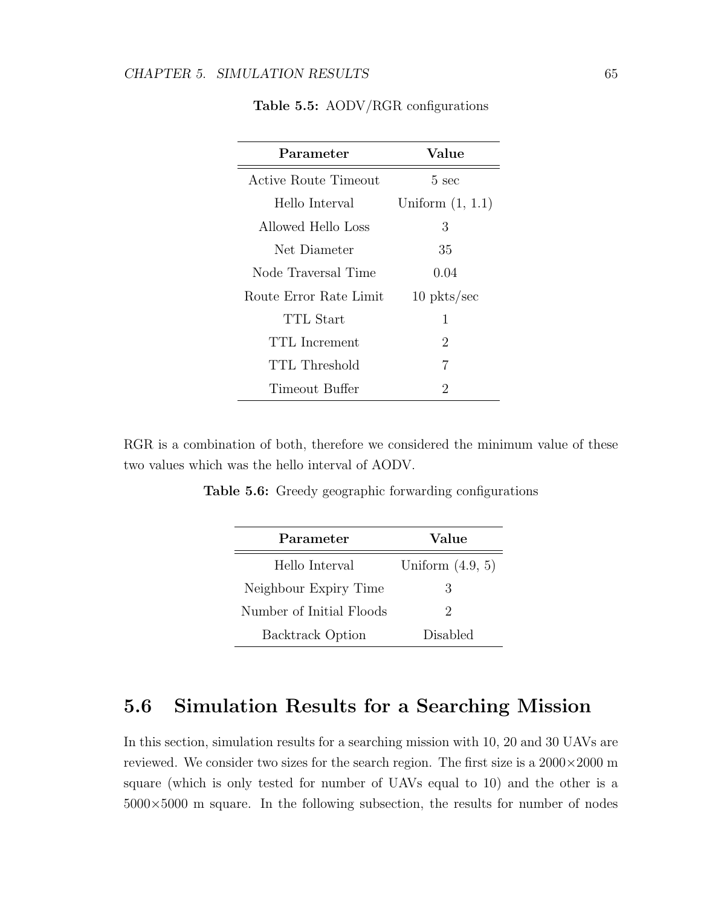**Table 5.5:** AODV/RGR configurations

| Parameter | Value |
|---|---|
| Active Route Timeout | 5 sec |
| Hello Interval | Uniform (1, 1.1) |
| Allowed Hello Loss | 3 |
| Net Diameter | 35 |
| Node Traversal Time | 0.04 |
| Route Error Rate Limit | 10 pkts/sec |
| TTL Start | 1 |
| TTL Increment | 2 |
| TTL Threshold | 7 |
| Timeout Buffer | 2 |

RGR is a combination of both, therefore we considered the minimum value of these two values which was the hello interval of AODV.

**Table 5.6:** Greedy geographic forwarding configurations

| Parameter | Value |
|---|---|
| Hello Interval | Uniform (4.9, 5) |
| Neighbour Expiry Time | 3 |
| Number of Initial Floods | 2 |
| Backtrack Option | Disabled |

## 5.6 Simulation Results for a Searching Mission

In this section, simulation results for a searching mission with 10, 20 and 30 UAVs are reviewed. We consider two sizes for the search region. The first size is a $2000\times2000$ m square (which is only tested for number of UAVs equal to 10) and the other is a $5000\times5000$ m square. In the following subsection, the results for number of nodes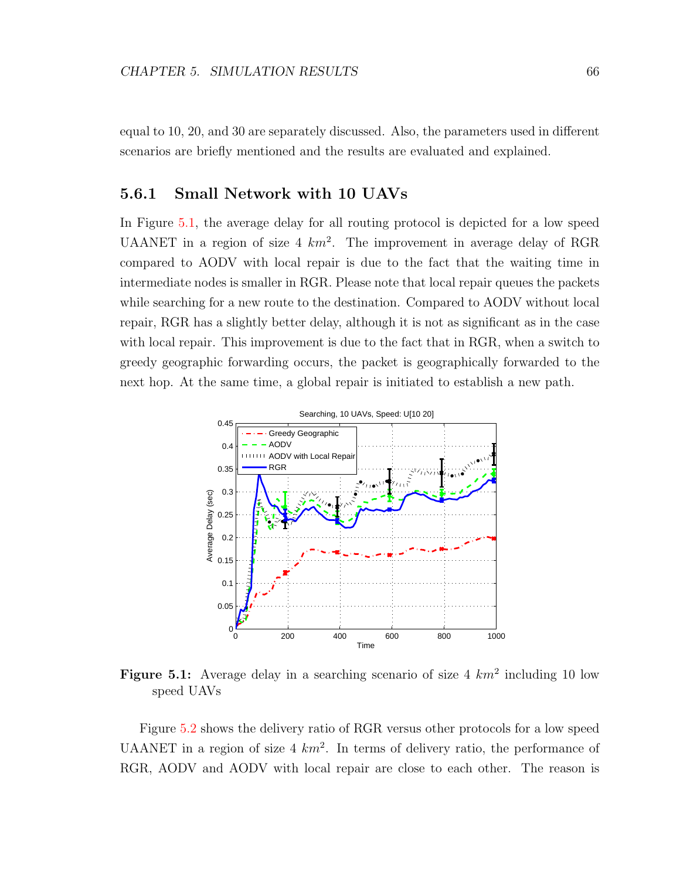equal to 10, 20, and 30 are separately discussed. Also, the parameters used in different scenarios are briefly mentioned and the results are evaluated and explained.

### 5.6.1 Small Network with 10 UAVs

In Figure 5.1, the average delay for all routing protocol is depicted for a low speed UAANET in a region of size 4 $km^2$. The improvement in average delay of RGR compared to AODV with local repair is due to the fact that the waiting time in intermediate nodes is smaller in RGR. Please note that local repair queues the packets while searching for a new route to the destination. Compared to AODV without local repair, RGR has a slightly better delay, although it is not as significant as in the case with local repair. This improvement is due to the fact that in RGR, when a switch to greedy geographic forwarding occurs, the packet is geographically forwarded to the next hop. At the same time, a global repair is initiated to establish a new path.

**Figure 5.1:** Average delay in a searching scenario of size 4 $km^2$ including 10 low speed UAVs

Figure 5.2 shows the delivery ratio of RGR versus other protocols for a low speed UAANET in a region of size 4 $km^2$. In terms of delivery ratio, the performance of RGR, AODV and AODV with local repair are close to each other. The reason is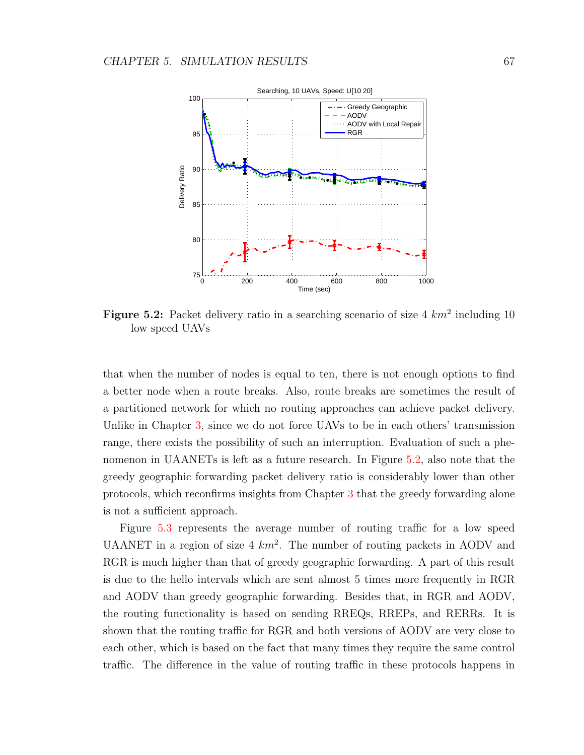**Figure 5.2:** Packet delivery ratio in a searching scenario of size 4 $km^2$ including 10 low speed UAVs

that when the number of nodes is equal to ten, there is not enough options to find a better node when a route breaks. Also, route breaks are sometimes the result of a partitioned network for which no routing approaches can achieve packet delivery. Unlike in Chapter 3, since we do not force UAVs to be in each others' transmission range, there exists the possibility of such an interruption. Evaluation of such a phenomenon in UAANETs is left as a future research. In Figure 5.2, also note that the greedy geographic forwarding packet delivery ratio is considerably lower than other protocols, which reconfirms insights from Chapter 3 that the greedy forwarding alone is not a sufficient approach.

Figure 5.3 represents the average number of routing traffic for a low speed UAANET in a region of size 4 $km^2$. The number of routing packets in AODV and RGR is much higher than that of greedy geographic forwarding. A part of this result is due to the hello intervals which are sent almost 5 times more frequently in RGR and AODV than greedy geographic forwarding. Besides that, in RGR and AODV, the routing functionality is based on sending RREQs, RREPs, and RERRs. It is shown that the routing traffic for RGR and both versions of AODV are very close to each other, which is based on the fact that many times they require the same control traffic. The difference in the value of routing traffic in these protocols happens in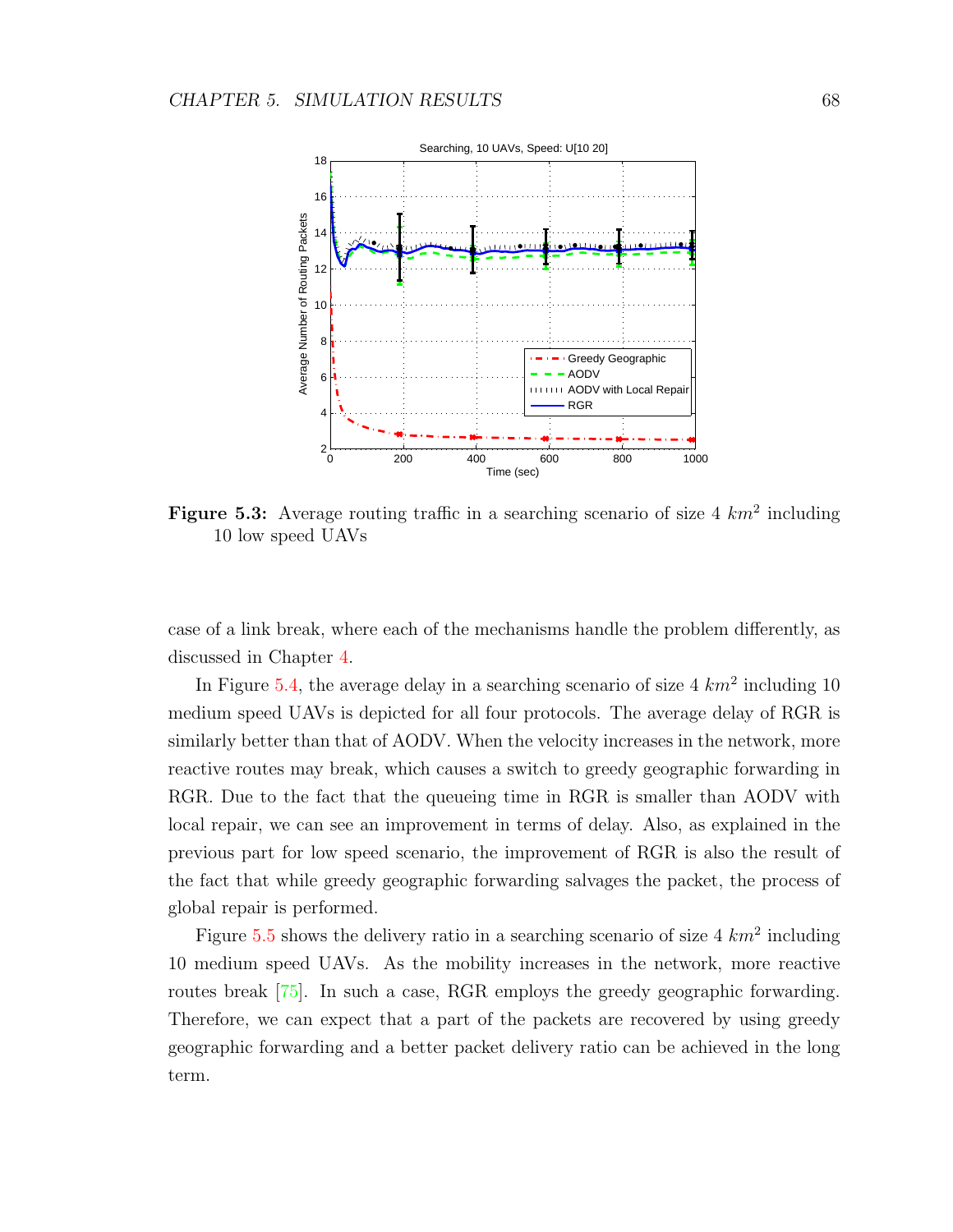**Figure 5.3:** Average routing traffic in a searching scenario of size 4 $km^2$ including 10 low speed UAVs

case of a link break, where each of the mechanisms handle the problem differently, as discussed in Chapter 4.

In Figure 5.4, the average delay in a searching scenario of size 4 $km^2$ including 10 medium speed UAVs is depicted for all four protocols. The average delay of RGR is similarly better than that of AODV. When the velocity increases in the network, more reactive routes may break, which causes a switch to greedy geographic forwarding in RGR. Due to the fact that the queueing time in RGR is smaller than AODV with local repair, we can see an improvement in terms of delay. Also, as explained in the previous part for low speed scenario, the improvement of RGR is also the result of the fact that while greedy geographic forwarding salvages the packet, the process of global repair is performed.

Figure 5.5 shows the delivery ratio in a searching scenario of size 4 $km^2$ including 10 medium speed UAVs. As the mobility increases in the network, more reactive routes break [75]. In such a case, RGR employs the greedy geographic forwarding. Therefore, we can expect that a part of the packets are recovered by using greedy geographic forwarding and a better packet delivery ratio can be achieved in the long term.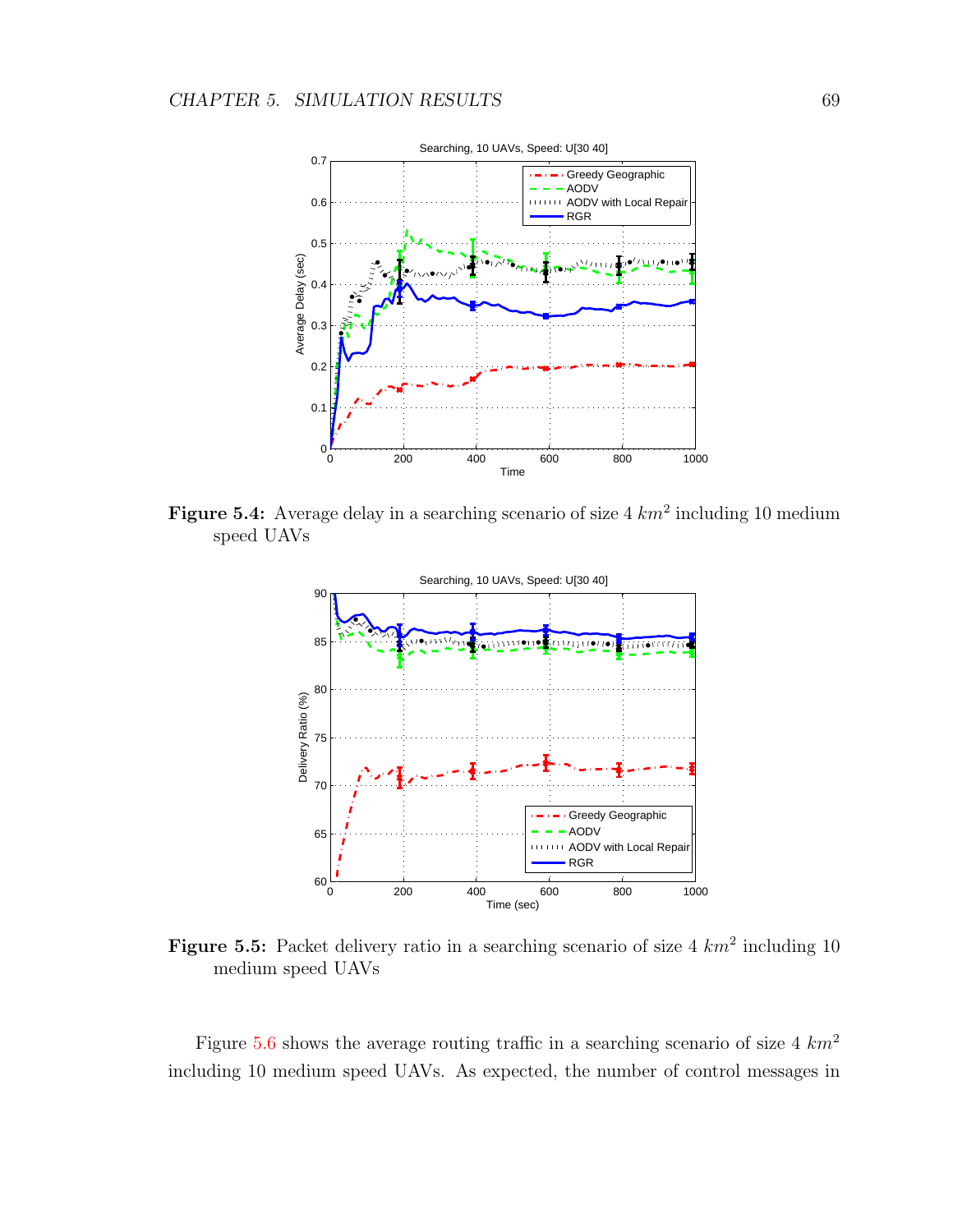**Figure 5.4:** Average delay in a searching scenario of size 4 $km^2$ including 10 medium speed UAVs

**Figure 5.5:** Packet delivery ratio in a searching scenario of size 4 $km^2$ including 10 medium speed UAVs

Figure 5.6 shows the average routing traffic in a searching scenario of size 4 $km^2$ including 10 medium speed UAVs. As expected, the number of control messages in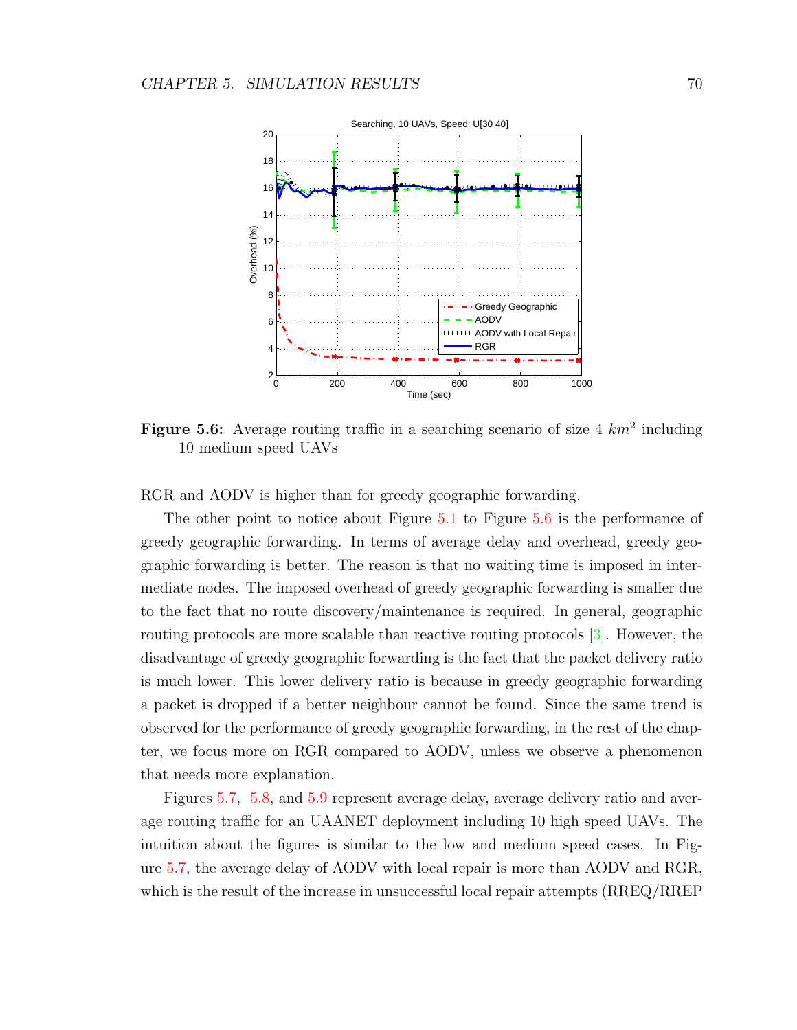**Figure 5.6:** Average routing traffic in a searching scenario of size 4 $km^2$ including 10 medium speed UAVs

RGR and AODV is higher than for greedy geographic forwarding.

The other point to notice about Figure 5.1 to Figure 5.6 is the performance of greedy geographic forwarding. In terms of average delay and overhead, greedy geographic forwarding is better. The reason is that no waiting time is imposed in intermediate nodes. The imposed overhead of greedy geographic forwarding is smaller due to the fact that no route discovery/maintenance is required. In general, geographic routing protocols are more scalable than reactive routing protocols [3]. However, the disadvantage of greedy geographic forwarding is the fact that the packet delivery ratio is much lower. This lower delivery ratio is because in greedy geographic forwarding a packet is dropped if a better neighbour cannot be found. Since the same trend is observed for the performance of greedy geographic forwarding, in the rest of the chapter, we focus more on RGR compared to AODV, unless we observe a phenomenon that needs more explanation.

Figures 5.7, 5.8, and 5.9 represent average delay, average delivery ratio and average routing traffic for an UAANET deployment including 10 high speed UAVs. The intuition about the figures is similar to the low and medium speed cases. In Figure 5.7, the average delay of AODV with local repair is more than AODV and RGR, which is the result of the increase in unsuccessful local repair attempts (RREQ/RREP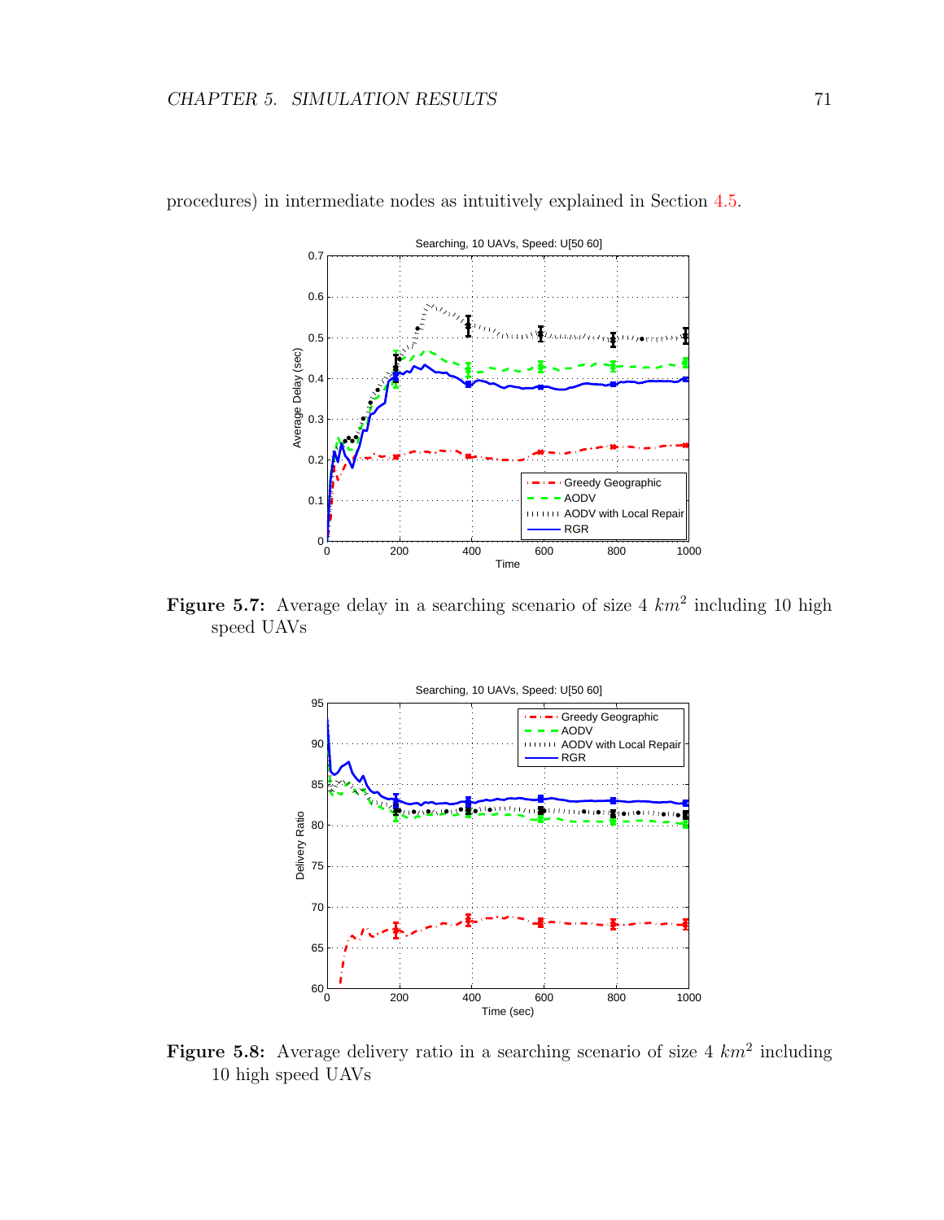procedures) in intermediate nodes as intuitively explained in Section 4.5.

**Figure 5.7:** Average delay in a searching scenario of size 4 $km^2$ including 10 high speed UAVs

**Figure 5.8:** Average delivery ratio in a searching scenario of size 4 $km^2$ including 10 high speed UAVs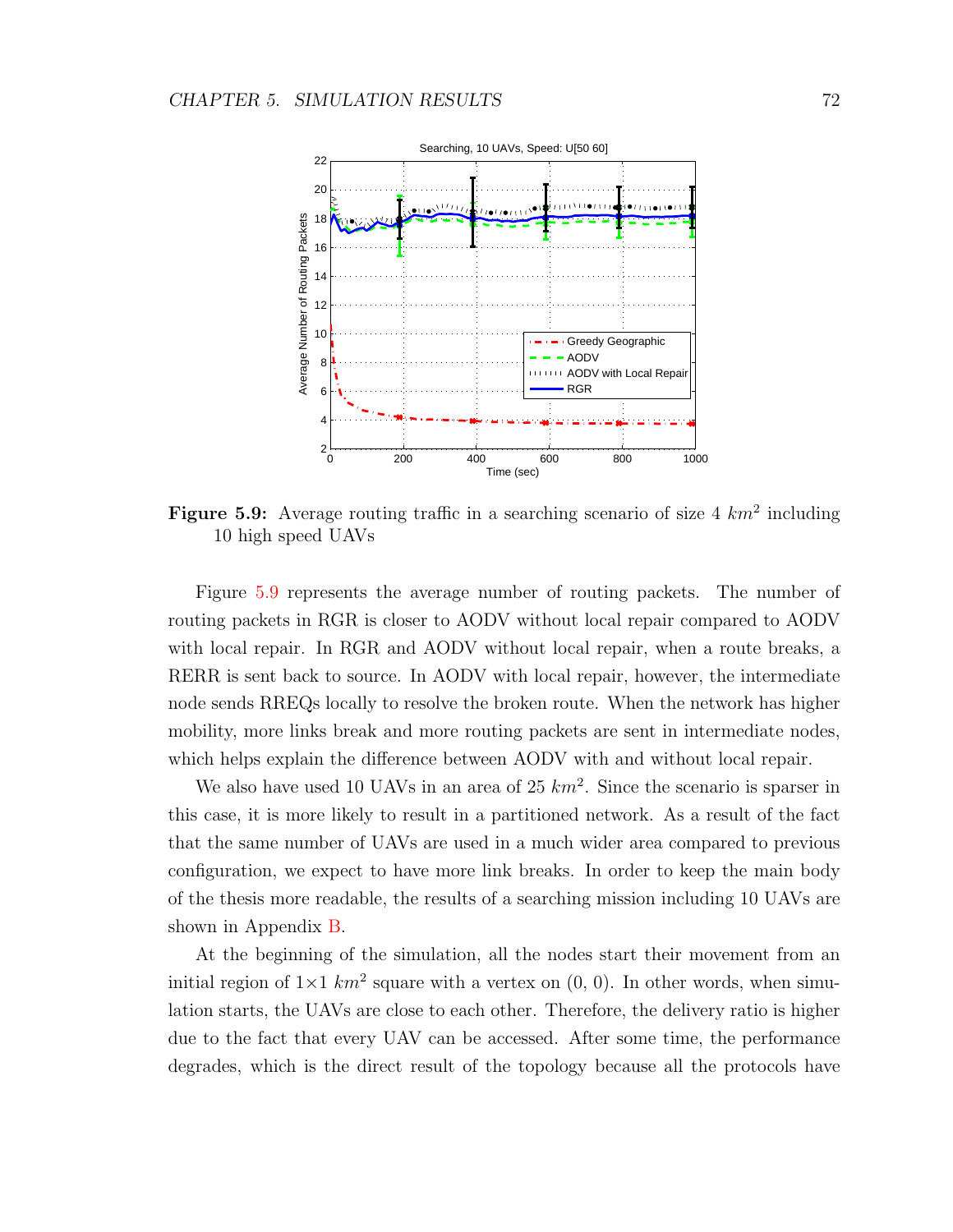**Figure 5.9:** Average routing traffic in a searching scenario of size 4 $km^2$ including 10 high speed UAVs

Figure 5.9 represents the average number of routing packets. The number of routing packets in RGR is closer to AODV without local repair compared to AODV with local repair. In RGR and AODV without local repair, when a route breaks, a RERR is sent back to source. In AODV with local repair, however, the intermediate node sends RREQs locally to resolve the broken route. When the network has higher mobility, more links break and more routing packets are sent in intermediate nodes, which helps explain the difference between AODV with and without local repair.

We also have used 10 UAVs in an area of 25 $km^2$. Since the scenario is sparser in this case, it is more likely to result in a partitioned network. As a result of the fact that the same number of UAVs are used in a much wider area compared to previous configuration, we expect to have more link breaks. In order to keep the main body of the thesis more readable, the results of a searching mission including 10 UAVs are shown in Appendix B.

At the beginning of the simulation, all the nodes start their movement from an initial region of $1 \times 1$ $km^2$ square with a vertex on (0, 0). In other words, when simulation starts, the UAVs are close to each other. Therefore, the delivery ratio is higher due to the fact that every UAV can be accessed. After some time, the performance degrades, which is the direct result of the topology because all the protocols have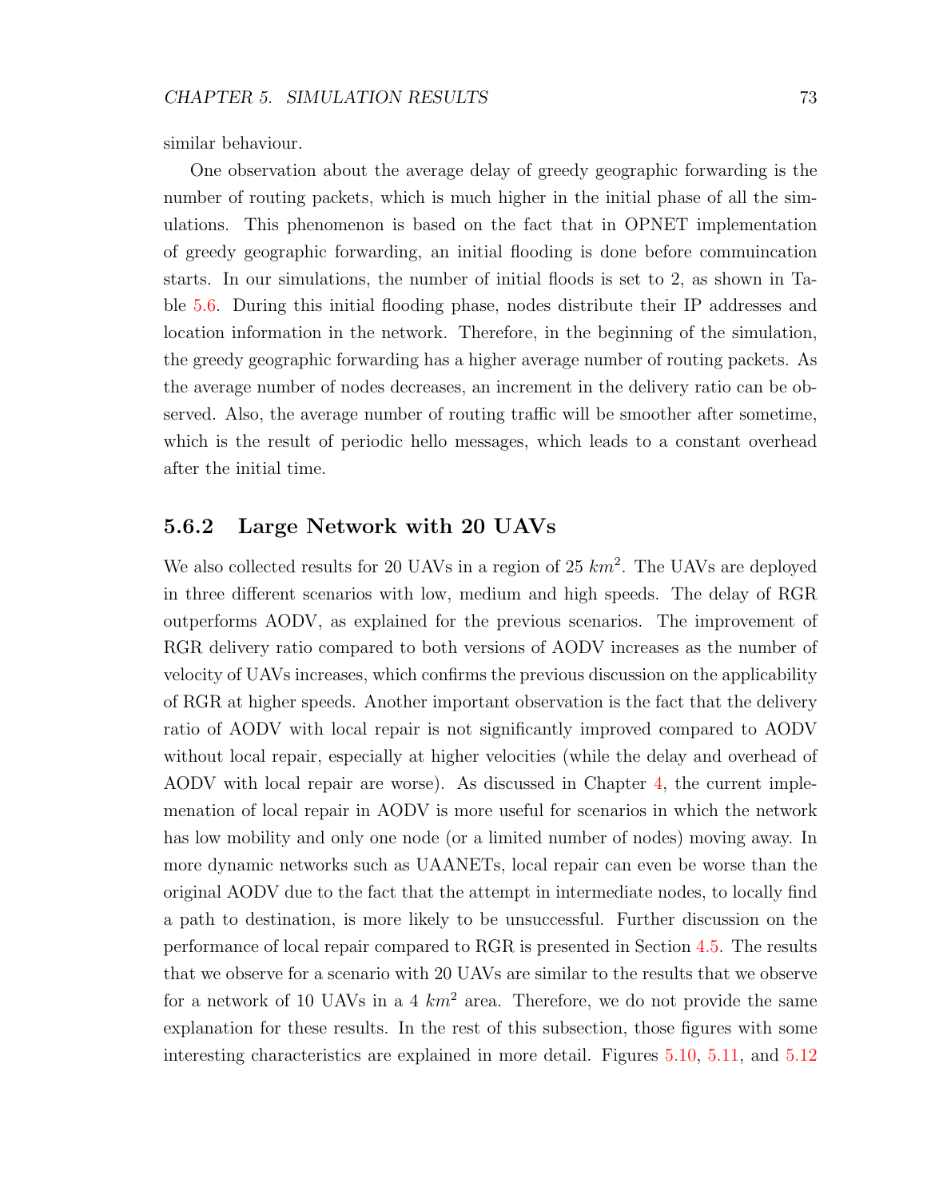similar behaviour.

One observation about the average delay of greedy geographic forwarding is the number of routing packets, which is much higher in the initial phase of all the simulations. This phenomenon is based on the fact that in OPNET implementation of greedy geographic forwarding, an initial flooding is done before commuincation starts. In our simulations, the number of initial floods is set to 2, as shown in Table 5.6. During this initial flooding phase, nodes distribute their IP addresses and location information in the network. Therefore, in the beginning of the simulation, the greedy geographic forwarding has a higher average number of routing packets. As the average number of nodes decreases, an increment in the delivery ratio can be observed. Also, the average number of routing traffic will be smoother after sometime, which is the result of periodic hello messages, which leads to a constant overhead after the initial time.

### 5.6.2 Large Network with 20 UAVs

We also collected results for 20 UAVs in a region of 25 $km^2$. The UAVs are deployed in three different scenarios with low, medium and high speeds. The delay of RGR outperforms AODV, as explained for the previous scenarios. The improvement of RGR delivery ratio compared to both versions of AODV increases as the number of velocity of UAVs increases, which confirms the previous discussion on the applicability of RGR at higher speeds. Another important observation is the fact that the delivery ratio of AODV with local repair is not significantly improved compared to AODV without local repair, especially at higher velocities (while the delay and overhead of AODV with local repair are worse). As discussed in Chapter 4, the current implemenation of local repair in AODV is more useful for scenarios in which the network has low mobility and only one node (or a limited number of nodes) moving away. In more dynamic networks such as UAANETs, local repair can even be worse than the original AODV due to the fact that the attempt in intermediate nodes, to locally find a path to destination, is more likely to be unsuccessful. Further discussion on the performance of local repair compared to RGR is presented in Section 4.5. The results that we observe for a scenario with 20 UAVs are similar to the results that we observe for a network of 10 UAVs in a 4 $km^2$ area. Therefore, we do not provide the same explanation for these results. In the rest of this subsection, those figures with some interesting characteristics are explained in more detail. Figures 5.10, 5.11, and 5.12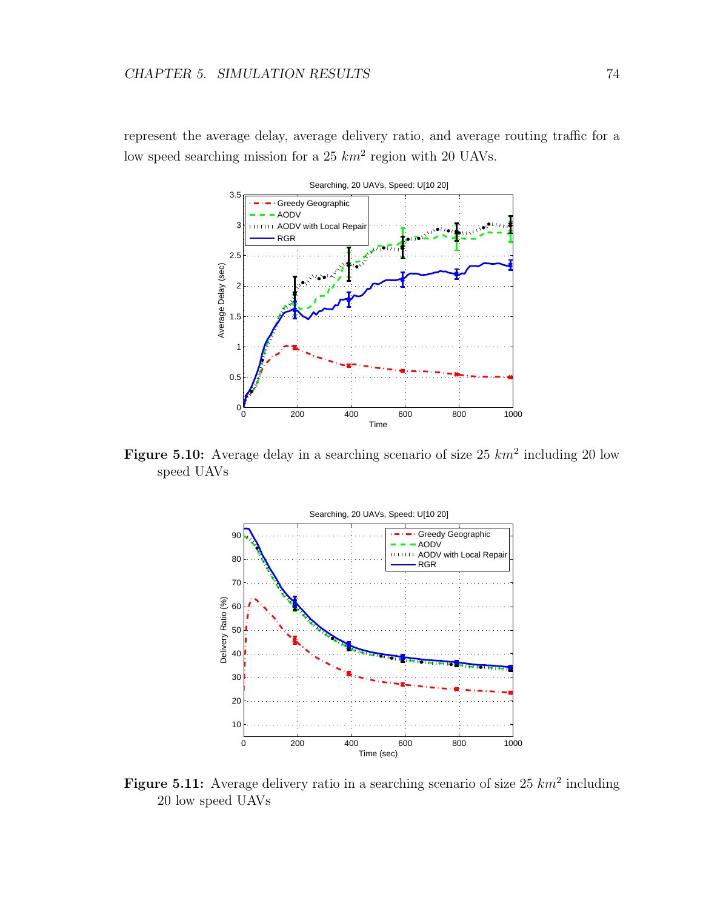represent the average delay, average delivery ratio, and average routing traffic for a low speed searching mission for a 25 $km^2$ region with 20 UAVs.

**Figure 5.10:** Average delay in a searching scenario of size 25 $km^2$ including 20 low speed UAVs

**Figure 5.11:** Average delivery ratio in a searching scenario of size 25 $km^2$ including 20 low speed UAVs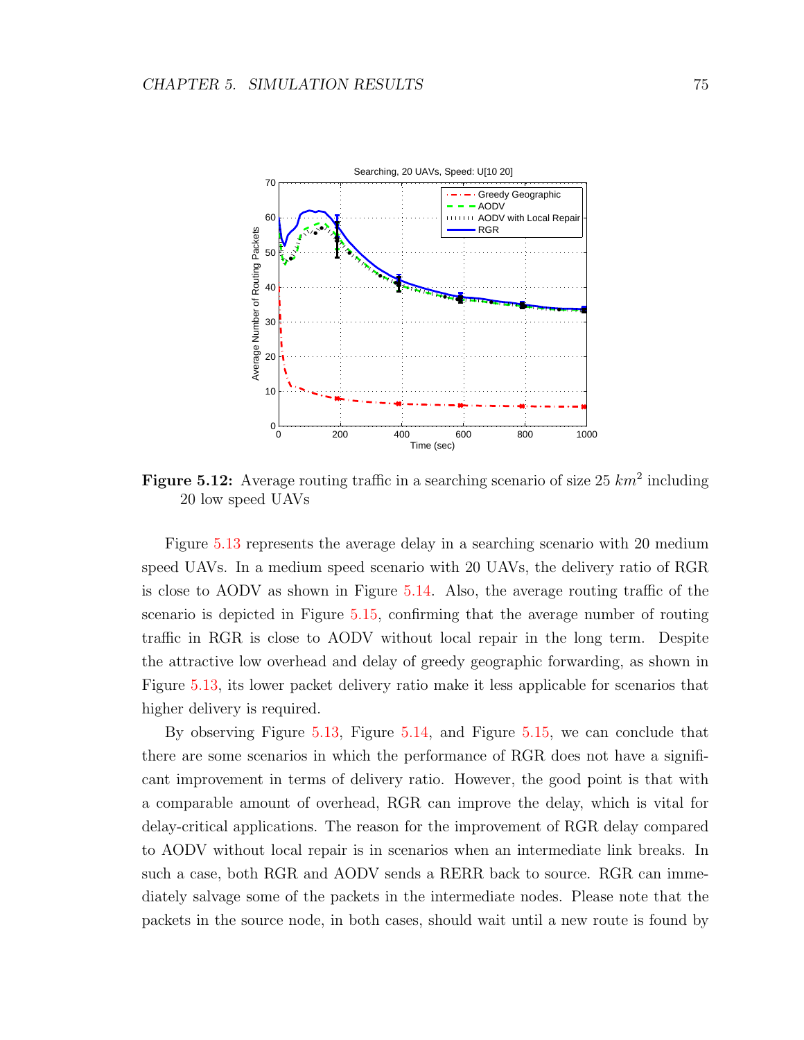**Figure 5.12:** Average routing traffic in a searching scenario of size 25 $km^2$ including 20 low speed UAVs

Figure 5.13 represents the average delay in a searching scenario with 20 medium speed UAVs. In a medium speed scenario with 20 UAVs, the delivery ratio of RGR is close to AODV as shown in Figure 5.14. Also, the average routing traffic of the scenario is depicted in Figure 5.15, confirming that the average number of routing traffic in RGR is close to AODV without local repair in the long term. Despite the attractive low overhead and delay of greedy geographic forwarding, as shown in Figure 5.13, its lower packet delivery ratio make it less applicable for scenarios that higher delivery is required.

By observing Figure 5.13, Figure 5.14, and Figure 5.15, we can conclude that there are some scenarios in which the performance of RGR does not have a significant improvement in terms of delivery ratio. However, the good point is that with a comparable amount of overhead, RGR can improve the delay, which is vital for delay-critical applications. The reason for the improvement of RGR delay compared to AODV without local repair is in scenarios when an intermediate link breaks. In such a case, both RGR and AODV sends a RERR back to source. RGR can immediately salvage some of the packets in the intermediate nodes. Please note that the packets in the source node, in both cases, should wait until a new route is found by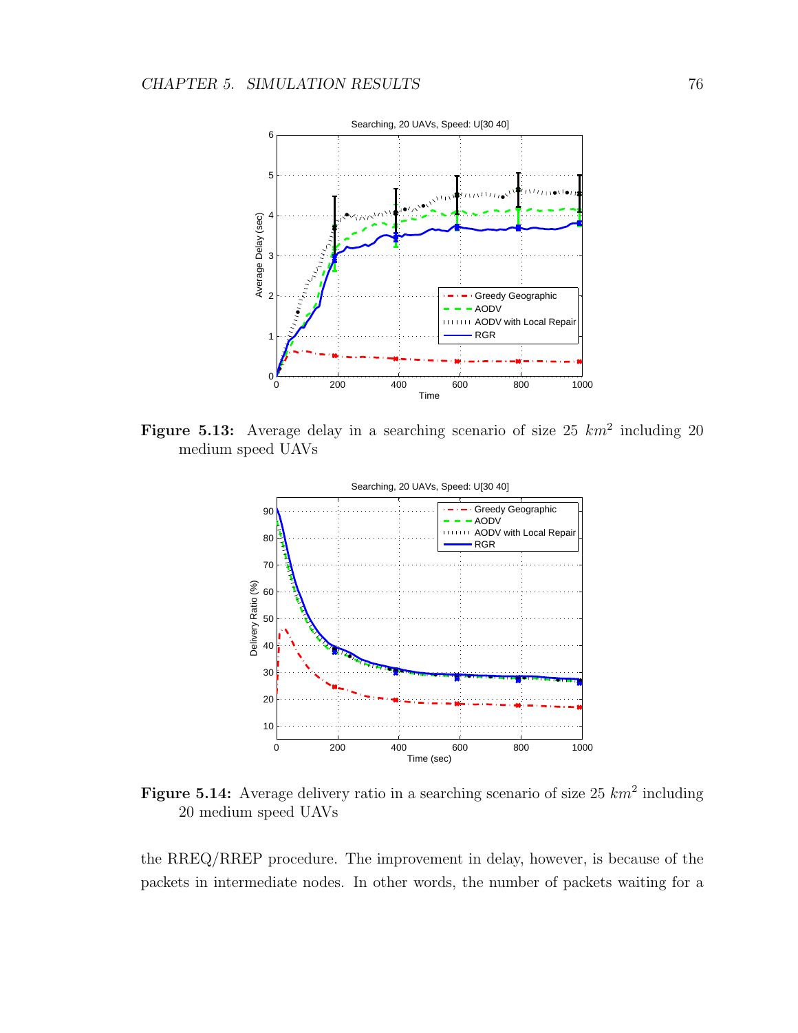Figure 5.13: Average delay in a searching scenario of size 25 $km^2$ including 20 medium speed UAVs

Figure 5.14: Average delivery ratio in a searching scenario of size 25 $km^2$ including 20 medium speed UAVs

the RREQ/RREP procedure. The improvement in delay, however, is because of the packets in intermediate nodes. In other words, the number of packets waiting for a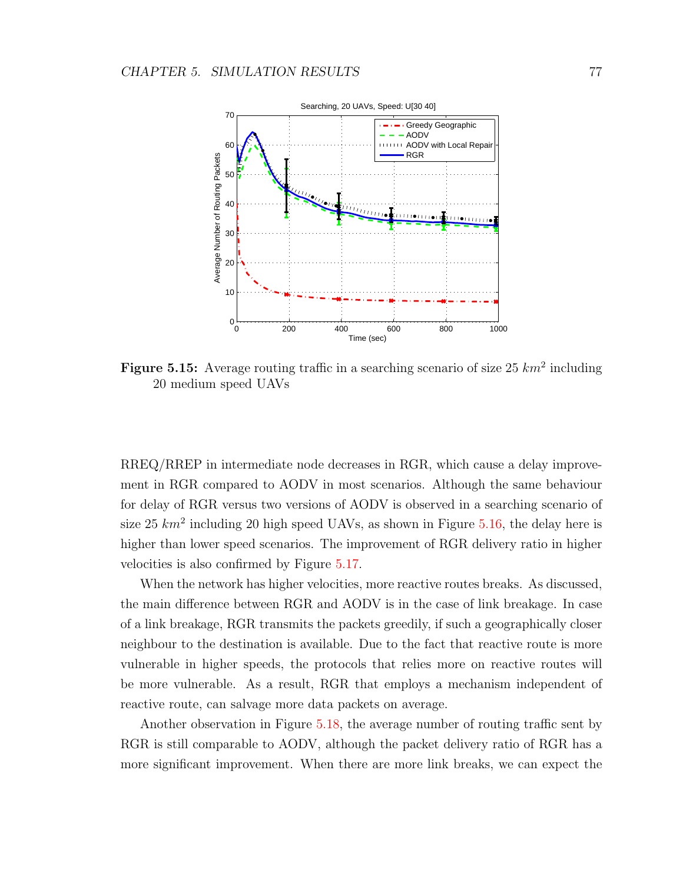**Figure 5.15:** Average routing traffic in a searching scenario of size 25 $km^2$ including 20 medium speed UAVs

RREQ/RREP in intermediate node decreases in RGR, which cause a delay improvement in RGR compared to AODV in most scenarios. Although the same behaviour for delay of RGR versus two versions of AODV is observed in a searching scenario of size 25 $km^2$ including 20 high speed UAVs, as shown in Figure 5.16, the delay here is higher than lower speed scenarios. The improvement of RGR delivery ratio in higher velocities is also confirmed by Figure 5.17.

When the network has higher velocities, more reactive routes breaks. As discussed, the main difference between RGR and AODV is in the case of link breakage. In case of a link breakage, RGR transmits the packets greedily, if such a geographically closer neighbour to the destination is available. Due to the fact that reactive route is more vulnerable in higher speeds, the protocols that relies more on reactive routes will be more vulnerable. As a result, RGR that employs a mechanism independent of reactive route, can salvage more data packets on average.

Another observation in Figure 5.18, the average number of routing traffic sent by RGR is still comparable to AODV, although the packet delivery ratio of RGR has a more significant improvement. When there are more link breaks, we can expect the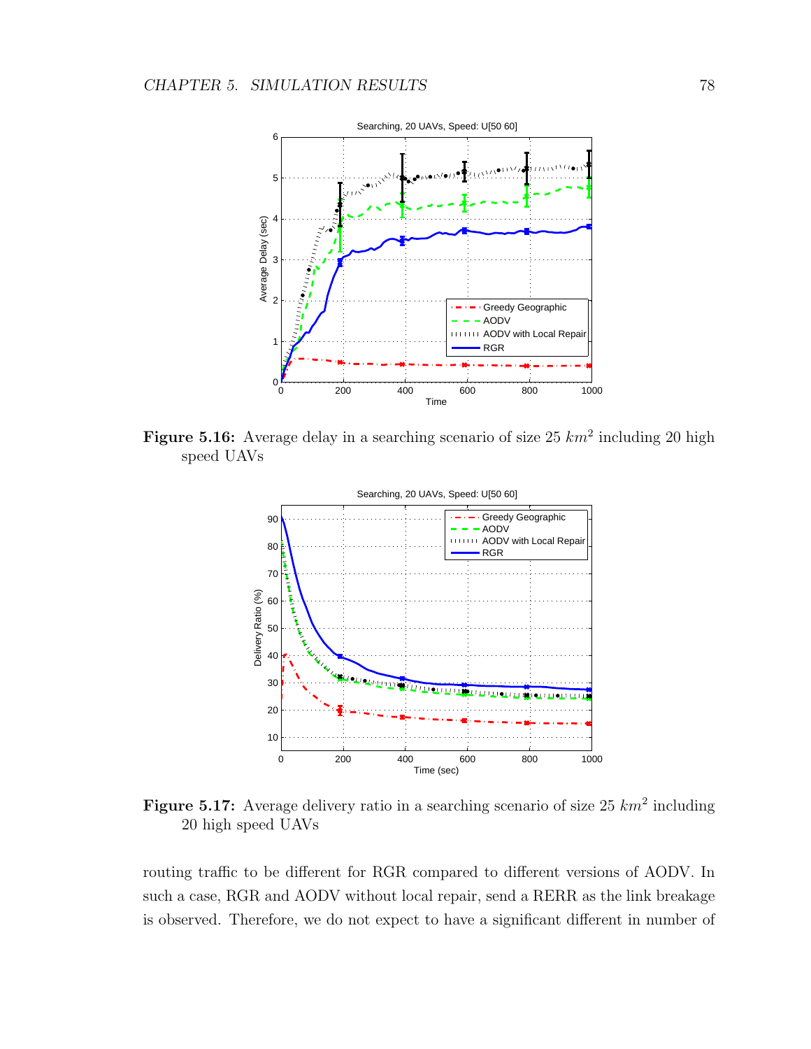**Figure 5.16:** Average delay in a searching scenario of size 25 $km^2$ including 20 high speed UAVs

**Figure 5.17:** Average delivery ratio in a searching scenario of size 25 $km^2$ including 20 high speed UAVs

routing traffic to be different for RGR compared to different versions of AODV. In such a case, RGR and AODV without local repair, send a RERR as the link breakage is observed. Therefore, we do not expect to have a significant different in number of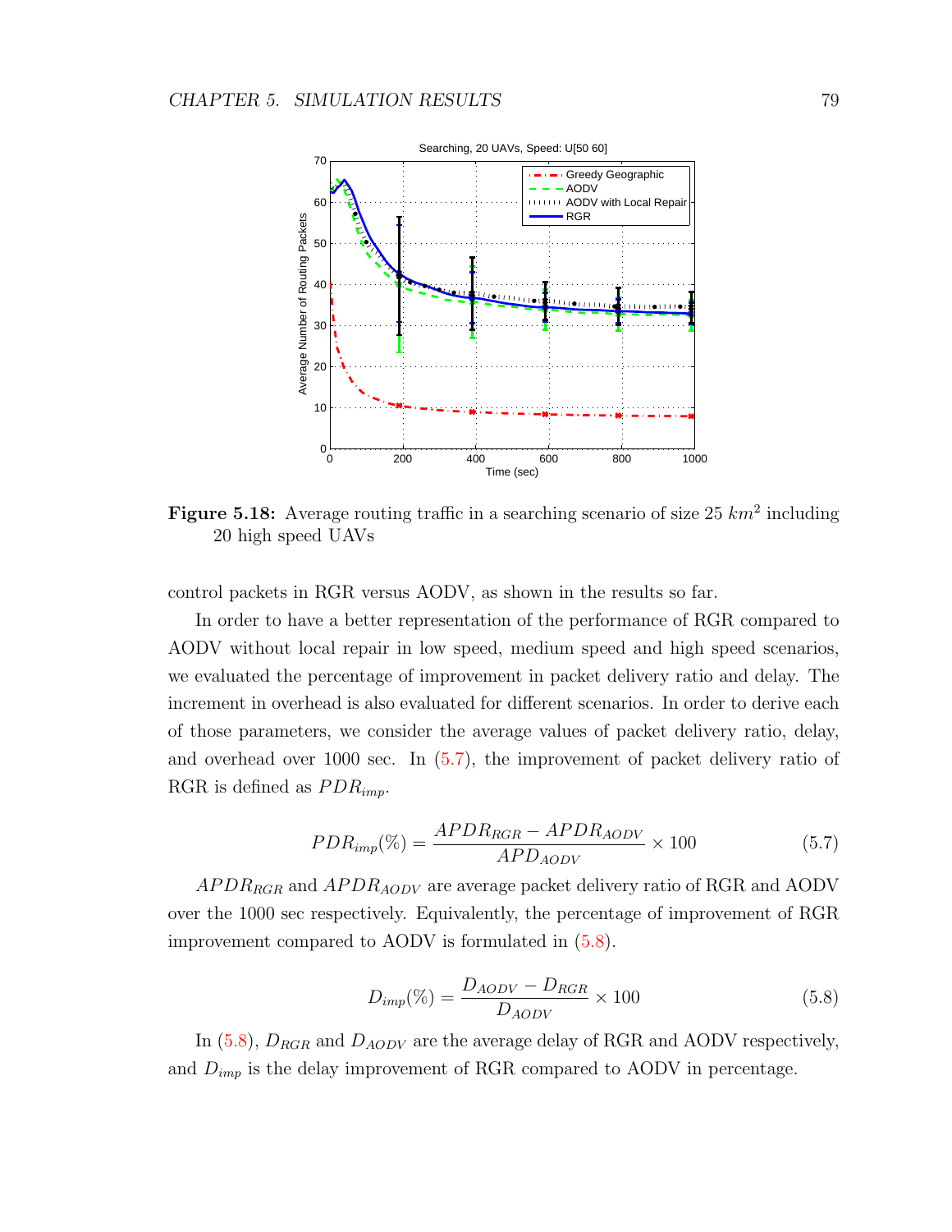**Figure 5.18:** Average routing traffic in a searching scenario of size 25 $km^2$ including 20 high speed UAVs

control packets in RGR versus AODV, as shown in the results so far.

In order to have a better representation of the performance of RGR compared to AODV without local repair in low speed, medium speed and high speed scenarios, we evaluated the percentage of improvement in packet delivery ratio and delay. The increment in overhead is also evaluated for different scenarios. In order to derive each of those parameters, we consider the average values of packet delivery ratio, delay, and overhead over 1000 sec. In (5.7), the improvement of packet delivery ratio of RGR is defined as $PDR_{imp}$.

$$PDR_{imp}(\%) = \frac{APDR_{RGR} - APDR_{AODV}}{APD_{AODV}} \times 100 \tag{5.7}$$

$APDR_{RGR}$ and $APDR_{AODV}$ are average packet delivery ratio of RGR and AODV over the 1000 sec respectively. Equivalently, the percentage of improvement of RGR improvement compared to AODV is formulated in (5.8).

$$D_{imp}(\%) = \frac{D_{AODV} - D_{RGR}}{D_{AODV}} \times 100 \tag{5.8}$$

In (5.8), $D_{RGR}$ and $D_{AODV}$ are the average delay of RGR and AODV respectively, and $D_{imp}$ is the delay improvement of RGR compared to AODV in percentage.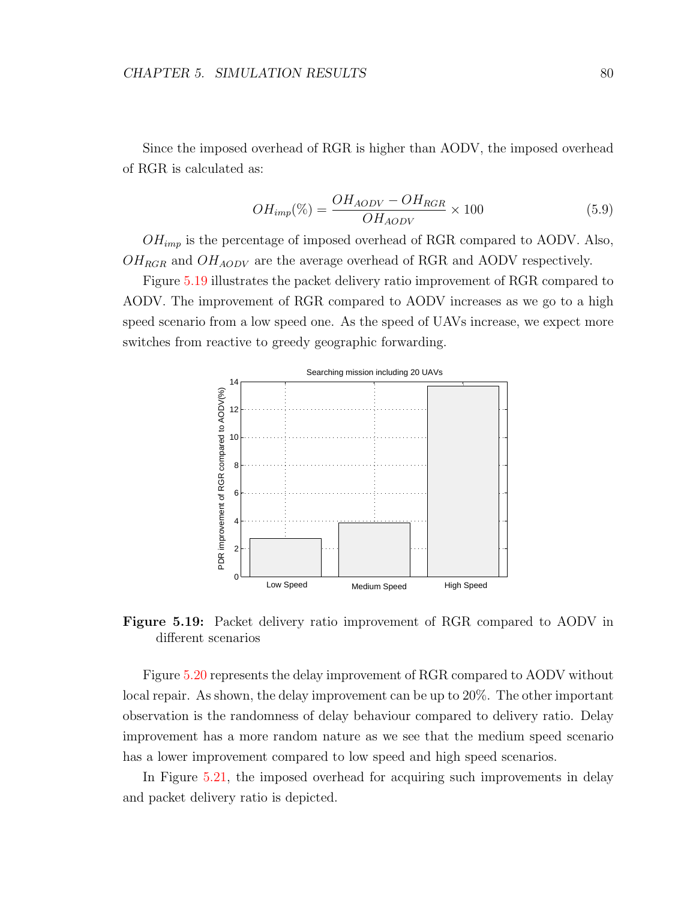Since the imposed overhead of RGR is higher than AODV, the imposed overhead of RGR is calculated as:

$$OH_{imp}(\%) = \frac{OH_{AODV} - OH_{RGR}}{OH_{AODV}} \times 100 \tag{5.9}$$

$OH_{imp}$ is the percentage of imposed overhead of RGR compared to AODV. Also, $OH_{RGR}$ and $OH_{AODV}$ are the average overhead of RGR and AODV respectively.

Figure 5.19 illustrates the packet delivery ratio improvement of RGR compared to AODV. The improvement of RGR compared to AODV increases as we go to a high speed scenario from a low speed one. As the speed of UAVs increase, we expect more switches from reactive to greedy geographic forwarding.

**Figure 5.19:** Packet delivery ratio improvement of RGR compared to AODV in different scenarios

Figure 5.20 represents the delay improvement of RGR compared to AODV without local repair. As shown, the delay improvement can be up to 20%. The other important observation is the randomness of delay behaviour compared to delivery ratio. Delay improvement has a more random nature as we see that the medium speed scenario has a lower improvement compared to low speed and high speed scenarios.

In Figure 5.21, the imposed overhead for acquiring such improvements in delay and packet delivery ratio is depicted.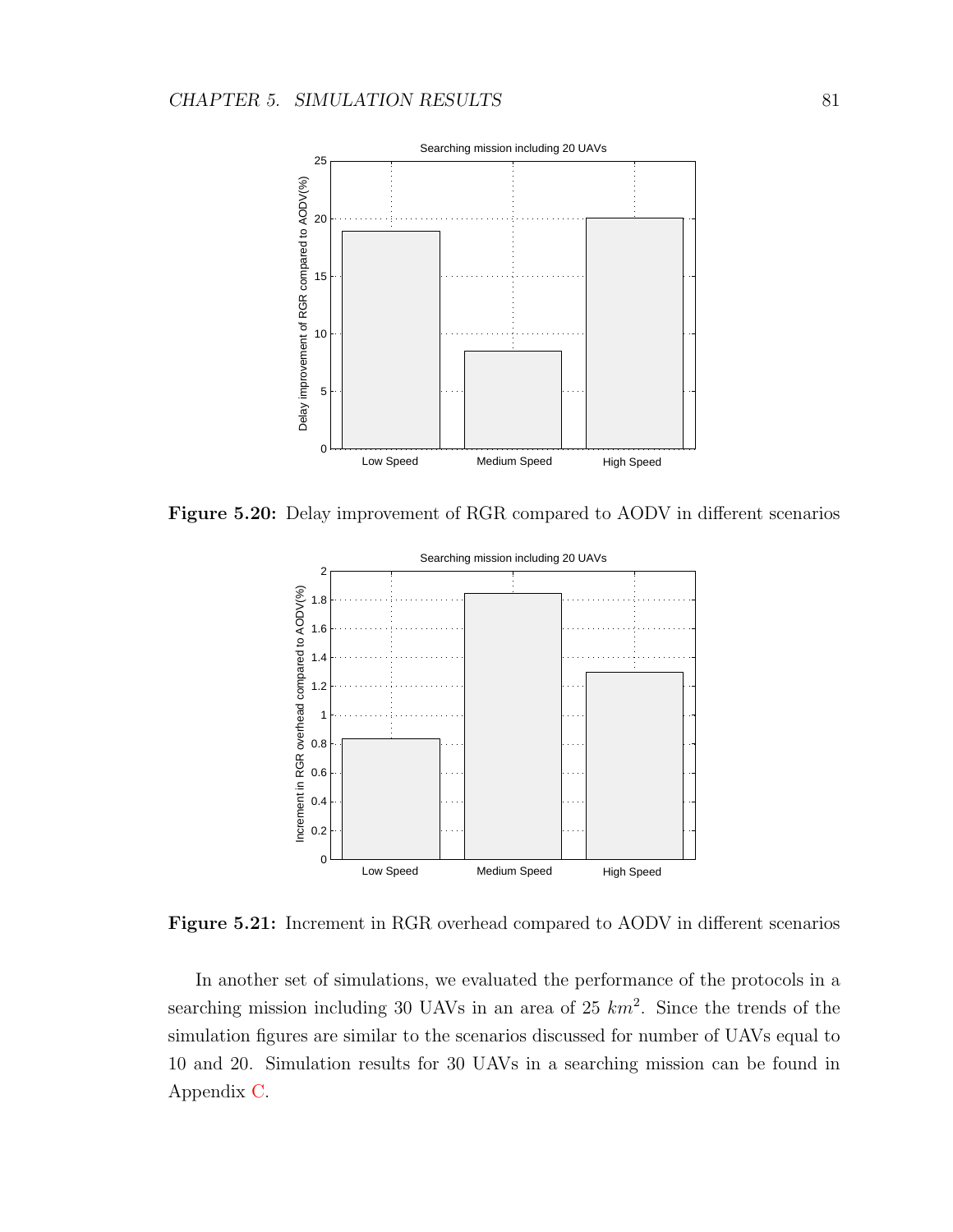Figure 5.20: Delay improvement of RGR compared to AODV in different scenarios

Figure 5.21: Increment in RGR overhead compared to AODV in different scenarios

In another set of simulations, we evaluated the performance of the protocols in a searching mission including 30 UAVs in an area of 25 $km^2$. Since the trends of the simulation figures are similar to the scenarios discussed for number of UAVs equal to 10 and 20. Simulation results for 30 UAVs in a searching mission can be found in Appendix C.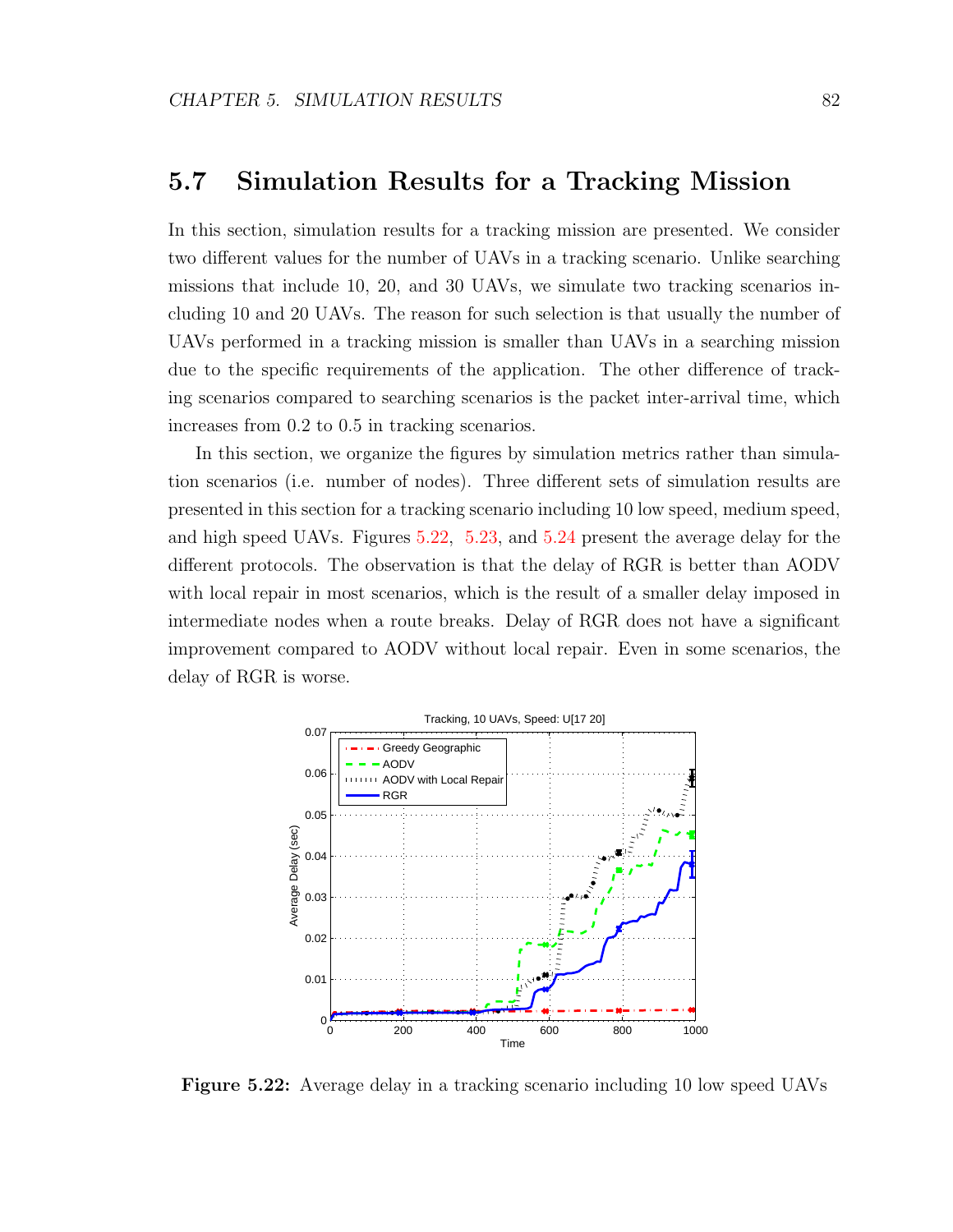## 5.7 Simulation Results for a Tracking Mission

In this section, simulation results for a tracking mission are presented. We consider two different values for the number of UAVs in a tracking scenario. Unlike searching missions that include 10, 20, and 30 UAVs, we simulate two tracking scenarios including 10 and 20 UAVs. The reason for such selection is that usually the number of UAVs performed in a tracking mission is smaller than UAVs in a searching mission due to the specific requirements of the application. The other difference of tracking scenarios compared to searching scenarios is the packet inter-arrival time, which increases from 0.2 to 0.5 in tracking scenarios.

In this section, we organize the figures by simulation metrics rather than simulation scenarios (i.e. number of nodes). Three different sets of simulation results are presented in this section for a tracking scenario including 10 low speed, medium speed, and high speed UAVs. Figures 5.22, 5.23, and 5.24 present the average delay for the different protocols. The observation is that the delay of RGR is better than AODV with local repair in most scenarios, which is the result of a smaller delay imposed in intermediate nodes when a route breaks. Delay of RGR does not have a significant improvement compared to AODV without local repair. Even in some scenarios, the delay of RGR is worse.

**Figure 5.22:** Average delay in a tracking scenario including 10 low speed UAVs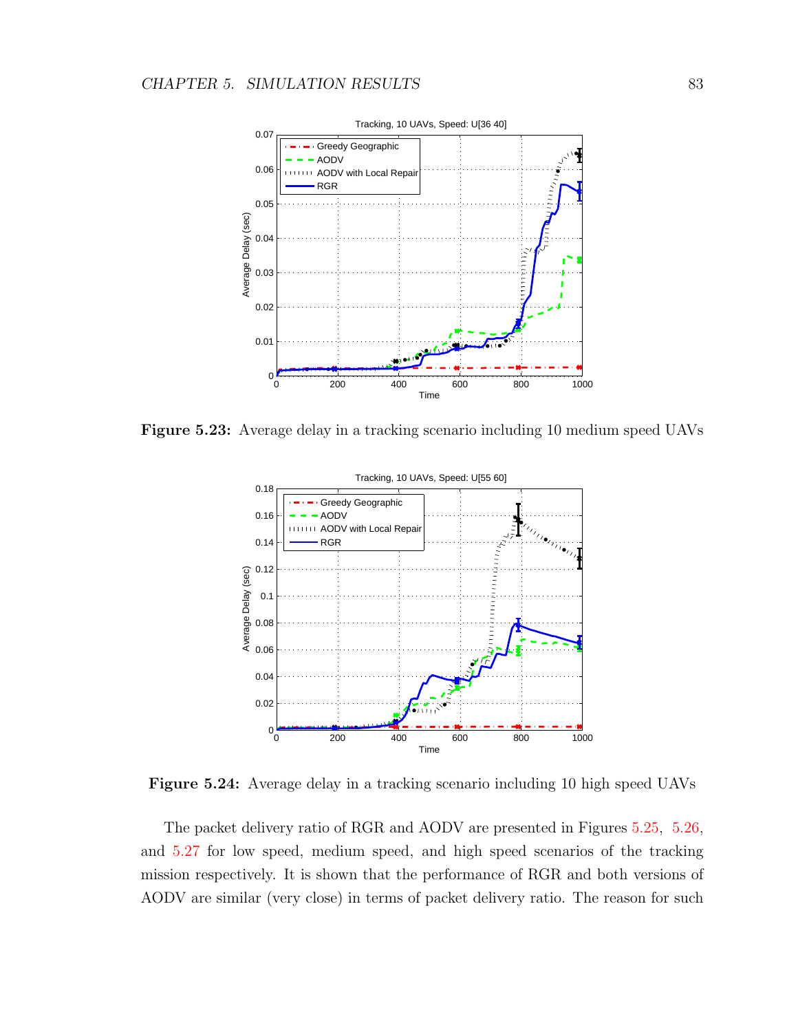Figure 5.23: Average delay in a tracking scenario including 10 medium speed UAVs

Figure 5.24: Average delay in a tracking scenario including 10 high speed UAVs

The packet delivery ratio of RGR and AODV are presented in Figures 5.25, 5.26, and 5.27 for low speed, medium speed, and high speed scenarios of the tracking mission respectively. It is shown that the performance of RGR and both versions of AODV are similar (very close) in terms of packet delivery ratio. The reason for such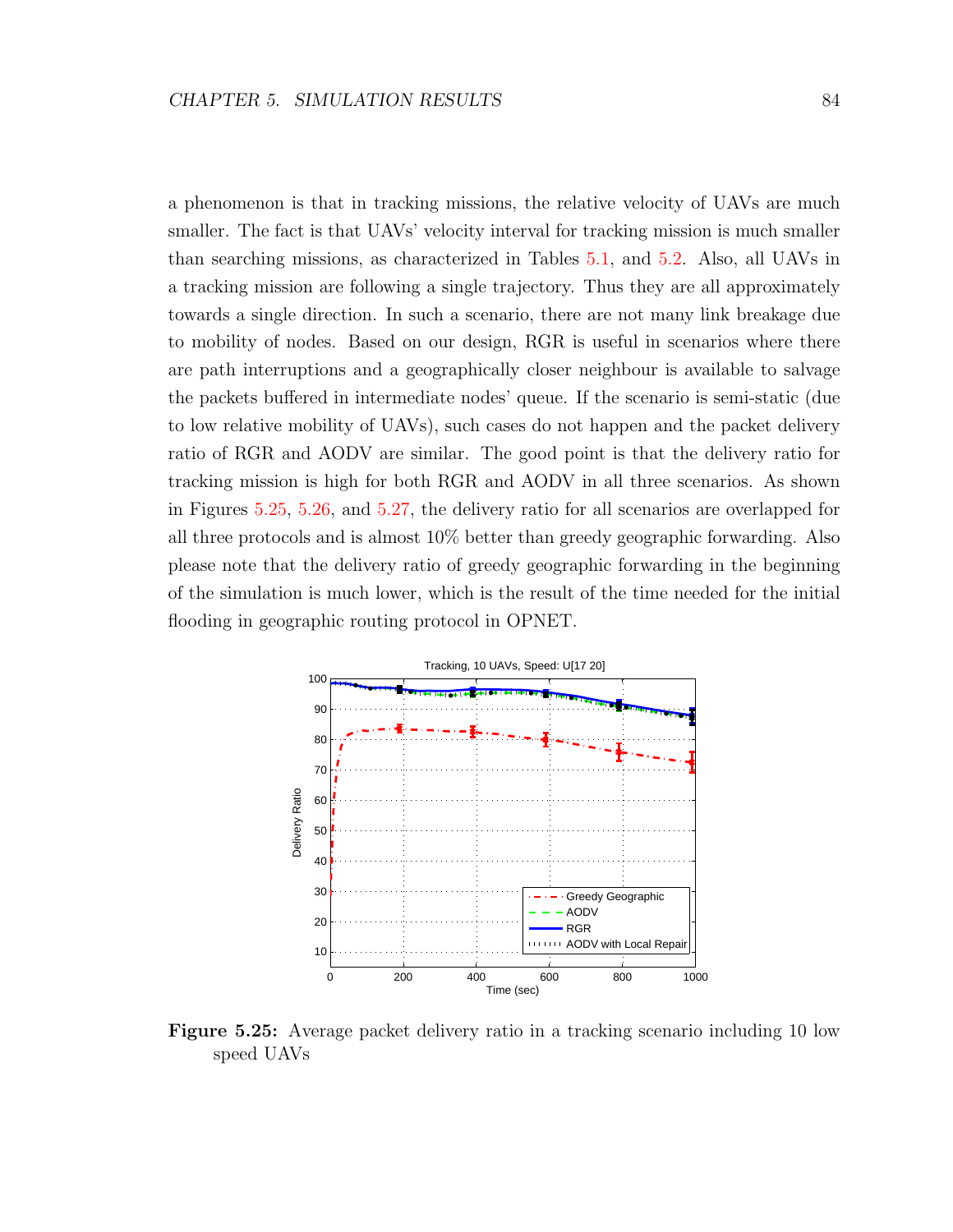a phenomenon is that in tracking missions, the relative velocity of UAVs are much smaller. The fact is that UAVs' velocity interval for tracking mission is much smaller than searching missions, as characterized in Tables 5.1, and 5.2. Also, all UAVs in a tracking mission are following a single trajectory. Thus they are all approximately towards a single direction. In such a scenario, there are not many link breakage due to mobility of nodes. Based on our design, RGR is useful in scenarios where there are path interruptions and a geographically closer neighbour is available to salvage the packets buffered in intermediate nodes' queue. If the scenario is semi-static (due to low relative mobility of UAVs), such cases do not happen and the packet delivery ratio of RGR and AODV are similar. The good point is that the delivery ratio for tracking mission is high for both RGR and AODV in all three scenarios. As shown in Figures 5.25, 5.26, and 5.27, the delivery ratio for all scenarios are overlapped for all three protocols and is almost 10% better than greedy geographic forwarding. Also please note that the delivery ratio of greedy geographic forwarding in the beginning of the simulation is much lower, which is the result of the time needed for the initial flooding in geographic routing protocol in OPNET.

**Figure 5.25:** Average packet delivery ratio in a tracking scenario including 10 low speed UAVs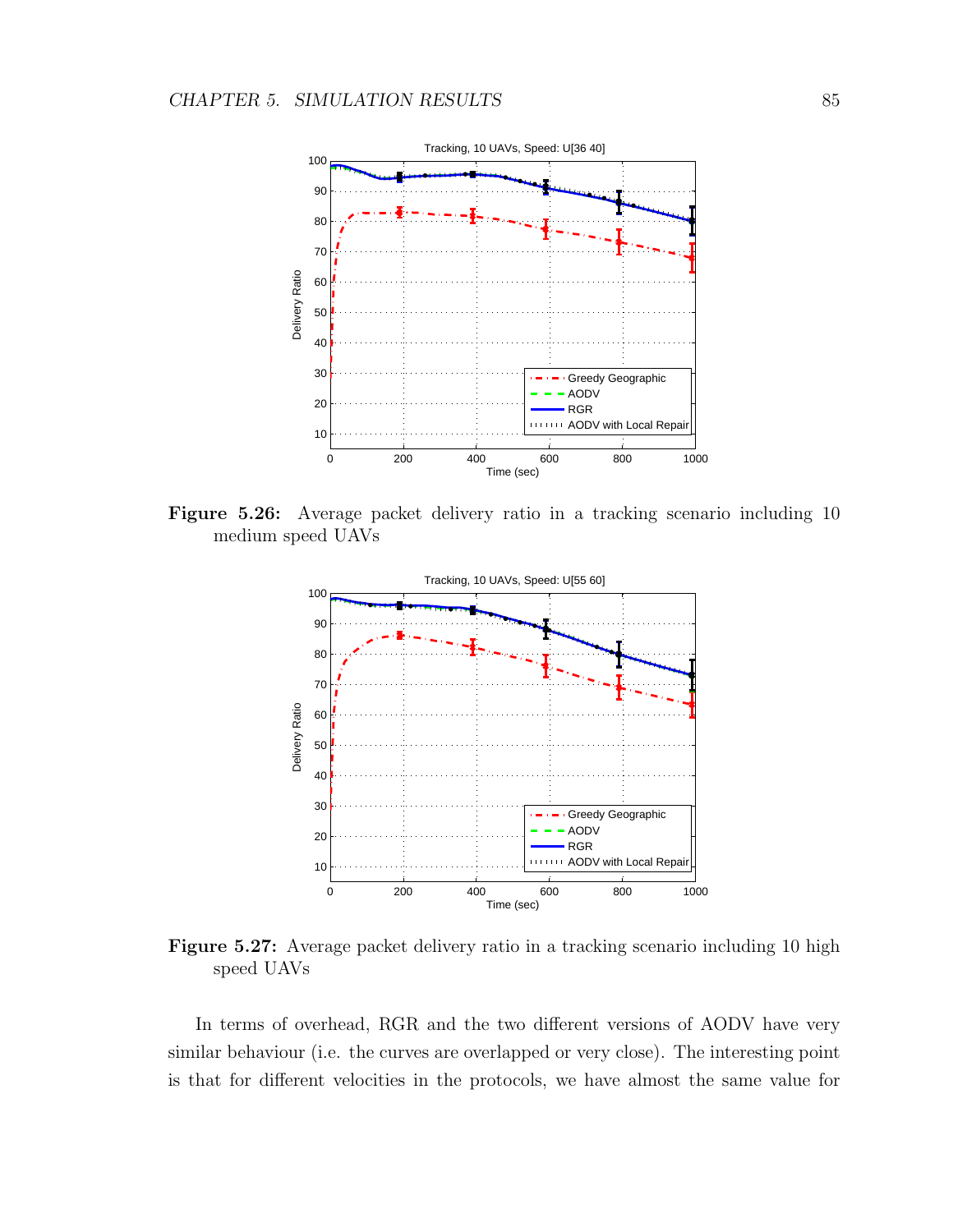**Figure 5.26:** Average packet delivery ratio in a tracking scenario including 10 medium speed UAVs

**Figure 5.27:** Average packet delivery ratio in a tracking scenario including 10 high speed UAVs

In terms of overhead, RGR and the two different versions of AODV have very similar behaviour (i.e. the curves are overlapped or very close). The interesting point is that for different velocities in the protocols, we have almost the same value for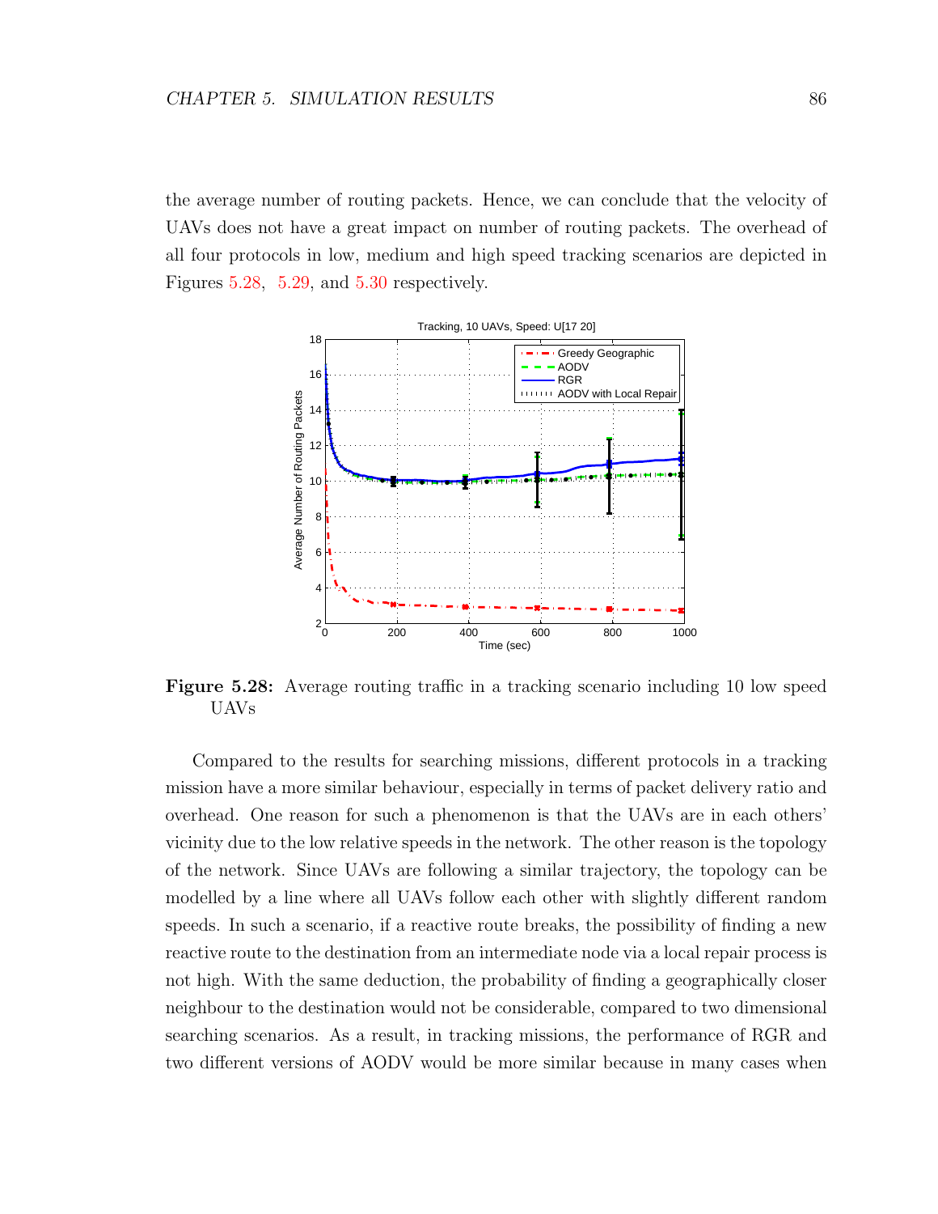the average number of routing packets. Hence, we can conclude that the velocity of UAVs does not have a great impact on number of routing packets. The overhead of all four protocols in low, medium and high speed tracking scenarios are depicted in Figures 5.28, 5.29, and 5.30 respectively.

**Figure 5.28:** Average routing traffic in a tracking scenario including 10 low speed UAVs

Compared to the results for searching missions, different protocols in a tracking mission have a more similar behaviour, especially in terms of packet delivery ratio and overhead. One reason for such a phenomenon is that the UAVs are in each others' vicinity due to the low relative speeds in the network. The other reason is the topology of the network. Since UAVs are following a similar trajectory, the topology can be modelled by a line where all UAVs follow each other with slightly different random speeds. In such a scenario, if a reactive route breaks, the possibility of finding a new reactive route to the destination from an intermediate node via a local repair process is not high. With the same deduction, the probability of finding a geographically closer neighbour to the destination would not be considerable, compared to two dimensional searching scenarios. As a result, in tracking missions, the performance of RGR and two different versions of AODV would be more similar because in many cases when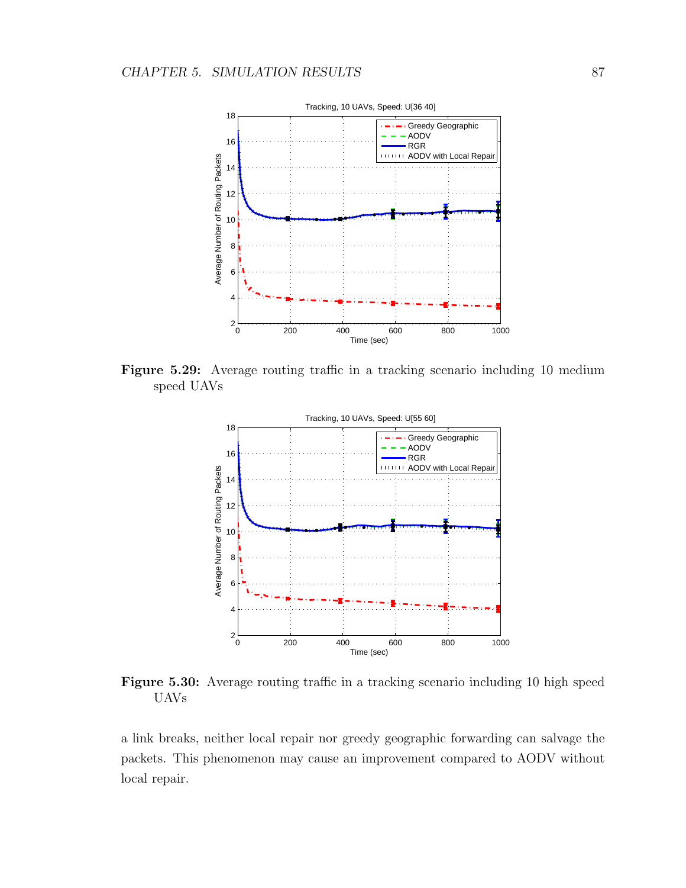**Figure 5.29:** Average routing traffic in a tracking scenario including 10 medium speed UAVs

**Figure 5.30:** Average routing traffic in a tracking scenario including 10 high speed UAVs

a link breaks, neither local repair nor greedy geographic forwarding can salvage the packets. This phenomenon may cause an improvement compared to AODV without local repair.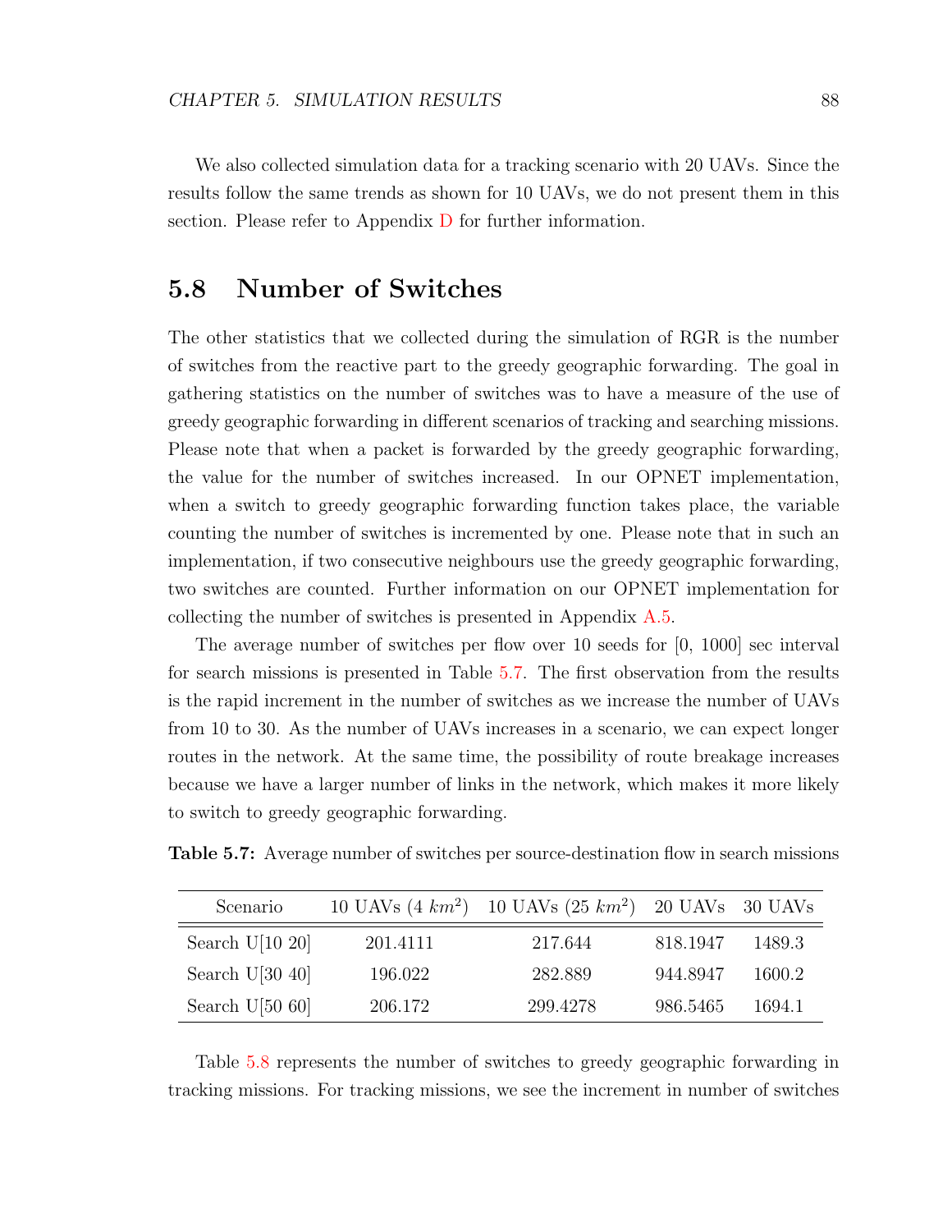We also collected simulation data for a tracking scenario with 20 UAVs. Since the results follow the same trends as shown for 10 UAVs, we do not present them in this section. Please refer to Appendix D for further information.

## 5.8 Number of Switches

The other statistics that we collected during the simulation of RGR is the number of switches from the reactive part to the greedy geographic forwarding. The goal in gathering statistics on the number of switches was to have a measure of the use of greedy geographic forwarding in different scenarios of tracking and searching missions. Please note that when a packet is forwarded by the greedy geographic forwarding, the value for the number of switches increased. In our OPNET implementation, when a switch to greedy geographic forwarding function takes place, the variable counting the number of switches is incremented by one. Please note that in such an implementation, if two consecutive neighbours use the greedy geographic forwarding, two switches are counted. Further information on our OPNET implementation for collecting the number of switches is presented in Appendix A.5.

The average number of switches per flow over 10 seeds for [0, 1000] sec interval for search missions is presented in Table 5.7. The first observation from the results is the rapid increment in the number of switches as we increase the number of UAVs from 10 to 30. As the number of UAVs increases in a scenario, we can expect longer routes in the network. At the same time, the possibility of route breakage increases because we have a larger number of links in the network, which makes it more likely to switch to greedy geographic forwarding.

**Table 5.7:** Average number of switches per source-destination flow in search missions

| Scenario | 10 UAVs (4 $km^2$) | 10 UAVs (25 $km^2$) | 20 UAVs | 30 UAVs |
|---|---|---|---|---|
| Search U[10 20] | 201.4111 | 217.644 | 818.1947 | 1489.3 |
| Search U[30 40] | 196.022 | 282.889 | 944.8947 | 1600.2 |
| Search U[50 60] | 206.172 | 299.4278 | 986.5465 | 1694.1 |

Table 5.8 represents the number of switches to greedy geographic forwarding in tracking missions. For tracking missions, we see the increment in number of switches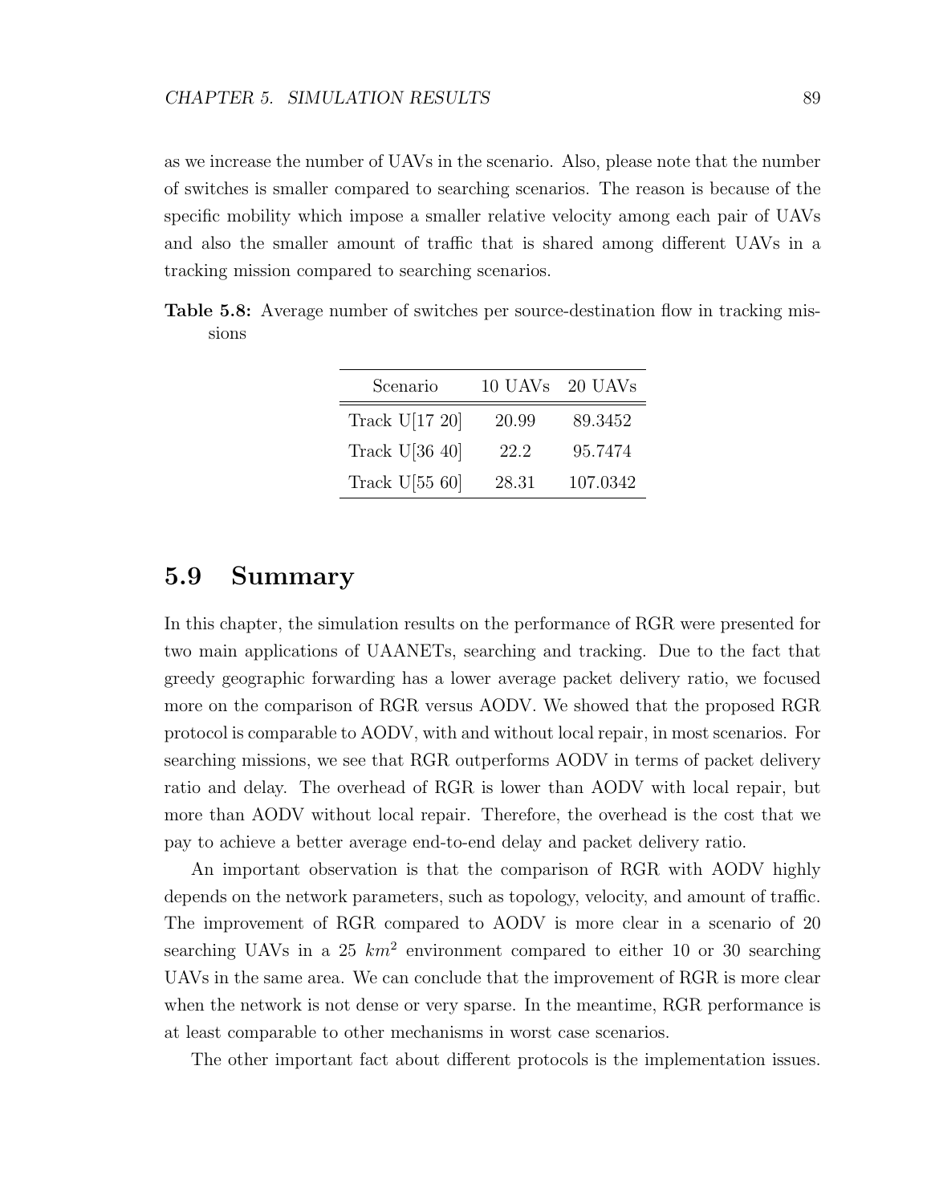as we increase the number of UAVs in the scenario. Also, please note that the number of switches is smaller compared to searching scenarios. The reason is because of the specific mobility which impose a smaller relative velocity among each pair of UAVs and also the smaller amount of traffic that is shared among different UAVs in a tracking mission compared to searching scenarios.

**Table 5.8:** Average number of switches per source-destination flow in tracking missions

| Scenario | 10 UAVs | 20 UAVs |
|---|---|---|
| Track U[17 20] | 20.99 | 89.3452 |
| Track U[36 40] | 22.2 | 95.7474 |
| Track U[55 60] | 28.31 | 107.0342 |

## 5.9 Summary

In this chapter, the simulation results on the performance of RGR were presented for two main applications of UAANETs, searching and tracking. Due to the fact that greedy geographic forwarding has a lower average packet delivery ratio, we focused more on the comparison of RGR versus AODV. We showed that the proposed RGR protocol is comparable to AODV, with and without local repair, in most scenarios. For searching missions, we see that RGR outperforms AODV in terms of packet delivery ratio and delay. The overhead of RGR is lower than AODV with local repair, but more than AODV without local repair. Therefore, the overhead is the cost that we pay to achieve a better average end-to-end delay and packet delivery ratio.

An important observation is that the comparison of RGR with AODV highly depends on the network parameters, such as topology, velocity, and amount of traffic. The improvement of RGR compared to AODV is more clear in a scenario of 20 searching UAVs in a 25 $km^2$ environment compared to either 10 or 30 searching UAVs in the same area. We can conclude that the improvement of RGR is more clear when the network is not dense or very sparse. In the meantime, RGR performance is at least comparable to other mechanisms in worst case scenarios.

The other important fact about different protocols is the implementation issues.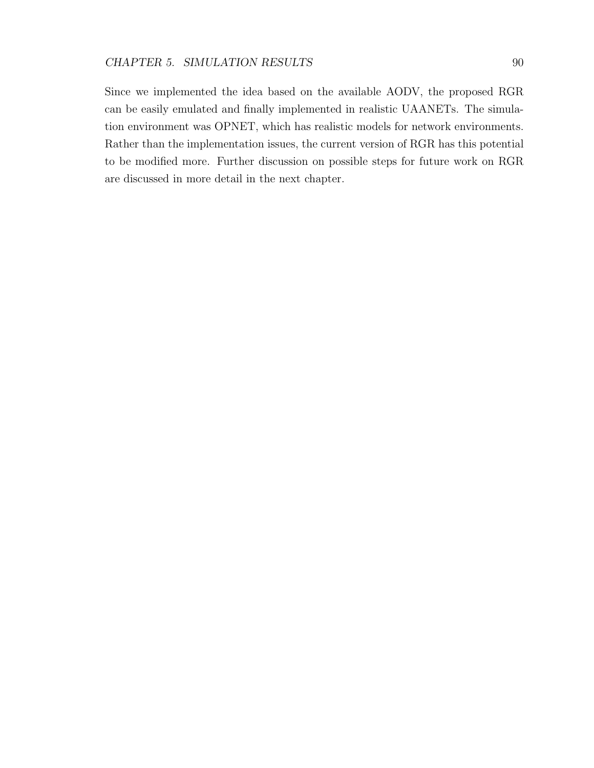Since we implemented the idea based on the available AODV, the proposed RGR can be easily emulated and finally implemented in realistic UAANETs. The simulation environment was OPNET, which has realistic models for network environments. Rather than the implementation issues, the current version of RGR has this potential to be modified more. Further discussion on possible steps for future work on RGR are discussed in more detail in the next chapter.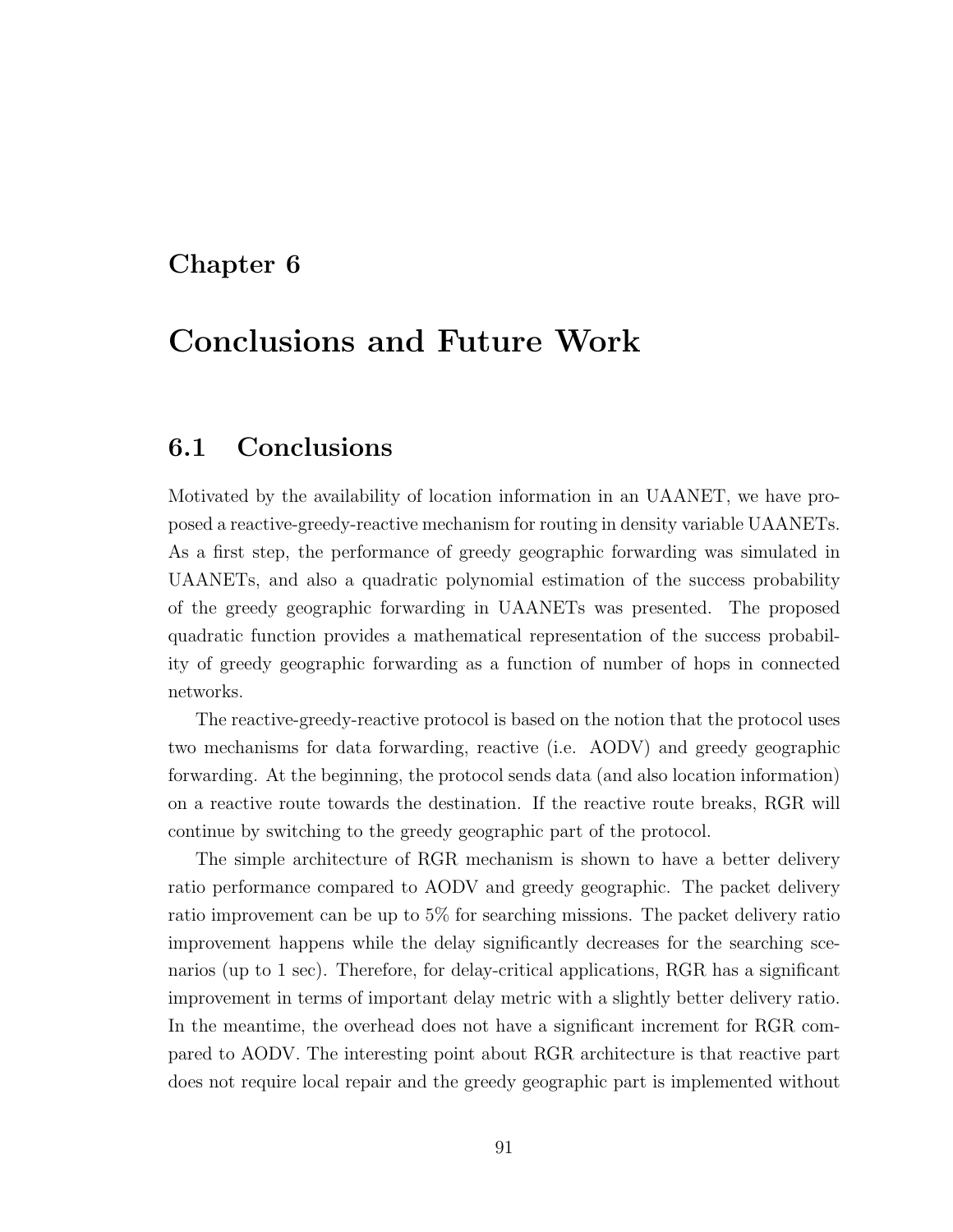# Chapter 6

# Conclusions and Future Work

## 6.1 Conclusions

Motivated by the availability of location information in an UAANET, we have proposed a reactive-greedy-reactive mechanism for routing in density variable UAANETs. As a first step, the performance of greedy geographic forwarding was simulated in UAANETs, and also a quadratic polynomial estimation of the success probability of the greedy geographic forwarding in UAANETs was presented. The proposed quadratic function provides a mathematical representation of the success probability of greedy geographic forwarding as a function of number of hops in connected networks.

The reactive-greedy-reactive protocol is based on the notion that the protocol uses two mechanisms for data forwarding, reactive (i.e. AODV) and greedy geographic forwarding. At the beginning, the protocol sends data (and also location information) on a reactive route towards the destination. If the reactive route breaks, RGR will continue by switching to the greedy geographic part of the protocol.

The simple architecture of RGR mechanism is shown to have a better delivery ratio performance compared to AODV and greedy geographic. The packet delivery ratio improvement can be up to 5% for searching missions. The packet delivery ratio improvement happens while the delay significantly decreases for the searching scenarios (up to 1 sec). Therefore, for delay-critical applications, RGR has a significant improvement in terms of important delay metric with a slightly better delivery ratio. In the meantime, the overhead does not have a significant increment for RGR compared to AODV. The interesting point about RGR architecture is that reactive part does not require local repair and the greedy geographic part is implemented without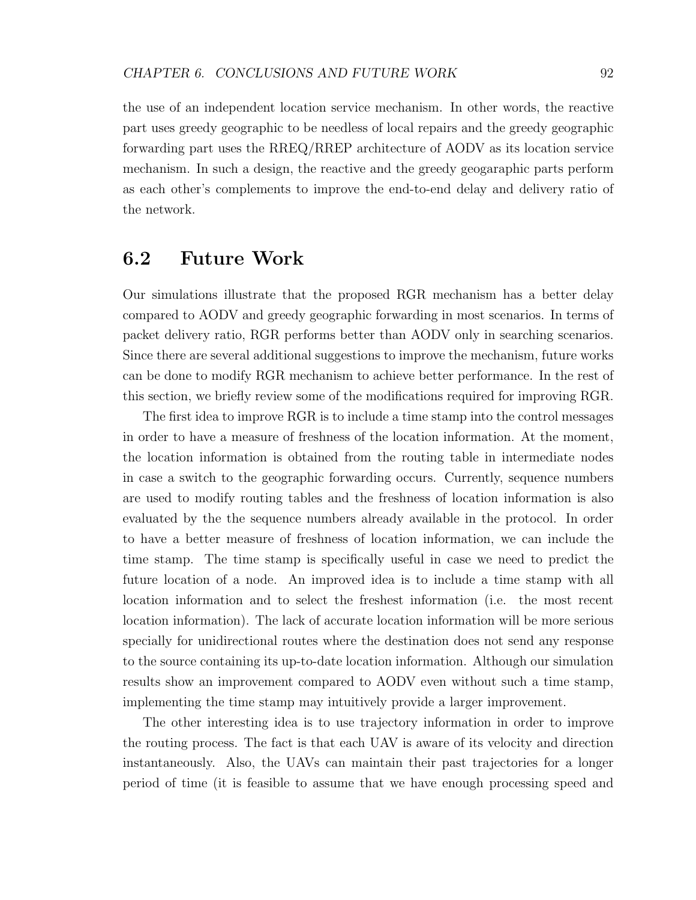the use of an independent location service mechanism. In other words, the reactive part uses greedy geographic to be needless of local repairs and the greedy geographic forwarding part uses the RREQ/RREP architecture of AODV as its location service mechanism. In such a design, the reactive and the greedy geogaraphic parts perform as each other's complements to improve the end-to-end delay and delivery ratio of the network.

## 6.2 Future Work

Our simulations illustrate that the proposed RGR mechanism has a better delay compared to AODV and greedy geographic forwarding in most scenarios. In terms of packet delivery ratio, RGR performs better than AODV only in searching scenarios. Since there are several additional suggestions to improve the mechanism, future works can be done to modify RGR mechanism to achieve better performance. In the rest of this section, we briefly review some of the modifications required for improving RGR.

The first idea to improve RGR is to include a time stamp into the control messages in order to have a measure of freshness of the location information. At the moment, the location information is obtained from the routing table in intermediate nodes in case a switch to the geographic forwarding occurs. Currently, sequence numbers are used to modify routing tables and the freshness of location information is also evaluated by the the sequence numbers already available in the protocol. In order to have a better measure of freshness of location information, we can include the time stamp. The time stamp is specifically useful in case we need to predict the future location of a node. An improved idea is to include a time stamp with all location information and to select the freshest information (i.e. the most recent location information). The lack of accurate location information will be more serious specially for unidirectional routes where the destination does not send any response to the source containing its up-to-date location information. Although our simulation results show an improvement compared to AODV even without such a time stamp, implementing the time stamp may intuitively provide a larger improvement.

The other interesting idea is to use trajectory information in order to improve the routing process. The fact is that each UAV is aware of its velocity and direction instantaneously. Also, the UAVs can maintain their past trajectories for a longer period of time (it is feasible to assume that we have enough processing speed and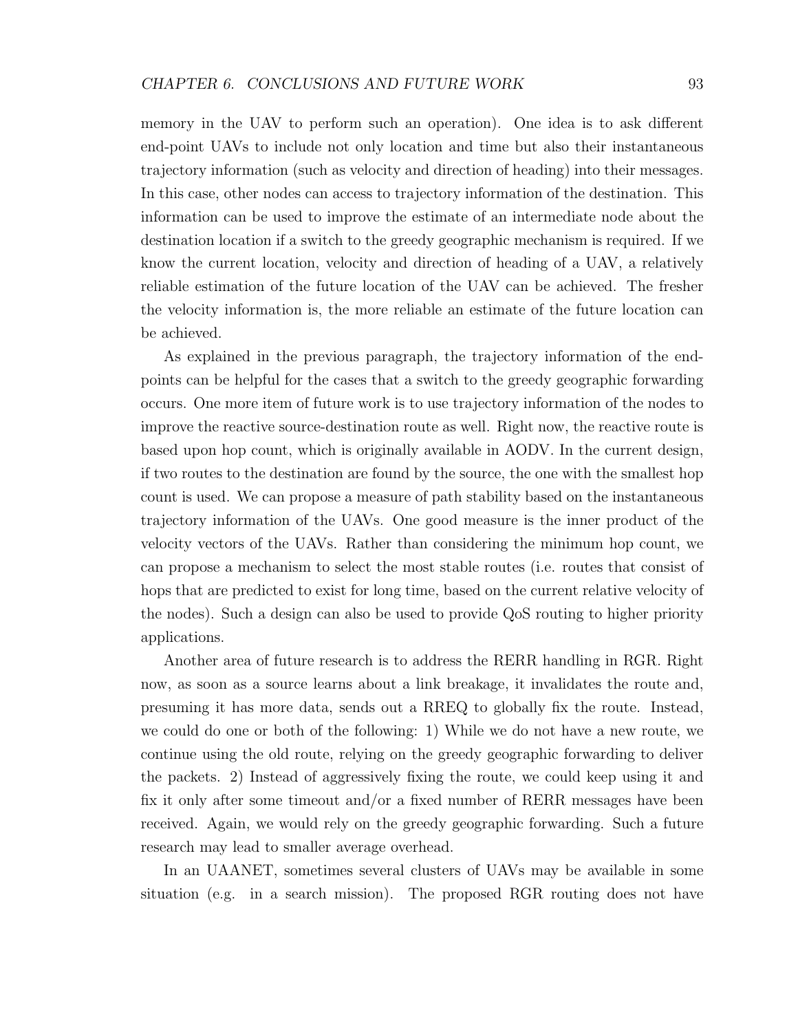memory in the UAV to perform such an operation). One idea is to ask different end-point UAVs to include not only location and time but also their instantaneous trajectory information (such as velocity and direction of heading) into their messages. In this case, other nodes can access to trajectory information of the destination. This information can be used to improve the estimate of an intermediate node about the destination location if a switch to the greedy geographic mechanism is required. If we know the current location, velocity and direction of heading of a UAV, a relatively reliable estimation of the future location of the UAV can be achieved. The fresher the velocity information is, the more reliable an estimate of the future location can be achieved.

As explained in the previous paragraph, the trajectory information of the end-points can be helpful for the cases that a switch to the greedy geographic forwarding occurs. One more item of future work is to use trajectory information of the nodes to improve the reactive source-destination route as well. Right now, the reactive route is based upon hop count, which is originally available in AODV. In the current design, if two routes to the destination are found by the source, the one with the smallest hop count is used. We can propose a measure of path stability based on the instantaneous trajectory information of the UAVs. One good measure is the inner product of the velocity vectors of the UAVs. Rather than considering the minimum hop count, we can propose a mechanism to select the most stable routes (i.e. routes that consist of hops that are predicted to exist for long time, based on the current relative velocity of the nodes). Such a design can also be used to provide QoS routing to higher priority applications.

Another area of future research is to address the RERR handling in RGR. Right now, as soon as a source learns about a link breakage, it invalidates the route and, presuming it has more data, sends out a RREQ to globally fix the route. Instead, we could do one or both of the following: 1) While we do not have a new route, we continue using the old route, relying on the greedy geographic forwarding to deliver the packets. 2) Instead of aggressively fixing the route, we could keep using it and fix it only after some timeout and/or a fixed number of RERR messages have been received. Again, we would rely on the greedy geographic forwarding. Such a future research may lead to smaller average overhead.

In an UAANET, sometimes several clusters of UAVs may be available in some situation (e.g. in a search mission). The proposed RGR routing does not have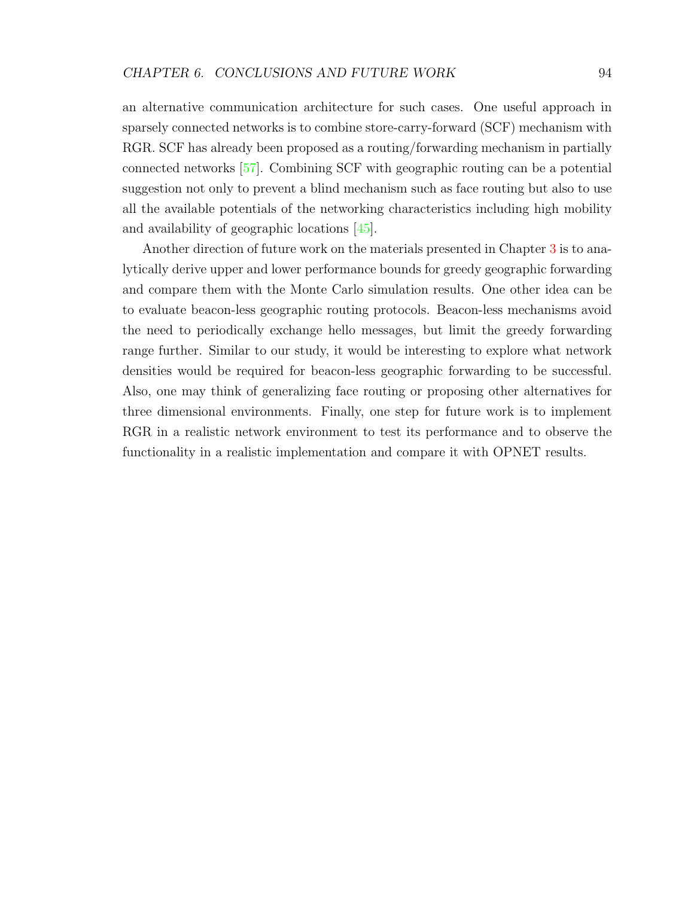an alternative communication architecture for such cases. One useful approach in sparsely connected networks is to combine store-carry-forward (SCF) mechanism with RGR. SCF has already been proposed as a routing/forwarding mechanism in partially connected networks [57]. Combining SCF with geographic routing can be a potential suggestion not only to prevent a blind mechanism such as face routing but also to use all the available potentials of the networking characteristics including high mobility and availability of geographic locations [45].

Another direction of future work on the materials presented in Chapter 3 is to analytically derive upper and lower performance bounds for greedy geographic forwarding and compare them with the Monte Carlo simulation results. One other idea can be to evaluate beacon-less geographic routing protocols. Beacon-less mechanisms avoid the need to periodically exchange hello messages, but limit the greedy forwarding range further. Similar to our study, it would be interesting to explore what network densities would be required for beacon-less geographic forwarding to be successful. Also, one may think of generalizing face routing or proposing other alternatives for three dimensional environments. Finally, one step for future work is to implement RGR in a realistic network environment to test its performance and to observe the functionality in a realistic implementation and compare it with OPNET results.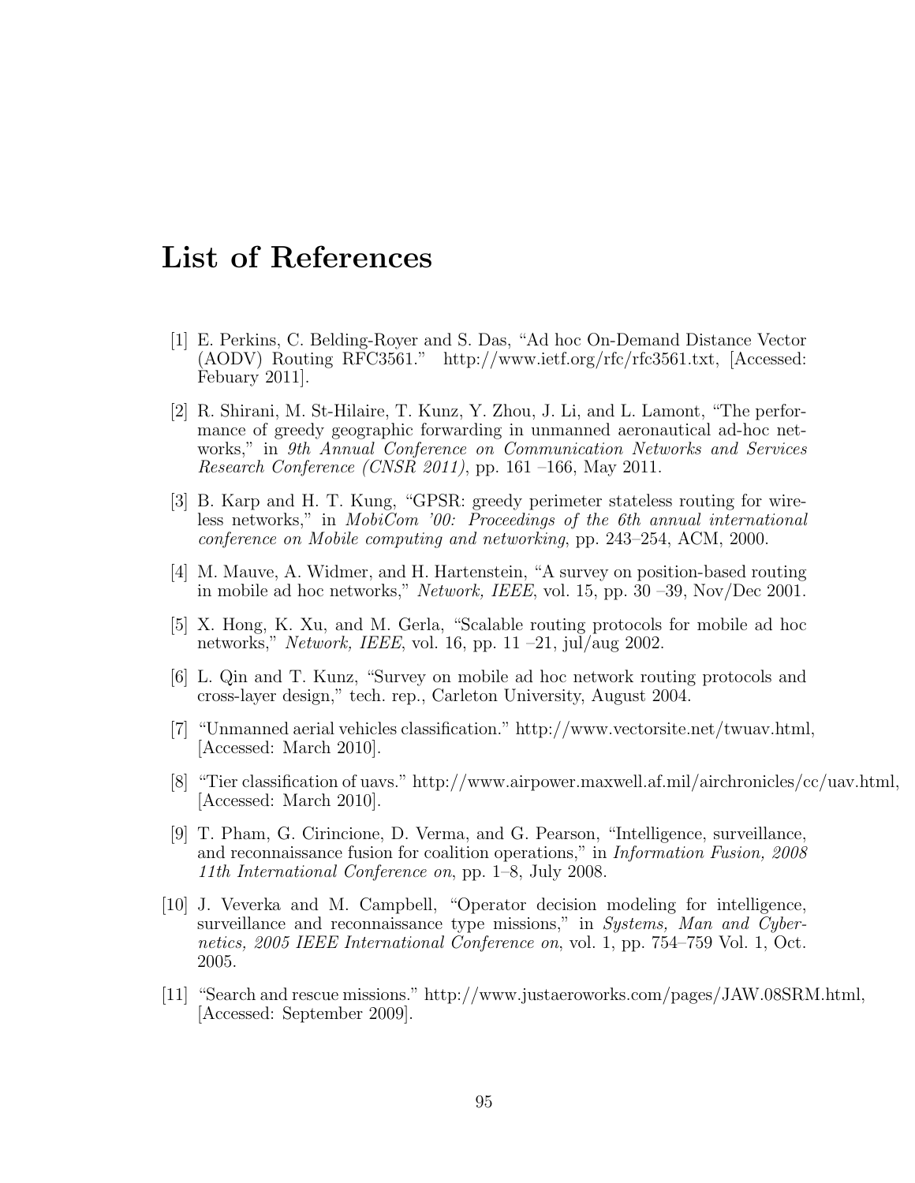# List of References

[1] E. Perkins, C. Belding-Royer and S. Das, "Ad hoc On-Demand Distance Vector (AODV) Routing RFC3561." http://www.ietf.org/rfc/rfc3561.txt, [Accessed: Febuary 2011].

[2] R. Shirani, M. St-Hilaire, T. Kunz, Y. Zhou, J. Li, and L. Lamont, "The performance of greedy geographic forwarding in unmanned aeronautical ad-hoc networks," in *9th Annual Conference on Communication Networks and Services Research Conference (CNSR 2011)*, pp. 161 –166, May 2011.

[3] B. Karp and H. T. Kung, "GPSR: greedy perimeter stateless routing for wireless networks," in *MobiCom '00: Proceedings of the 6th annual international conference on Mobile computing and networking*, pp. 243–254, ACM, 2000.

[4] M. Mauve, A. Widmer, and H. Hartenstein, "A survey on position-based routing in mobile ad hoc networks," *Network, IEEE*, vol. 15, pp. 30 –39, Nov/Dec 2001.

[5] X. Hong, K. Xu, and M. Gerla, "Scalable routing protocols for mobile ad hoc networks," *Network, IEEE*, vol. 16, pp. 11 –21, jul/aug 2002.

[6] L. Qin and T. Kunz, "Survey on mobile ad hoc network routing protocols and cross-layer design," tech. rep., Carleton University, August 2004.

[7] "Unmanned aerial vehicles classification." http://www.vectorsite.net/twuav.html, [Accessed: March 2010].

[8] "Tier classification of uavs." http://www.airpower.maxwell.af.mil/airchronicles/cc/uav.html, [Accessed: March 2010].

[9] T. Pham, G. Cirincione, D. Verma, and G. Pearson, "Intelligence, surveillance, and reconnaissance fusion for coalition operations," in *Information Fusion, 2008 11th International Conference on*, pp. 1–8, July 2008.

[10] J. Veverka and M. Campbell, "Operator decision modeling for intelligence, surveillance and reconnaissance type missions," in *Systems, Man and Cybernetics, 2005 IEEE International Conference on*, vol. 1, pp. 754–759 Vol. 1, Oct. 2005.

[11] "Search and rescue missions." http://www.justaeroworks.com/pages/JAW.08SRM.html, [Accessed: September 2009].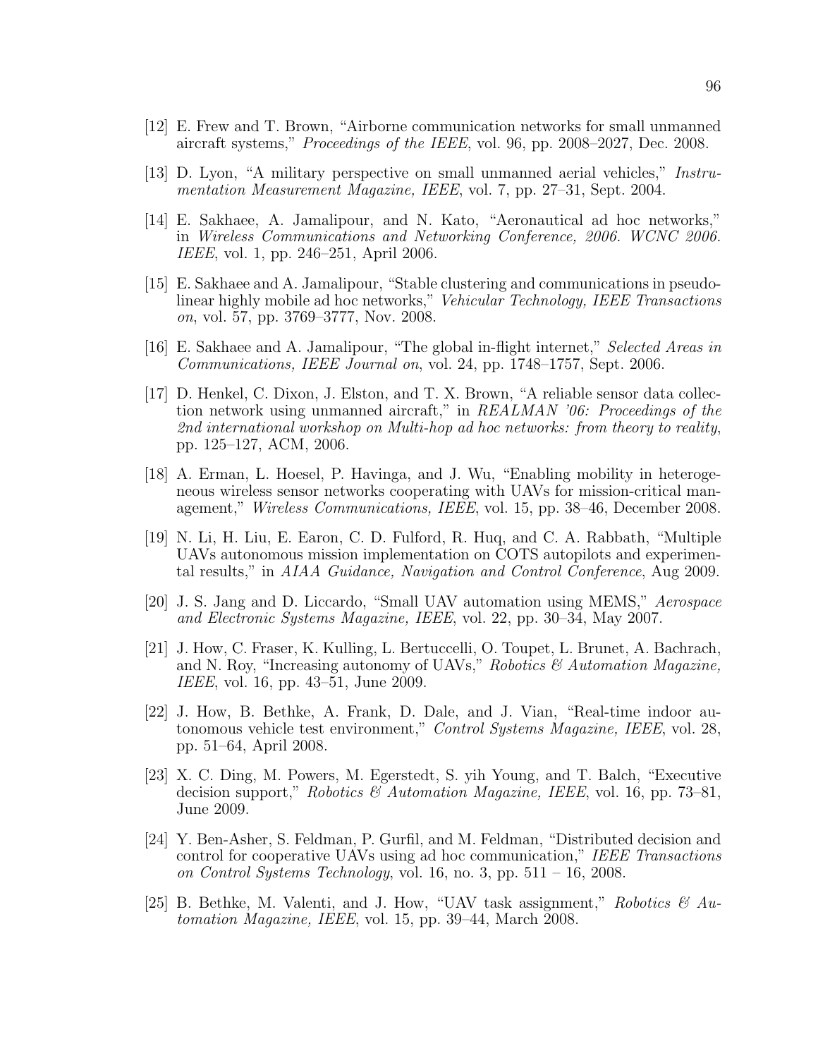[12] E. Frew and T. Brown, "Airborne communication networks for small unmanned aircraft systems," *Proceedings of the IEEE*, vol. 96, pp. 2008–2027, Dec. 2008.

[13] D. Lyon, "A military perspective on small unmanned aerial vehicles," *Instrumentation Measurement Magazine, IEEE*, vol. 7, pp. 27–31, Sept. 2004.

[14] E. Sakhaee, A. Jamalipour, and N. Kato, "Aeronautical ad hoc networks," in *Wireless Communications and Networking Conference, 2006. WCNC 2006. IEEE*, vol. 1, pp. 246–251, April 2006.

[15] E. Sakhaee and A. Jamalipour, "Stable clustering and communications in pseudolinear highly mobile ad hoc networks," *Vehicular Technology, IEEE Transactions on*, vol. 57, pp. 3769–3777, Nov. 2008.

[16] E. Sakhaee and A. Jamalipour, "The global in-flight internet," *Selected Areas in Communications, IEEE Journal on*, vol. 24, pp. 1748–1757, Sept. 2006.

[17] D. Henkel, C. Dixon, J. Elston, and T. X. Brown, "A reliable sensor data collection network using unmanned aircraft," in *REALMAN '06: Proceedings of the 2nd international workshop on Multi-hop ad hoc networks: from theory to reality*, pp. 125–127, ACM, 2006.

[18] A. Erman, L. Hoesel, P. Havinga, and J. Wu, "Enabling mobility in heterogeneous wireless sensor networks cooperating with UAVs for mission-critical management," *Wireless Communications, IEEE*, vol. 15, pp. 38–46, December 2008.

[19] N. Li, H. Liu, E. Earon, C. D. Fulford, R. Huq, and C. A. Rabbath, "Multiple UAVs autonomous mission implementation on COTS autopilots and experimental results," in *AIAA Guidance, Navigation and Control Conference*, Aug 2009.

[20] J. S. Jang and D. Liccardo, "Small UAV automation using MEMS," *Aerospace and Electronic Systems Magazine, IEEE*, vol. 22, pp. 30–34, May 2007.

[21] J. How, C. Fraser, K. Kulling, L. Bertuccelli, O. Toupet, L. Brunet, A. Bachrach, and N. Roy, "Increasing autonomy of UAVs," *Robotics & Automation Magazine, IEEE*, vol. 16, pp. 43–51, June 2009.

[22] J. How, B. Bethke, A. Frank, D. Dale, and J. Vian, "Real-time indoor autonomous vehicle test environment," *Control Systems Magazine, IEEE*, vol. 28, pp. 51–64, April 2008.

[23] X. C. Ding, M. Powers, M. Egerstedt, S. yih Young, and T. Balch, "Executive decision support," *Robotics & Automation Magazine, IEEE*, vol. 16, pp. 73–81, June 2009.

[24] Y. Ben-Asher, S. Feldman, P. Gurfil, and M. Feldman, "Distributed decision and control for cooperative UAVs using ad hoc communication," *IEEE Transactions on Control Systems Technology*, vol. 16, no. 3, pp. 511 – 16, 2008.

[25] B. Bethke, M. Valenti, and J. How, "UAV task assignment," *Robotics & Automation Magazine, IEEE*, vol. 15, pp. 39–44, March 2008.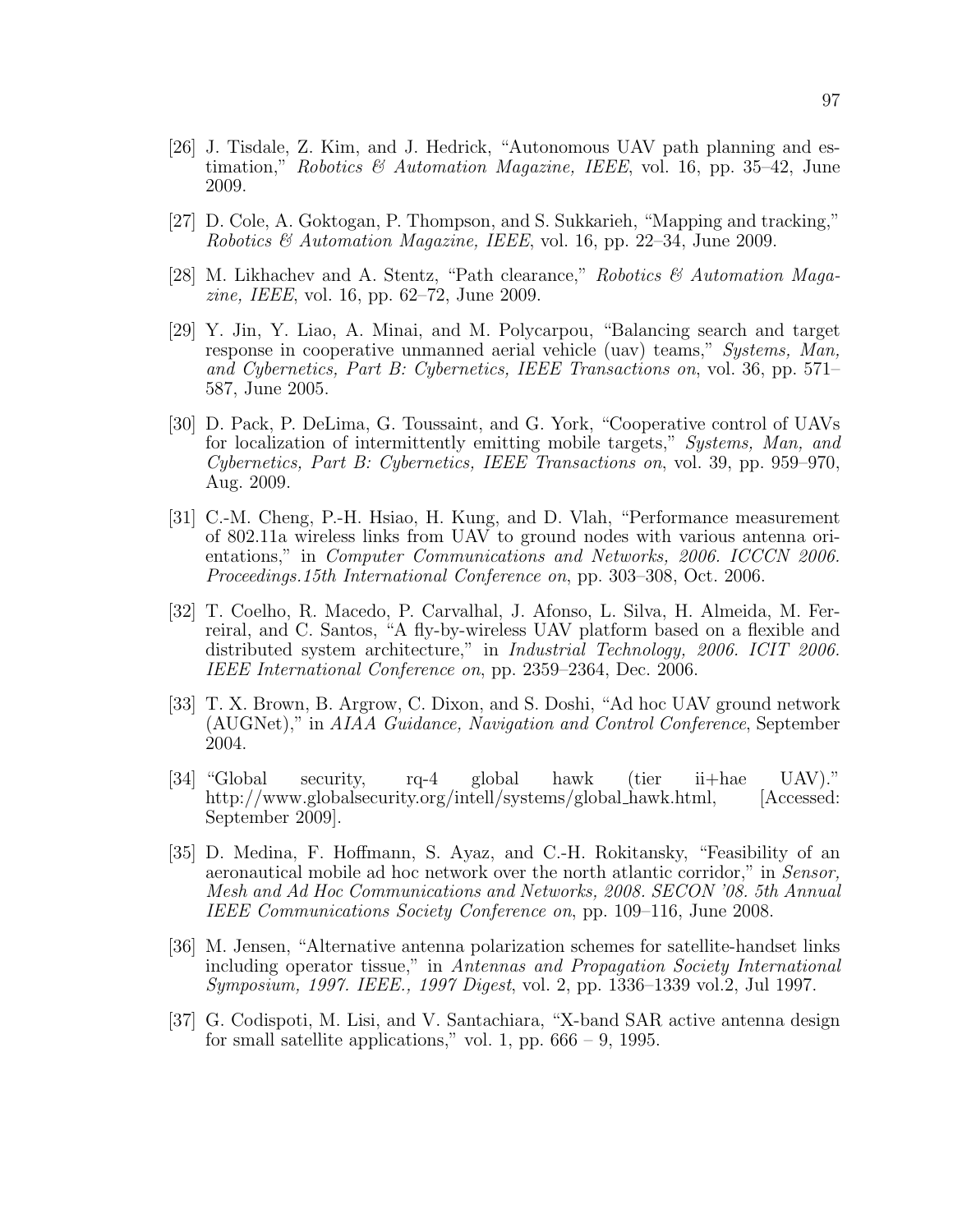[26] J. Tisdale, Z. Kim, and J. Hedrick, "Autonomous UAV path planning and estimation," *Robotics & Automation Magazine, IEEE*, vol. 16, pp. 35–42, June 2009.

[27] D. Cole, A. Goktogan, P. Thompson, and S. Sukkarieh, "Mapping and tracking," *Robotics & Automation Magazine, IEEE*, vol. 16, pp. 22–34, June 2009.

[28] M. Likhachev and A. Stentz, "Path clearance," *Robotics & Automation Magazine, IEEE*, vol. 16, pp. 62–72, June 2009.

[29] Y. Jin, Y. Liao, A. Minai, and M. Polycarpou, "Balancing search and target response in cooperative unmanned aerial vehicle (uav) teams," *Systems, Man, and Cybernetics, Part B: Cybernetics, IEEE Transactions on*, vol. 36, pp. 571–587, June 2005.

[30] D. Pack, P. DeLima, G. Toussaint, and G. York, "Cooperative control of UAVs for localization of intermittently emitting mobile targets," *Systems, Man, and Cybernetics, Part B: Cybernetics, IEEE Transactions on*, vol. 39, pp. 959–970, Aug. 2009.

[31] C.-M. Cheng, P.-H. Hsiao, H. Kung, and D. Vlah, "Performance measurement of 802.11a wireless links from UAV to ground nodes with various antenna orientations," in *Computer Communications and Networks, 2006. ICCCN 2006. Proceedings.15th International Conference on*, pp. 303–308, Oct. 2006.

[32] T. Coelho, R. Macedo, P. Carvalhal, J. Afonso, L. Silva, H. Almeida, M. Ferreiral, and C. Santos, "A fly-by-wireless UAV platform based on a flexible and distributed system architecture," in *Industrial Technology, 2006. ICIT 2006. IEEE International Conference on*, pp. 2359–2364, Dec. 2006.

[33] T. X. Brown, B. Argrow, C. Dixon, and S. Doshi, "Ad hoc UAV ground network (AUGNet)," in *AIAA Guidance, Navigation and Control Conference*, September 2004.

[34] "Global security, rq-4 global hawk (tier ii+hae UAV)." http://www.globalsecurity.org/intell/systems/global_hawk.html, [Accessed: September 2009].

[35] D. Medina, F. Hoffmann, S. Ayaz, and C.-H. Rokitansky, "Feasibility of an aeronautical mobile ad hoc network over the north atlantic corridor," in *Sensor, Mesh and Ad Hoc Communications and Networks, 2008. SECON '08. 5th Annual IEEE Communications Society Conference on*, pp. 109–116, June 2008.

[36] M. Jensen, "Alternative antenna polarization schemes for satellite-handset links including operator tissue," in *Antennas and Propagation Society International Symposium, 1997. IEEE., 1997 Digest*, vol. 2, pp. 1336–1339 vol.2, Jul 1997.

[37] G. Codispoti, M. Lisi, and V. Santachiara, "X-band SAR active antenna design for small satellite applications," vol. 1, pp. 666 – 9, 1995.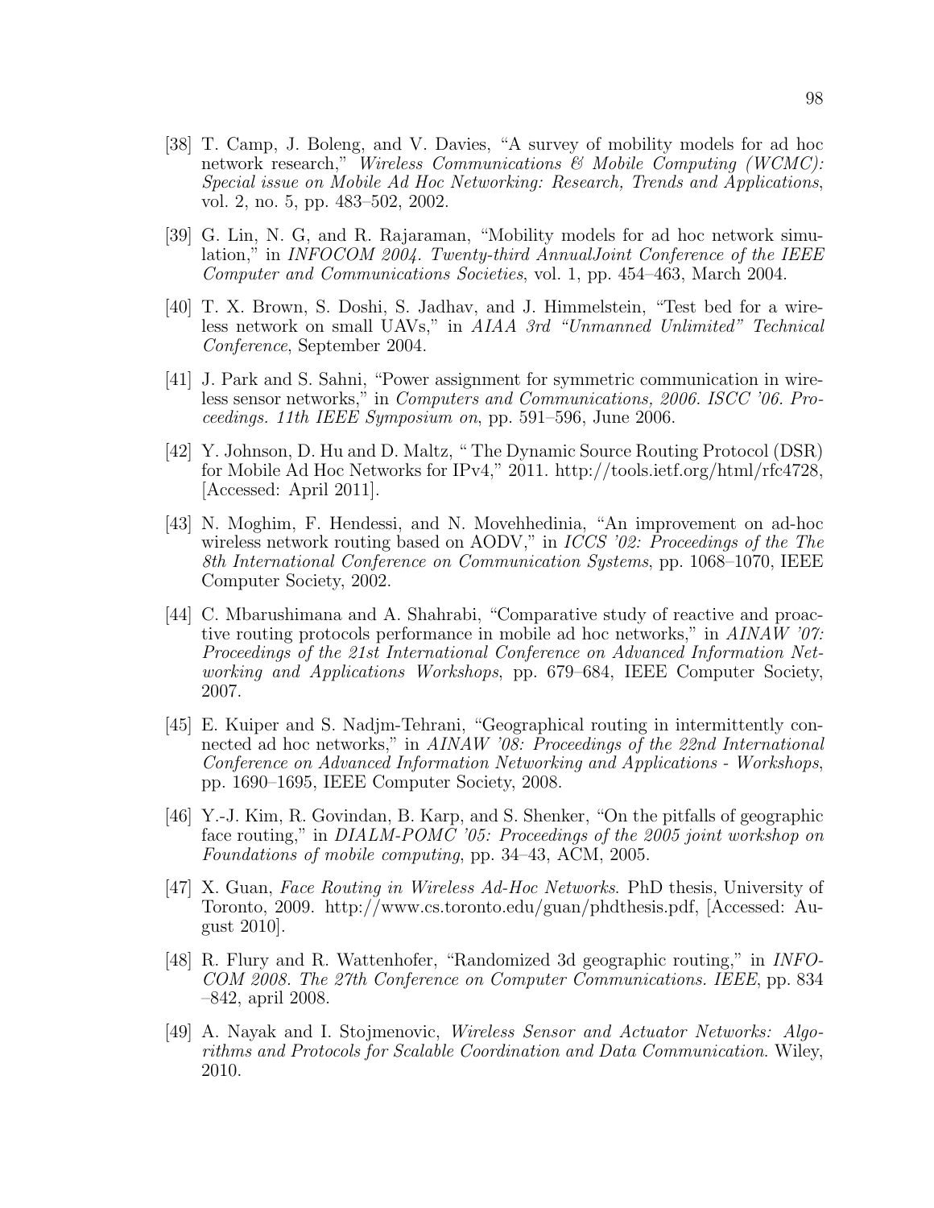[38] T. Camp, J. Boleng, and V. Davies, "A survey of mobility models for ad hoc network research," *Wireless Communications & Mobile Computing (WCMC): Special issue on Mobile Ad Hoc Networking: Research, Trends and Applications*, vol. 2, no. 5, pp. 483–502, 2002.

[39] G. Lin, N. G, and R. Rajaraman, "Mobility models for ad hoc network simulation," in *INFOCOM 2004. Twenty-third AnnualJoint Conference of the IEEE Computer and Communications Societies*, vol. 1, pp. 454–463, March 2004.

[40] T. X. Brown, S. Doshi, S. Jadhav, and J. Himmelstein, "Test bed for a wireless network on small UAVs," in *AIAA 3rd "Unmanned Unlimited" Technical Conference*, September 2004.

[41] J. Park and S. Sahni, "Power assignment for symmetric communication in wireless sensor networks," in *Computers and Communications, 2006. ISCC '06. Proceedings. 11th IEEE Symposium on*, pp. 591–596, June 2006.

[42] Y. Johnson, D. Hu and D. Maltz, " The Dynamic Source Routing Protocol (DSR) for Mobile Ad Hoc Networks for IPv4," 2011. http://tools.ietf.org/html/rfc4728, [Accessed: April 2011].

[43] N. Moghim, F. Hendessi, and N. Movehhedinia, "An improvement on ad-hoc wireless network routing based on AODV," in *ICCS '02: Proceedings of the The 8th International Conference on Communication Systems*, pp. 1068–1070, IEEE Computer Society, 2002.

[44] C. Mbarushimana and A. Shahrabi, "Comparative study of reactive and proactive routing protocols performance in mobile ad hoc networks," in *AINAW '07: Proceedings of the 21st International Conference on Advanced Information Networking and Applications Workshops*, pp. 679–684, IEEE Computer Society, 2007.

[45] E. Kuiper and S. Nadjm-Tehrani, "Geographical routing in intermittently connected ad hoc networks," in *AINAW '08: Proceedings of the 22nd International Conference on Advanced Information Networking and Applications - Workshops*, pp. 1690–1695, IEEE Computer Society, 2008.

[46] Y.-J. Kim, R. Govindan, B. Karp, and S. Shenker, "On the pitfalls of geographic face routing," in *DIALM-POMC '05: Proceedings of the 2005 joint workshop on Foundations of mobile computing*, pp. 34–43, ACM, 2005.

[47] X. Guan, *Face Routing in Wireless Ad-Hoc Networks*. PhD thesis, University of Toronto, 2009. http://www.cs.toronto.edu/guan/phdthesis.pdf, [Accessed: August 2010].

[48] R. Flury and R. Wattenhofer, "Randomized 3d geographic routing," in *INFOCOM 2008. The 27th Conference on Computer Communications. IEEE*, pp. 834 –842, april 2008.

[49] A. Nayak and I. Stojmenovic, *Wireless Sensor and Actuator Networks: Algorithms and Protocols for Scalable Coordination and Data Communication*. Wiley, 2010.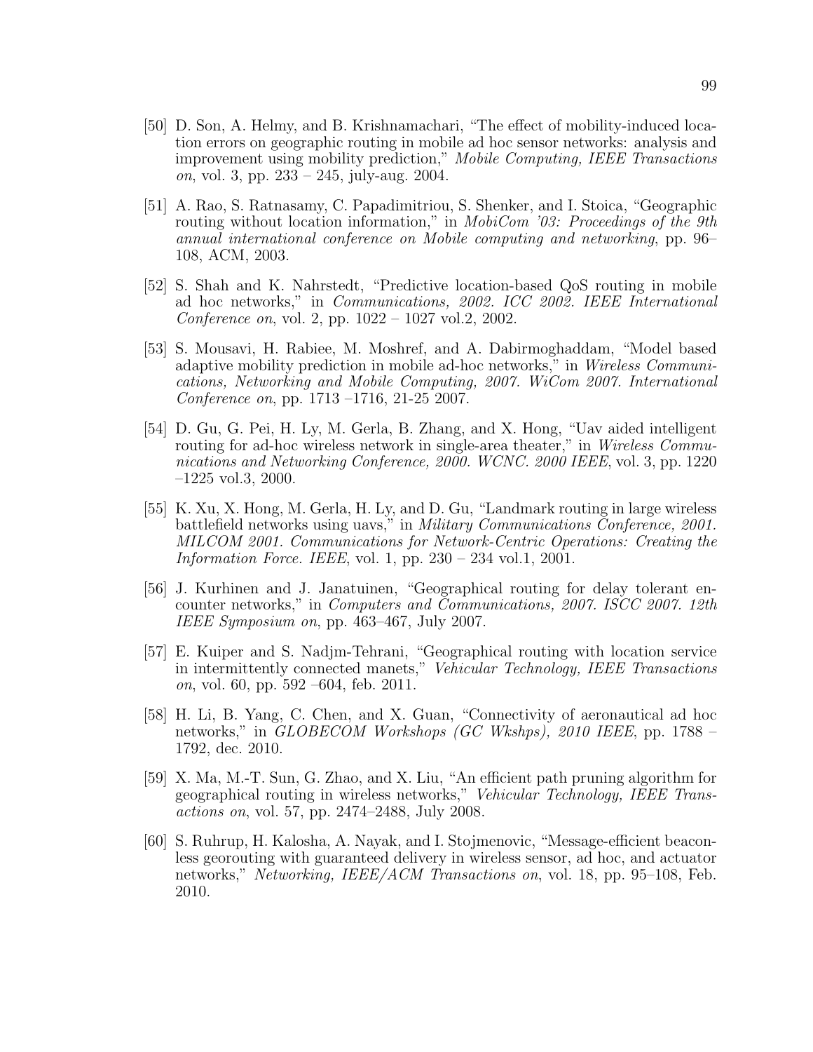[50] D. Son, A. Helmy, and B. Krishnamachari, "The effect of mobility-induced location errors on geographic routing in mobile ad hoc sensor networks: analysis and improvement using mobility prediction," *Mobile Computing, IEEE Transactions on*, vol. 3, pp. 233 – 245, july-aug. 2004.

[51] A. Rao, S. Ratnasamy, C. Papadimitriou, S. Shenker, and I. Stoica, "Geographic routing without location information," in *MobiCom '03: Proceedings of the 9th annual international conference on Mobile computing and networking*, pp. 96–108, ACM, 2003.

[52] S. Shah and K. Nahrstedt, "Predictive location-based QoS routing in mobile ad hoc networks," in *Communications, 2002. ICC 2002. IEEE International Conference on*, vol. 2, pp. 1022 – 1027 vol.2, 2002.

[53] S. Mousavi, H. Rabiee, M. Moshref, and A. Dabirmoghaddam, "Model based adaptive mobility prediction in mobile ad-hoc networks," in *Wireless Communications, Networking and Mobile Computing, 2007. WiCom 2007. International Conference on*, pp. 1713 –1716, 21-25 2007.

[54] D. Gu, G. Pei, H. Ly, M. Gerla, B. Zhang, and X. Hong, "Uav aided intelligent routing for ad-hoc wireless network in single-area theater," in *Wireless Communications and Networking Conference, 2000. WCNC. 2000 IEEE*, vol. 3, pp. 1220 –1225 vol.3, 2000.

[55] K. Xu, X. Hong, M. Gerla, H. Ly, and D. Gu, "Landmark routing in large wireless battlefield networks using uavs," in *Military Communications Conference, 2001. MILCOM 2001. Communications for Network-Centric Operations: Creating the Information Force. IEEE*, vol. 1, pp. 230 – 234 vol.1, 2001.

[56] J. Kurhinen and J. Janatuinen, "Geographical routing for delay tolerant encounter networks," in *Computers and Communications, 2007. ISCC 2007. 12th IEEE Symposium on*, pp. 463–467, July 2007.

[57] E. Kuiper and S. Nadjm-Tehrani, "Geographical routing with location service in intermittently connected manets," *Vehicular Technology, IEEE Transactions on*, vol. 60, pp. 592 –604, feb. 2011.

[58] H. Li, B. Yang, C. Chen, and X. Guan, "Connectivity of aeronautical ad hoc networks," in *GLOBECOM Workshops (GC Wkshps), 2010 IEEE*, pp. 1788 – 1792, dec. 2010.

[59] X. Ma, M.-T. Sun, G. Zhao, and X. Liu, "An efficient path pruning algorithm for geographical routing in wireless networks," *Vehicular Technology, IEEE Transactions on*, vol. 57, pp. 2474–2488, July 2008.

[60] S. Ruhrup, H. Kalosha, A. Nayak, and I. Stojmenovic, "Message-efficient beaconless georouting with guaranteed delivery in wireless sensor, ad hoc, and actuator networks," *Networking, IEEE/ACM Transactions on*, vol. 18, pp. 95–108, Feb. 2010.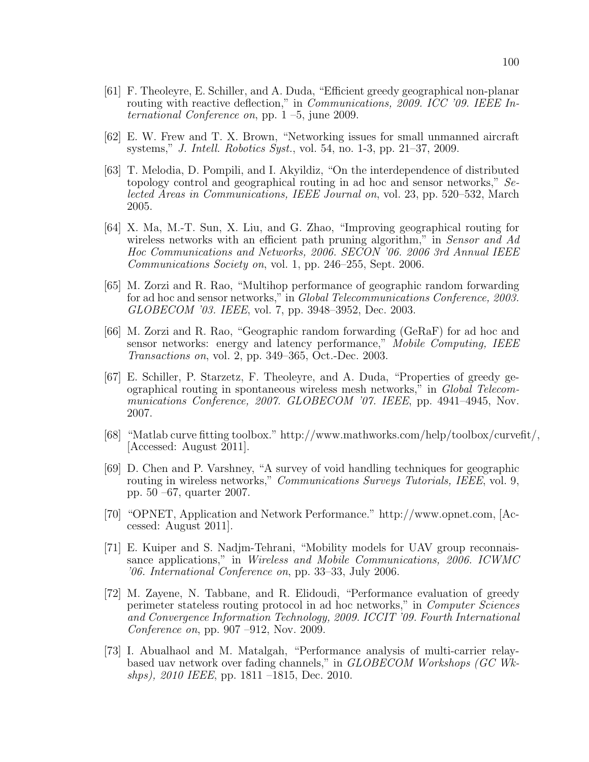[61] F. Theoleyre, E. Schiller, and A. Duda, "Efficient greedy geographical non-planar routing with reactive deflection," in *Communications, 2009. ICC '09. IEEE International Conference on*, pp. 1 –5, june 2009.

[62] E. W. Frew and T. X. Brown, "Networking issues for small unmanned aircraft systems," *J. Intell. Robotics Syst.*, vol. 54, no. 1-3, pp. 21–37, 2009.

[63] T. Melodia, D. Pompili, and I. Akyildiz, "On the interdependence of distributed topology control and geographical routing in ad hoc and sensor networks," *Selected Areas in Communications, IEEE Journal on*, vol. 23, pp. 520–532, March 2005.

[64] X. Ma, M.-T. Sun, X. Liu, and G. Zhao, "Improving geographical routing for wireless networks with an efficient path pruning algorithm," in *Sensor and Ad Hoc Communications and Networks, 2006. SECON '06. 2006 3rd Annual IEEE Communications Society on*, vol. 1, pp. 246–255, Sept. 2006.

[65] M. Zorzi and R. Rao, "Multihop performance of geographic random forwarding for ad hoc and sensor networks," in *Global Telecommunications Conference, 2003. GLOBECOM '03. IEEE*, vol. 7, pp. 3948–3952, Dec. 2003.

[66] M. Zorzi and R. Rao, "Geographic random forwarding (GeRaF) for ad hoc and sensor networks: energy and latency performance," *Mobile Computing, IEEE Transactions on*, vol. 2, pp. 349–365, Oct.-Dec. 2003.

[67] E. Schiller, P. Starzetz, F. Theoleyre, and A. Duda, "Properties of greedy geographical routing in spontaneous wireless mesh networks," in *Global Telecommunications Conference, 2007. GLOBECOM '07. IEEE*, pp. 4941–4945, Nov. 2007.

[68] "Matlab curve fitting toolbox." http://www.mathworks.com/help/toolbox/curvefit/, [Accessed: August 2011].

[69] D. Chen and P. Varshney, "A survey of void handling techniques for geographic routing in wireless networks," *Communications Surveys Tutorials, IEEE*, vol. 9, pp. 50 –67, quarter 2007.

[70] "OPNET, Application and Network Performance." http://www.opnet.com, [Accessed: August 2011].

[71] E. Kuiper and S. Nadjm-Tehrani, "Mobility models for UAV group reconnaissance applications," in *Wireless and Mobile Communications, 2006. ICWMC '06. International Conference on*, pp. 33–33, July 2006.

[72] M. Zayene, N. Tabbane, and R. Elidoudi, "Performance evaluation of greedy perimeter stateless routing protocol in ad hoc networks," in *Computer Sciences and Convergence Information Technology, 2009. ICCIT '09. Fourth International Conference on*, pp. 907 –912, Nov. 2009.

[73] I. Abualhaol and M. Matalgah, "Performance analysis of multi-carrier relay-based uav network over fading channels," in *GLOBECOM Workshops (GC Wkshps), 2010 IEEE*, pp. 1811 –1815, Dec. 2010.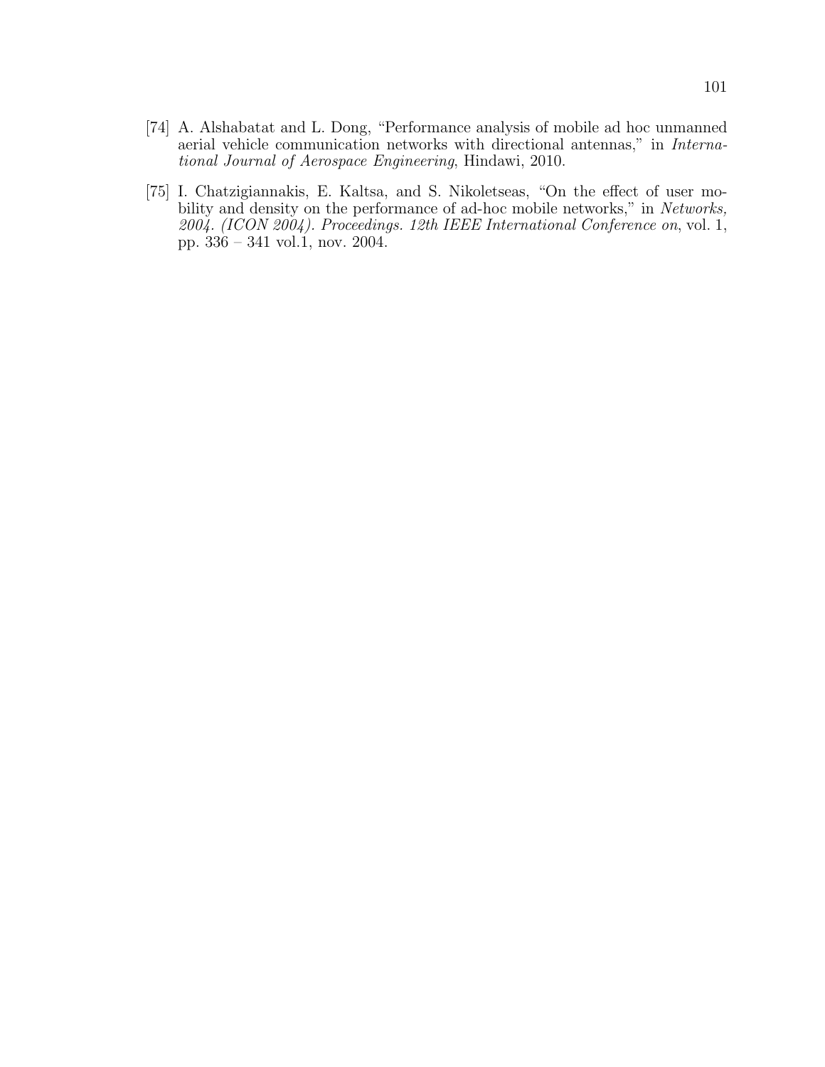[74] A. Alshabatat and L. Dong, "Performance analysis of mobile ad hoc unmanned aerial vehicle communication networks with directional antennas," in *International Journal of Aerospace Engineering*, Hindawi, 2010.

[75] I. Chatzigiannakis, E. Kaltsa, and S. Nikoletseas, "On the effect of user mobility and density on the performance of ad-hoc mobile networks," in *Networks, 2004. (ICON 2004). Proceedings. 12th IEEE International Conference on*, vol. 1, pp. 336 – 341 vol.1, nov. 2004.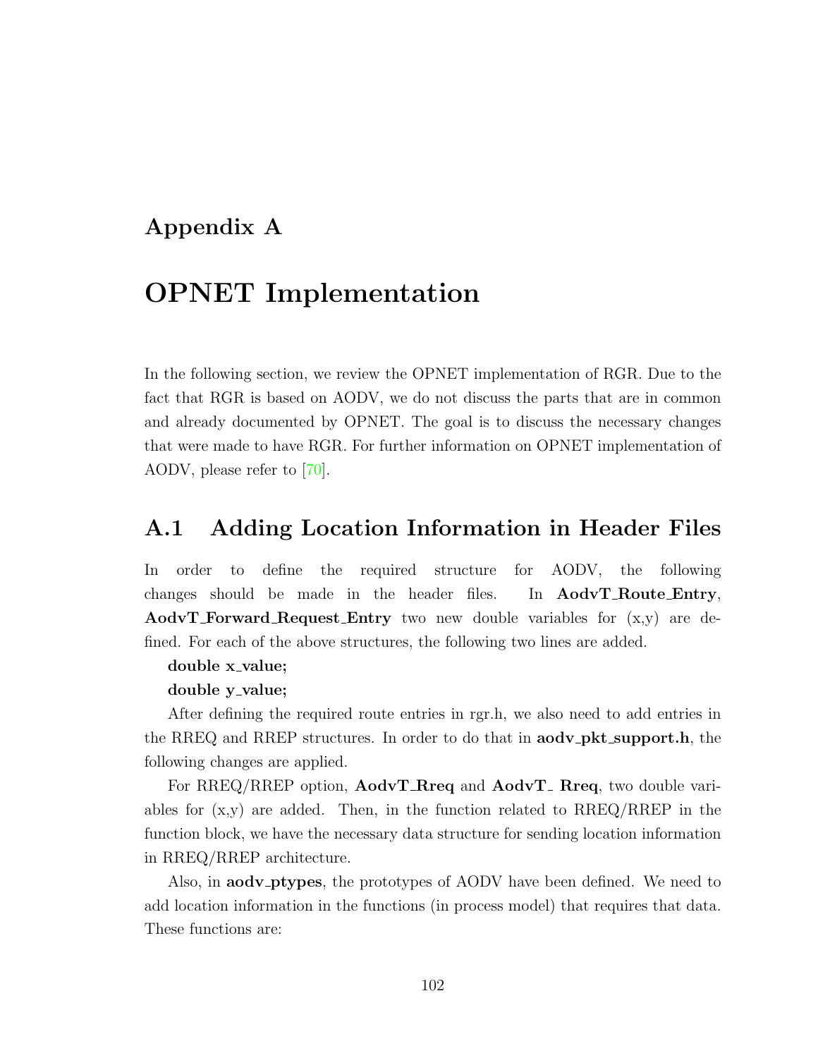# Appendix A

# OPNET Implementation

In the following section, we review the OPNET implementation of RGR. Due to the fact that RGR is based on AODV, we do not discuss the parts that are in common and already documented by OPNET. The goal is to discuss the necessary changes that were made to have RGR. For further information on OPNET implementation of AODV, please refer to [70].

## A.1 Adding Location Information in Header Files

In order to define the required structure for AODV, the following changes should be made in the header files. In **AodvT_Route_Entry**, **AodvT_Forward_Request_Entry** two new double variables for (x,y) are defined. For each of the above structures, the following two lines are added.

**double x_value;**

**double y_value;**

After defining the required route entries in rgr.h, we also need to add entries in the RREQ and RREP structures. In order to do that in **aodv_pkt_support.h**, the following changes are applied.

For RREQ/RREP option, **AodvT_Rreq** and **AodvT_ Rreq**, two double variables for (x,y) are added. Then, in the function related to RREQ/RREP in the function block, we have the necessary data structure for sending location information in RREQ/RREP architecture.

Also, in **aodv_ptypes**, the prototypes of AODV have been defined. We need to add location information in the functions (in process model) that requires that data. These functions are: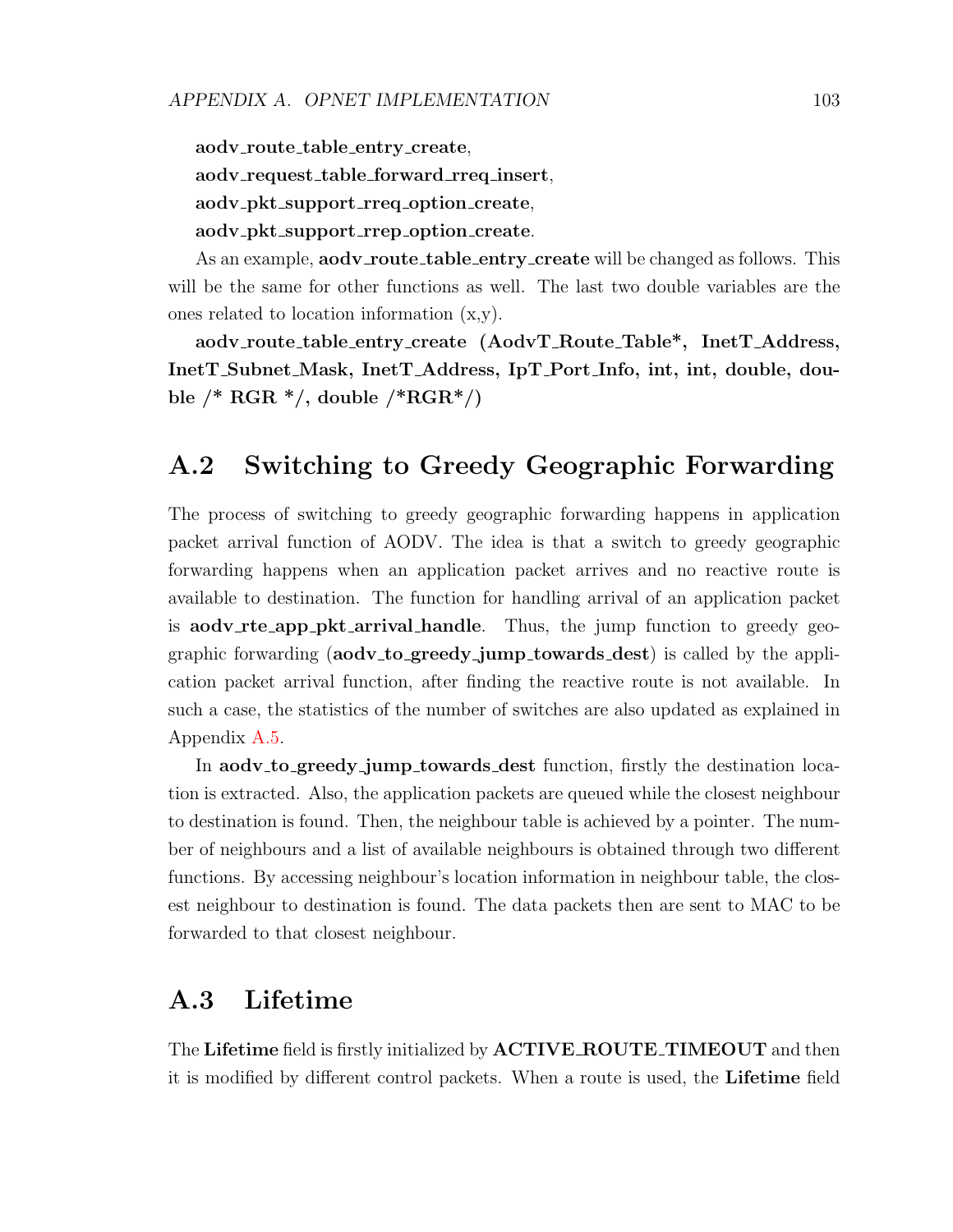**aodv_route_table_entry_create**,

**aodv_request_table_forward_rreq_insert**,

**aodv_pkt_support_rreq_option_create**,

**aodv_pkt_support_rrep_option_create**.

As an example, **aodv_route_table_entry_create** will be changed as follows. This will be the same for other functions as well. The last two double variables are the ones related to location information (x,y).

**aodv_route_table_entry_create (AodvT_Route_Table*, InetT_Address, InetT_Subnet_Mask, InetT_Address, IpT_Port_Info, int, int, double, double /* RGR */, double /*RGR*/)**

## A.2 Switching to Greedy Geographic Forwarding

The process of switching to greedy geographic forwarding happens in application packet arrival function of AODV. The idea is that a switch to greedy geographic forwarding happens when an application packet arrives and no reactive route is available to destination. The function for handling arrival of an application packet is **aodv_rte_app_pkt_arrival_handle**. Thus, the jump function to greedy geographic forwarding (**aodv_to_greedy_jump_towards_dest**) is called by the application packet arrival function, after finding the reactive route is not available. In such a case, the statistics of the number of switches are also updated as explained in Appendix A.5.

In **aodv_to_greedy_jump_towards_dest** function, firstly the destination location is extracted. Also, the application packets are queued while the closest neighbour to destination is found. Then, the neighbour table is achieved by a pointer. The number of neighbours and a list of available neighbours is obtained through two different functions. By accessing neighbour's location information in neighbour table, the closest neighbour to destination is found. The data packets then are sent to MAC to be forwarded to that closest neighbour.

## A.3 Lifetime

The **Lifetime** field is firstly initialized by **ACTIVE_ROUTE_TIMEOUT** and then it is modified by different control packets. When a route is used, the **Lifetime** field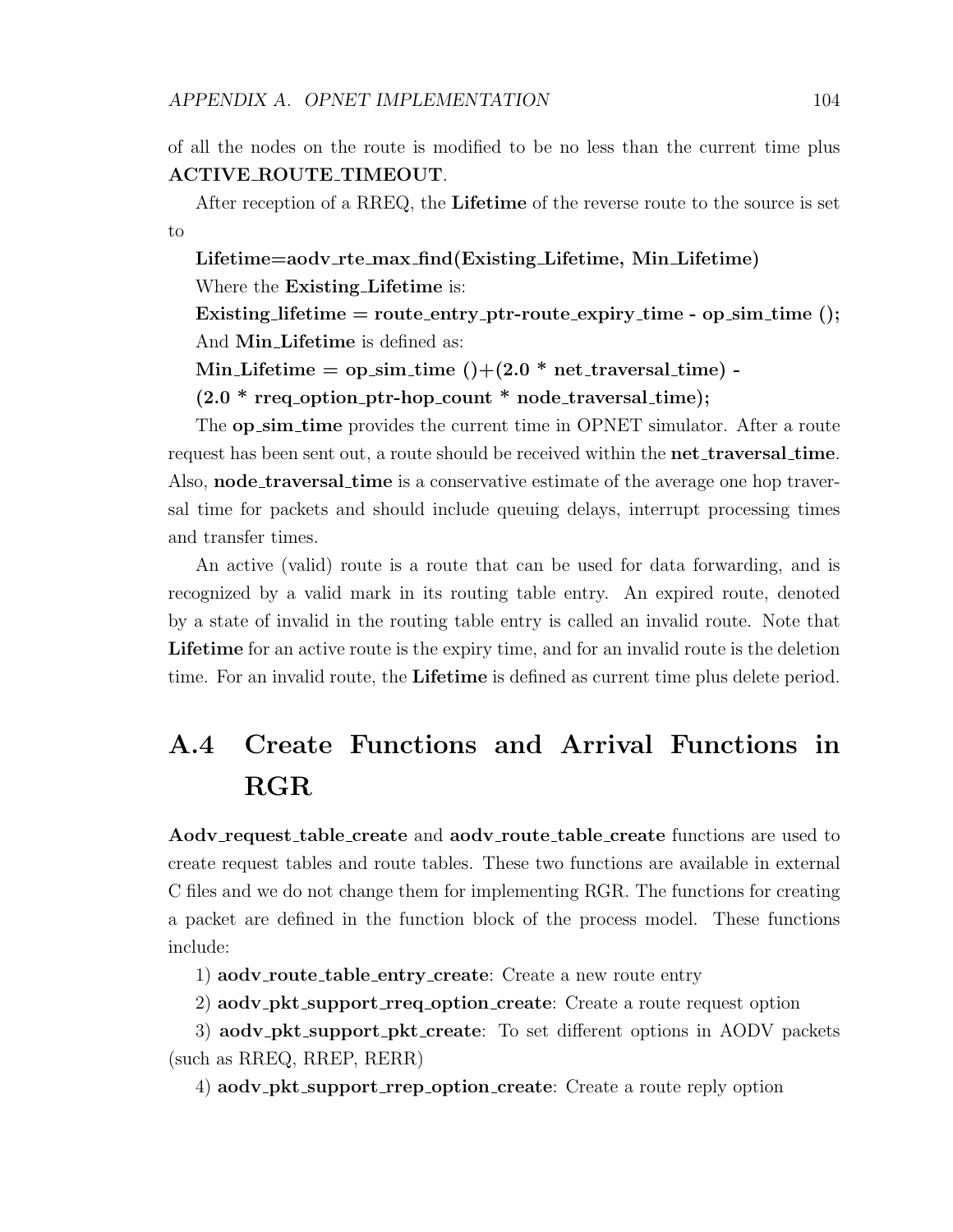of all the nodes on the route is modified to be no less than the current time plus **ACTIVE_ROUTE_TIMEOUT**.

After reception of a RREQ, the **Lifetime** of the reverse route to the source is set to

**Lifetime=aodv_rte_max_find(Existing_Lifetime, Min_Lifetime)**

Where the **Existing_Lifetime** is:

**Existing_lifetime = route_entry_ptr-route_expiry_time - op_sim_time ();**

And **Min_Lifetime** is defined as:

**Min_Lifetime = op_sim_time ()+(2.0 * net_traversal_time) -**

**(2.0 * rreq_option_ptr-hop_count * node_traversal_time);**

The **op_sim_time** provides the current time in OPNET simulator. After a route request has been sent out, a route should be received within the **net_traversal_time**. Also, **node_traversal_time** is a conservative estimate of the average one hop traversal time for packets and should include queuing delays, interrupt processing times and transfer times.

An active (valid) route is a route that can be used for data forwarding, and is recognized by a valid mark in its routing table entry. An expired route, denoted by a state of invalid in the routing table entry is called an invalid route. Note that **Lifetime** for an active route is the expiry time, and for an invalid route is the deletion time. For an invalid route, the **Lifetime** is defined as current time plus delete period.

## A.4 Create Functions and Arrival Functions in RGR

**Aodv_request_table_create** and **aodv_route_table_create** functions are used to create request tables and route tables. These two functions are available in external C files and we do not change them for implementing RGR. The functions for creating a packet are defined in the function block of the process model. These functions include:

1) **aodv_route_table_entry_create**: Create a new route entry

2) **aodv_pkt_support_rreq_option_create**: Create a route request option

3) **aodv_pkt_support_pkt_create**: To set different options in AODV packets (such as RREQ, RREP, RERR)

4) **aodv_pkt_support_rrep_option_create**: Create a route reply option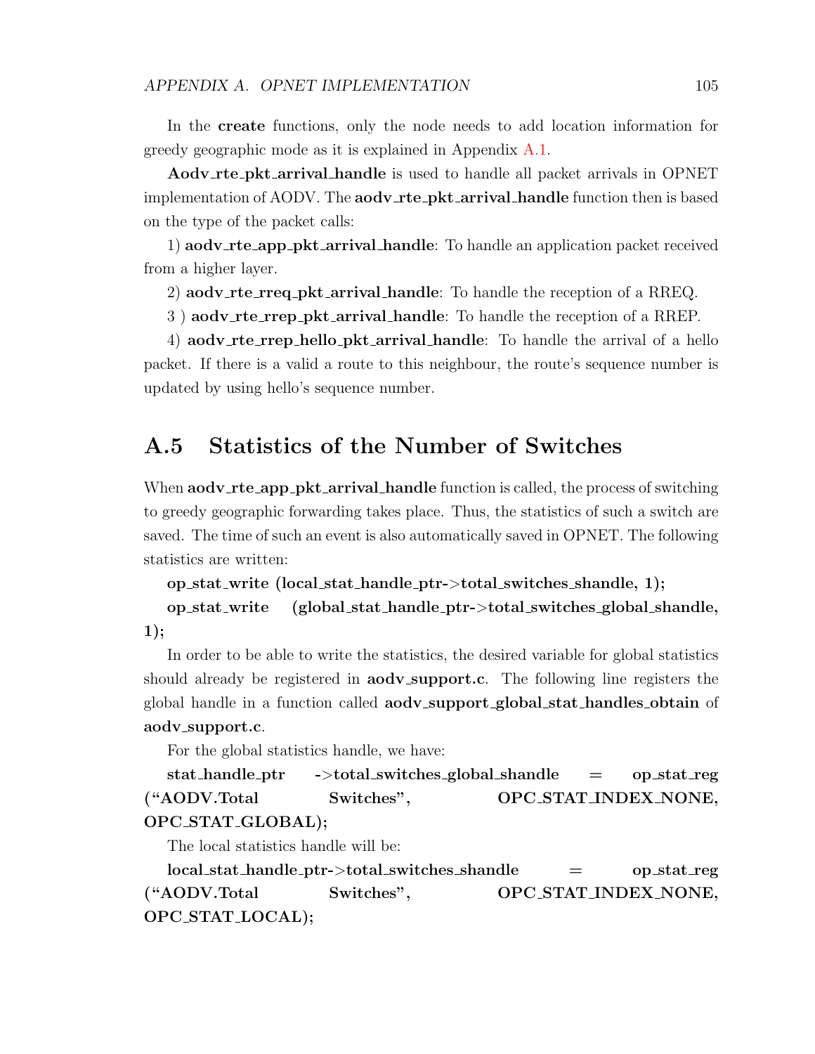In the **create** functions, only the node needs to add location information for greedy geographic mode as it is explained in Appendix A.1.

**Aodv_rte_pkt_arrival_handle** is used to handle all packet arrivals in OPNET implementation of AODV. The **aodv_rte_pkt_arrival_handle** function then is based on the type of the packet calls:

1) **aodv_rte_app_pkt_arrival_handle**: To handle an application packet received from a higher layer.

2) **aodv_rte_rreq_pkt_arrival_handle**: To handle the reception of a RREQ.

3 ) **aodv_rte_rrep_pkt_arrival_handle**: To handle the reception of a RREP.

4) **aodv_rte_rrep_hello_pkt_arrival_handle**: To handle the arrival of a hello packet. If there is a valid a route to this neighbour, the route's sequence number is updated by using hello's sequence number.

## A.5 Statistics of the Number of Switches

When **aodv_rte_app_pkt_arrival_handle** function is called, the process of switching to greedy geographic forwarding takes place. Thus, the statistics of such a switch are saved. The time of such an event is also automatically saved in OPNET. The following statistics are written:

**op_stat_write (local_stat_handle_ptr->total_switches_shandle, 1);**

**op_stat_write (global_stat_handle_ptr->total_switches_global_shandle, 1);**

In order to be able to write the statistics, the desired variable for global statistics should already be registered in **aodv_support.c**. The following line registers the global handle in a function called **aodv_support_global_stat_handles_obtain** of **aodv_support.c**.

For the global statistics handle, we have:

**stat_handle_ptr ->total_switches_global_shandle = op_stat_reg ("AODV.Total Switches", OPC_STAT_INDEX_NONE, OPC_STAT_GLOBAL);**

The local statistics handle will be:

**local_stat_handle_ptr->total_switches_shandle = op_stat_reg ("AODV.Total Switches", OPC_STAT_INDEX_NONE, OPC_STAT_LOCAL);**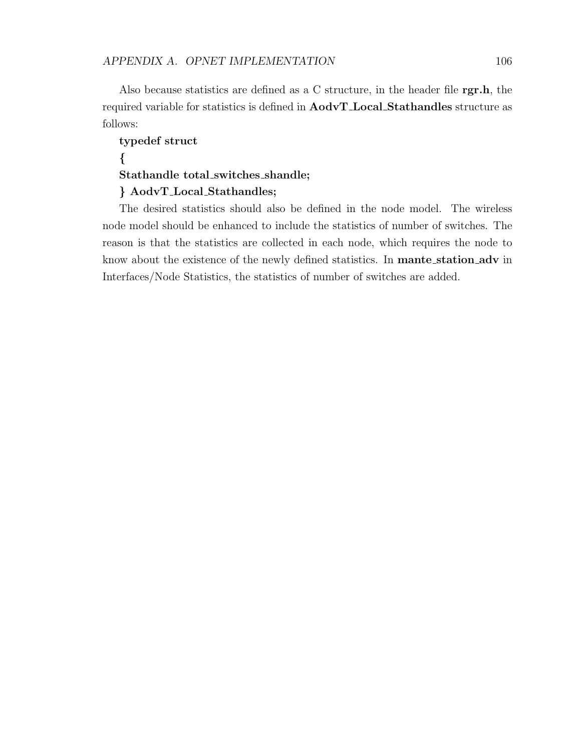Also because statistics are defined as a C structure, in the header file **rgr.h**, the required variable for statistics is defined in **AodvT_Local_Stathandles** structure as follows:

```
typedef struct
{
Stathandle total_switches_shandle;
} AodvT_Local_Stathandles;
```

The desired statistics should also be defined in the node model. The wireless node model should be enhanced to include the statistics of number of switches. The reason is that the statistics are collected in each node, which requires the node to know about the existence of the newly defined statistics. In **mante_station_adv** in Interfaces/Node Statistics, the statistics of number of switches are added.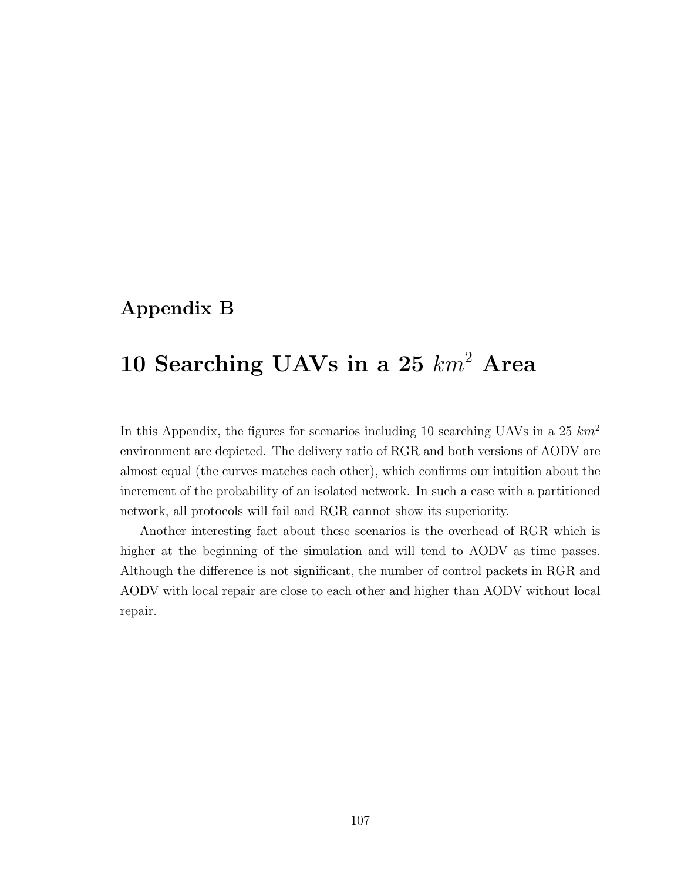# Appendix B

# 10 Searching UAVs in a 25 $km^2$ Area

In this Appendix, the figures for scenarios including 10 searching UAVs in a 25 $km^2$ environment are depicted. The delivery ratio of RGR and both versions of AODV are almost equal (the curves matches each other), which confirms our intuition about the increment of the probability of an isolated network. In such a case with a partitioned network, all protocols will fail and RGR cannot show its superiority.

Another interesting fact about these scenarios is the overhead of RGR which is higher at the beginning of the simulation and will tend to AODV as time passes. Although the difference is not significant, the number of control packets in RGR and AODV with local repair are close to each other and higher than AODV without local repair.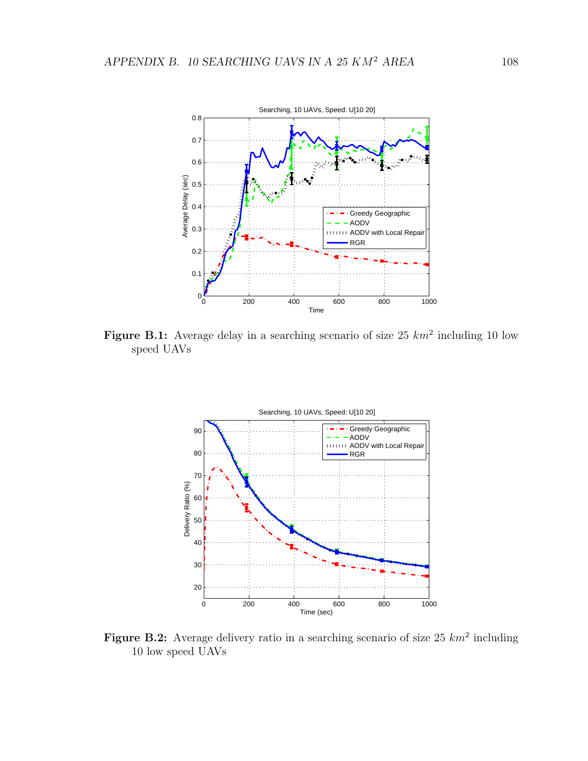**Figure B.1:** Average delay in a searching scenario of size 25 $km^2$ including 10 low speed UAVs

**Figure B.2:** Average delivery ratio in a searching scenario of size 25 $km^2$ including 10 low speed UAVs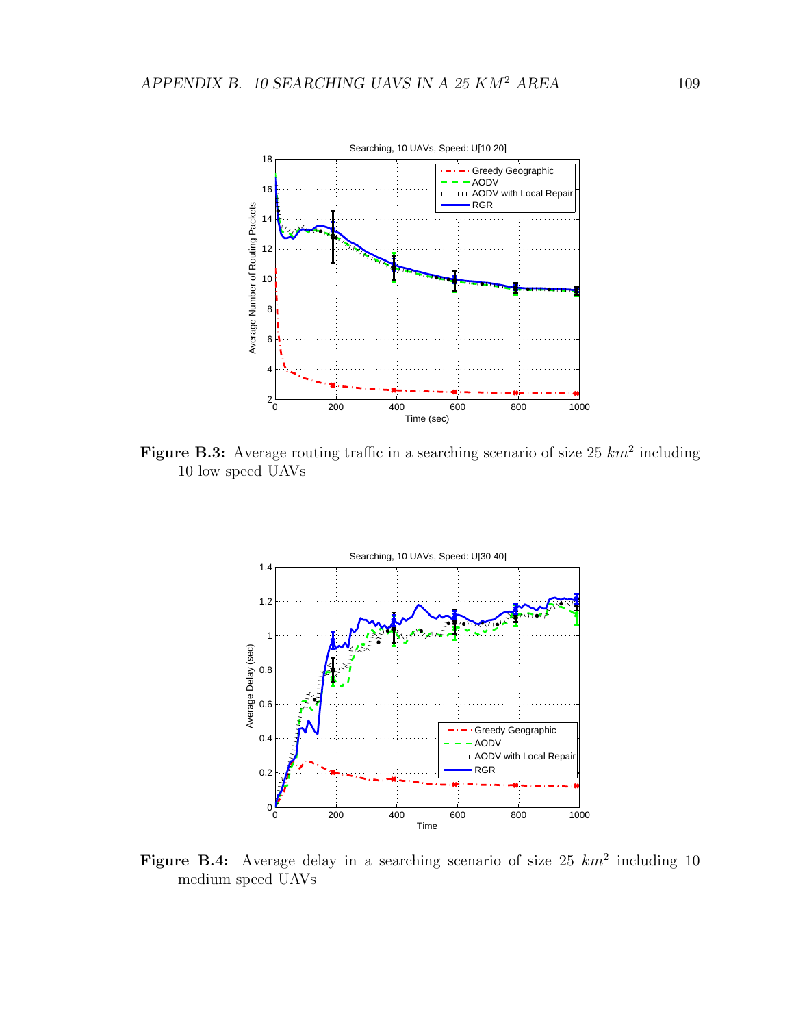**Figure B.3:** Average routing traffic in a searching scenario of size 25 $km^2$ including 10 low speed UAVs

**Figure B.4:** Average delay in a searching scenario of size 25 $km^2$ including 10 medium speed UAVs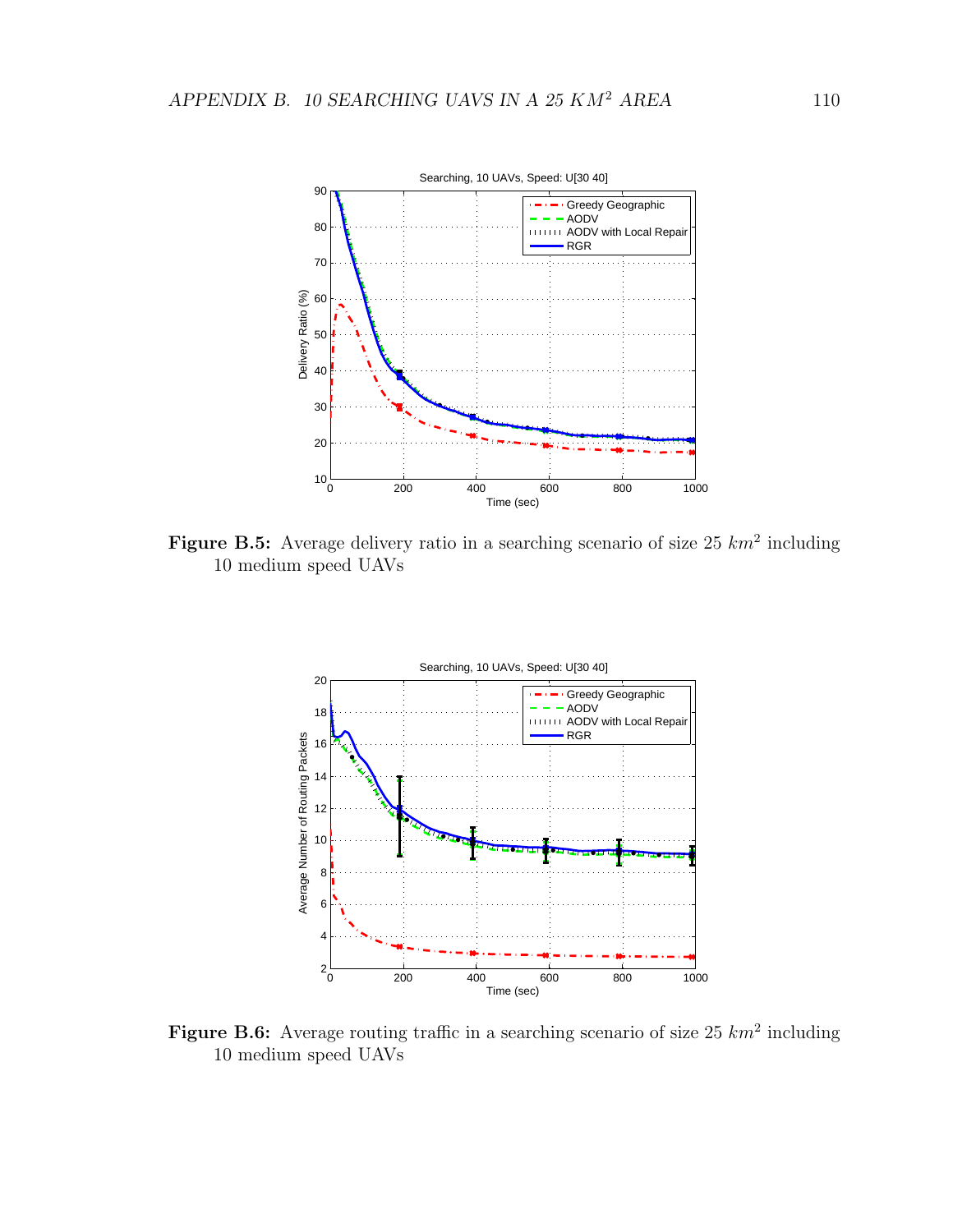Figure B.5: Average delivery ratio in a searching scenario of size 25 $km^2$ including 10 medium speed UAVs

Figure B.6: Average routing traffic in a searching scenario of size 25 $km^2$ including 10 medium speed UAVs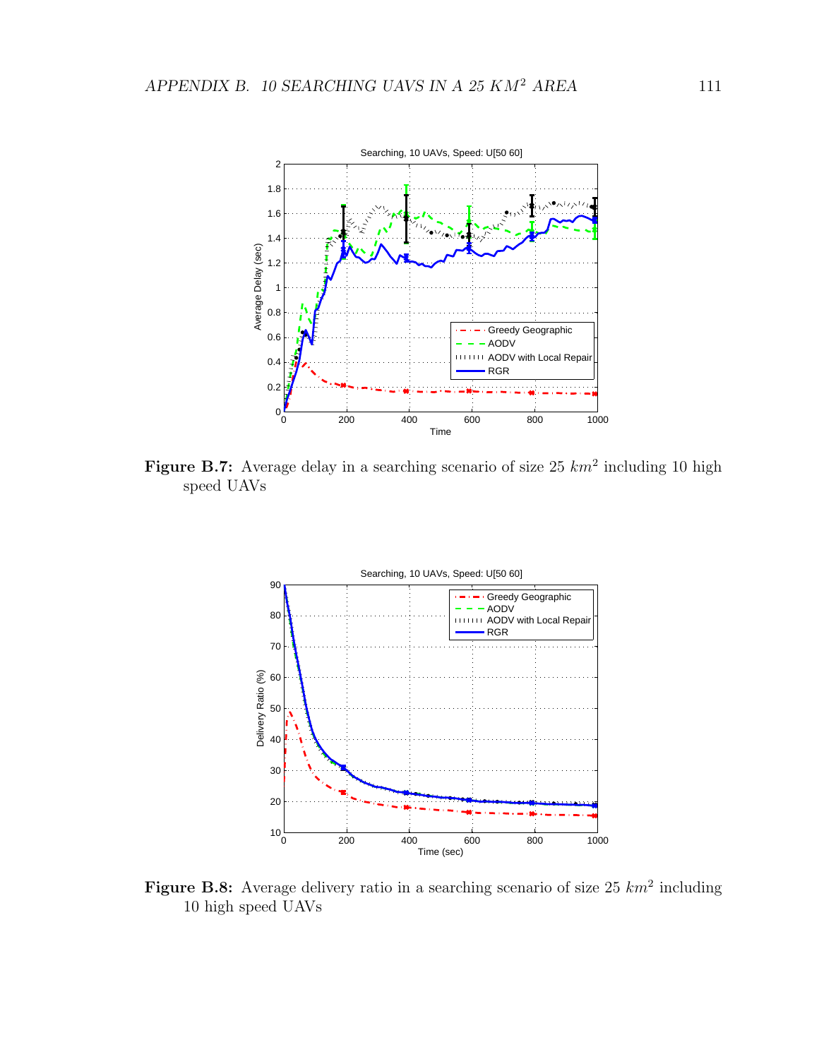**Figure B.7:** Average delay in a searching scenario of size 25 $km^2$ including 10 high speed UAVs

**Figure B.8:** Average delivery ratio in a searching scenario of size 25 $km^2$ including 10 high speed UAVs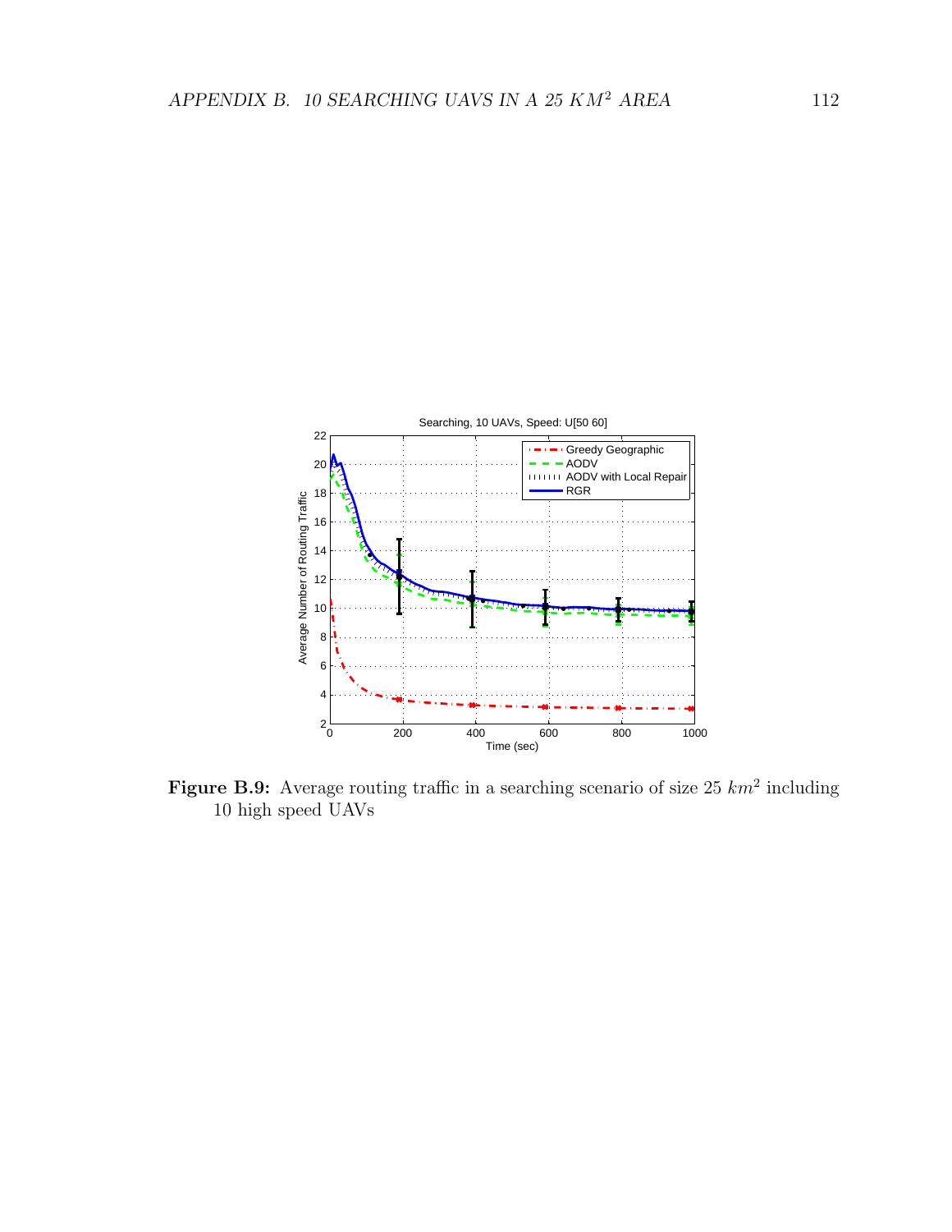**Figure B.9:** Average routing traffic in a searching scenario of size 25 $km^2$ including 10 high speed UAVs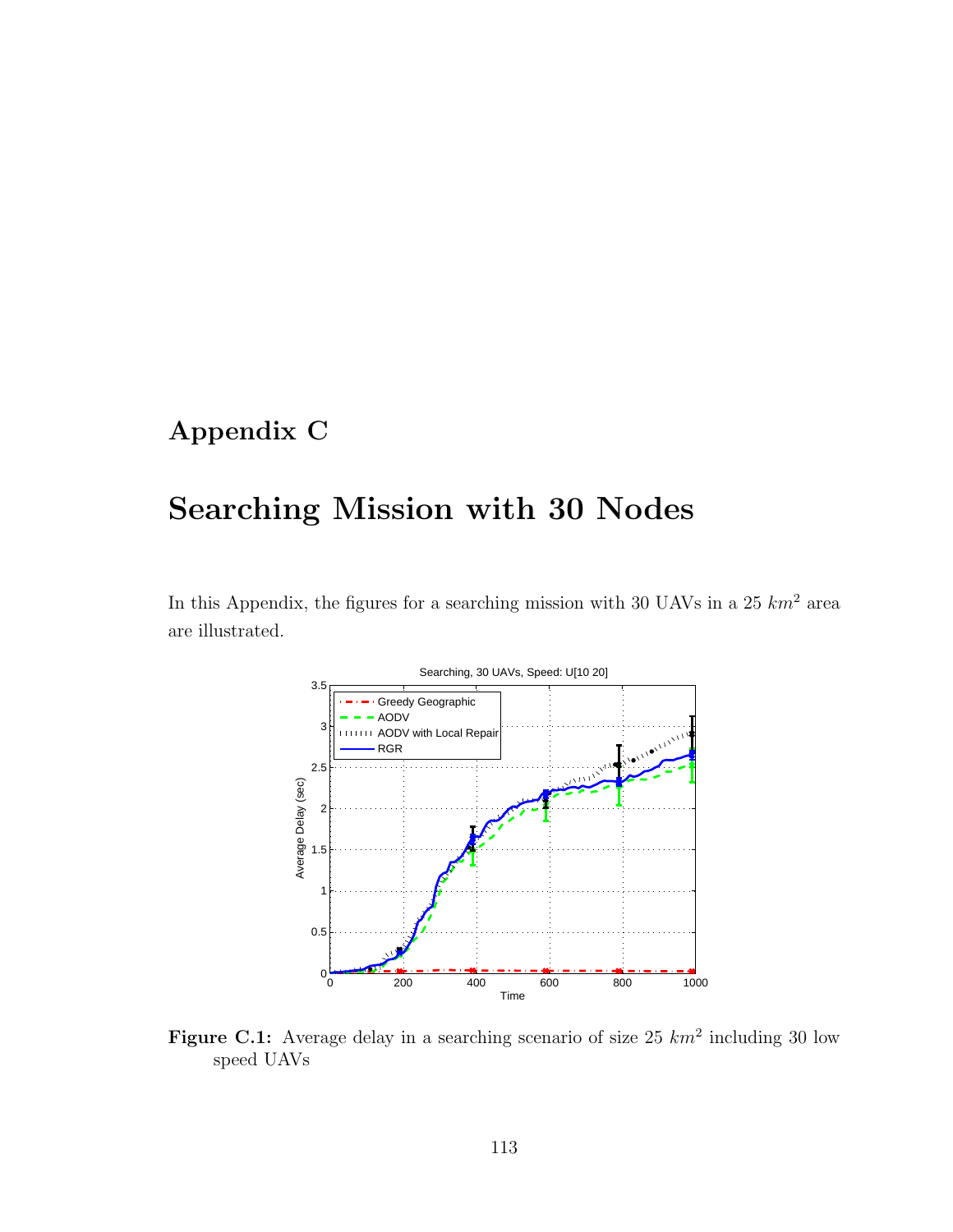# Appendix C

# Searching Mission with 30 Nodes

In this Appendix, the figures for a searching mission with 30 UAVs in a 25 $km^2$ area are illustrated.

**Figure C.1:** Average delay in a searching scenario of size 25 $km^2$ including 30 low speed UAVs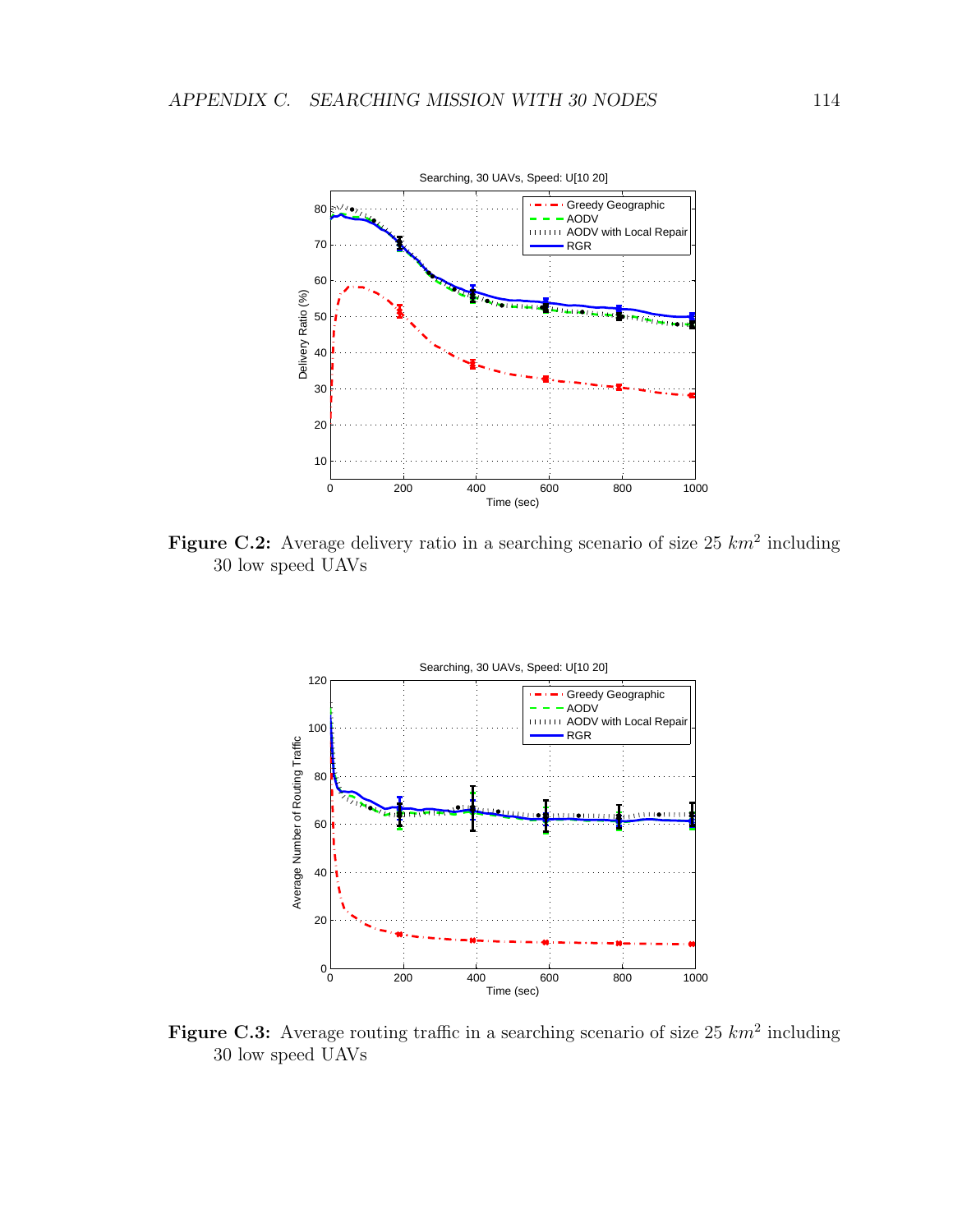**Figure C.2:** Average delivery ratio in a searching scenario of size 25 $km^2$ including 30 low speed UAVs

**Figure C.3:** Average routing traffic in a searching scenario of size 25 $km^2$ including 30 low speed UAVs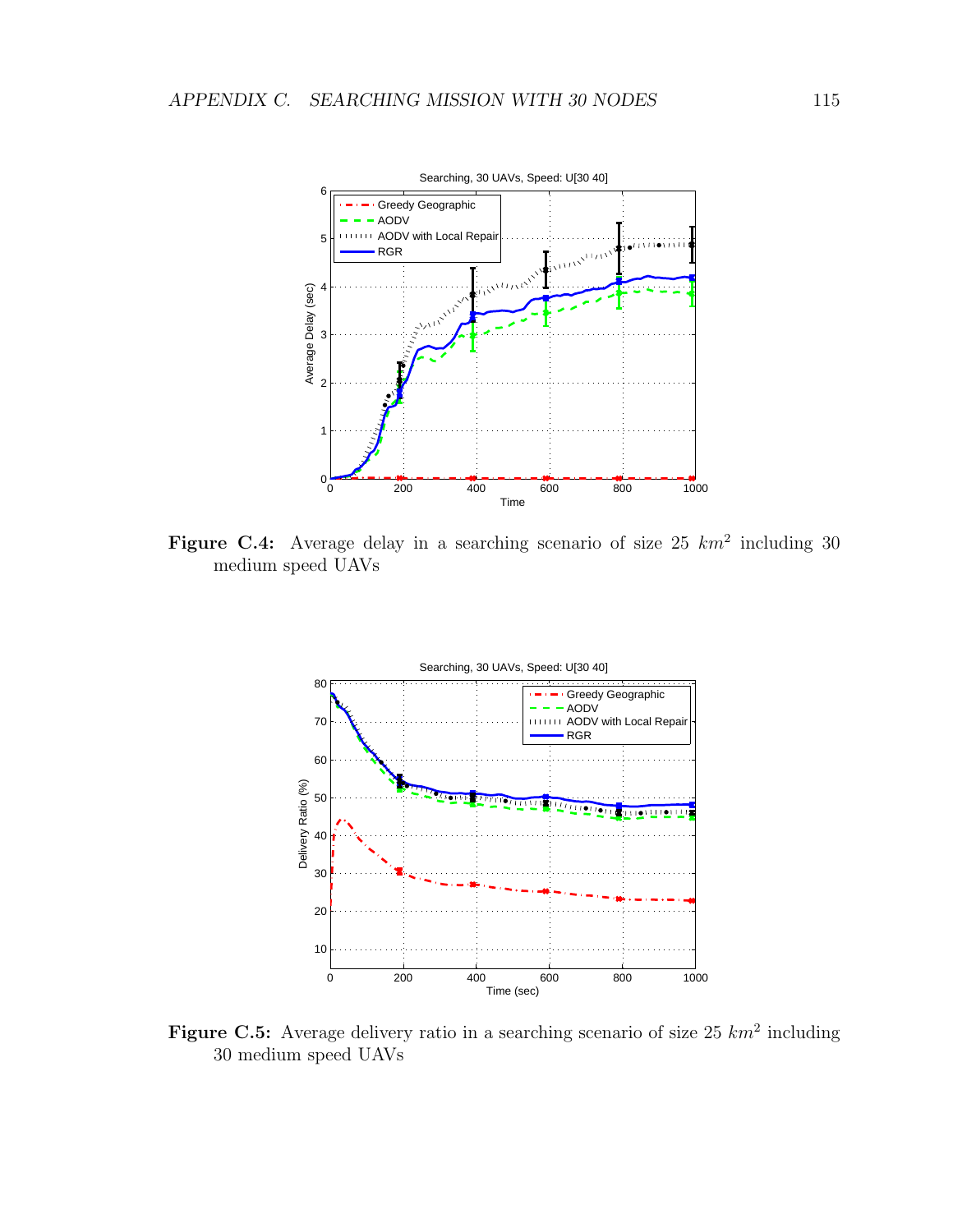Figure C.4: Average delay in a searching scenario of size 25 $km^2$ including 30 medium speed UAVs

Figure C.5: Average delivery ratio in a searching scenario of size 25 $km^2$ including 30 medium speed UAVs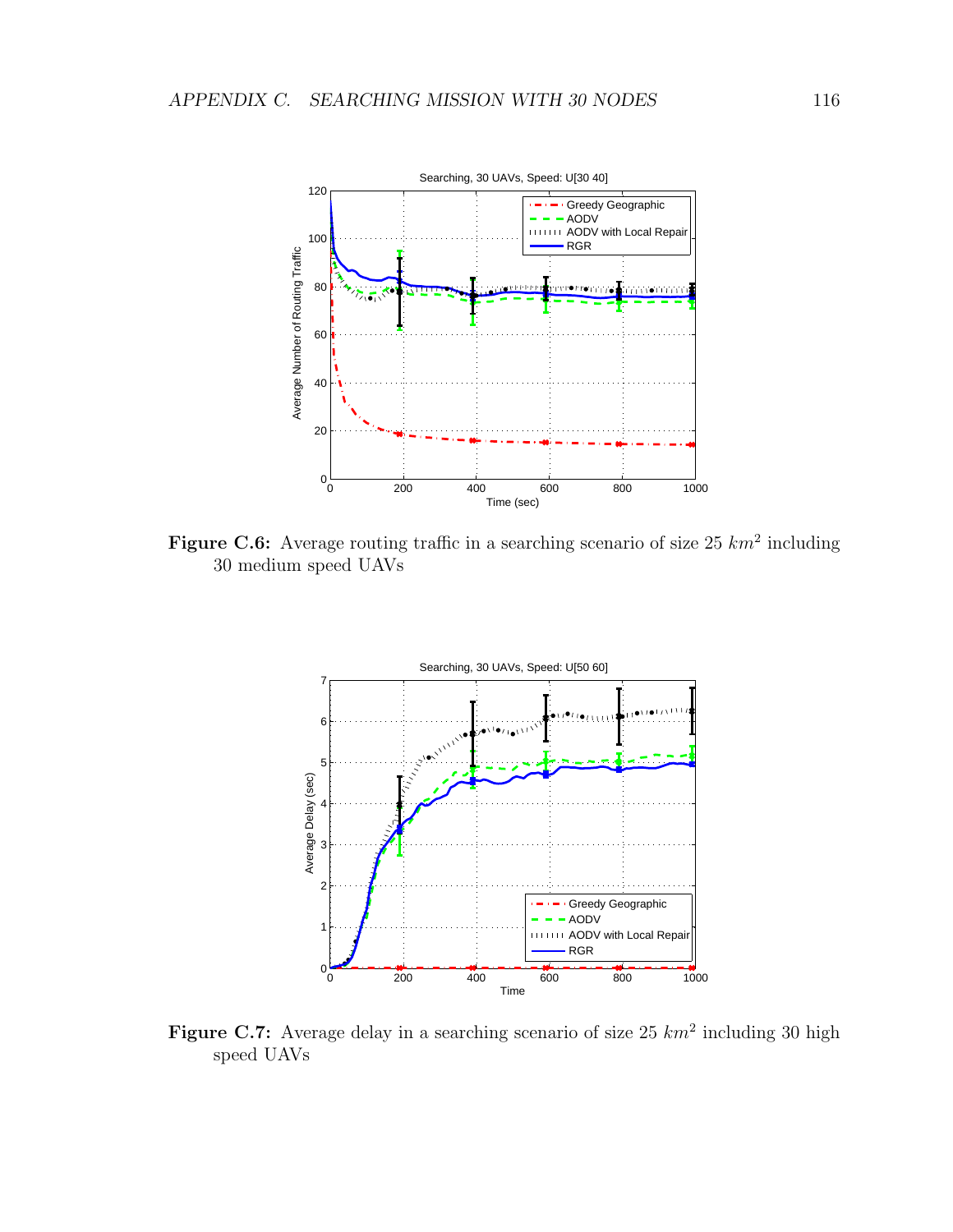Figure C.6: Average routing traffic in a searching scenario of size 25 $km^2$ including 30 medium speed UAVs

Figure C.7: Average delay in a searching scenario of size 25 $km^2$ including 30 high speed UAVs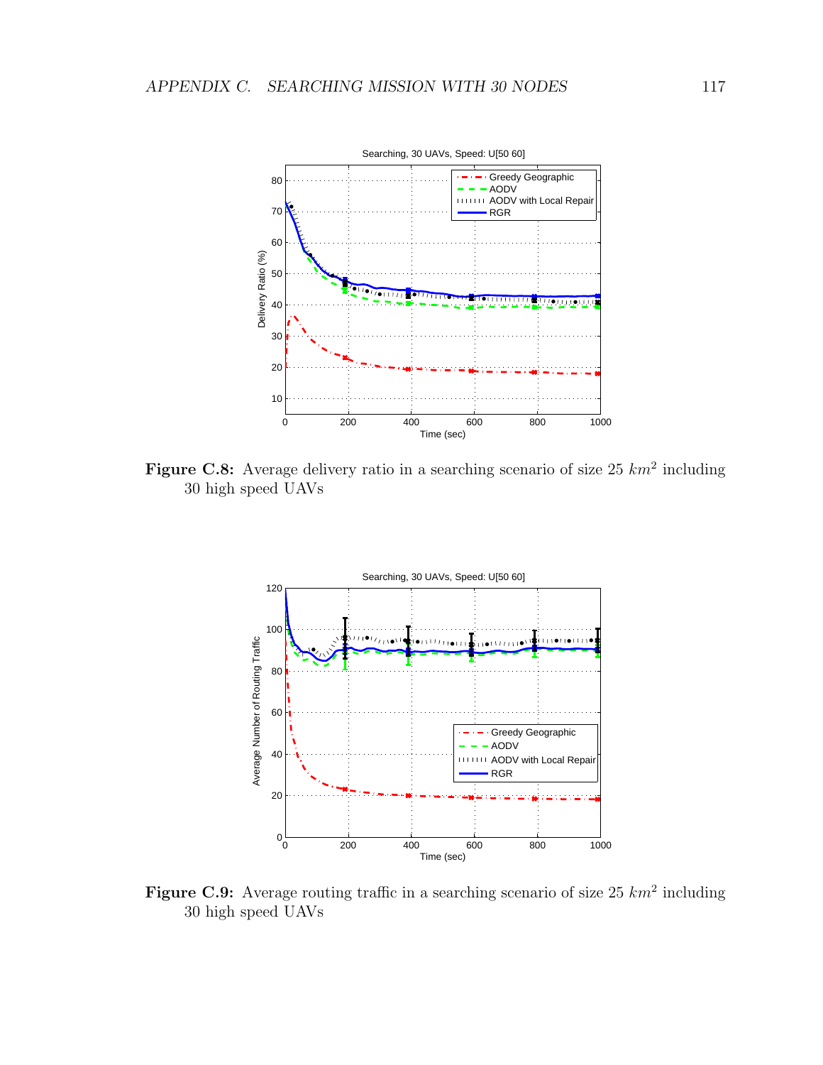**Figure C.8:** Average delivery ratio in a searching scenario of size 25 $km^2$ including 30 high speed UAVs

**Figure C.9:** Average routing traffic in a searching scenario of size 25 $km^2$ including 30 high speed UAVs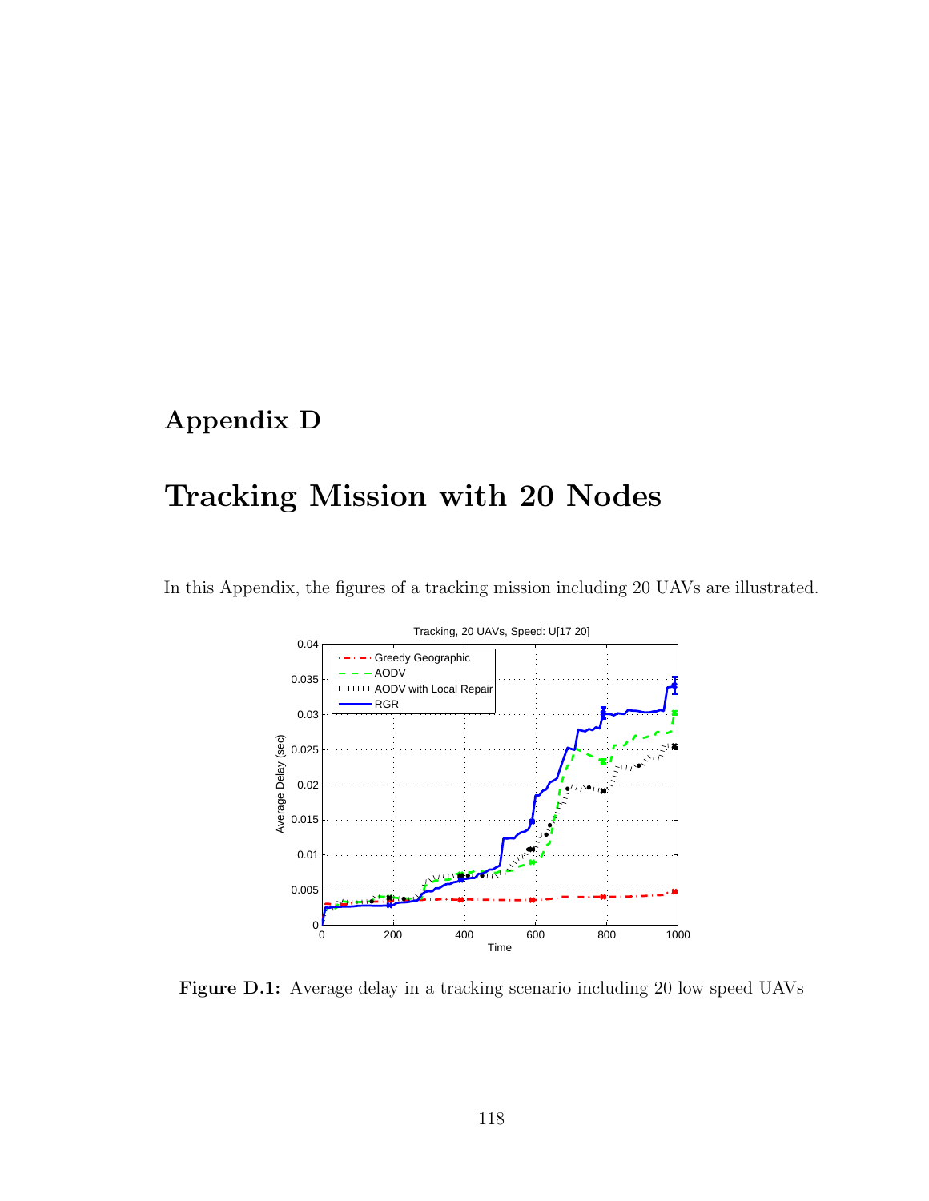# Appendix D

# Tracking Mission with 20 Nodes

In this Appendix, the figures of a tracking mission including 20 UAVs are illustrated.

**Figure D.1:** Average delay in a tracking scenario including 20 low speed UAVs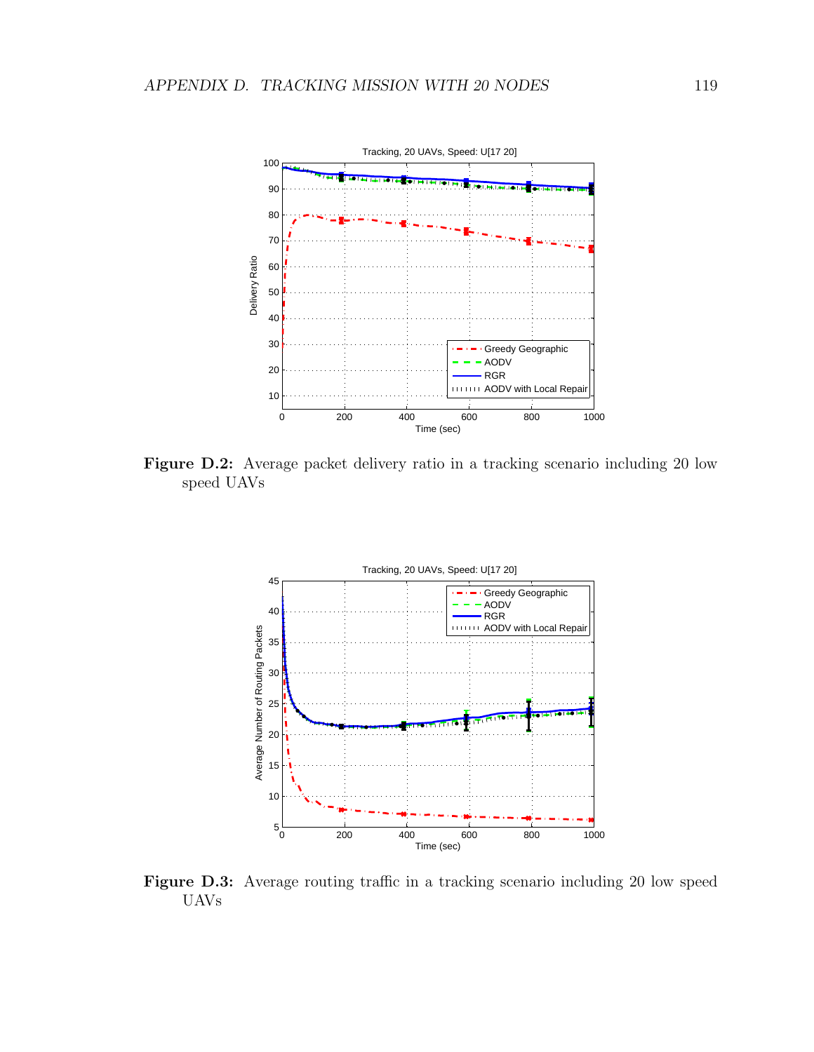Figure D.2: Average packet delivery ratio in a tracking scenario including 20 low speed UAVs

Figure D.3: Average routing traffic in a tracking scenario including 20 low speed UAVs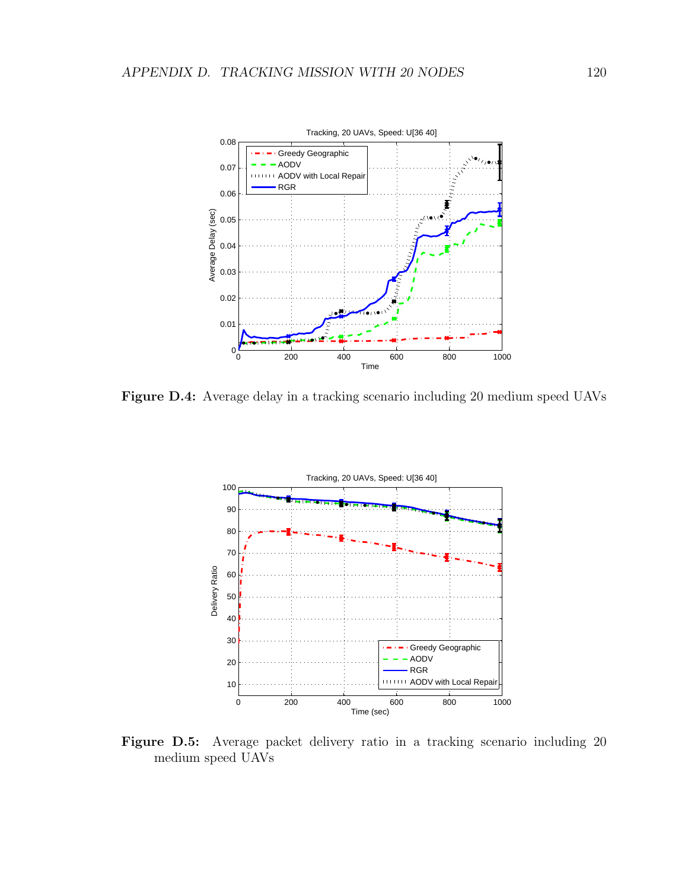Figure D.4: Average delay in a tracking scenario including 20 medium speed UAVs

Figure D.5: Average packet delivery ratio in a tracking scenario including 20 medium speed UAVs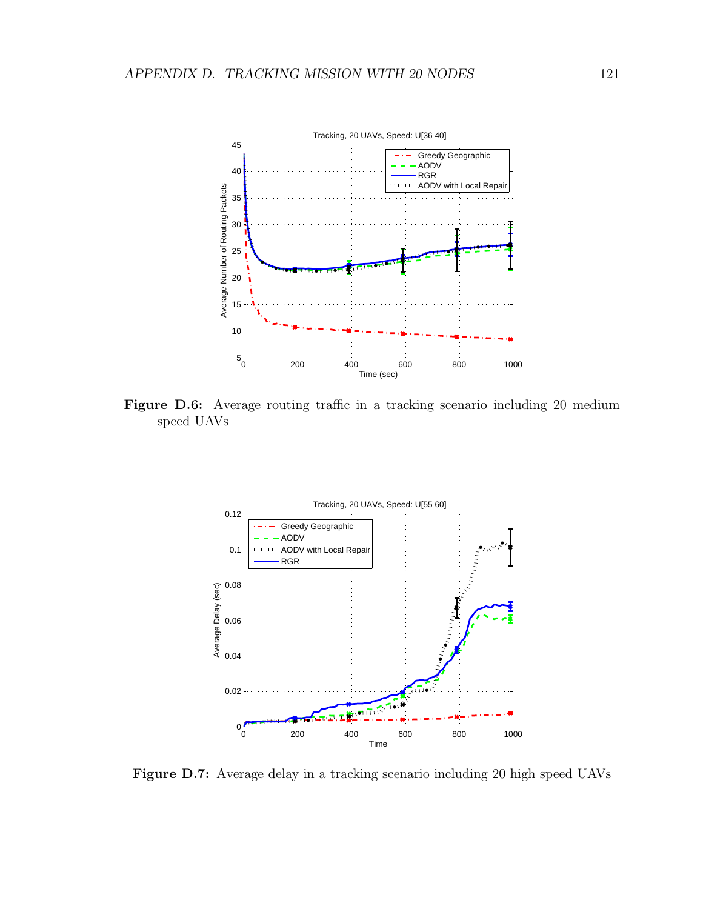Figure D.6: Average routing traffic in a tracking scenario including 20 medium speed UAVs

Figure D.7: Average delay in a tracking scenario including 20 high speed UAVs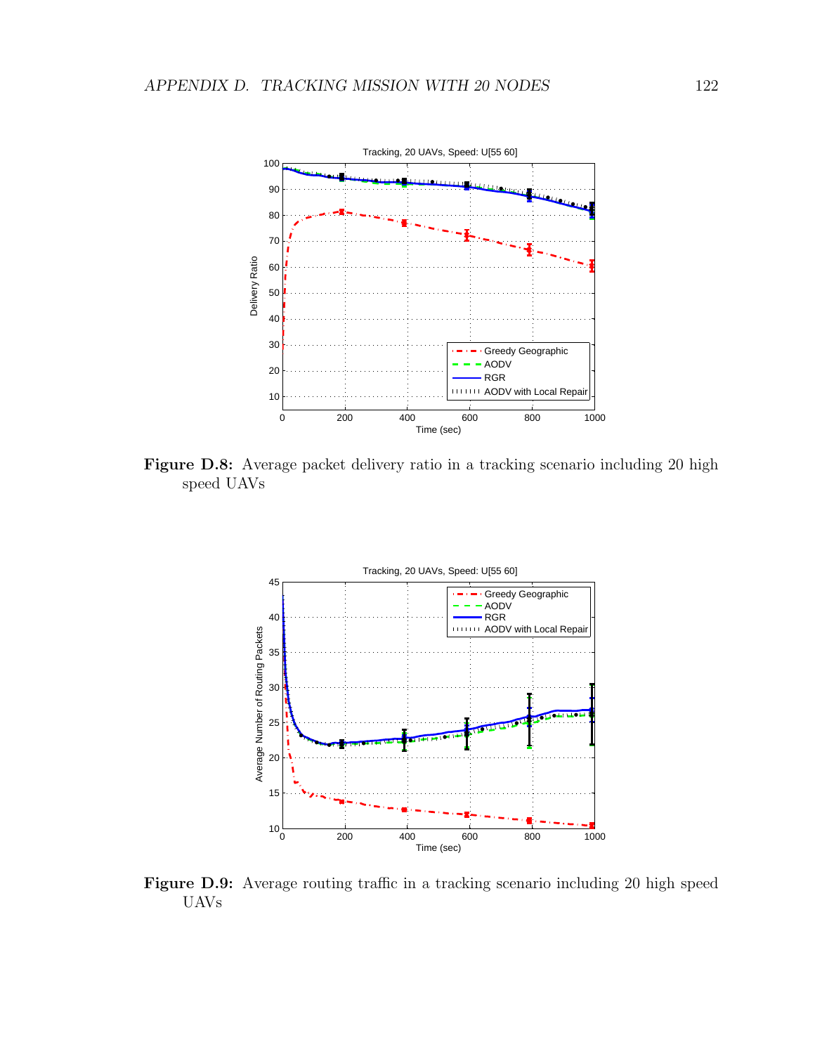Tracking, 20 UAVs, Speed: U[55 60]

Delivery Ratio

100
90
80
70
60
50
40
30
20
10

0
200
400
600
800
1000

Time (sec)

Greedy Geographic
AODV
RGR
AODV with Local Repair

**Figure D.8:** Average packet delivery ratio in a tracking scenario including 20 high speed UAVs

Tracking, 20 UAVs, Speed: U[55 60]

Average Number of Routing Packets

45
40
35
30
25
20
15
10

0
200
400
600
800
1000

Time (sec)

Greedy Geographic
AODV
RGR
AODV with Local Repair

**Figure D.9:** Average routing traffic in a tracking scenario including 20 high speed UAVs